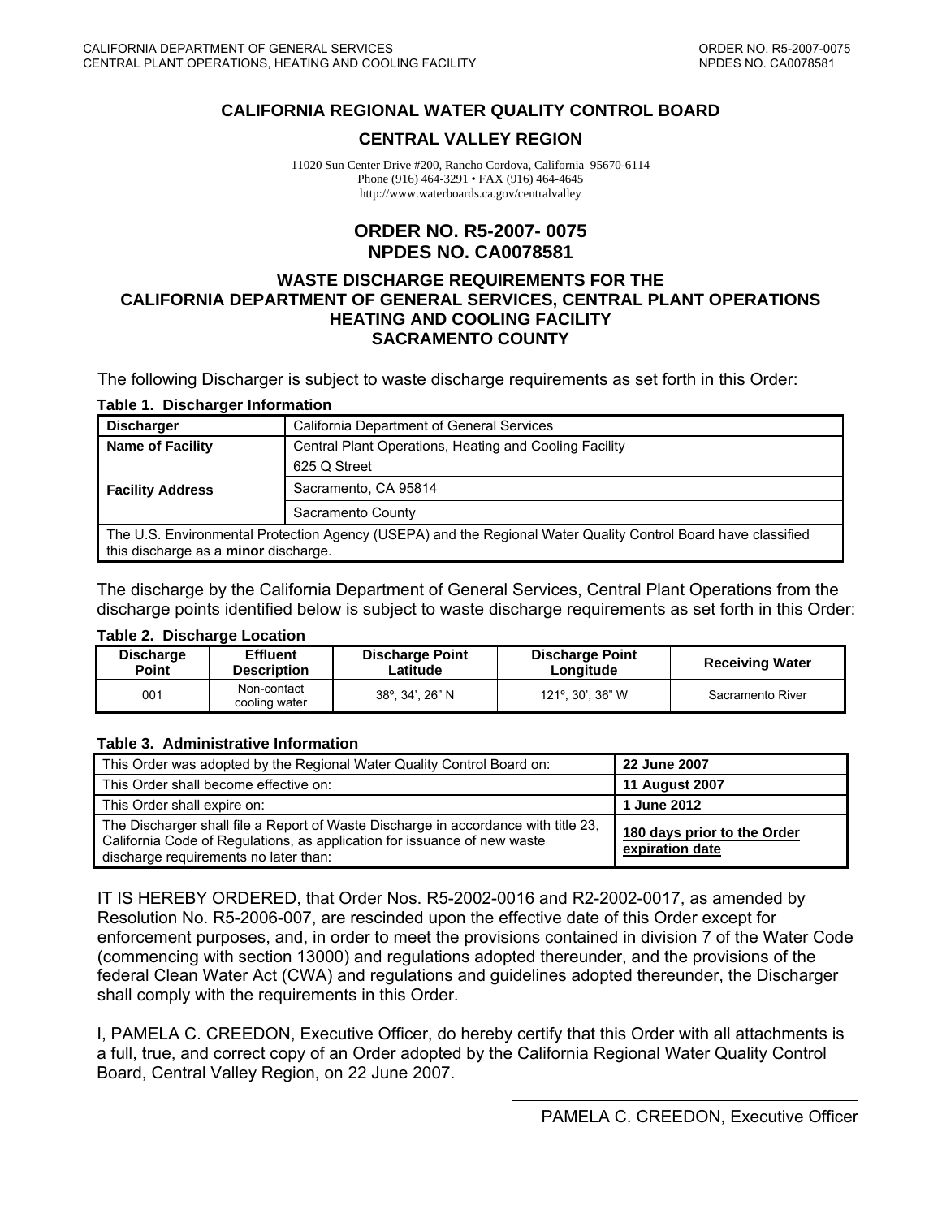# CALIFORNIA REGIONAL WATER QUALITY CONTROL BOARD

## CENTRAL VALLEY REGION

11020 Sun Center Drive #200, Rancho Cordova, California 95670-6114
Phone (916) 464-3291 • FAX (916) 464-4645
http://www.waterboards.ca.gov/centralvalley

## ORDER NO. R5-2007- 0075
## NPDES NO. CA0078581

### WASTE DISCHARGE REQUIREMENTS FOR THE CALIFORNIA DEPARTMENT OF GENERAL SERVICES, CENTRAL PLANT OPERATIONS HEATING AND COOLING FACILITY SACRAMENTO COUNTY

The following Discharger is subject to waste discharge requirements as set forth in this Order:

**Table 1. Discharger Information**

| | |
|---|---|
| **Discharger** | California Department of General Services |
| **Name of Facility** | Central Plant Operations, Heating and Cooling Facility |
| **Facility Address** | 625 Q Street |
| | Sacramento, CA 95814 |
| | Sacramento County |
| The U.S. Environmental Protection Agency (USEPA) and the Regional Water Quality Control Board have classified this discharge as a **minor** discharge. | |

The discharge by the California Department of General Services, Central Plant Operations from the discharge points identified below is subject to waste discharge requirements as set forth in this Order:

**Table 2. Discharge Location**

| Discharge Point | Effluent Description | Discharge Point Latitude | Discharge Point Longitude | Receiving Water |
|---|---|---|---|---|
| 001 | Non-contact cooling water | 38º, 34', 26" N | 121º, 30', 36" W | Sacramento River |

**Table 3. Administrative Information**

| | |
|---|---|
| This Order was adopted by the Regional Water Quality Control Board on: | **22 June 2007** |
| This Order shall become effective on: | **11 August 2007** |
| This Order shall expire on: | **1 June 2012** |
| The Discharger shall file a Report of Waste Discharge in accordance with title 23, California Code of Regulations, as application for issuance of new waste discharge requirements no later than: | **180 days prior to the Order expiration date** |

IT IS HEREBY ORDERED, that Order Nos. R5-2002-0016 and R2-2002-0017, as amended by Resolution No. R5-2006-007, are rescinded upon the effective date of this Order except for enforcement purposes, and, in order to meet the provisions contained in division 7 of the Water Code (commencing with section 13000) and regulations adopted thereunder, and the provisions of the federal Clean Water Act (CWA) and regulations and guidelines adopted thereunder, the Discharger shall comply with the requirements in this Order.

I, PAMELA C. CREEDON, Executive Officer, do hereby certify that this Order with all attachments is a full, true, and correct copy of an Order adopted by the California Regional Water Quality Control Board, Central Valley Region, on 22 June 2007.

PAMELA C. CREEDON, Executive Officer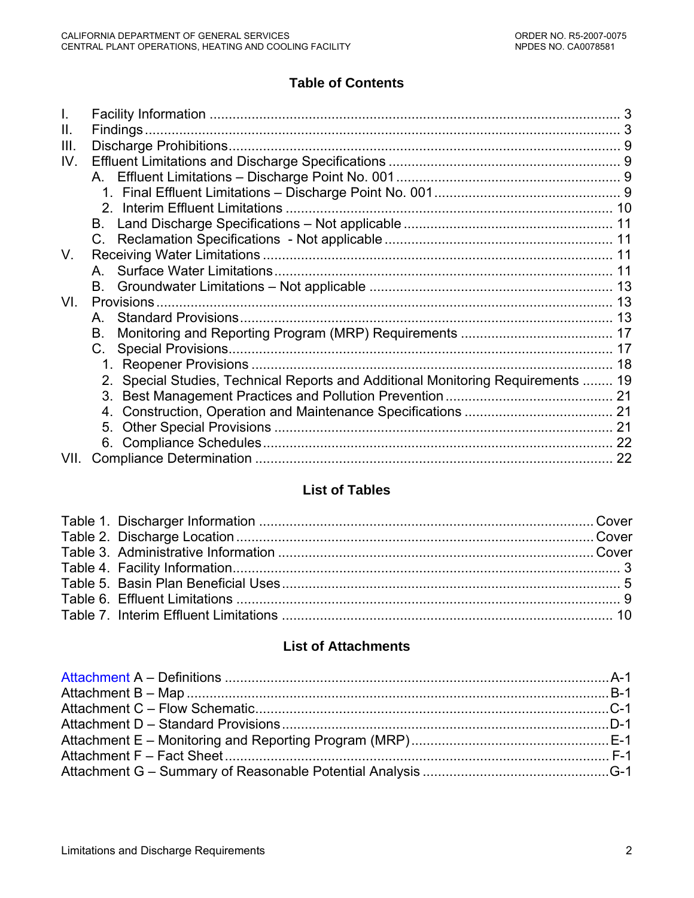## Table of Contents

I. Facility Information .......................................................................................................... 3
II. Findings........................................................................................................................... 3
III. Discharge Prohibitions.................................................................................................... 9
IV. Effluent Limitations and Discharge Specifications ........................................................... 9
  A. Effluent Limitations – Discharge Point No. 001 ........................................................... 9
    1. Final Effluent Limitations – Discharge Point No. 001 ................................................. 9
    2. Interim Effluent Limitations ..................................................................................... 10
  B. Land Discharge Specifications – Not applicable ....................................................... 11
  C. Reclamation Specifications - Not applicable ............................................................ 11
V. Receiving Water Limitations .......................................................................................... 11
  A. Surface Water Limitations......................................................................................... 11
  B. Groundwater Limitations – Not applicable ................................................................ 13
VI. Provisions ...................................................................................................................... 13
  A. Standard Provisions.................................................................................................. 13
  B. Monitoring and Reporting Program (MRP) Requirements ........................................ 17
  C. Special Provisions..................................................................................................... 17
    1. Reopener Provisions .............................................................................................. 18
    2. Special Studies, Technical Reports and Additional Monitoring Requirements ........ 19
    3. Best Management Practices and Pollution Prevention ............................................ 21
    4. Construction, Operation and Maintenance Specifications ....................................... 21
    5. Other Special Provisions ........................................................................................ 21
    6. Compliance Schedules........................................................................................... 22
VII. Compliance Determination ............................................................................................. 22

## List of Tables

Table 1. Discharger Information ........................................................................................ Cover
Table 2. Discharge Location ............................................................................................. Cover
Table 3. Administrative Information .................................................................................. Cover
Table 4. Facility Information..................................................................................................... 3
Table 5. Basin Plan Beneficial Uses ........................................................................................ 5
Table 6. Effluent Limitations .................................................................................................... 9
Table 7. Interim Effluent Limitations ...................................................................................... 10

## List of Attachments

Attachment A – Definitions .....................................................................................................A-1
Attachment B – Map ...............................................................................................................B-1
Attachment C – Flow Schematic.............................................................................................C-1
Attachment D – Standard Provisions......................................................................................D-1
Attachment E – Monitoring and Reporting Program (MRP)....................................................E-1
Attachment F – Fact Sheet ..................................................................................................... F-1
Attachment G – Summary of Reasonable Potential Analysis .................................................G-1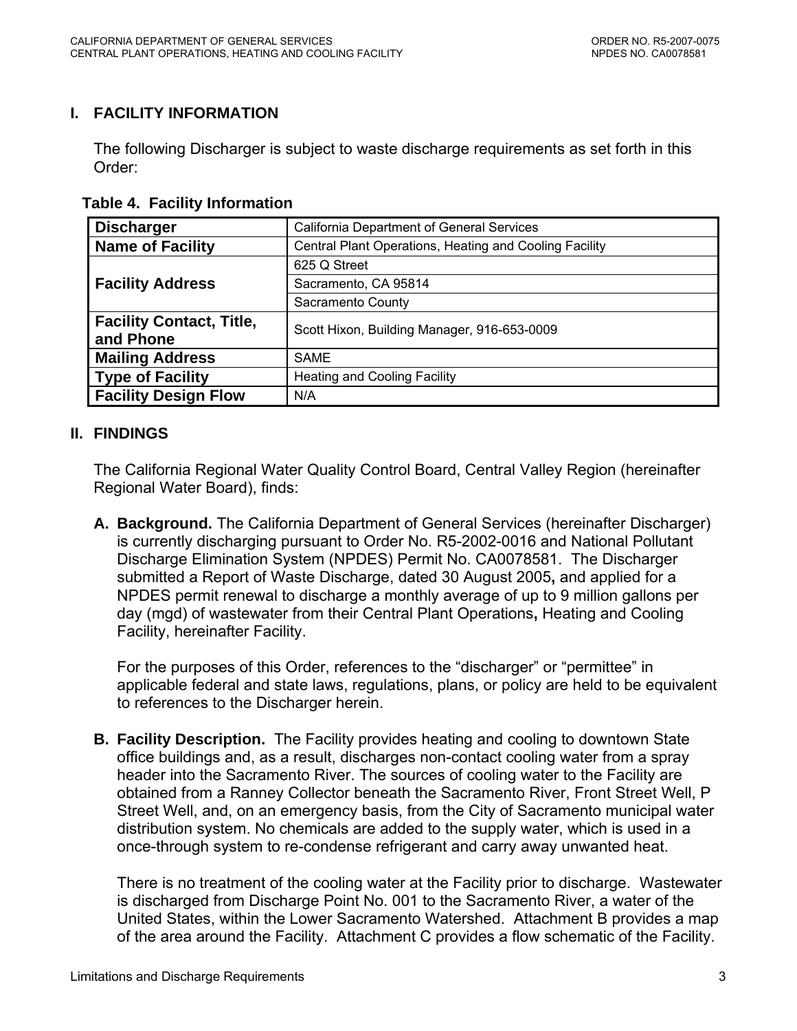## I. FACILITY INFORMATION

The following Discharger is subject to waste discharge requirements as set forth in this Order:

**Table 4. Facility Information**

| | |
|---|---|
| **Discharger** | California Department of General Services |
| **Name of Facility** | Central Plant Operations, Heating and Cooling Facility |
| **Facility Address** | 625 Q Street |
| | Sacramento, CA 95814 |
| | Sacramento County |
| **Facility Contact, Title, and Phone** | Scott Hixon, Building Manager, 916-653-0009 |
| **Mailing Address** | SAME |
| **Type of Facility** | Heating and Cooling Facility |
| **Facility Design Flow** | N/A |

## II. FINDINGS

The California Regional Water Quality Control Board, Central Valley Region (hereinafter Regional Water Board), finds:

**A. Background.** The California Department of General Services (hereinafter Discharger) is currently discharging pursuant to Order No. R5-2002-0016 and National Pollutant Discharge Elimination System (NPDES) Permit No. CA0078581. The Discharger submitted a Report of Waste Discharge, dated 30 August 2005**,** and applied for a NPDES permit renewal to discharge a monthly average of up to 9 million gallons per day (mgd) of wastewater from their Central Plant Operations**,** Heating and Cooling Facility, hereinafter Facility.

For the purposes of this Order, references to the "discharger" or "permittee" in applicable federal and state laws, regulations, plans, or policy are held to be equivalent to references to the Discharger herein.

**B. Facility Description.** The Facility provides heating and cooling to downtown State office buildings and, as a result, discharges non-contact cooling water from a spray header into the Sacramento River. The sources of cooling water to the Facility are obtained from a Ranney Collector beneath the Sacramento River, Front Street Well, P Street Well, and, on an emergency basis, from the City of Sacramento municipal water distribution system. No chemicals are added to the supply water, which is used in a once-through system to re-condense refrigerant and carry away unwanted heat.

There is no treatment of the cooling water at the Facility prior to discharge. Wastewater is discharged from Discharge Point No. 001 to the Sacramento River, a water of the United States, within the Lower Sacramento Watershed. Attachment B provides a map of the area around the Facility. Attachment C provides a flow schematic of the Facility.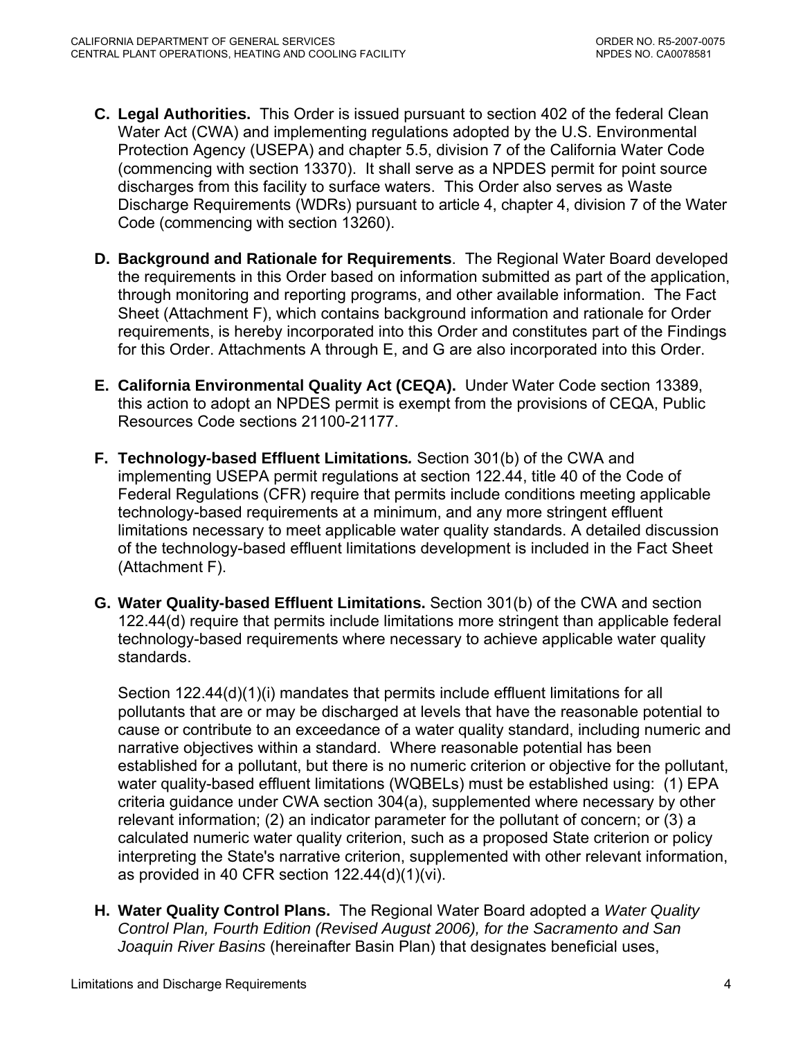**C. Legal Authorities.** This Order is issued pursuant to section 402 of the federal Clean Water Act (CWA) and implementing regulations adopted by the U.S. Environmental Protection Agency (USEPA) and chapter 5.5, division 7 of the California Water Code (commencing with section 13370). It shall serve as a NPDES permit for point source discharges from this facility to surface waters. This Order also serves as Waste Discharge Requirements (WDRs) pursuant to article 4, chapter 4, division 7 of the Water Code (commencing with section 13260).

**D. Background and Rationale for Requirements**. The Regional Water Board developed the requirements in this Order based on information submitted as part of the application, through monitoring and reporting programs, and other available information. The Fact Sheet (Attachment F), which contains background information and rationale for Order requirements, is hereby incorporated into this Order and constitutes part of the Findings for this Order. Attachments A through E, and G are also incorporated into this Order.

**E. California Environmental Quality Act (CEQA).** Under Water Code section 13389, this action to adopt an NPDES permit is exempt from the provisions of CEQA, Public Resources Code sections 21100-21177.

**F. Technology-based Effluent Limitations*.*** Section 301(b) of the CWA and implementing USEPA permit regulations at section 122.44, title 40 of the Code of Federal Regulations (CFR) require that permits include conditions meeting applicable technology-based requirements at a minimum, and any more stringent effluent limitations necessary to meet applicable water quality standards. A detailed discussion of the technology-based effluent limitations development is included in the Fact Sheet (Attachment F).

**G. Water Quality-based Effluent Limitations.** Section 301(b) of the CWA and section 122.44(d) require that permits include limitations more stringent than applicable federal technology-based requirements where necessary to achieve applicable water quality standards.

Section 122.44(d)(1)(i) mandates that permits include effluent limitations for all pollutants that are or may be discharged at levels that have the reasonable potential to cause or contribute to an exceedance of a water quality standard, including numeric and narrative objectives within a standard. Where reasonable potential has been established for a pollutant, but there is no numeric criterion or objective for the pollutant, water quality-based effluent limitations (WQBELs) must be established using: (1) EPA criteria guidance under CWA section 304(a), supplemented where necessary by other relevant information; (2) an indicator parameter for the pollutant of concern; or (3) a calculated numeric water quality criterion, such as a proposed State criterion or policy interpreting the State's narrative criterion, supplemented with other relevant information, as provided in 40 CFR section 122.44(d)(1)(vi).

**H. Water Quality Control Plans.** The Regional Water Board adopted a *Water Quality Control Plan, Fourth Edition (Revised August 2006), for the Sacramento and San Joaquin River Basins* (hereinafter Basin Plan) that designates beneficial uses,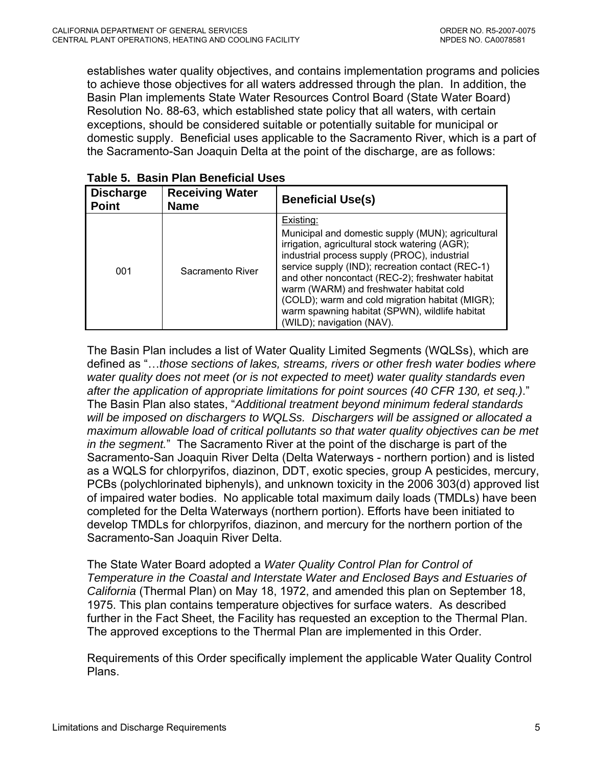establishes water quality objectives, and contains implementation programs and policies to achieve those objectives for all waters addressed through the plan. In addition, the Basin Plan implements State Water Resources Control Board (State Water Board) Resolution No. 88-63, which established state policy that all waters, with certain exceptions, should be considered suitable or potentially suitable for municipal or domestic supply. Beneficial uses applicable to the Sacramento River, which is a part of the Sacramento-San Joaquin Delta at the point of the discharge, are as follows:

**Table 5. Basin Plan Beneficial Uses**

| Discharge Point | Receiving Water Name | Beneficial Use(s) |
|---|---|---|
| 001 | Sacramento River | Existing: Municipal and domestic supply (MUN); agricultural irrigation, agricultural stock watering (AGR); industrial process supply (PROC), industrial service supply (IND); recreation contact (REC-1) and other noncontact (REC-2); freshwater habitat warm (WARM) and freshwater habitat cold (COLD); warm and cold migration habitat (MIGR); warm spawning habitat (SPWN), wildlife habitat (WILD); navigation (NAV). |

The Basin Plan includes a list of Water Quality Limited Segments (WQLSs), which are defined as "…*those sections of lakes, streams, rivers or other fresh water bodies where water quality does not meet (or is not expected to meet) water quality standards even after the application of appropriate limitations for point sources (40 CFR 130, et seq.)*." The Basin Plan also states, "*Additional treatment beyond minimum federal standards will be imposed on dischargers to WQLSs. Dischargers will be assigned or allocated a maximum allowable load of critical pollutants so that water quality objectives can be met in the segment.*" The Sacramento River at the point of the discharge is part of the Sacramento-San Joaquin River Delta (Delta Waterways - northern portion) and is listed as a WQLS for chlorpyrifos, diazinon, DDT, exotic species, group A pesticides, mercury, PCBs (polychlorinated biphenyls), and unknown toxicity in the 2006 303(d) approved list of impaired water bodies. No applicable total maximum daily loads (TMDLs) have been completed for the Delta Waterways (northern portion). Efforts have been initiated to develop TMDLs for chlorpyrifos, diazinon, and mercury for the northern portion of the Sacramento-San Joaquin River Delta.

The State Water Board adopted a *Water Quality Control Plan for Control of Temperature in the Coastal and Interstate Water and Enclosed Bays and Estuaries of California* (Thermal Plan) on May 18, 1972, and amended this plan on September 18, 1975. This plan contains temperature objectives for surface waters. As described further in the Fact Sheet, the Facility has requested an exception to the Thermal Plan. The approved exceptions to the Thermal Plan are implemented in this Order.

Requirements of this Order specifically implement the applicable Water Quality Control Plans.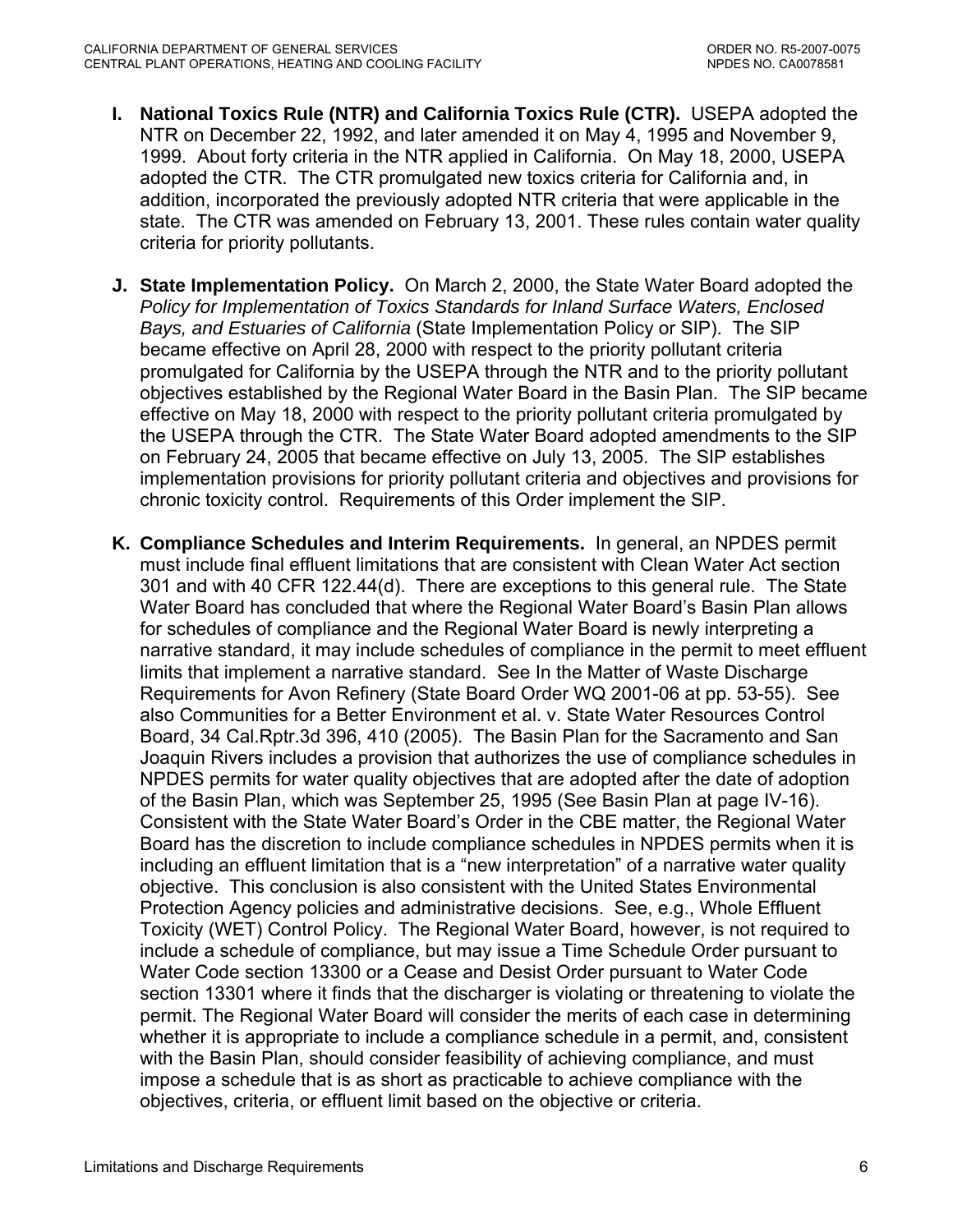**I. National Toxics Rule (NTR) and California Toxics Rule (CTR).** USEPA adopted the NTR on December 22, 1992, and later amended it on May 4, 1995 and November 9, 1999. About forty criteria in the NTR applied in California. On May 18, 2000, USEPA adopted the CTR. The CTR promulgated new toxics criteria for California and, in addition, incorporated the previously adopted NTR criteria that were applicable in the state. The CTR was amended on February 13, 2001. These rules contain water quality criteria for priority pollutants.

**J. State Implementation Policy.** On March 2, 2000, the State Water Board adopted the *Policy for Implementation of Toxics Standards for Inland Surface Waters, Enclosed Bays, and Estuaries of California* (State Implementation Policy or SIP). The SIP became effective on April 28, 2000 with respect to the priority pollutant criteria promulgated for California by the USEPA through the NTR and to the priority pollutant objectives established by the Regional Water Board in the Basin Plan. The SIP became effective on May 18, 2000 with respect to the priority pollutant criteria promulgated by the USEPA through the CTR. The State Water Board adopted amendments to the SIP on February 24, 2005 that became effective on July 13, 2005. The SIP establishes implementation provisions for priority pollutant criteria and objectives and provisions for chronic toxicity control. Requirements of this Order implement the SIP.

**K. Compliance Schedules and Interim Requirements.** In general, an NPDES permit must include final effluent limitations that are consistent with Clean Water Act section 301 and with 40 CFR 122.44(d). There are exceptions to this general rule. The State Water Board has concluded that where the Regional Water Board's Basin Plan allows for schedules of compliance and the Regional Water Board is newly interpreting a narrative standard, it may include schedules of compliance in the permit to meet effluent limits that implement a narrative standard. See In the Matter of Waste Discharge Requirements for Avon Refinery (State Board Order WQ 2001-06 at pp. 53-55). See also Communities for a Better Environment et al. v. State Water Resources Control Board, 34 Cal.Rptr.3d 396, 410 (2005). The Basin Plan for the Sacramento and San Joaquin Rivers includes a provision that authorizes the use of compliance schedules in NPDES permits for water quality objectives that are adopted after the date of adoption of the Basin Plan, which was September 25, 1995 (See Basin Plan at page IV-16). Consistent with the State Water Board's Order in the CBE matter, the Regional Water Board has the discretion to include compliance schedules in NPDES permits when it is including an effluent limitation that is a "new interpretation" of a narrative water quality objective. This conclusion is also consistent with the United States Environmental Protection Agency policies and administrative decisions. See, e.g., Whole Effluent Toxicity (WET) Control Policy. The Regional Water Board, however, is not required to include a schedule of compliance, but may issue a Time Schedule Order pursuant to Water Code section 13300 or a Cease and Desist Order pursuant to Water Code section 13301 where it finds that the discharger is violating or threatening to violate the permit. The Regional Water Board will consider the merits of each case in determining whether it is appropriate to include a compliance schedule in a permit, and, consistent with the Basin Plan, should consider feasibility of achieving compliance, and must impose a schedule that is as short as practicable to achieve compliance with the objectives, criteria, or effluent limit based on the objective or criteria.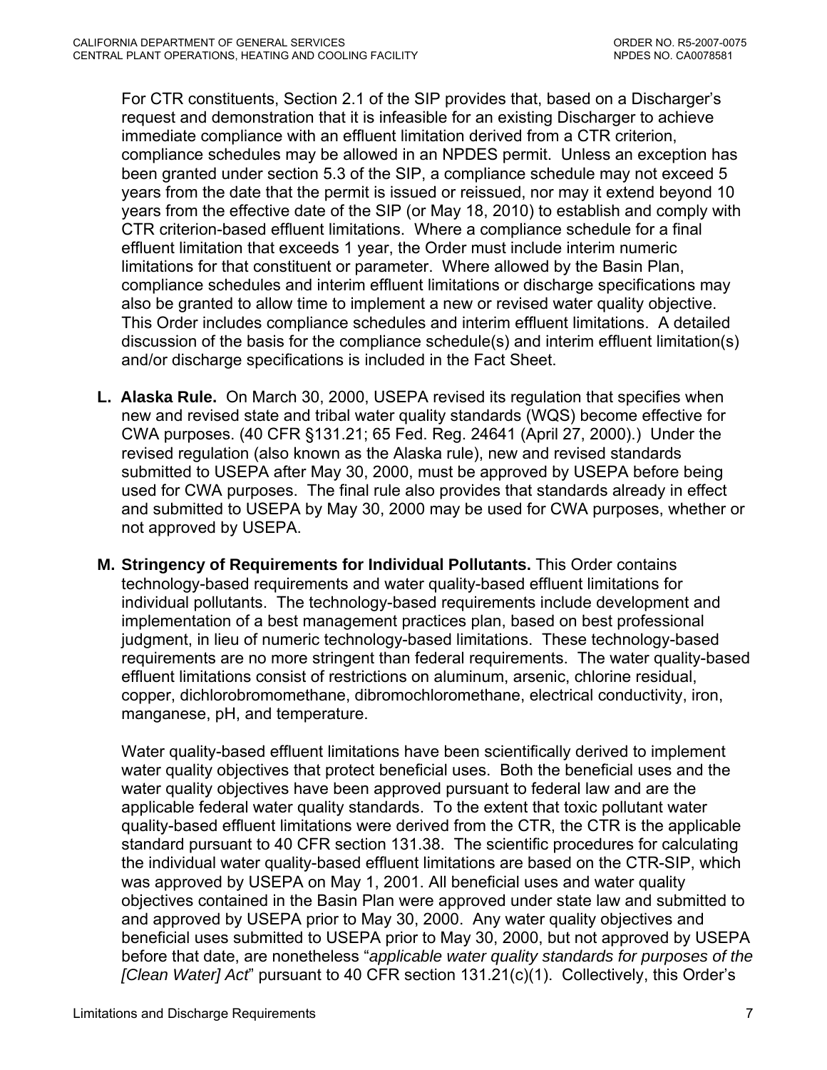For CTR constituents, Section 2.1 of the SIP provides that, based on a Discharger's request and demonstration that it is infeasible for an existing Discharger to achieve immediate compliance with an effluent limitation derived from a CTR criterion, compliance schedules may be allowed in an NPDES permit. Unless an exception has been granted under section 5.3 of the SIP, a compliance schedule may not exceed 5 years from the date that the permit is issued or reissued, nor may it extend beyond 10 years from the effective date of the SIP (or May 18, 2010) to establish and comply with CTR criterion-based effluent limitations. Where a compliance schedule for a final effluent limitation that exceeds 1 year, the Order must include interim numeric limitations for that constituent or parameter. Where allowed by the Basin Plan, compliance schedules and interim effluent limitations or discharge specifications may also be granted to allow time to implement a new or revised water quality objective. This Order includes compliance schedules and interim effluent limitations. A detailed discussion of the basis for the compliance schedule(s) and interim effluent limitation(s) and/or discharge specifications is included in the Fact Sheet.

**L. Alaska Rule.** On March 30, 2000, USEPA revised its regulation that specifies when new and revised state and tribal water quality standards (WQS) become effective for CWA purposes. (40 CFR §131.21; 65 Fed. Reg. 24641 (April 27, 2000).) Under the revised regulation (also known as the Alaska rule), new and revised standards submitted to USEPA after May 30, 2000, must be approved by USEPA before being used for CWA purposes. The final rule also provides that standards already in effect and submitted to USEPA by May 30, 2000 may be used for CWA purposes, whether or not approved by USEPA.

**M. Stringency of Requirements for Individual Pollutants.** This Order contains technology-based requirements and water quality-based effluent limitations for individual pollutants. The technology-based requirements include development and implementation of a best management practices plan, based on best professional judgment, in lieu of numeric technology-based limitations. These technology-based requirements are no more stringent than federal requirements. The water quality-based effluent limitations consist of restrictions on aluminum, arsenic, chlorine residual, copper, dichlorobromomethane, dibromochloromethane, electrical conductivity, iron, manganese, pH, and temperature.

Water quality-based effluent limitations have been scientifically derived to implement water quality objectives that protect beneficial uses. Both the beneficial uses and the water quality objectives have been approved pursuant to federal law and are the applicable federal water quality standards. To the extent that toxic pollutant water quality-based effluent limitations were derived from the CTR, the CTR is the applicable standard pursuant to 40 CFR section 131.38. The scientific procedures for calculating the individual water quality-based effluent limitations are based on the CTR-SIP, which was approved by USEPA on May 1, 2001. All beneficial uses and water quality objectives contained in the Basin Plan were approved under state law and submitted to and approved by USEPA prior to May 30, 2000. Any water quality objectives and beneficial uses submitted to USEPA prior to May 30, 2000, but not approved by USEPA before that date, are nonetheless "*applicable water quality standards for purposes of the [Clean Water] Act*" pursuant to 40 CFR section 131.21(c)(1). Collectively, this Order's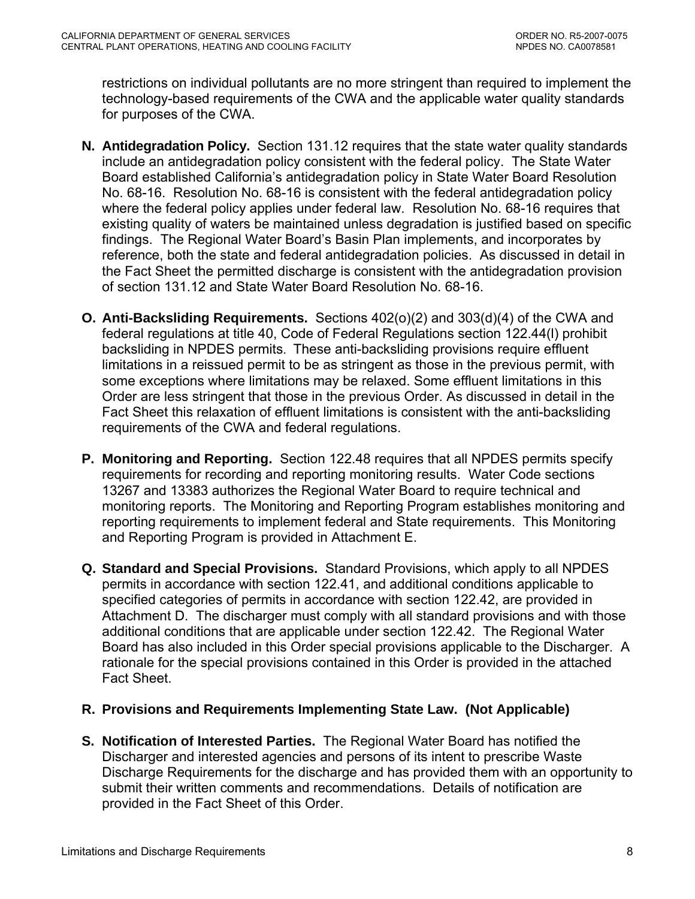restrictions on individual pollutants are no more stringent than required to implement the technology-based requirements of the CWA and the applicable water quality standards for purposes of the CWA.

**N. Antidegradation Policy.** Section 131.12 requires that the state water quality standards include an antidegradation policy consistent with the federal policy. The State Water Board established California's antidegradation policy in State Water Board Resolution No. 68-16. Resolution No. 68-16 is consistent with the federal antidegradation policy where the federal policy applies under federal law. Resolution No. 68-16 requires that existing quality of waters be maintained unless degradation is justified based on specific findings. The Regional Water Board's Basin Plan implements, and incorporates by reference, both the state and federal antidegradation policies. As discussed in detail in the Fact Sheet the permitted discharge is consistent with the antidegradation provision of section 131.12 and State Water Board Resolution No. 68-16.

**O. Anti-Backsliding Requirements.** Sections 402(o)(2) and 303(d)(4) of the CWA and federal regulations at title 40, Code of Federal Regulations section 122.44(l) prohibit backsliding in NPDES permits. These anti-backsliding provisions require effluent limitations in a reissued permit to be as stringent as those in the previous permit, with some exceptions where limitations may be relaxed. Some effluent limitations in this Order are less stringent that those in the previous Order. As discussed in detail in the Fact Sheet this relaxation of effluent limitations is consistent with the anti-backsliding requirements of the CWA and federal regulations.

**P. Monitoring and Reporting.** Section 122.48 requires that all NPDES permits specify requirements for recording and reporting monitoring results. Water Code sections 13267 and 13383 authorizes the Regional Water Board to require technical and monitoring reports. The Monitoring and Reporting Program establishes monitoring and reporting requirements to implement federal and State requirements. This Monitoring and Reporting Program is provided in Attachment E.

**Q. Standard and Special Provisions.** Standard Provisions, which apply to all NPDES permits in accordance with section 122.41, and additional conditions applicable to specified categories of permits in accordance with section 122.42, are provided in Attachment D. The discharger must comply with all standard provisions and with those additional conditions that are applicable under section 122.42. The Regional Water Board has also included in this Order special provisions applicable to the Discharger. A rationale for the special provisions contained in this Order is provided in the attached Fact Sheet.

**R. Provisions and Requirements Implementing State Law. (Not Applicable)**

**S. Notification of Interested Parties.** The Regional Water Board has notified the Discharger and interested agencies and persons of its intent to prescribe Waste Discharge Requirements for the discharge and has provided them with an opportunity to submit their written comments and recommendations. Details of notification are provided in the Fact Sheet of this Order.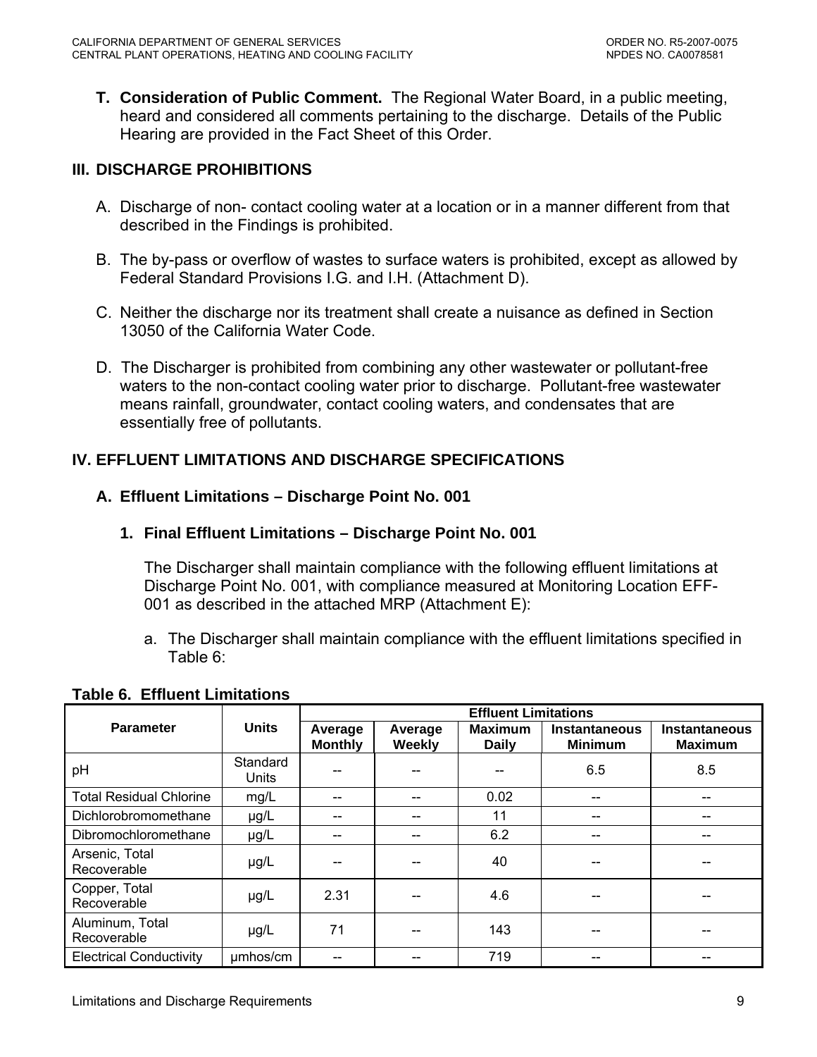**T. Consideration of Public Comment.** The Regional Water Board, in a public meeting, heard and considered all comments pertaining to the discharge. Details of the Public Hearing are provided in the Fact Sheet of this Order.

## III. DISCHARGE PROHIBITIONS

A. Discharge of non- contact cooling water at a location or in a manner different from that described in the Findings is prohibited.

B. The by-pass or overflow of wastes to surface waters is prohibited, except as allowed by Federal Standard Provisions I.G. and I.H. (Attachment D).

C. Neither the discharge nor its treatment shall create a nuisance as defined in Section 13050 of the California Water Code.

D. The Discharger is prohibited from combining any other wastewater or pollutant-free waters to the non-contact cooling water prior to discharge. Pollutant-free wastewater means rainfall, groundwater, contact cooling waters, and condensates that are essentially free of pollutants.

## IV. EFFLUENT LIMITATIONS AND DISCHARGE SPECIFICATIONS

### A. Effluent Limitations – Discharge Point No. 001

#### 1. Final Effluent Limitations – Discharge Point No. 001

The Discharger shall maintain compliance with the following effluent limitations at Discharge Point No. 001, with compliance measured at Monitoring Location EFF-001 as described in the attached MRP (Attachment E):

a. The Discharger shall maintain compliance with the effluent limitations specified in Table 6:

**Table 6. Effluent Limitations**

| Parameter | Units | Effluent Limitations | | | | |
|---|---|---|---|---|---|---|
| | | Average Monthly | Average Weekly | Maximum Daily | Instantaneous Minimum | Instantaneous Maximum |
| pH | Standard Units | -- | -- | -- | 6.5 | 8.5 |
| Total Residual Chlorine | mg/L | -- | -- | 0.02 | -- | -- |
| Dichlorobromomethane | µg/L | -- | -- | 11 | -- | -- |
| Dibromochloromethane | µg/L | -- | -- | 6.2 | -- | -- |
| Arsenic, Total Recoverable | µg/L | -- | -- | 40 | -- | -- |
| Copper, Total Recoverable | µg/L | 2.31 | -- | 4.6 | -- | -- |
| Aluminum, Total Recoverable | µg/L | 71 | -- | 143 | -- | -- |
| Electrical Conductivity | µmhos/cm | -- | -- | 719 | -- | -- |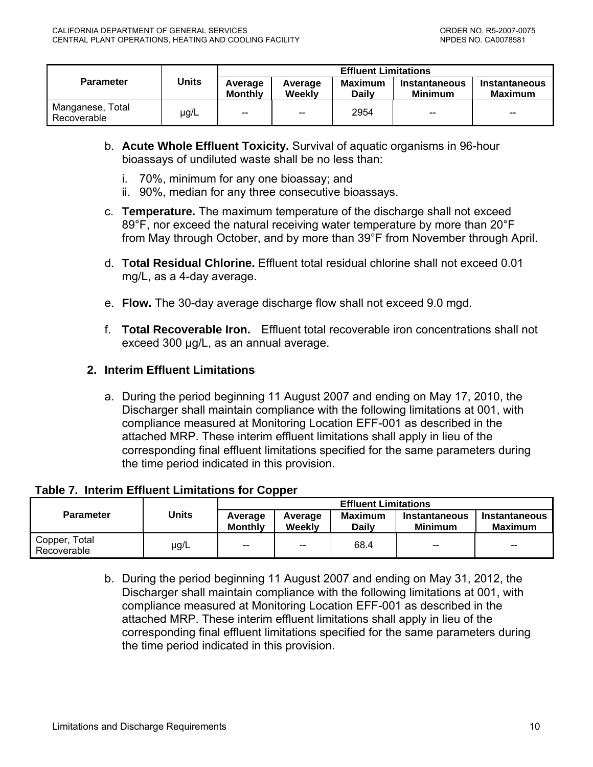| Parameter | Units | Effluent Limitations | | | | |
|---|---|---|---|---|---|---|
| | | Average Monthly | Average Weekly | Maximum Daily | Instantaneous Minimum | Instantaneous Maximum |
| Manganese, Total Recoverable | µg/L | -- | -- | 2954 | -- | -- |

b. **Acute Whole Effluent Toxicity.** Survival of aquatic organisms in 96-hour bioassays of undiluted waste shall be no less than:

   i. 70%, minimum for any one bioassay; and
   ii. 90%, median for any three consecutive bioassays.

c. **Temperature.** The maximum temperature of the discharge shall not exceed 89°F, nor exceed the natural receiving water temperature by more than 20°F from May through October, and by more than 39°F from November through April.

d. **Total Residual Chlorine.** Effluent total residual chlorine shall not exceed 0.01 mg/L, as a 4-day average.

e. **Flow.** The 30-day average discharge flow shall not exceed 9.0 mgd.

f. **Total Recoverable Iron.** Effluent total recoverable iron concentrations shall not exceed 300 µg/L, as an annual average.

## 2. Interim Effluent Limitations

a. During the period beginning 11 August 2007 and ending on May 17, 2010, the Discharger shall maintain compliance with the following limitations at 001, with compliance measured at Monitoring Location EFF-001 as described in the attached MRP. These interim effluent limitations shall apply in lieu of the corresponding final effluent limitations specified for the same parameters during the time period indicated in this provision.

**Table 7. Interim Effluent Limitations for Copper**

| Parameter | Units | Effluent Limitations | | | | |
|---|---|---|---|---|---|---|
| | | Average Monthly | Average Weekly | Maximum Daily | Instantaneous Minimum | Instantaneous Maximum |
| Copper, Total Recoverable | µg/L | -- | -- | 68.4 | -- | -- |

b. During the period beginning 11 August 2007 and ending on May 31, 2012, the Discharger shall maintain compliance with the following limitations at 001, with compliance measured at Monitoring Location EFF-001 as described in the attached MRP. These interim effluent limitations shall apply in lieu of the corresponding final effluent limitations specified for the same parameters during the time period indicated in this provision.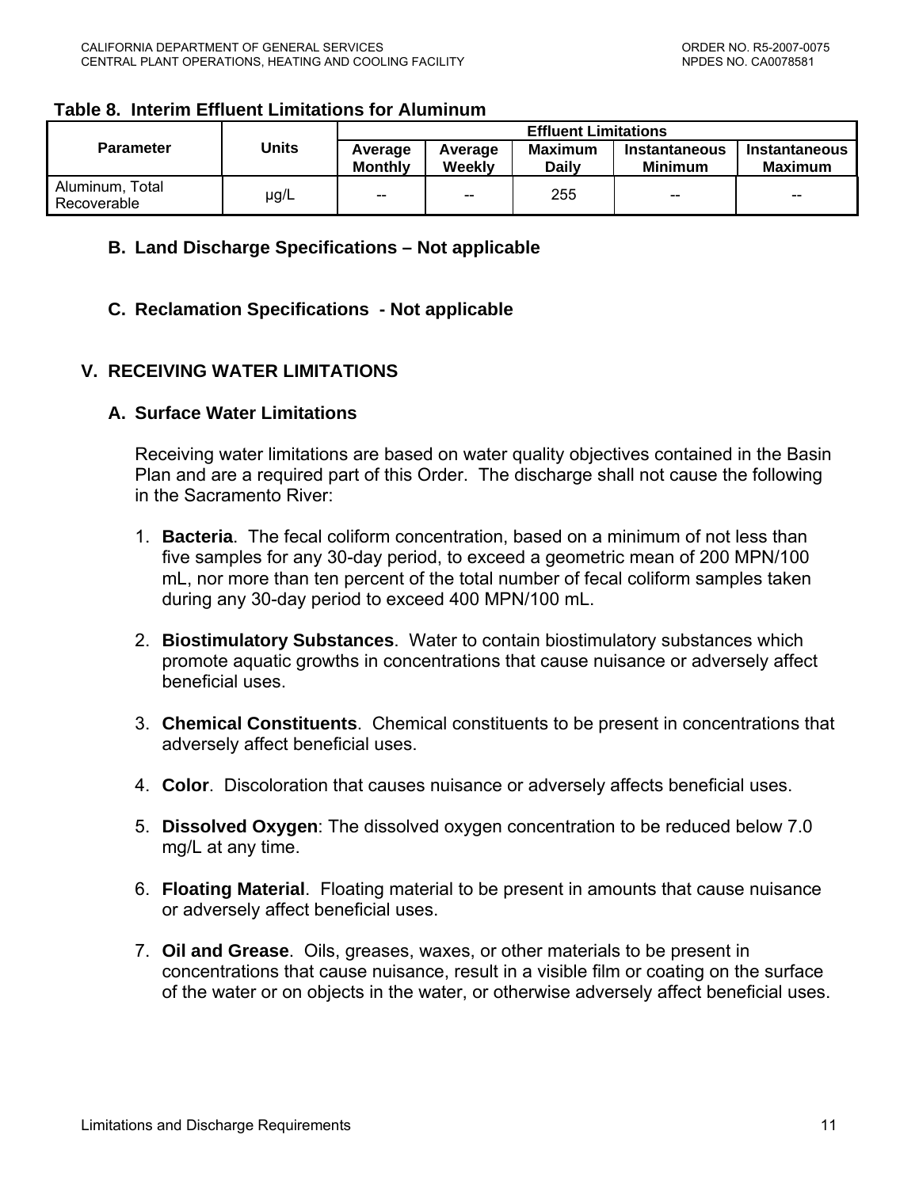**Table 8. Interim Effluent Limitations for Aluminum**

| Parameter | Units | Effluent Limitations | | | | |
|---|---|---|---|---|---|---|
| | | Average Monthly | Average Weekly | Maximum Daily | Instantaneous Minimum | Instantaneous Maximum |
| Aluminum, Total Recoverable | µg/L | -- | -- | 255 | -- | -- |

### B. Land Discharge Specifications – Not applicable

### C. Reclamation Specifications - Not applicable

## V. RECEIVING WATER LIMITATIONS

### A. Surface Water Limitations

Receiving water limitations are based on water quality objectives contained in the Basin Plan and are a required part of this Order. The discharge shall not cause the following in the Sacramento River:

1. **Bacteria**. The fecal coliform concentration, based on a minimum of not less than five samples for any 30-day period, to exceed a geometric mean of 200 MPN/100 mL, nor more than ten percent of the total number of fecal coliform samples taken during any 30-day period to exceed 400 MPN/100 mL.

2. **Biostimulatory Substances**. Water to contain biostimulatory substances which promote aquatic growths in concentrations that cause nuisance or adversely affect beneficial uses.

3. **Chemical Constituents**. Chemical constituents to be present in concentrations that adversely affect beneficial uses.

4. **Color**. Discoloration that causes nuisance or adversely affects beneficial uses.

5. **Dissolved Oxygen**: The dissolved oxygen concentration to be reduced below 7.0 mg/L at any time.

6. **Floating Material**. Floating material to be present in amounts that cause nuisance or adversely affect beneficial uses.

7. **Oil and Grease**. Oils, greases, waxes, or other materials to be present in concentrations that cause nuisance, result in a visible film or coating on the surface of the water or on objects in the water, or otherwise adversely affect beneficial uses.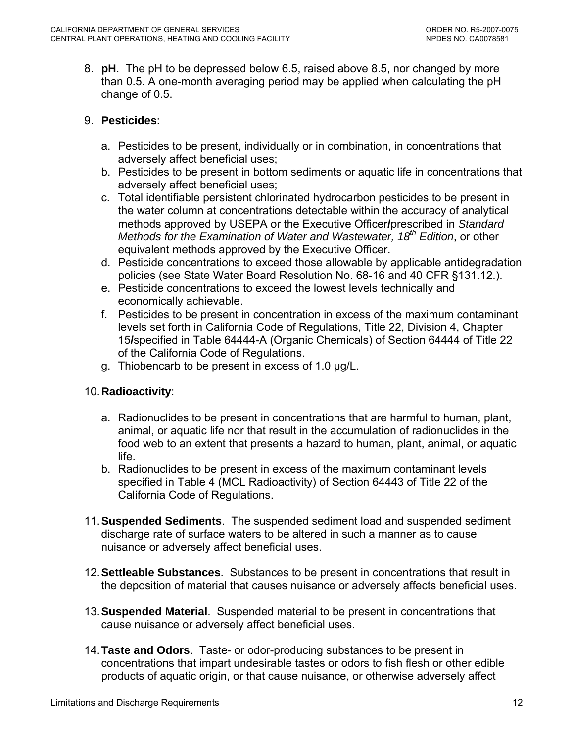8. **pH**. The pH to be depressed below 6.5, raised above 8.5, nor changed by more than 0.5. A one-month averaging period may be applied when calculating the pH change of 0.5.

9. **Pesticides**:

   a. Pesticides to be present, individually or in combination, in concentrations that adversely affect beneficial uses;
   b. Pesticides to be present in bottom sediments or aquatic life in concentrations that adversely affect beneficial uses;
   c. Total identifiable persistent chlorinated hydrocarbon pesticides to be present in the water column at concentrations detectable within the accuracy of analytical methods approved by USEPA or the Executive Officer**/**prescribed in *Standard Methods for the Examination of Water and Wastewater, 18th Edition*, or other equivalent methods approved by the Executive Officer.
   d. Pesticide concentrations to exceed those allowable by applicable antidegradation policies (see State Water Board Resolution No. 68-16 and 40 CFR §131.12.).
   e. Pesticide concentrations to exceed the lowest levels technically and economically achievable.
   f. Pesticides to be present in concentration in excess of the maximum contaminant levels set forth in California Code of Regulations, Title 22, Division 4, Chapter 15**/**specified in Table 64444-A (Organic Chemicals) of Section 64444 of Title 22 of the California Code of Regulations.
   g. Thiobencarb to be present in excess of 1.0 µg/L.

10. **Radioactivity**:

    a. Radionuclides to be present in concentrations that are harmful to human, plant, animal, or aquatic life nor that result in the accumulation of radionuclides in the food web to an extent that presents a hazard to human, plant, animal, or aquatic life.
    b. Radionuclides to be present in excess of the maximum contaminant levels specified in Table 4 (MCL Radioactivity) of Section 64443 of Title 22 of the California Code of Regulations.

11. **Suspended Sediments**. The suspended sediment load and suspended sediment discharge rate of surface waters to be altered in such a manner as to cause nuisance or adversely affect beneficial uses.

12. **Settleable Substances**. Substances to be present in concentrations that result in the deposition of material that causes nuisance or adversely affects beneficial uses.

13. **Suspended Material**. Suspended material to be present in concentrations that cause nuisance or adversely affect beneficial uses.

14. **Taste and Odors**. Taste- or odor-producing substances to be present in concentrations that impart undesirable tastes or odors to fish flesh or other edible products of aquatic origin, or that cause nuisance, or otherwise adversely affect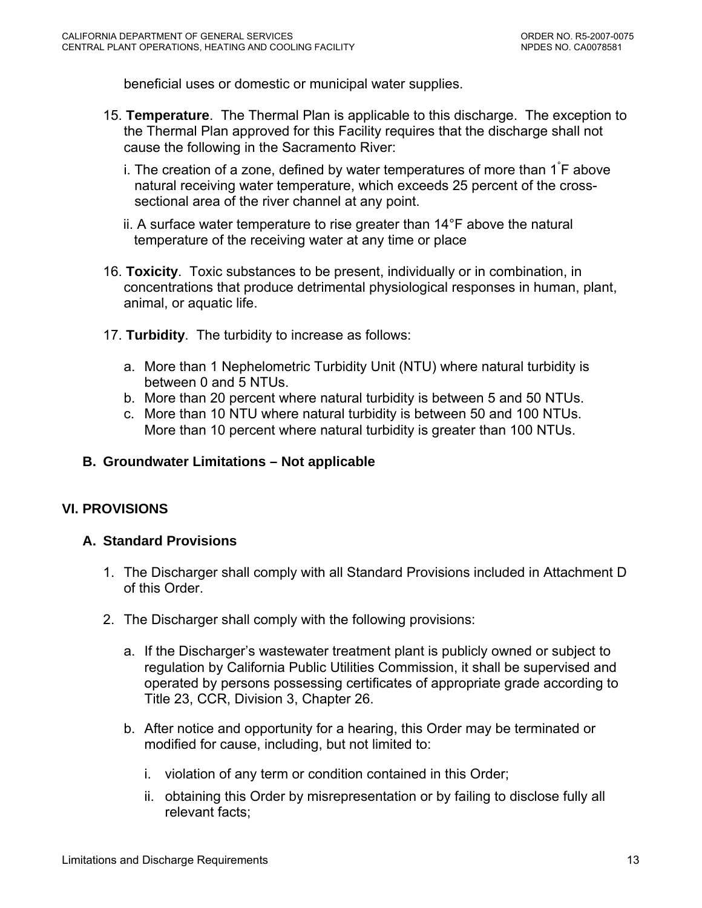beneficial uses or domestic or municipal water supplies.

15. **Temperature**. The Thermal Plan is applicable to this discharge. The exception to the Thermal Plan approved for this Facility requires that the discharge shall not cause the following in the Sacramento River:

    i. The creation of a zone, defined by water temperatures of more than 1°F above natural receiving water temperature, which exceeds 25 percent of the cross-sectional area of the river channel at any point.

    ii. A surface water temperature to rise greater than 14°F above the natural temperature of the receiving water at any time or place

16. **Toxicity**. Toxic substances to be present, individually or in combination, in concentrations that produce detrimental physiological responses in human, plant, animal, or aquatic life.

17. **Turbidity**. The turbidity to increase as follows:

    a. More than 1 Nephelometric Turbidity Unit (NTU) where natural turbidity is between 0 and 5 NTUs.
    b. More than 20 percent where natural turbidity is between 5 and 50 NTUs.
    c. More than 10 NTU where natural turbidity is between 50 and 100 NTUs. More than 10 percent where natural turbidity is greater than 100 NTUs.

### B. Groundwater Limitations – Not applicable

## VI. PROVISIONS

### A. Standard Provisions

1. The Discharger shall comply with all Standard Provisions included in Attachment D of this Order.

2. The Discharger shall comply with the following provisions:

    a. If the Discharger's wastewater treatment plant is publicly owned or subject to regulation by California Public Utilities Commission, it shall be supervised and operated by persons possessing certificates of appropriate grade according to Title 23, CCR, Division 3, Chapter 26.

    b. After notice and opportunity for a hearing, this Order may be terminated or modified for cause, including, but not limited to:

        i. violation of any term or condition contained in this Order;

        ii. obtaining this Order by misrepresentation or by failing to disclose fully all relevant facts;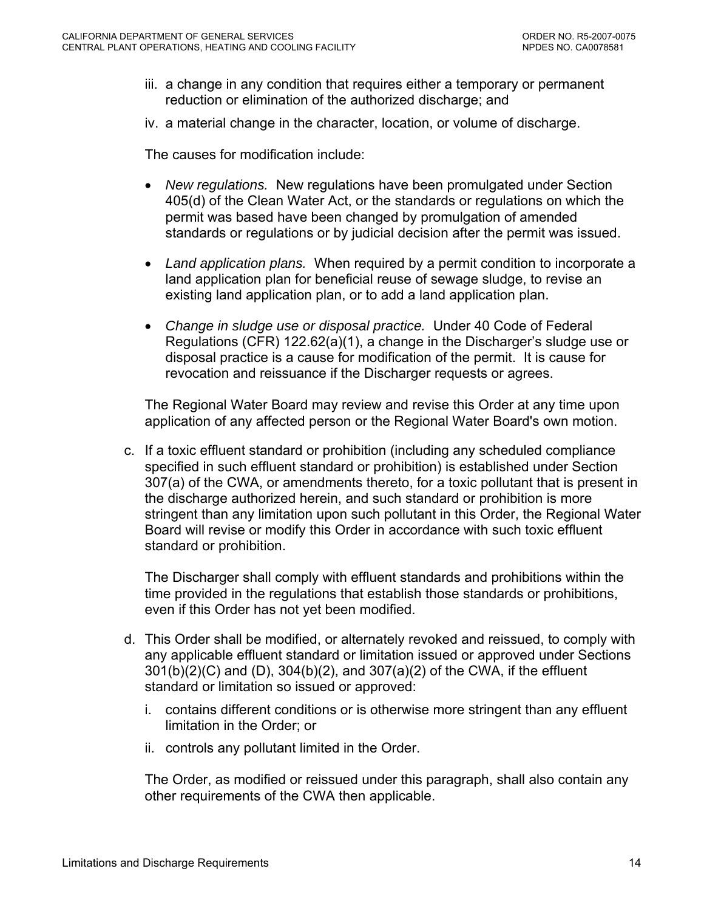iii. a change in any condition that requires either a temporary or permanent reduction or elimination of the authorized discharge; and

iv. a material change in the character, location, or volume of discharge.

The causes for modification include:

- *New regulations.* New regulations have been promulgated under Section 405(d) of the Clean Water Act, or the standards or regulations on which the permit was based have been changed by promulgation of amended standards or regulations or by judicial decision after the permit was issued.

- *Land application plans.* When required by a permit condition to incorporate a land application plan for beneficial reuse of sewage sludge, to revise an existing land application plan, or to add a land application plan.

- *Change in sludge use or disposal practice.* Under 40 Code of Federal Regulations (CFR) 122.62(a)(1), a change in the Discharger's sludge use or disposal practice is a cause for modification of the permit. It is cause for revocation and reissuance if the Discharger requests or agrees.

The Regional Water Board may review and revise this Order at any time upon application of any affected person or the Regional Water Board's own motion.

c. If a toxic effluent standard or prohibition (including any scheduled compliance specified in such effluent standard or prohibition) is established under Section 307(a) of the CWA, or amendments thereto, for a toxic pollutant that is present in the discharge authorized herein, and such standard or prohibition is more stringent than any limitation upon such pollutant in this Order, the Regional Water Board will revise or modify this Order in accordance with such toxic effluent standard or prohibition.

   The Discharger shall comply with effluent standards and prohibitions within the time provided in the regulations that establish those standards or prohibitions, even if this Order has not yet been modified.

d. This Order shall be modified, or alternately revoked and reissued, to comply with any applicable effluent standard or limitation issued or approved under Sections 301(b)(2)(C) and (D), 304(b)(2), and 307(a)(2) of the CWA, if the effluent standard or limitation so issued or approved:

   i. contains different conditions or is otherwise more stringent than any effluent limitation in the Order; or

   ii. controls any pollutant limited in the Order.

   The Order, as modified or reissued under this paragraph, shall also contain any other requirements of the CWA then applicable.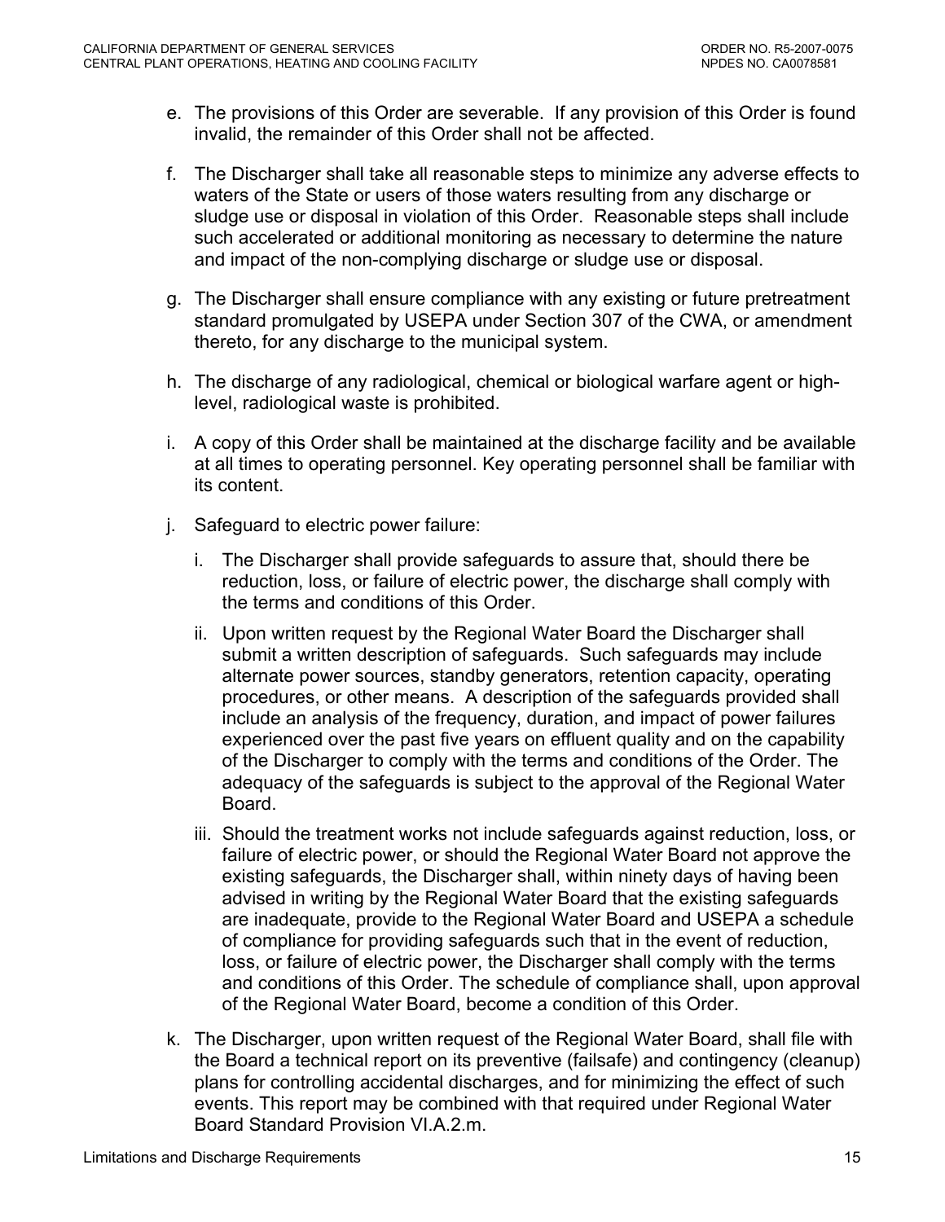e. The provisions of this Order are severable. If any provision of this Order is found invalid, the remainder of this Order shall not be affected.

f. The Discharger shall take all reasonable steps to minimize any adverse effects to waters of the State or users of those waters resulting from any discharge or sludge use or disposal in violation of this Order. Reasonable steps shall include such accelerated or additional monitoring as necessary to determine the nature and impact of the non-complying discharge or sludge use or disposal.

g. The Discharger shall ensure compliance with any existing or future pretreatment standard promulgated by USEPA under Section 307 of the CWA, or amendment thereto, for any discharge to the municipal system.

h. The discharge of any radiological, chemical or biological warfare agent or high-level, radiological waste is prohibited.

i. A copy of this Order shall be maintained at the discharge facility and be available at all times to operating personnel. Key operating personnel shall be familiar with its content.

j. Safeguard to electric power failure:

   i. The Discharger shall provide safeguards to assure that, should there be reduction, loss, or failure of electric power, the discharge shall comply with the terms and conditions of this Order.

   ii. Upon written request by the Regional Water Board the Discharger shall submit a written description of safeguards. Such safeguards may include alternate power sources, standby generators, retention capacity, operating procedures, or other means. A description of the safeguards provided shall include an analysis of the frequency, duration, and impact of power failures experienced over the past five years on effluent quality and on the capability of the Discharger to comply with the terms and conditions of the Order. The adequacy of the safeguards is subject to the approval of the Regional Water Board.

   iii. Should the treatment works not include safeguards against reduction, loss, or failure of electric power, or should the Regional Water Board not approve the existing safeguards, the Discharger shall, within ninety days of having been advised in writing by the Regional Water Board that the existing safeguards are inadequate, provide to the Regional Water Board and USEPA a schedule of compliance for providing safeguards such that in the event of reduction, loss, or failure of electric power, the Discharger shall comply with the terms and conditions of this Order. The schedule of compliance shall, upon approval of the Regional Water Board, become a condition of this Order.

k. The Discharger, upon written request of the Regional Water Board, shall file with the Board a technical report on its preventive (failsafe) and contingency (cleanup) plans for controlling accidental discharges, and for minimizing the effect of such events. This report may be combined with that required under Regional Water Board Standard Provision VI.A.2.m.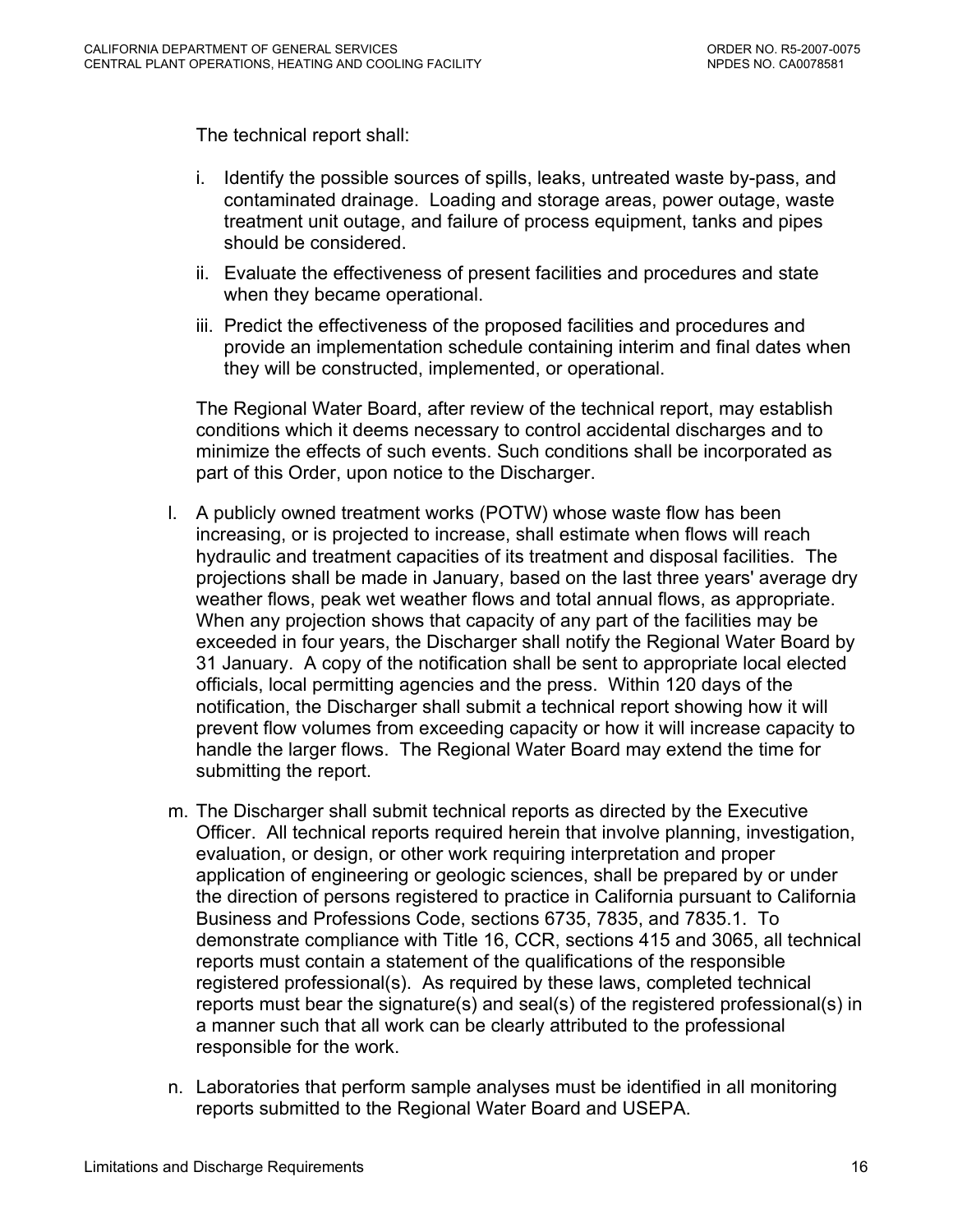The technical report shall:

i. Identify the possible sources of spills, leaks, untreated waste by-pass, and contaminated drainage. Loading and storage areas, power outage, waste treatment unit outage, and failure of process equipment, tanks and pipes should be considered.

ii. Evaluate the effectiveness of present facilities and procedures and state when they became operational.

iii. Predict the effectiveness of the proposed facilities and procedures and provide an implementation schedule containing interim and final dates when they will be constructed, implemented, or operational.

The Regional Water Board, after review of the technical report, may establish conditions which it deems necessary to control accidental discharges and to minimize the effects of such events. Such conditions shall be incorporated as part of this Order, upon notice to the Discharger.

l. A publicly owned treatment works (POTW) whose waste flow has been increasing, or is projected to increase, shall estimate when flows will reach hydraulic and treatment capacities of its treatment and disposal facilities. The projections shall be made in January, based on the last three years' average dry weather flows, peak wet weather flows and total annual flows, as appropriate. When any projection shows that capacity of any part of the facilities may be exceeded in four years, the Discharger shall notify the Regional Water Board by 31 January. A copy of the notification shall be sent to appropriate local elected officials, local permitting agencies and the press. Within 120 days of the notification, the Discharger shall submit a technical report showing how it will prevent flow volumes from exceeding capacity or how it will increase capacity to handle the larger flows. The Regional Water Board may extend the time for submitting the report.

m. The Discharger shall submit technical reports as directed by the Executive Officer. All technical reports required herein that involve planning, investigation, evaluation, or design, or other work requiring interpretation and proper application of engineering or geologic sciences, shall be prepared by or under the direction of persons registered to practice in California pursuant to California Business and Professions Code, sections 6735, 7835, and 7835.1. To demonstrate compliance with Title 16, CCR, sections 415 and 3065, all technical reports must contain a statement of the qualifications of the responsible registered professional(s). As required by these laws, completed technical reports must bear the signature(s) and seal(s) of the registered professional(s) in a manner such that all work can be clearly attributed to the professional responsible for the work.

n. Laboratories that perform sample analyses must be identified in all monitoring reports submitted to the Regional Water Board and USEPA.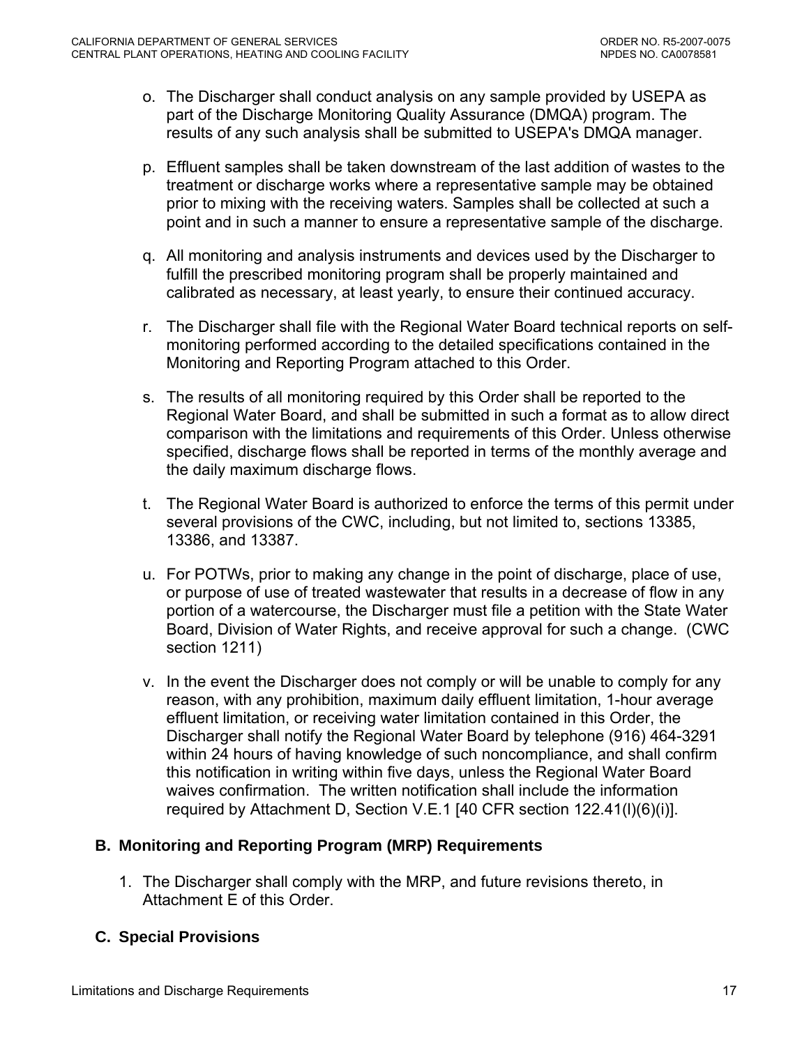o. The Discharger shall conduct analysis on any sample provided by USEPA as part of the Discharge Monitoring Quality Assurance (DMQA) program. The results of any such analysis shall be submitted to USEPA's DMQA manager.

p. Effluent samples shall be taken downstream of the last addition of wastes to the treatment or discharge works where a representative sample may be obtained prior to mixing with the receiving waters. Samples shall be collected at such a point and in such a manner to ensure a representative sample of the discharge.

q. All monitoring and analysis instruments and devices used by the Discharger to fulfill the prescribed monitoring program shall be properly maintained and calibrated as necessary, at least yearly, to ensure their continued accuracy.

r. The Discharger shall file with the Regional Water Board technical reports on self-monitoring performed according to the detailed specifications contained in the Monitoring and Reporting Program attached to this Order.

s. The results of all monitoring required by this Order shall be reported to the Regional Water Board, and shall be submitted in such a format as to allow direct comparison with the limitations and requirements of this Order. Unless otherwise specified, discharge flows shall be reported in terms of the monthly average and the daily maximum discharge flows.

t. The Regional Water Board is authorized to enforce the terms of this permit under several provisions of the CWC, including, but not limited to, sections 13385, 13386, and 13387.

u. For POTWs, prior to making any change in the point of discharge, place of use, or purpose of use of treated wastewater that results in a decrease of flow in any portion of a watercourse, the Discharger must file a petition with the State Water Board, Division of Water Rights, and receive approval for such a change. (CWC section 1211)

v. In the event the Discharger does not comply or will be unable to comply for any reason, with any prohibition, maximum daily effluent limitation, 1-hour average effluent limitation, or receiving water limitation contained in this Order, the Discharger shall notify the Regional Water Board by telephone (916) 464-3291 within 24 hours of having knowledge of such noncompliance, and shall confirm this notification in writing within five days, unless the Regional Water Board waives confirmation. The written notification shall include the information required by Attachment D, Section V.E.1 [40 CFR section 122.41(l)(6)(i)].

## B. Monitoring and Reporting Program (MRP) Requirements

1. The Discharger shall comply with the MRP, and future revisions thereto, in Attachment E of this Order.

## C. Special Provisions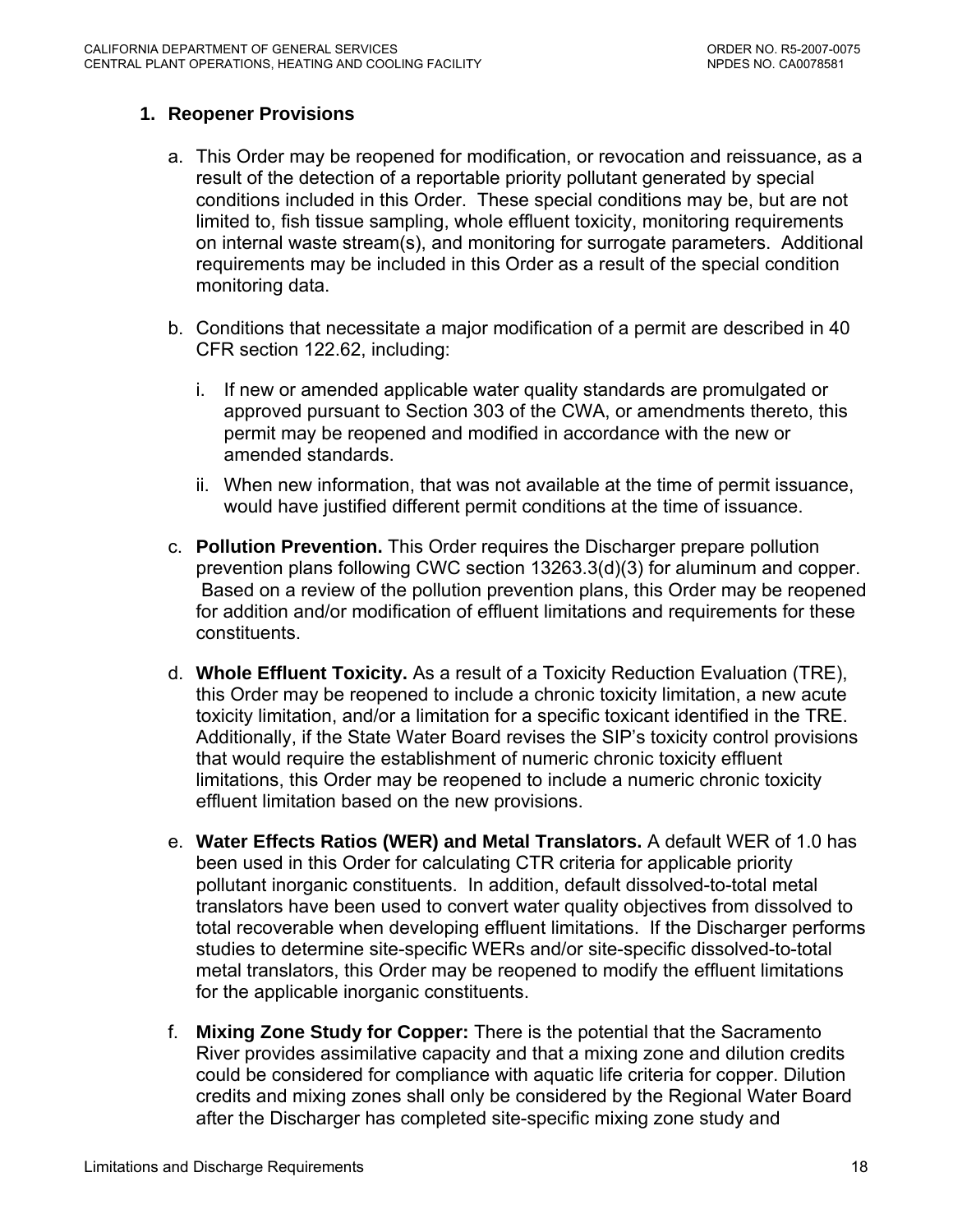## 1. Reopener Provisions

a. This Order may be reopened for modification, or revocation and reissuance, as a result of the detection of a reportable priority pollutant generated by special conditions included in this Order. These special conditions may be, but are not limited to, fish tissue sampling, whole effluent toxicity, monitoring requirements on internal waste stream(s), and monitoring for surrogate parameters. Additional requirements may be included in this Order as a result of the special condition monitoring data.

b. Conditions that necessitate a major modification of a permit are described in 40 CFR section 122.62, including:

   i. If new or amended applicable water quality standards are promulgated or approved pursuant to Section 303 of the CWA, or amendments thereto, this permit may be reopened and modified in accordance with the new or amended standards.

   ii. When new information, that was not available at the time of permit issuance, would have justified different permit conditions at the time of issuance.

c. **Pollution Prevention.** This Order requires the Discharger prepare pollution prevention plans following CWC section 13263.3(d)(3) for aluminum and copper. Based on a review of the pollution prevention plans, this Order may be reopened for addition and/or modification of effluent limitations and requirements for these constituents.

d. **Whole Effluent Toxicity.** As a result of a Toxicity Reduction Evaluation (TRE), this Order may be reopened to include a chronic toxicity limitation, a new acute toxicity limitation, and/or a limitation for a specific toxicant identified in the TRE. Additionally, if the State Water Board revises the SIP's toxicity control provisions that would require the establishment of numeric chronic toxicity effluent limitations, this Order may be reopened to include a numeric chronic toxicity effluent limitation based on the new provisions.

e. **Water Effects Ratios (WER) and Metal Translators.** A default WER of 1.0 has been used in this Order for calculating CTR criteria for applicable priority pollutant inorganic constituents. In addition, default dissolved-to-total metal translators have been used to convert water quality objectives from dissolved to total recoverable when developing effluent limitations. If the Discharger performs studies to determine site-specific WERs and/or site-specific dissolved-to-total metal translators, this Order may be reopened to modify the effluent limitations for the applicable inorganic constituents.

f. **Mixing Zone Study for Copper:** There is the potential that the Sacramento River provides assimilative capacity and that a mixing zone and dilution credits could be considered for compliance with aquatic life criteria for copper. Dilution credits and mixing zones shall only be considered by the Regional Water Board after the Discharger has completed site-specific mixing zone study and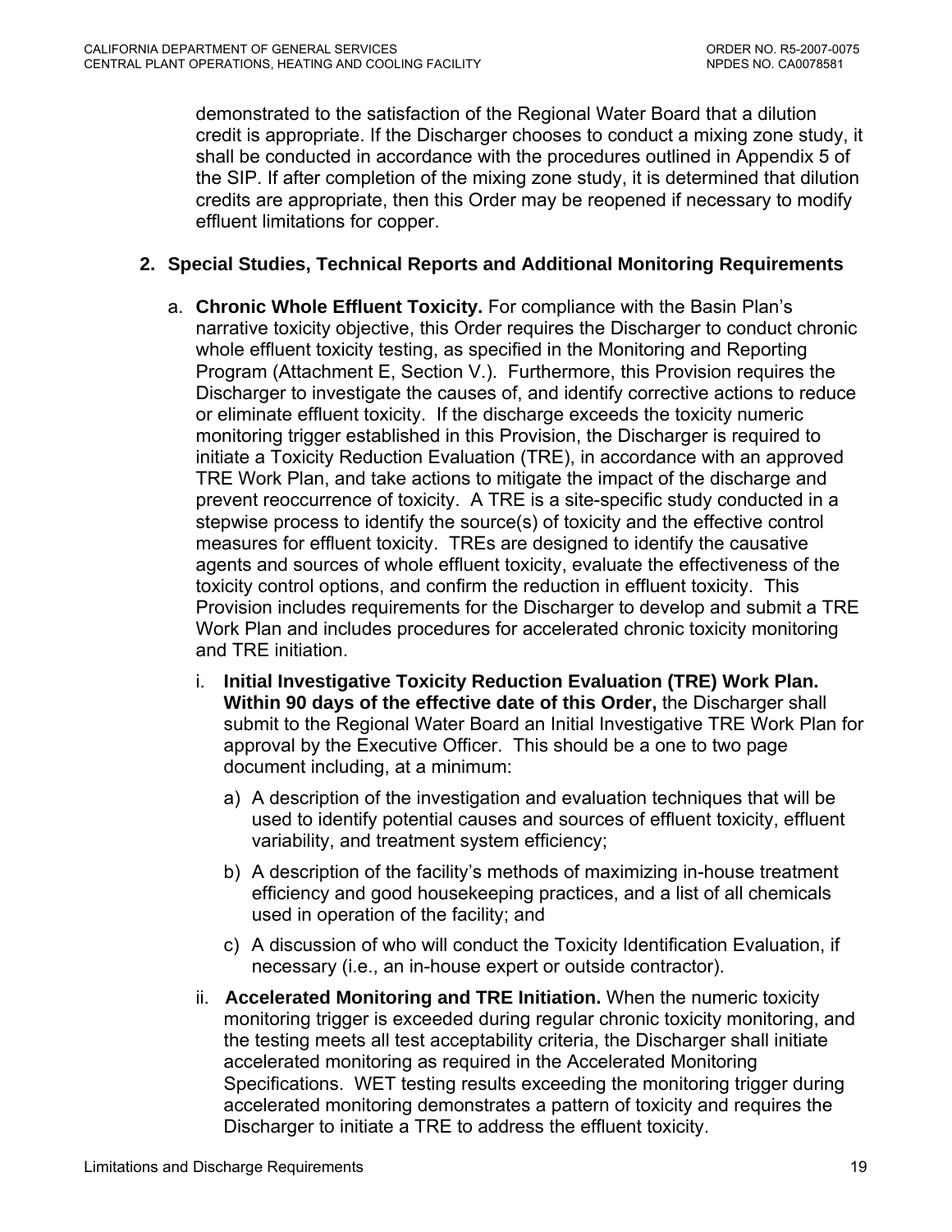demonstrated to the satisfaction of the Regional Water Board that a dilution credit is appropriate. If the Discharger chooses to conduct a mixing zone study, it shall be conducted in accordance with the procedures outlined in Appendix 5 of the SIP. If after completion of the mixing zone study, it is determined that dilution credits are appropriate, then this Order may be reopened if necessary to modify effluent limitations for copper.

**2. Special Studies, Technical Reports and Additional Monitoring Requirements**

a. **Chronic Whole Effluent Toxicity.** For compliance with the Basin Plan's narrative toxicity objective, this Order requires the Discharger to conduct chronic whole effluent toxicity testing, as specified in the Monitoring and Reporting Program (Attachment E, Section V.). Furthermore, this Provision requires the Discharger to investigate the causes of, and identify corrective actions to reduce or eliminate effluent toxicity. If the discharge exceeds the toxicity numeric monitoring trigger established in this Provision, the Discharger is required to initiate a Toxicity Reduction Evaluation (TRE), in accordance with an approved TRE Work Plan, and take actions to mitigate the impact of the discharge and prevent reoccurrence of toxicity. A TRE is a site-specific study conducted in a stepwise process to identify the source(s) of toxicity and the effective control measures for effluent toxicity. TREs are designed to identify the causative agents and sources of whole effluent toxicity, evaluate the effectiveness of the toxicity control options, and confirm the reduction in effluent toxicity. This Provision includes requirements for the Discharger to develop and submit a TRE Work Plan and includes procedures for accelerated chronic toxicity monitoring and TRE initiation.

i. **Initial Investigative Toxicity Reduction Evaluation (TRE) Work Plan. Within 90 days of the effective date of this Order,** the Discharger shall submit to the Regional Water Board an Initial Investigative TRE Work Plan for approval by the Executive Officer. This should be a one to two page document including, at a minimum:

a) A description of the investigation and evaluation techniques that will be used to identify potential causes and sources of effluent toxicity, effluent variability, and treatment system efficiency;

b) A description of the facility's methods of maximizing in-house treatment efficiency and good housekeeping practices, and a list of all chemicals used in operation of the facility; and

c) A discussion of who will conduct the Toxicity Identification Evaluation, if necessary (i.e., an in-house expert or outside contractor).

ii. **Accelerated Monitoring and TRE Initiation.** When the numeric toxicity monitoring trigger is exceeded during regular chronic toxicity monitoring, and the testing meets all test acceptability criteria, the Discharger shall initiate accelerated monitoring as required in the Accelerated Monitoring Specifications. WET testing results exceeding the monitoring trigger during accelerated monitoring demonstrates a pattern of toxicity and requires the Discharger to initiate a TRE to address the effluent toxicity.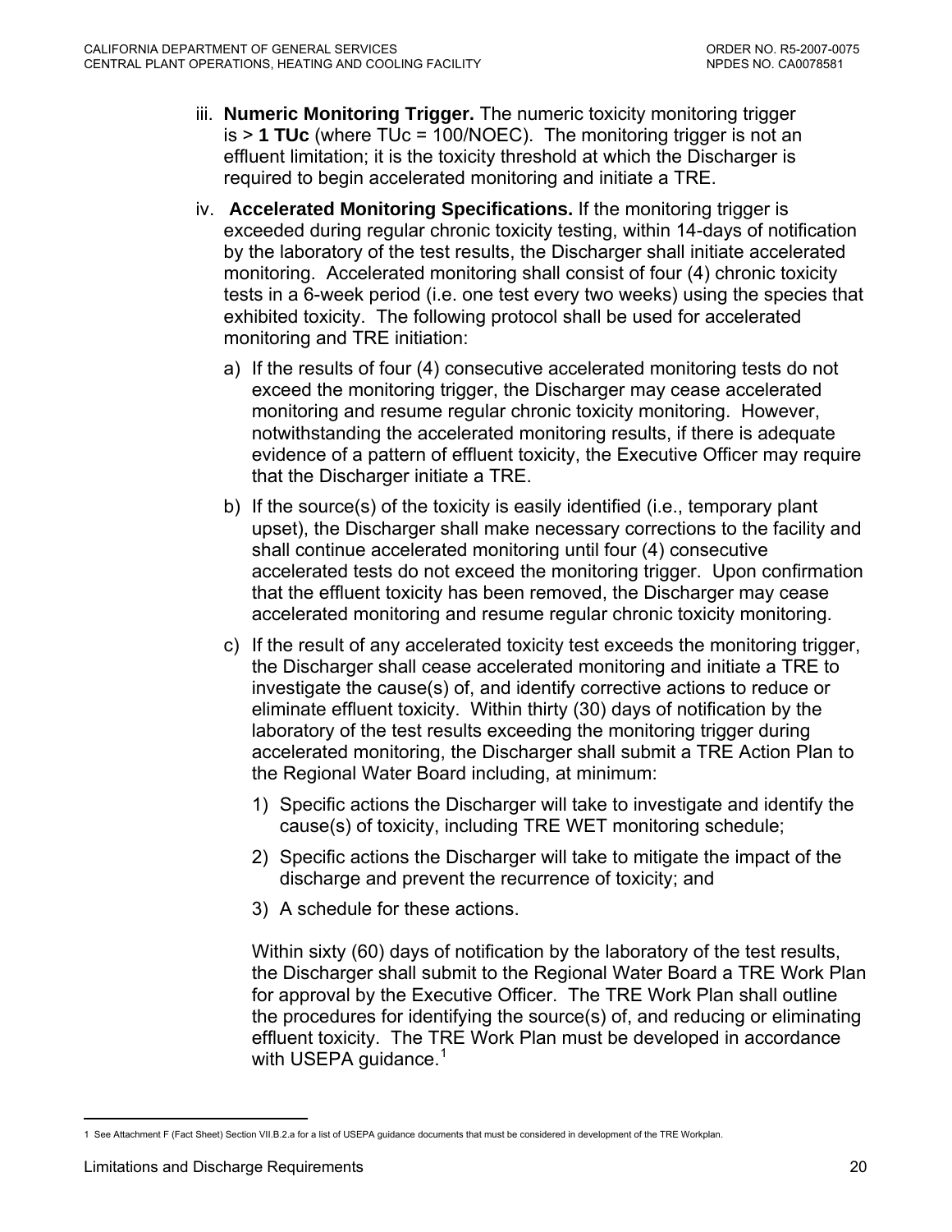iii. **Numeric Monitoring Trigger.** The numeric toxicity monitoring trigger is > **1 TUc** (where TUc = 100/NOEC). The monitoring trigger is not an effluent limitation; it is the toxicity threshold at which the Discharger is required to begin accelerated monitoring and initiate a TRE.

iv. **Accelerated Monitoring Specifications.** If the monitoring trigger is exceeded during regular chronic toxicity testing, within 14-days of notification by the laboratory of the test results, the Discharger shall initiate accelerated monitoring. Accelerated monitoring shall consist of four (4) chronic toxicity tests in a 6-week period (i.e. one test every two weeks) using the species that exhibited toxicity. The following protocol shall be used for accelerated monitoring and TRE initiation:

a) If the results of four (4) consecutive accelerated monitoring tests do not exceed the monitoring trigger, the Discharger may cease accelerated monitoring and resume regular chronic toxicity monitoring. However, notwithstanding the accelerated monitoring results, if there is adequate evidence of a pattern of effluent toxicity, the Executive Officer may require that the Discharger initiate a TRE.

b) If the source(s) of the toxicity is easily identified (i.e., temporary plant upset), the Discharger shall make necessary corrections to the facility and shall continue accelerated monitoring until four (4) consecutive accelerated tests do not exceed the monitoring trigger. Upon confirmation that the effluent toxicity has been removed, the Discharger may cease accelerated monitoring and resume regular chronic toxicity monitoring.

c) If the result of any accelerated toxicity test exceeds the monitoring trigger, the Discharger shall cease accelerated monitoring and initiate a TRE to investigate the cause(s) of, and identify corrective actions to reduce or eliminate effluent toxicity. Within thirty (30) days of notification by the laboratory of the test results exceeding the monitoring trigger during accelerated monitoring, the Discharger shall submit a TRE Action Plan to the Regional Water Board including, at minimum:

1) Specific actions the Discharger will take to investigate and identify the cause(s) of toxicity, including TRE WET monitoring schedule;

2) Specific actions the Discharger will take to mitigate the impact of the discharge and prevent the recurrence of toxicity; and

3) A schedule for these actions.

Within sixty (60) days of notification by the laboratory of the test results, the Discharger shall submit to the Regional Water Board a TRE Work Plan for approval by the Executive Officer. The TRE Work Plan shall outline the procedures for identifying the source(s) of, and reducing or eliminating effluent toxicity. The TRE Work Plan must be developed in accordance with USEPA guidance.[1]

---

[1] See Attachment F (Fact Sheet) Section VII.B.2.a for a list of USEPA guidance documents that must be considered in development of the TRE Workplan.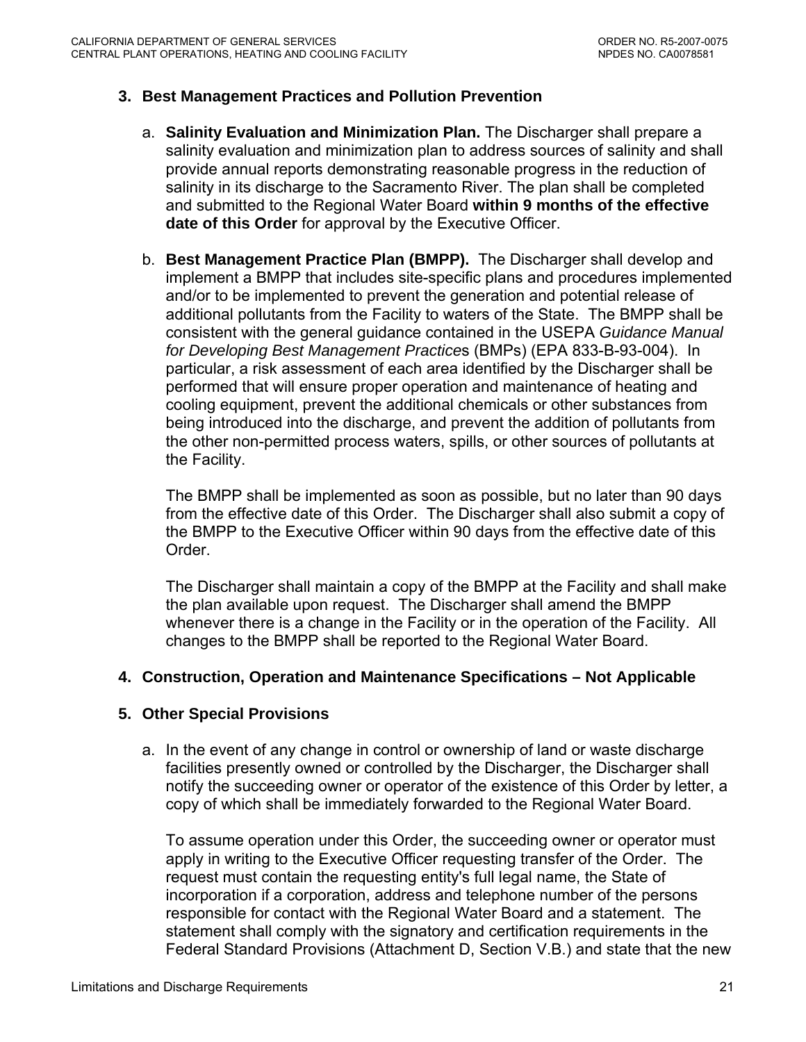### 3. Best Management Practices and Pollution Prevention

a. **Salinity Evaluation and Minimization Plan.** The Discharger shall prepare a salinity evaluation and minimization plan to address sources of salinity and shall provide annual reports demonstrating reasonable progress in the reduction of salinity in its discharge to the Sacramento River. The plan shall be completed and submitted to the Regional Water Board **within 9 months of the effective date of this Order** for approval by the Executive Officer.

b. **Best Management Practice Plan (BMPP).** The Discharger shall develop and implement a BMPP that includes site-specific plans and procedures implemented and/or to be implemented to prevent the generation and potential release of additional pollutants from the Facility to waters of the State. The BMPP shall be consistent with the general guidance contained in the USEPA *Guidance Manual for Developing Best Management Practice*s (BMPs) (EPA 833-B-93-004). In particular, a risk assessment of each area identified by the Discharger shall be performed that will ensure proper operation and maintenance of heating and cooling equipment, prevent the additional chemicals or other substances from being introduced into the discharge, and prevent the addition of pollutants from the other non-permitted process waters, spills, or other sources of pollutants at the Facility.

   The BMPP shall be implemented as soon as possible, but no later than 90 days from the effective date of this Order. The Discharger shall also submit a copy of the BMPP to the Executive Officer within 90 days from the effective date of this Order.

   The Discharger shall maintain a copy of the BMPP at the Facility and shall make the plan available upon request. The Discharger shall amend the BMPP whenever there is a change in the Facility or in the operation of the Facility. All changes to the BMPP shall be reported to the Regional Water Board.

### 4. Construction, Operation and Maintenance Specifications – Not Applicable

### 5. Other Special Provisions

a. In the event of any change in control or ownership of land or waste discharge facilities presently owned or controlled by the Discharger, the Discharger shall notify the succeeding owner or operator of the existence of this Order by letter, a copy of which shall be immediately forwarded to the Regional Water Board.

   To assume operation under this Order, the succeeding owner or operator must apply in writing to the Executive Officer requesting transfer of the Order. The request must contain the requesting entity's full legal name, the State of incorporation if a corporation, address and telephone number of the persons responsible for contact with the Regional Water Board and a statement. The statement shall comply with the signatory and certification requirements in the Federal Standard Provisions (Attachment D, Section V.B.) and state that the new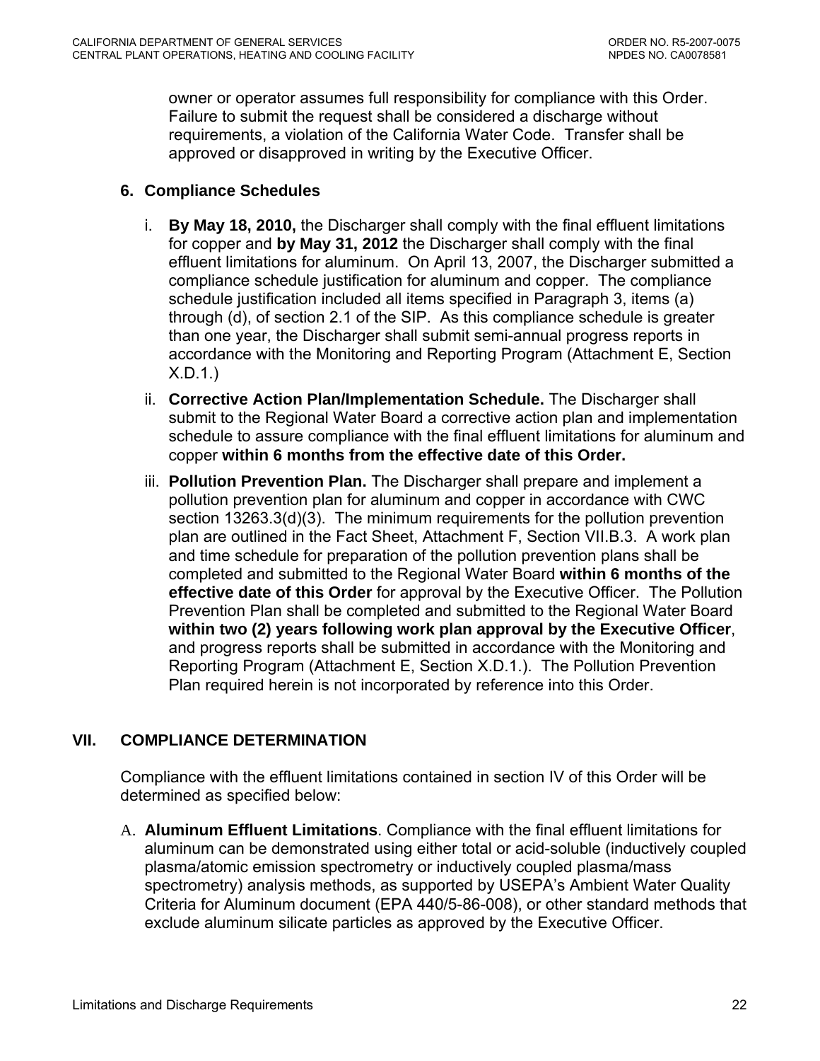owner or operator assumes full responsibility for compliance with this Order. Failure to submit the request shall be considered a discharge without requirements, a violation of the California Water Code. Transfer shall be approved or disapproved in writing by the Executive Officer.

### 6. Compliance Schedules

i. **By May 18, 2010,** the Discharger shall comply with the final effluent limitations for copper and **by May 31, 2012** the Discharger shall comply with the final effluent limitations for aluminum. On April 13, 2007, the Discharger submitted a compliance schedule justification for aluminum and copper. The compliance schedule justification included all items specified in Paragraph 3, items (a) through (d), of section 2.1 of the SIP. As this compliance schedule is greater than one year, the Discharger shall submit semi-annual progress reports in accordance with the Monitoring and Reporting Program (Attachment E, Section X.D.1.)

ii. **Corrective Action Plan/Implementation Schedule.** The Discharger shall submit to the Regional Water Board a corrective action plan and implementation schedule to assure compliance with the final effluent limitations for aluminum and copper **within 6 months from the effective date of this Order.**

iii. **Pollution Prevention Plan.** The Discharger shall prepare and implement a pollution prevention plan for aluminum and copper in accordance with CWC section 13263.3(d)(3). The minimum requirements for the pollution prevention plan are outlined in the Fact Sheet, Attachment F, Section VII.B.3. A work plan and time schedule for preparation of the pollution prevention plans shall be completed and submitted to the Regional Water Board **within 6 months of the effective date of this Order** for approval by the Executive Officer. The Pollution Prevention Plan shall be completed and submitted to the Regional Water Board **within two (2) years following work plan approval by the Executive Officer**, and progress reports shall be submitted in accordance with the Monitoring and Reporting Program (Attachment E, Section X.D.1.). The Pollution Prevention Plan required herein is not incorporated by reference into this Order.

## VII. COMPLIANCE DETERMINATION

Compliance with the effluent limitations contained in section IV of this Order will be determined as specified below:

A. **Aluminum Effluent Limitations**. Compliance with the final effluent limitations for aluminum can be demonstrated using either total or acid-soluble (inductively coupled plasma/atomic emission spectrometry or inductively coupled plasma/mass spectrometry) analysis methods, as supported by USEPA's Ambient Water Quality Criteria for Aluminum document (EPA 440/5-86-008), or other standard methods that exclude aluminum silicate particles as approved by the Executive Officer.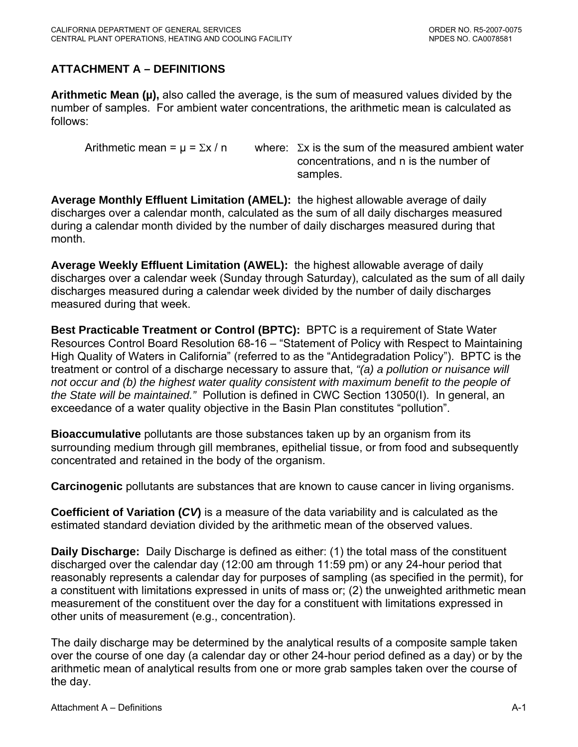## ATTACHMENT A – DEFINITIONS

**Arithmetic Mean (μ),** also called the average, is the sum of measured values divided by the number of samples. For ambient water concentrations, the arithmetic mean is calculated as follows:

Arithmetic mean = $\mu = \Sigma x / n$ where: $\Sigma x$ is the sum of the measured ambient water concentrations, and n is the number of samples.

**Average Monthly Effluent Limitation (AMEL):** the highest allowable average of daily discharges over a calendar month, calculated as the sum of all daily discharges measured during a calendar month divided by the number of daily discharges measured during that month.

**Average Weekly Effluent Limitation (AWEL):** the highest allowable average of daily discharges over a calendar week (Sunday through Saturday), calculated as the sum of all daily discharges measured during a calendar week divided by the number of daily discharges measured during that week.

**Best Practicable Treatment or Control (BPTC):** BPTC is a requirement of State Water Resources Control Board Resolution 68-16 – "Statement of Policy with Respect to Maintaining High Quality of Waters in California" (referred to as the "Antidegradation Policy"). BPTC is the treatment or control of a discharge necessary to assure that, *"(a) a pollution or nuisance will not occur and (b) the highest water quality consistent with maximum benefit to the people of the State will be maintained."* Pollution is defined in CWC Section 13050(I). In general, an exceedance of a water quality objective in the Basin Plan constitutes "pollution".

**Bioaccumulative** pollutants are those substances taken up by an organism from its surrounding medium through gill membranes, epithelial tissue, or from food and subsequently concentrated and retained in the body of the organism.

**Carcinogenic** pollutants are substances that are known to cause cancer in living organisms.

**Coefficient of Variation (*CV*)** is a measure of the data variability and is calculated as the estimated standard deviation divided by the arithmetic mean of the observed values.

**Daily Discharge:** Daily Discharge is defined as either: (1) the total mass of the constituent discharged over the calendar day (12:00 am through 11:59 pm) or any 24-hour period that reasonably represents a calendar day for purposes of sampling (as specified in the permit), for a constituent with limitations expressed in units of mass or; (2) the unweighted arithmetic mean measurement of the constituent over the day for a constituent with limitations expressed in other units of measurement (e.g., concentration).

The daily discharge may be determined by the analytical results of a composite sample taken over the course of one day (a calendar day or other 24-hour period defined as a day) or by the arithmetic mean of analytical results from one or more grab samples taken over the course of the day.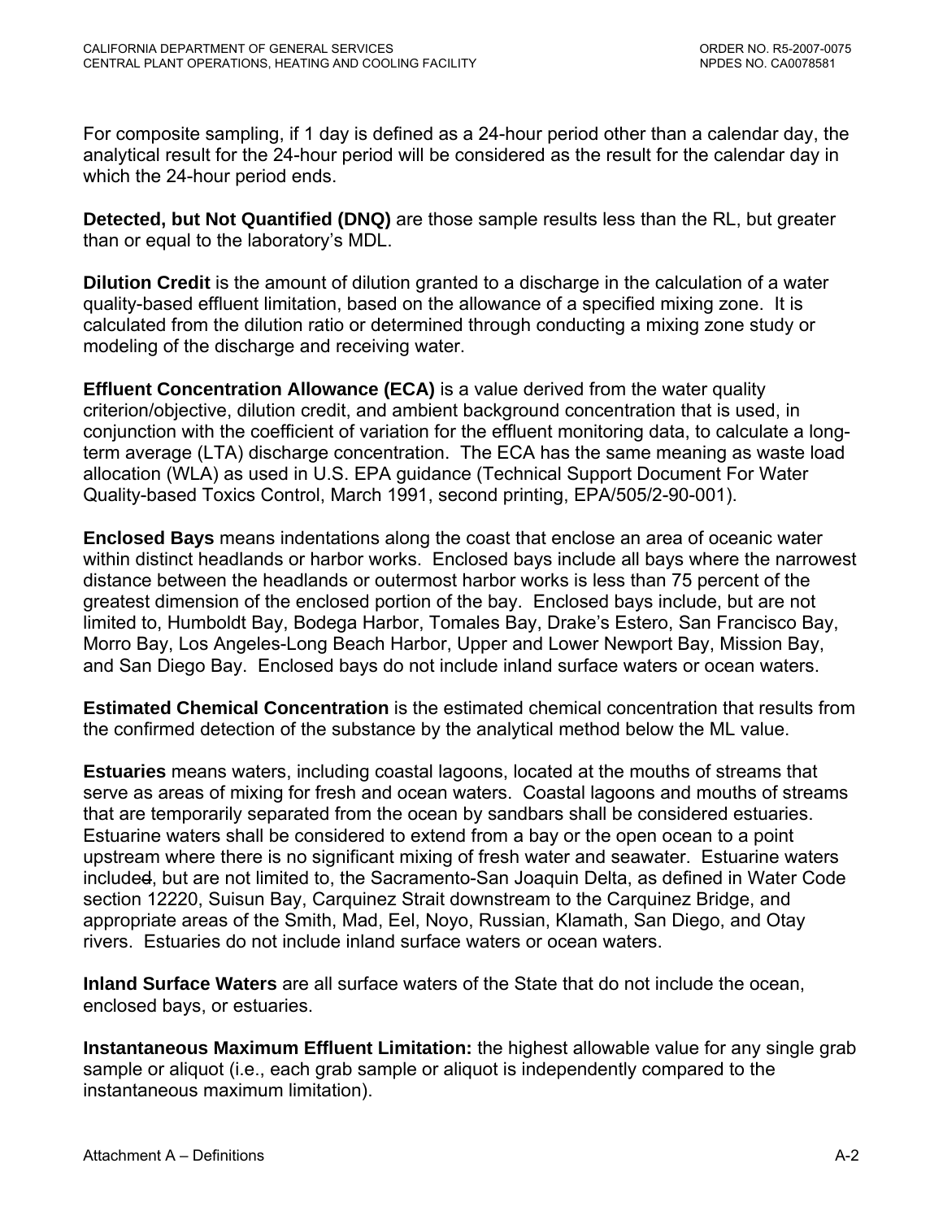For composite sampling, if 1 day is defined as a 24-hour period other than a calendar day, the analytical result for the 24-hour period will be considered as the result for the calendar day in which the 24-hour period ends.

**Detected, but Not Quantified (DNQ)** are those sample results less than the RL, but greater than or equal to the laboratory's MDL.

**Dilution Credit** is the amount of dilution granted to a discharge in the calculation of a water quality-based effluent limitation, based on the allowance of a specified mixing zone. It is calculated from the dilution ratio or determined through conducting a mixing zone study or modeling of the discharge and receiving water.

**Effluent Concentration Allowance (ECA)** is a value derived from the water quality criterion/objective, dilution credit, and ambient background concentration that is used, in conjunction with the coefficient of variation for the effluent monitoring data, to calculate a long-term average (LTA) discharge concentration. The ECA has the same meaning as waste load allocation (WLA) as used in U.S. EPA guidance (Technical Support Document For Water Quality-based Toxics Control, March 1991, second printing, EPA/505/2-90-001).

**Enclosed Bays** means indentations along the coast that enclose an area of oceanic water within distinct headlands or harbor works. Enclosed bays include all bays where the narrowest distance between the headlands or outermost harbor works is less than 75 percent of the greatest dimension of the enclosed portion of the bay. Enclosed bays include, but are not limited to, Humboldt Bay, Bodega Harbor, Tomales Bay, Drake's Estero, San Francisco Bay, Morro Bay, Los Angeles-Long Beach Harbor, Upper and Lower Newport Bay, Mission Bay, and San Diego Bay. Enclosed bays do not include inland surface waters or ocean waters.

**Estimated Chemical Concentration** is the estimated chemical concentration that results from the confirmed detection of the substance by the analytical method below the ML value.

**Estuaries** means waters, including coastal lagoons, located at the mouths of streams that serve as areas of mixing for fresh and ocean waters. Coastal lagoons and mouths of streams that are temporarily separated from the ocean by sandbars shall be considered estuaries. Estuarine waters shall be considered to extend from a bay or the open ocean to a point upstream where there is no significant mixing of fresh water and seawater. Estuarine waters include~~d~~, but are not limited to, the Sacramento-San Joaquin Delta, as defined in Water Code section 12220, Suisun Bay, Carquinez Strait downstream to the Carquinez Bridge, and appropriate areas of the Smith, Mad, Eel, Noyo, Russian, Klamath, San Diego, and Otay rivers. Estuaries do not include inland surface waters or ocean waters.

**Inland Surface Waters** are all surface waters of the State that do not include the ocean, enclosed bays, or estuaries.

**Instantaneous Maximum Effluent Limitation:** the highest allowable value for any single grab sample or aliquot (i.e., each grab sample or aliquot is independently compared to the instantaneous maximum limitation).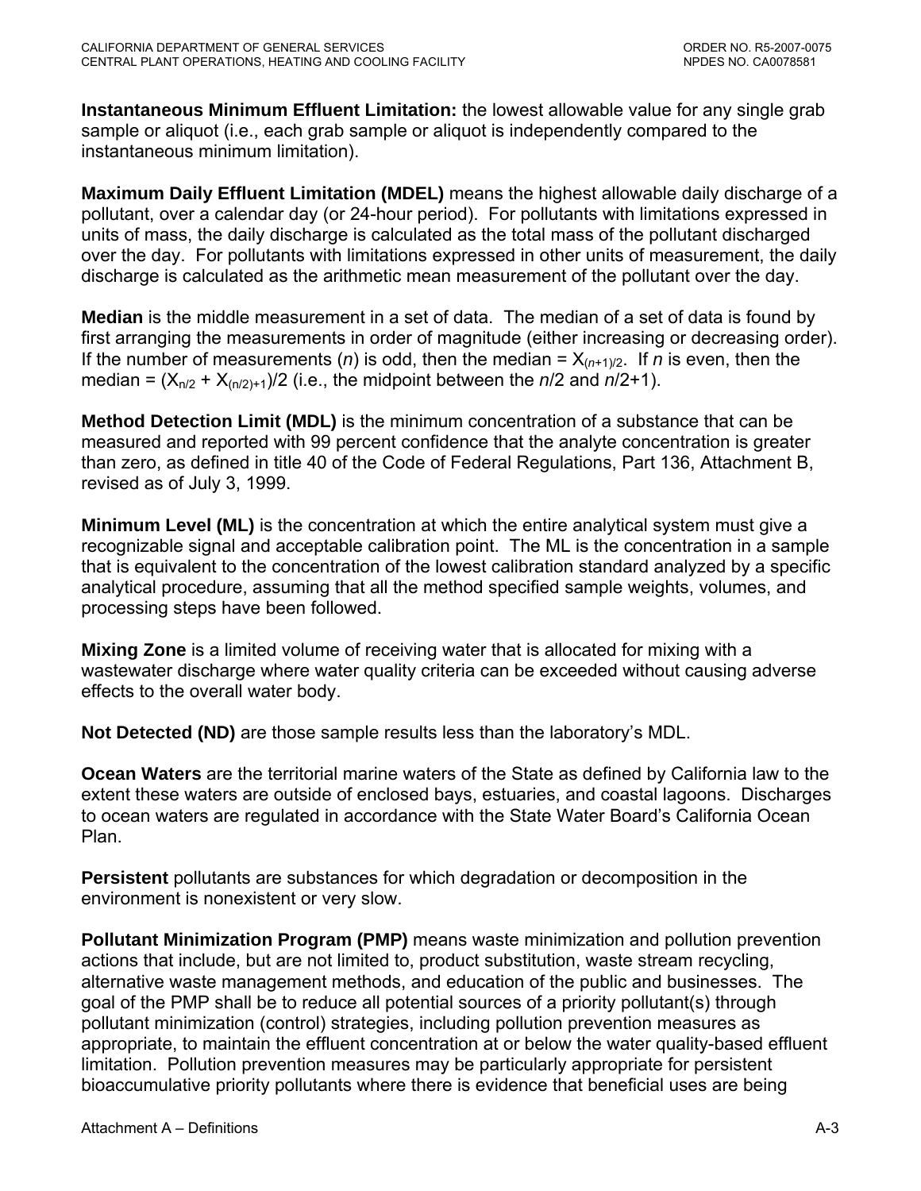**Instantaneous Minimum Effluent Limitation:** the lowest allowable value for any single grab sample or aliquot (i.e., each grab sample or aliquot is independently compared to the instantaneous minimum limitation).

**Maximum Daily Effluent Limitation (MDEL)** means the highest allowable daily discharge of a pollutant, over a calendar day (or 24-hour period). For pollutants with limitations expressed in units of mass, the daily discharge is calculated as the total mass of the pollutant discharged over the day. For pollutants with limitations expressed in other units of measurement, the daily discharge is calculated as the arithmetic mean measurement of the pollutant over the day.

**Median** is the middle measurement in a set of data. The median of a set of data is found by first arranging the measurements in order of magnitude (either increasing or decreasing order). If the number of measurements (*n*) is odd, then the median = $X_{(n+1)/2}$. If *n* is even, then the median = $(X_{n/2} + X_{(n/2)+1})/2$ (i.e., the midpoint between the *n*/2 and *n*/2+1).

**Method Detection Limit (MDL)** is the minimum concentration of a substance that can be measured and reported with 99 percent confidence that the analyte concentration is greater than zero, as defined in title 40 of the Code of Federal Regulations, Part 136, Attachment B, revised as of July 3, 1999.

**Minimum Level (ML)** is the concentration at which the entire analytical system must give a recognizable signal and acceptable calibration point. The ML is the concentration in a sample that is equivalent to the concentration of the lowest calibration standard analyzed by a specific analytical procedure, assuming that all the method specified sample weights, volumes, and processing steps have been followed.

**Mixing Zone** is a limited volume of receiving water that is allocated for mixing with a wastewater discharge where water quality criteria can be exceeded without causing adverse effects to the overall water body.

**Not Detected (ND)** are those sample results less than the laboratory's MDL.

**Ocean Waters** are the territorial marine waters of the State as defined by California law to the extent these waters are outside of enclosed bays, estuaries, and coastal lagoons. Discharges to ocean waters are regulated in accordance with the State Water Board's California Ocean Plan.

**Persistent** pollutants are substances for which degradation or decomposition in the environment is nonexistent or very slow.

**Pollutant Minimization Program (PMP)** means waste minimization and pollution prevention actions that include, but are not limited to, product substitution, waste stream recycling, alternative waste management methods, and education of the public and businesses. The goal of the PMP shall be to reduce all potential sources of a priority pollutant(s) through pollutant minimization (control) strategies, including pollution prevention measures as appropriate, to maintain the effluent concentration at or below the water quality-based effluent limitation. Pollution prevention measures may be particularly appropriate for persistent bioaccumulative priority pollutants where there is evidence that beneficial uses are being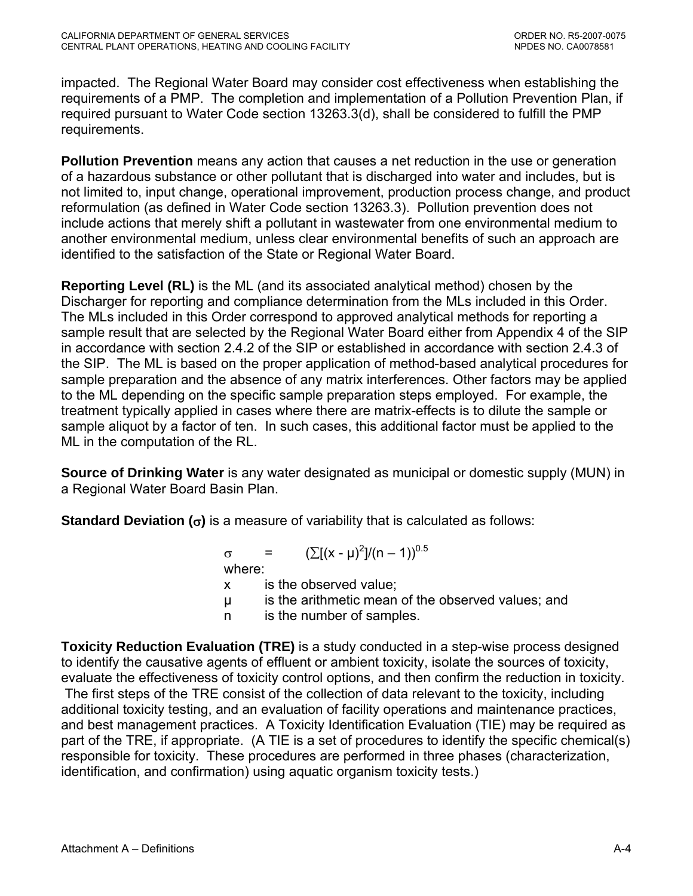impacted. The Regional Water Board may consider cost effectiveness when establishing the requirements of a PMP. The completion and implementation of a Pollution Prevention Plan, if required pursuant to Water Code section 13263.3(d), shall be considered to fulfill the PMP requirements.

**Pollution Prevention** means any action that causes a net reduction in the use or generation of a hazardous substance or other pollutant that is discharged into water and includes, but is not limited to, input change, operational improvement, production process change, and product reformulation (as defined in Water Code section 13263.3). Pollution prevention does not include actions that merely shift a pollutant in wastewater from one environmental medium to another environmental medium, unless clear environmental benefits of such an approach are identified to the satisfaction of the State or Regional Water Board.

**Reporting Level (RL)** is the ML (and its associated analytical method) chosen by the Discharger for reporting and compliance determination from the MLs included in this Order. The MLs included in this Order correspond to approved analytical methods for reporting a sample result that are selected by the Regional Water Board either from Appendix 4 of the SIP in accordance with section 2.4.2 of the SIP or established in accordance with section 2.4.3 of the SIP. The ML is based on the proper application of method-based analytical procedures for sample preparation and the absence of any matrix interferences. Other factors may be applied to the ML depending on the specific sample preparation steps employed. For example, the treatment typically applied in cases where there are matrix-effects is to dilute the sample or sample aliquot by a factor of ten. In such cases, this additional factor must be applied to the ML in the computation of the RL.

**Source of Drinking Water** is any water designated as municipal or domestic supply (MUN) in a Regional Water Board Basin Plan.

**Standard Deviation ($\sigma$)** is a measure of variability that is calculated as follows:

$$\sigma = (\sum[(x - \mu)^2]/(n - 1))^{0.5}$$

where:

- $x$ is the observed value;
- $\mu$ is the arithmetic mean of the observed values; and
- $n$ is the number of samples.

**Toxicity Reduction Evaluation (TRE)** is a study conducted in a step-wise process designed to identify the causative agents of effluent or ambient toxicity, isolate the sources of toxicity, evaluate the effectiveness of toxicity control options, and then confirm the reduction in toxicity. The first steps of the TRE consist of the collection of data relevant to the toxicity, including additional toxicity testing, and an evaluation of facility operations and maintenance practices, and best management practices. A Toxicity Identification Evaluation (TIE) may be required as part of the TRE, if appropriate. (A TIE is a set of procedures to identify the specific chemical(s) responsible for toxicity. These procedures are performed in three phases (characterization, identification, and confirmation) using aquatic organism toxicity tests.)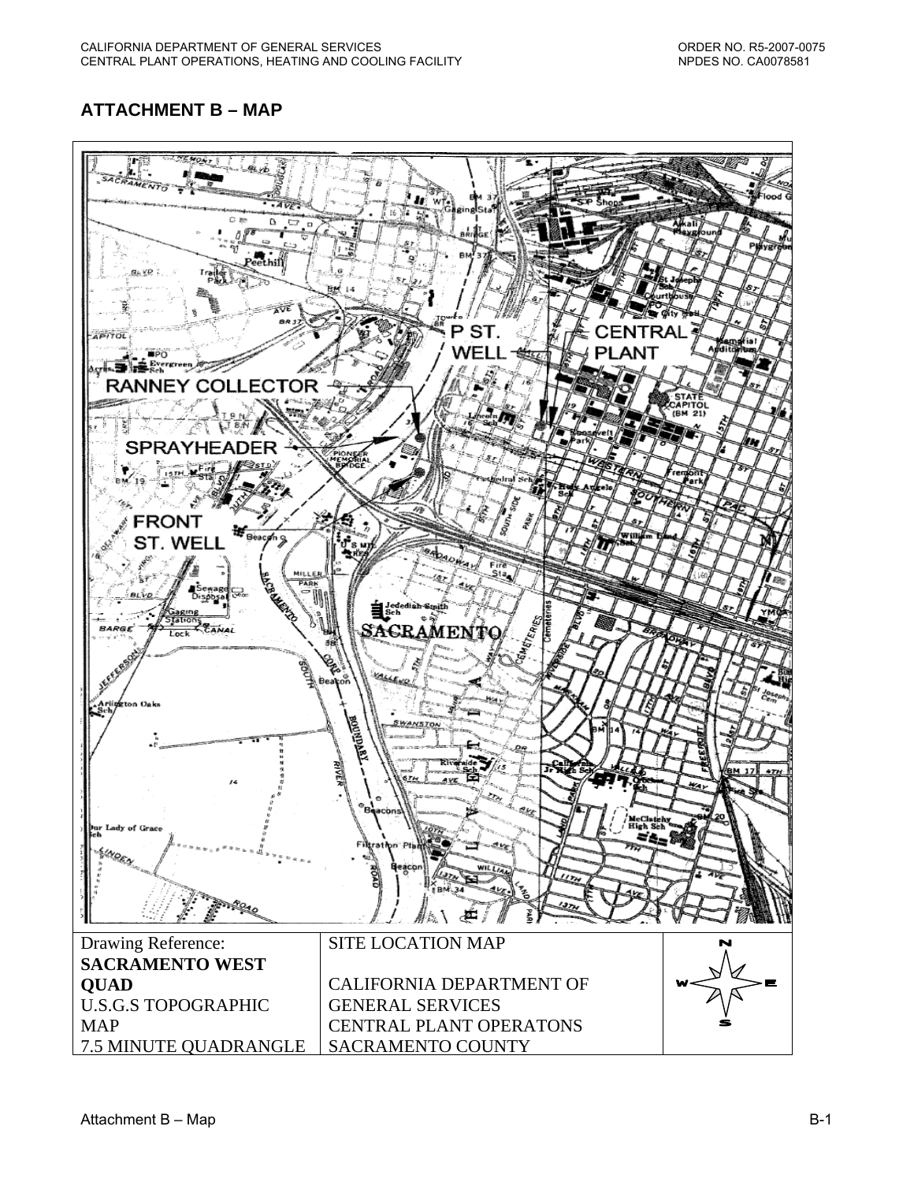## ATTACHMENT B – MAP

| Drawing Reference: **SACRAMENTO WEST QUAD** U.S.G.S TOPOGRAPHIC MAP 7.5 MINUTE QUADRANGLE | SITE LOCATION MAP CALIFORNIA DEPARTMENT OF GENERAL SERVICES CENTRAL PLANT OPERATONS SACRAMENTO COUNTY | N W E S |
| --- | --- | --- |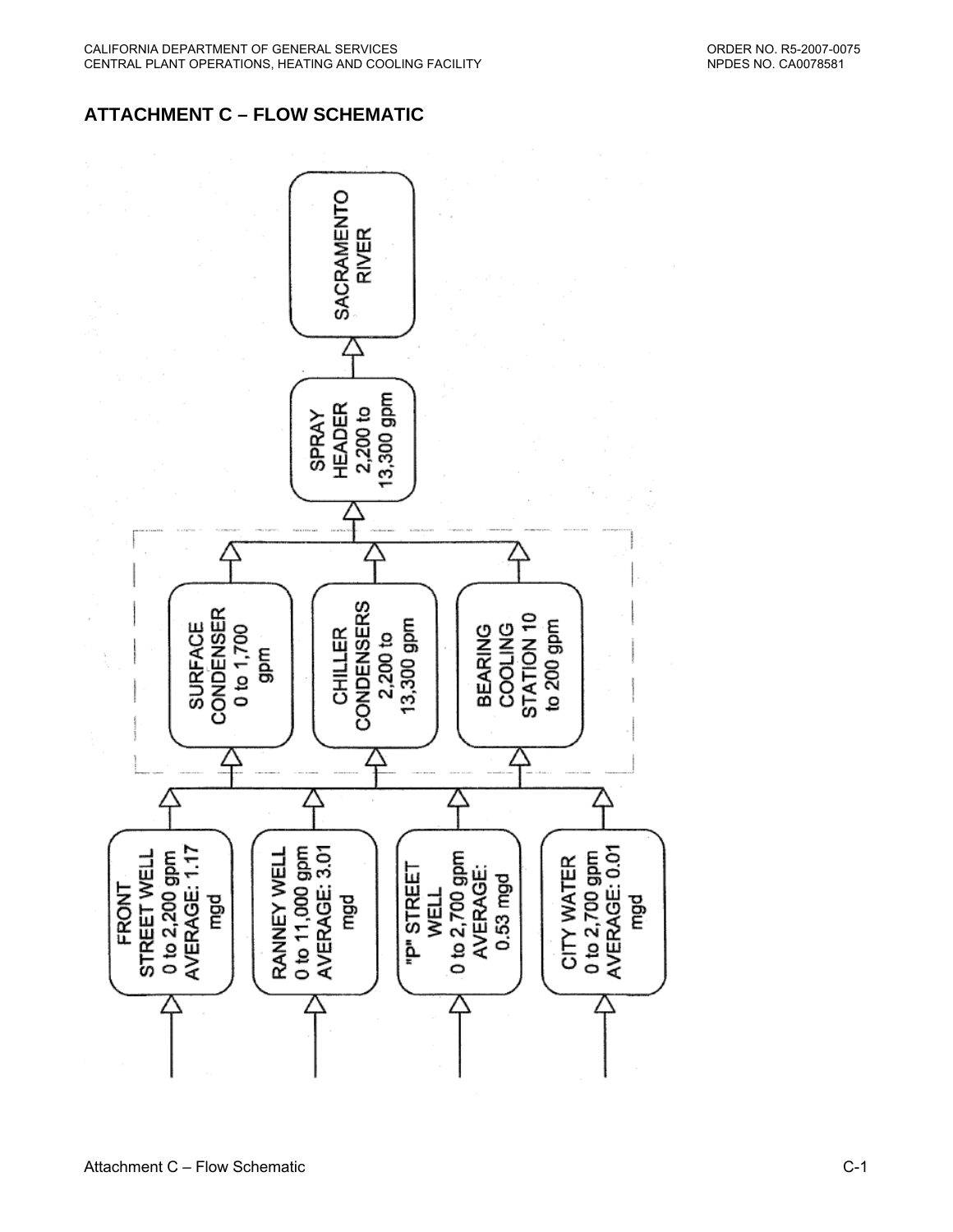## ATTACHMENT C – FLOW SCHEMATIC

FRONT STREET WELL 0 to 2,200 gpm AVERAGE: 1.17 mgd

RANNEY WELL 0 to 11,000 gpm AVERAGE: 3.01 mgd

"P" STREET WELL 0 to 2,700 gpm AVERAGE: 0.53 mgd

CITY WATER 0 to 2,700 gpm AVERAGE: 0.01 mgd

SURFACE CONDENSER 0 to 1,700 gpm

CHILLER CONDENSERS 2,200 to 13,300 gpm

BEARING COOLING STATION 10 to 200 gpm

SPRAY HEADER 2,200 to 13,300 gpm

SACRAMENTO RIVER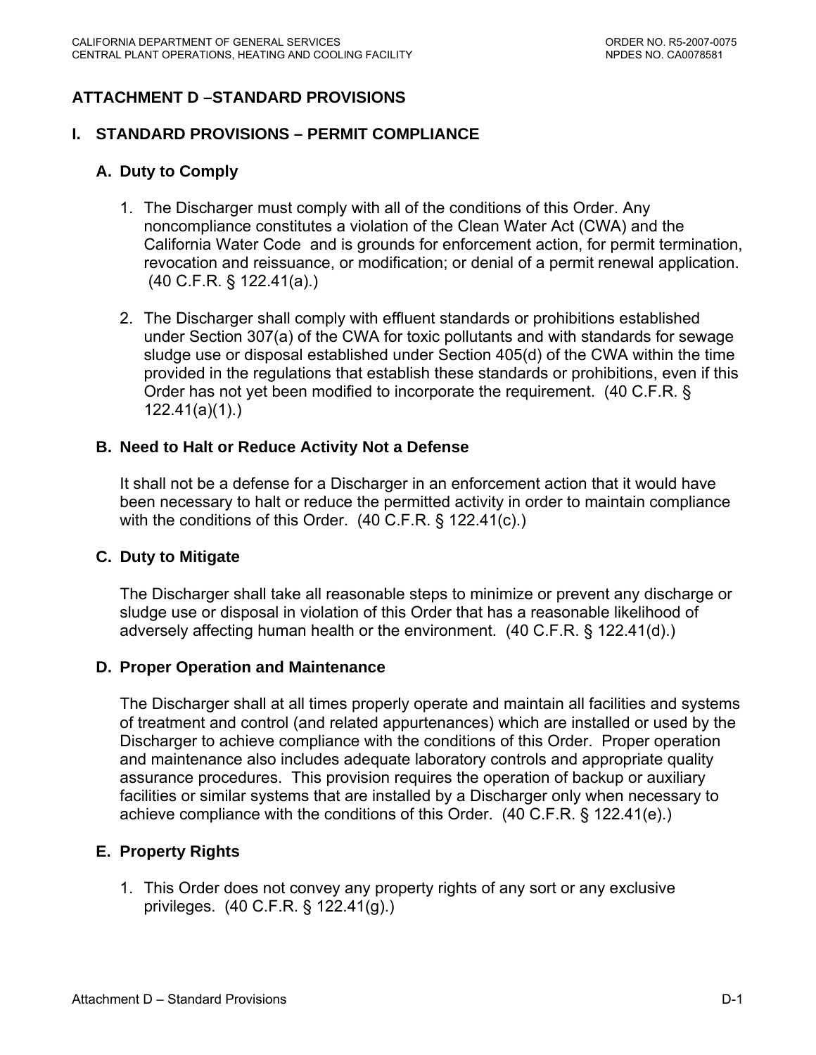# ATTACHMENT D –STANDARD PROVISIONS

## I. STANDARD PROVISIONS – PERMIT COMPLIANCE

### A. Duty to Comply

1. The Discharger must comply with all of the conditions of this Order. Any noncompliance constitutes a violation of the Clean Water Act (CWA) and the California Water Code and is grounds for enforcement action, for permit termination, revocation and reissuance, or modification; or denial of a permit renewal application. (40 C.F.R. § 122.41(a).)

2. The Discharger shall comply with effluent standards or prohibitions established under Section 307(a) of the CWA for toxic pollutants and with standards for sewage sludge use or disposal established under Section 405(d) of the CWA within the time provided in the regulations that establish these standards or prohibitions, even if this Order has not yet been modified to incorporate the requirement. (40 C.F.R. § 122.41(a)(1).)

### B. Need to Halt or Reduce Activity Not a Defense

It shall not be a defense for a Discharger in an enforcement action that it would have been necessary to halt or reduce the permitted activity in order to maintain compliance with the conditions of this Order. (40 C.F.R. § 122.41(c).)

### C. Duty to Mitigate

The Discharger shall take all reasonable steps to minimize or prevent any discharge or sludge use or disposal in violation of this Order that has a reasonable likelihood of adversely affecting human health or the environment. (40 C.F.R. § 122.41(d).)

### D. Proper Operation and Maintenance

The Discharger shall at all times properly operate and maintain all facilities and systems of treatment and control (and related appurtenances) which are installed or used by the Discharger to achieve compliance with the conditions of this Order. Proper operation and maintenance also includes adequate laboratory controls and appropriate quality assurance procedures. This provision requires the operation of backup or auxiliary facilities or similar systems that are installed by a Discharger only when necessary to achieve compliance with the conditions of this Order. (40 C.F.R. § 122.41(e).)

### E. Property Rights

1. This Order does not convey any property rights of any sort or any exclusive privileges. (40 C.F.R. § 122.41(g).)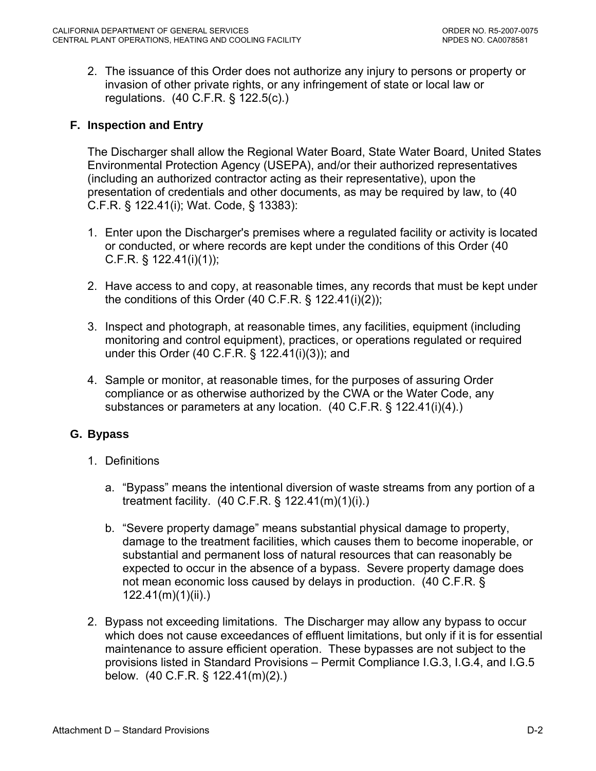2. The issuance of this Order does not authorize any injury to persons or property or invasion of other private rights, or any infringement of state or local law or regulations. (40 C.F.R. § 122.5(c).)

## F. Inspection and Entry

The Discharger shall allow the Regional Water Board, State Water Board, United States Environmental Protection Agency (USEPA), and/or their authorized representatives (including an authorized contractor acting as their representative), upon the presentation of credentials and other documents, as may be required by law, to (40 C.F.R. § 122.41(i); Wat. Code, § 13383):

1. Enter upon the Discharger's premises where a regulated facility or activity is located or conducted, or where records are kept under the conditions of this Order (40 C.F.R. § 122.41(i)(1));

2. Have access to and copy, at reasonable times, any records that must be kept under the conditions of this Order (40 C.F.R. § 122.41(i)(2));

3. Inspect and photograph, at reasonable times, any facilities, equipment (including monitoring and control equipment), practices, or operations regulated or required under this Order (40 C.F.R. § 122.41(i)(3)); and

4. Sample or monitor, at reasonable times, for the purposes of assuring Order compliance or as otherwise authorized by the CWA or the Water Code, any substances or parameters at any location. (40 C.F.R. § 122.41(i)(4).)

## G. Bypass

1. Definitions

   a. "Bypass" means the intentional diversion of waste streams from any portion of a treatment facility. (40 C.F.R. § 122.41(m)(1)(i).)

   b. "Severe property damage" means substantial physical damage to property, damage to the treatment facilities, which causes them to become inoperable, or substantial and permanent loss of natural resources that can reasonably be expected to occur in the absence of a bypass. Severe property damage does not mean economic loss caused by delays in production. (40 C.F.R. § 122.41(m)(1)(ii).)

2. Bypass not exceeding limitations. The Discharger may allow any bypass to occur which does not cause exceedances of effluent limitations, but only if it is for essential maintenance to assure efficient operation. These bypasses are not subject to the provisions listed in Standard Provisions – Permit Compliance I.G.3, I.G.4, and I.G.5 below. (40 C.F.R. § 122.41(m)(2).)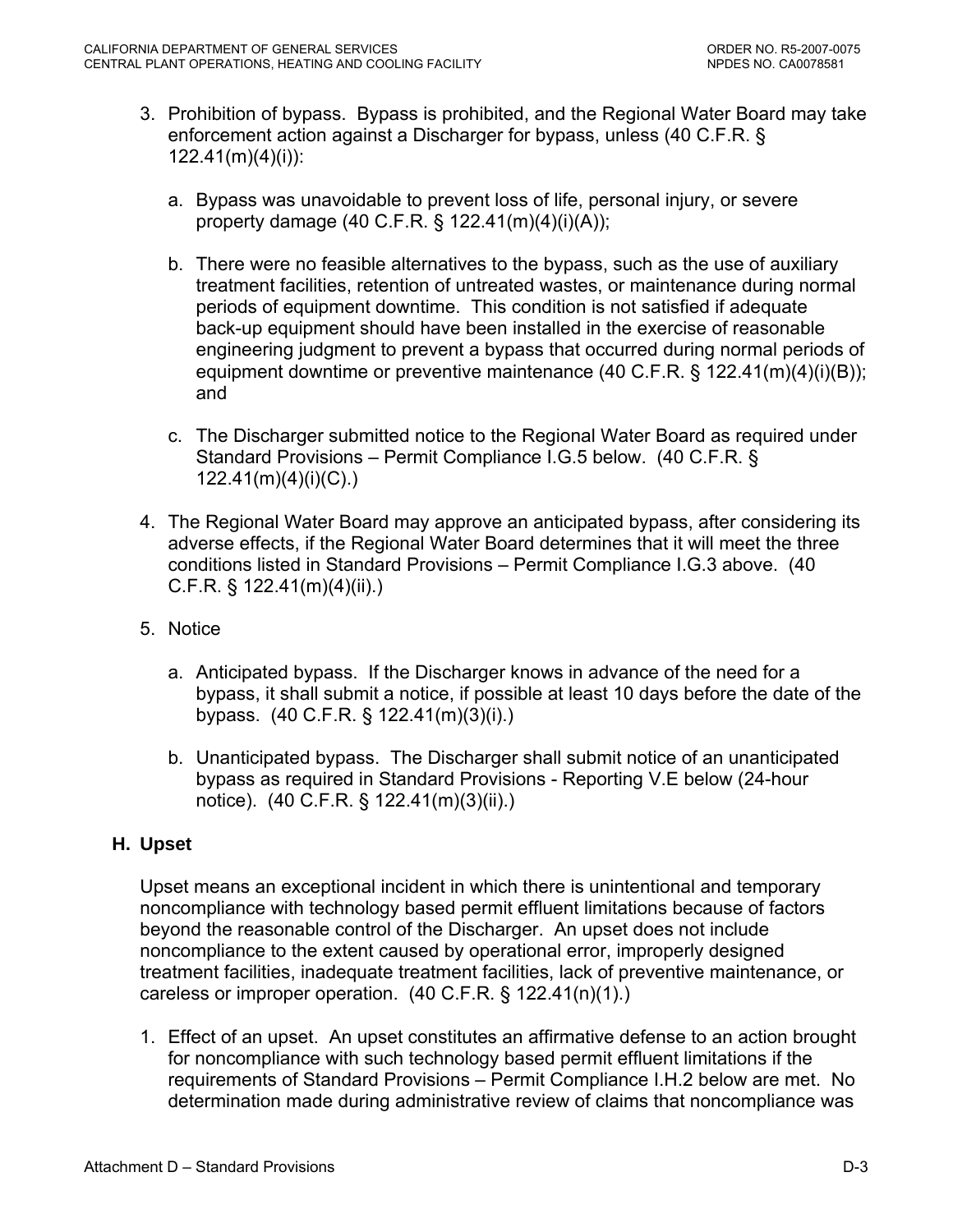3. Prohibition of bypass. Bypass is prohibited, and the Regional Water Board may take enforcement action against a Discharger for bypass, unless (40 C.F.R. § 122.41(m)(4)(i)):

   a. Bypass was unavoidable to prevent loss of life, personal injury, or severe property damage (40 C.F.R. § 122.41(m)(4)(i)(A));

   b. There were no feasible alternatives to the bypass, such as the use of auxiliary treatment facilities, retention of untreated wastes, or maintenance during normal periods of equipment downtime. This condition is not satisfied if adequate back-up equipment should have been installed in the exercise of reasonable engineering judgment to prevent a bypass that occurred during normal periods of equipment downtime or preventive maintenance (40 C.F.R. § 122.41(m)(4)(i)(B)); and

   c. The Discharger submitted notice to the Regional Water Board as required under Standard Provisions – Permit Compliance I.G.5 below. (40 C.F.R. § 122.41(m)(4)(i)(C).)

4. The Regional Water Board may approve an anticipated bypass, after considering its adverse effects, if the Regional Water Board determines that it will meet the three conditions listed in Standard Provisions – Permit Compliance I.G.3 above. (40 C.F.R. § 122.41(m)(4)(ii).)

5. Notice

   a. Anticipated bypass. If the Discharger knows in advance of the need for a bypass, it shall submit a notice, if possible at least 10 days before the date of the bypass. (40 C.F.R. § 122.41(m)(3)(i).)

   b. Unanticipated bypass. The Discharger shall submit notice of an unanticipated bypass as required in Standard Provisions - Reporting V.E below (24-hour notice). (40 C.F.R. § 122.41(m)(3)(ii).)

### H. Upset

Upset means an exceptional incident in which there is unintentional and temporary noncompliance with technology based permit effluent limitations because of factors beyond the reasonable control of the Discharger. An upset does not include noncompliance to the extent caused by operational error, improperly designed treatment facilities, inadequate treatment facilities, lack of preventive maintenance, or careless or improper operation. (40 C.F.R. § 122.41(n)(1).)

1. Effect of an upset. An upset constitutes an affirmative defense to an action brought for noncompliance with such technology based permit effluent limitations if the requirements of Standard Provisions – Permit Compliance I.H.2 below are met. No determination made during administrative review of claims that noncompliance was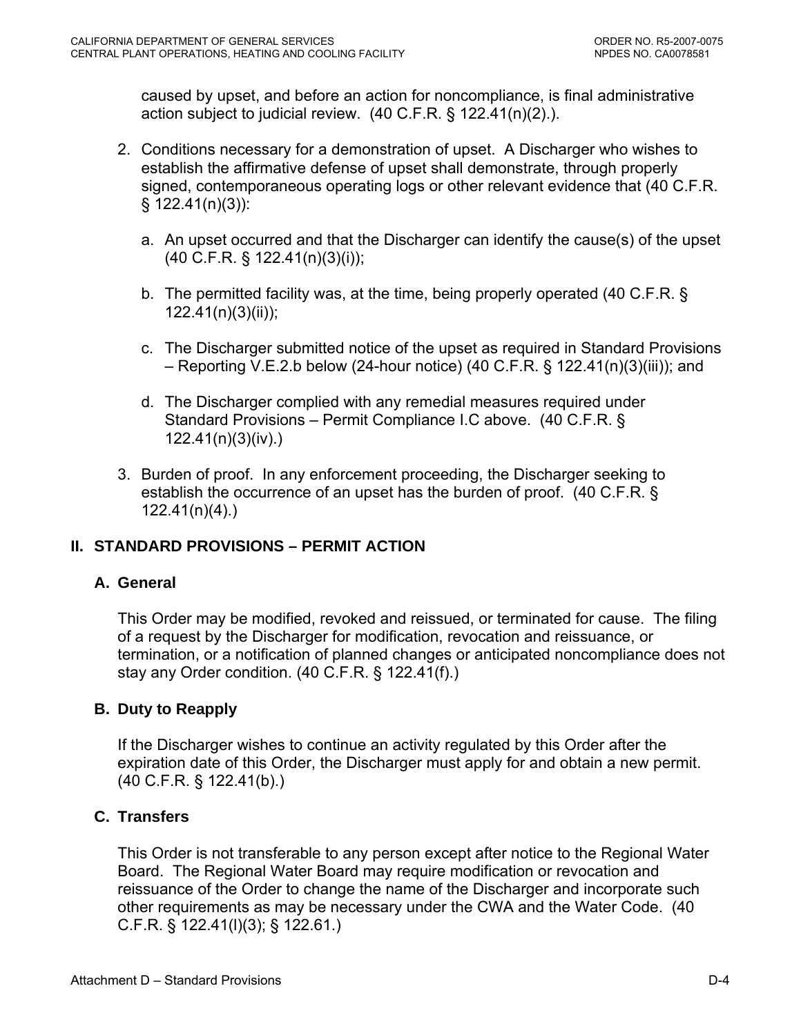caused by upset, and before an action for noncompliance, is final administrative action subject to judicial review. (40 C.F.R. § 122.41(n)(2).).

2. Conditions necessary for a demonstration of upset. A Discharger who wishes to establish the affirmative defense of upset shall demonstrate, through properly signed, contemporaneous operating logs or other relevant evidence that (40 C.F.R. § 122.41(n)(3)):

   a. An upset occurred and that the Discharger can identify the cause(s) of the upset (40 C.F.R. § 122.41(n)(3)(i));

   b. The permitted facility was, at the time, being properly operated (40 C.F.R. § 122.41(n)(3)(ii));

   c. The Discharger submitted notice of the upset as required in Standard Provisions – Reporting V.E.2.b below (24-hour notice) (40 C.F.R. § 122.41(n)(3)(iii)); and

   d. The Discharger complied with any remedial measures required under Standard Provisions – Permit Compliance I.C above. (40 C.F.R. § 122.41(n)(3)(iv).)

3. Burden of proof. In any enforcement proceeding, the Discharger seeking to establish the occurrence of an upset has the burden of proof. (40 C.F.R. § 122.41(n)(4).)

## II. STANDARD PROVISIONS – PERMIT ACTION

### A. General

This Order may be modified, revoked and reissued, or terminated for cause. The filing of a request by the Discharger for modification, revocation and reissuance, or termination, or a notification of planned changes or anticipated noncompliance does not stay any Order condition. (40 C.F.R. § 122.41(f).)

### B. Duty to Reapply

If the Discharger wishes to continue an activity regulated by this Order after the expiration date of this Order, the Discharger must apply for and obtain a new permit. (40 C.F.R. § 122.41(b).)

### C. Transfers

This Order is not transferable to any person except after notice to the Regional Water Board. The Regional Water Board may require modification or revocation and reissuance of the Order to change the name of the Discharger and incorporate such other requirements as may be necessary under the CWA and the Water Code. (40 C.F.R. § 122.41(l)(3); § 122.61.)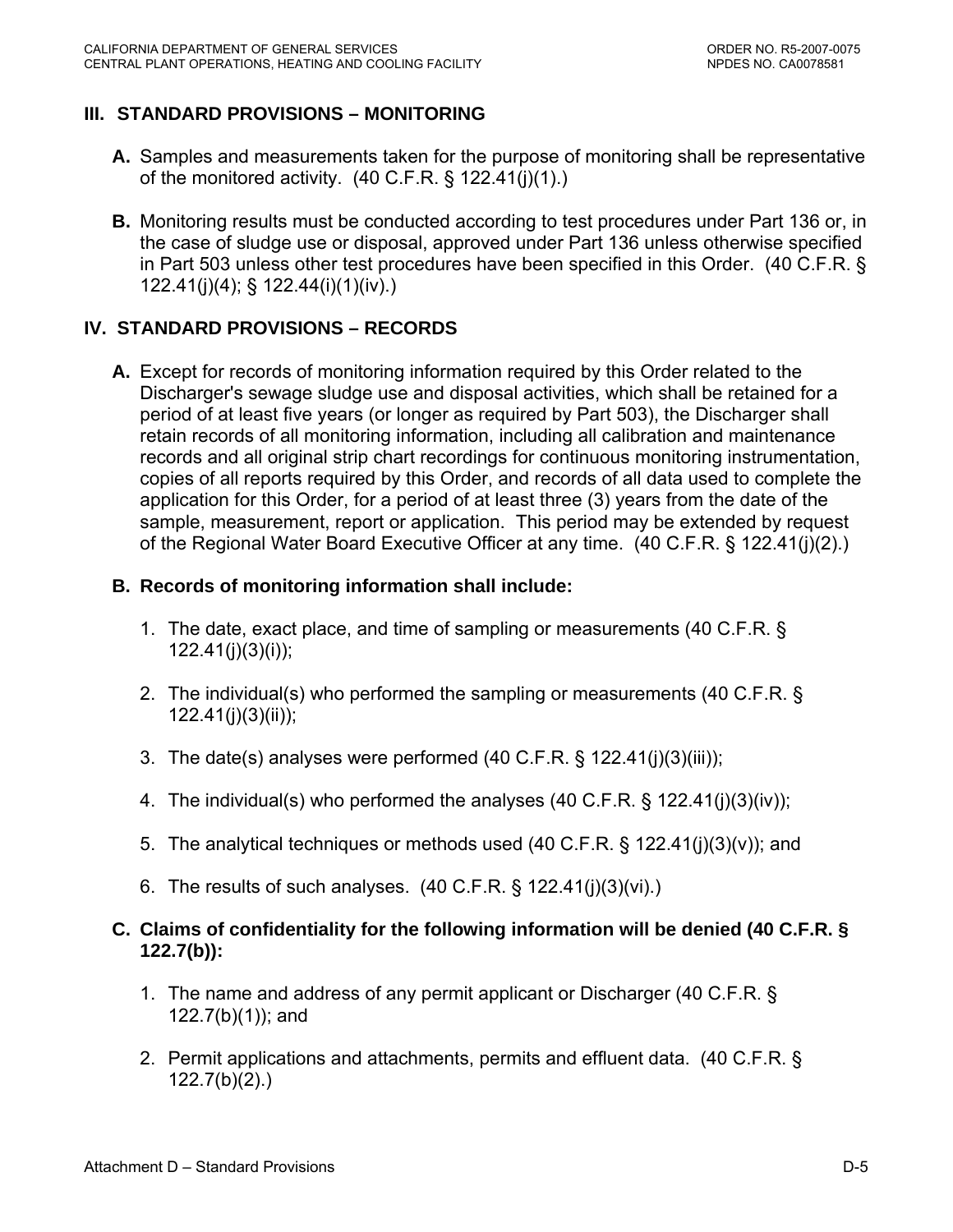## III. STANDARD PROVISIONS – MONITORING

**A.** Samples and measurements taken for the purpose of monitoring shall be representative of the monitored activity. (40 C.F.R. § 122.41(j)(1).)

**B.** Monitoring results must be conducted according to test procedures under Part 136 or, in the case of sludge use or disposal, approved under Part 136 unless otherwise specified in Part 503 unless other test procedures have been specified in this Order. (40 C.F.R. § 122.41(j)(4); § 122.44(i)(1)(iv).)

## IV. STANDARD PROVISIONS – RECORDS

**A.** Except for records of monitoring information required by this Order related to the Discharger's sewage sludge use and disposal activities, which shall be retained for a period of at least five years (or longer as required by Part 503), the Discharger shall retain records of all monitoring information, including all calibration and maintenance records and all original strip chart recordings for continuous monitoring instrumentation, copies of all reports required by this Order, and records of all data used to complete the application for this Order, for a period of at least three (3) years from the date of the sample, measurement, report or application. This period may be extended by request of the Regional Water Board Executive Officer at any time. (40 C.F.R. § 122.41(j)(2).)

**B. Records of monitoring information shall include:**

1. The date, exact place, and time of sampling or measurements (40 C.F.R. § 122.41(j)(3)(i));
2. The individual(s) who performed the sampling or measurements (40 C.F.R. § 122.41(j)(3)(ii));
3. The date(s) analyses were performed (40 C.F.R. § 122.41(j)(3)(iii));
4. The individual(s) who performed the analyses (40 C.F.R. § 122.41(j)(3)(iv));
5. The analytical techniques or methods used (40 C.F.R. § 122.41(j)(3)(v)); and
6. The results of such analyses. (40 C.F.R. § 122.41(j)(3)(vi).)

**C. Claims of confidentiality for the following information will be denied (40 C.F.R. § 122.7(b)):**

1. The name and address of any permit applicant or Discharger (40 C.F.R. § 122.7(b)(1)); and
2. Permit applications and attachments, permits and effluent data. (40 C.F.R. § 122.7(b)(2).)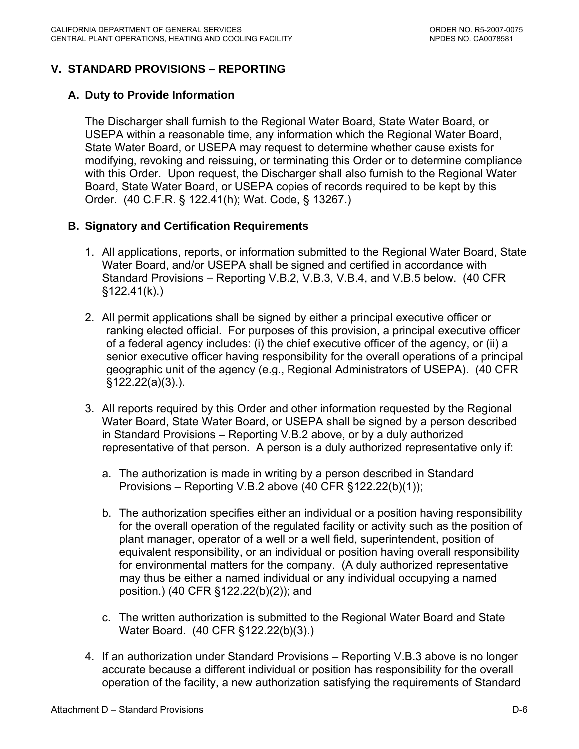## V. STANDARD PROVISIONS – REPORTING

### A. Duty to Provide Information

The Discharger shall furnish to the Regional Water Board, State Water Board, or USEPA within a reasonable time, any information which the Regional Water Board, State Water Board, or USEPA may request to determine whether cause exists for modifying, revoking and reissuing, or terminating this Order or to determine compliance with this Order. Upon request, the Discharger shall also furnish to the Regional Water Board, State Water Board, or USEPA copies of records required to be kept by this Order. (40 C.F.R. § 122.41(h); Wat. Code, § 13267.)

### B. Signatory and Certification Requirements

1. All applications, reports, or information submitted to the Regional Water Board, State Water Board, and/or USEPA shall be signed and certified in accordance with Standard Provisions – Reporting V.B.2, V.B.3, V.B.4, and V.B.5 below. (40 CFR §122.41(k).)

2. All permit applications shall be signed by either a principal executive officer or ranking elected official. For purposes of this provision, a principal executive officer of a federal agency includes: (i) the chief executive officer of the agency, or (ii) a senior executive officer having responsibility for the overall operations of a principal geographic unit of the agency (e.g., Regional Administrators of USEPA). (40 CFR §122.22(a)(3).).

3. All reports required by this Order and other information requested by the Regional Water Board, State Water Board, or USEPA shall be signed by a person described in Standard Provisions – Reporting V.B.2 above, or by a duly authorized representative of that person. A person is a duly authorized representative only if:

   a. The authorization is made in writing by a person described in Standard Provisions – Reporting V.B.2 above (40 CFR §122.22(b)(1));

   b. The authorization specifies either an individual or a position having responsibility for the overall operation of the regulated facility or activity such as the position of plant manager, operator of a well or a well field, superintendent, position of equivalent responsibility, or an individual or position having overall responsibility for environmental matters for the company. (A duly authorized representative may thus be either a named individual or any individual occupying a named position.) (40 CFR §122.22(b)(2)); and

   c. The written authorization is submitted to the Regional Water Board and State Water Board. (40 CFR §122.22(b)(3).)

4. If an authorization under Standard Provisions – Reporting V.B.3 above is no longer accurate because a different individual or position has responsibility for the overall operation of the facility, a new authorization satisfying the requirements of Standard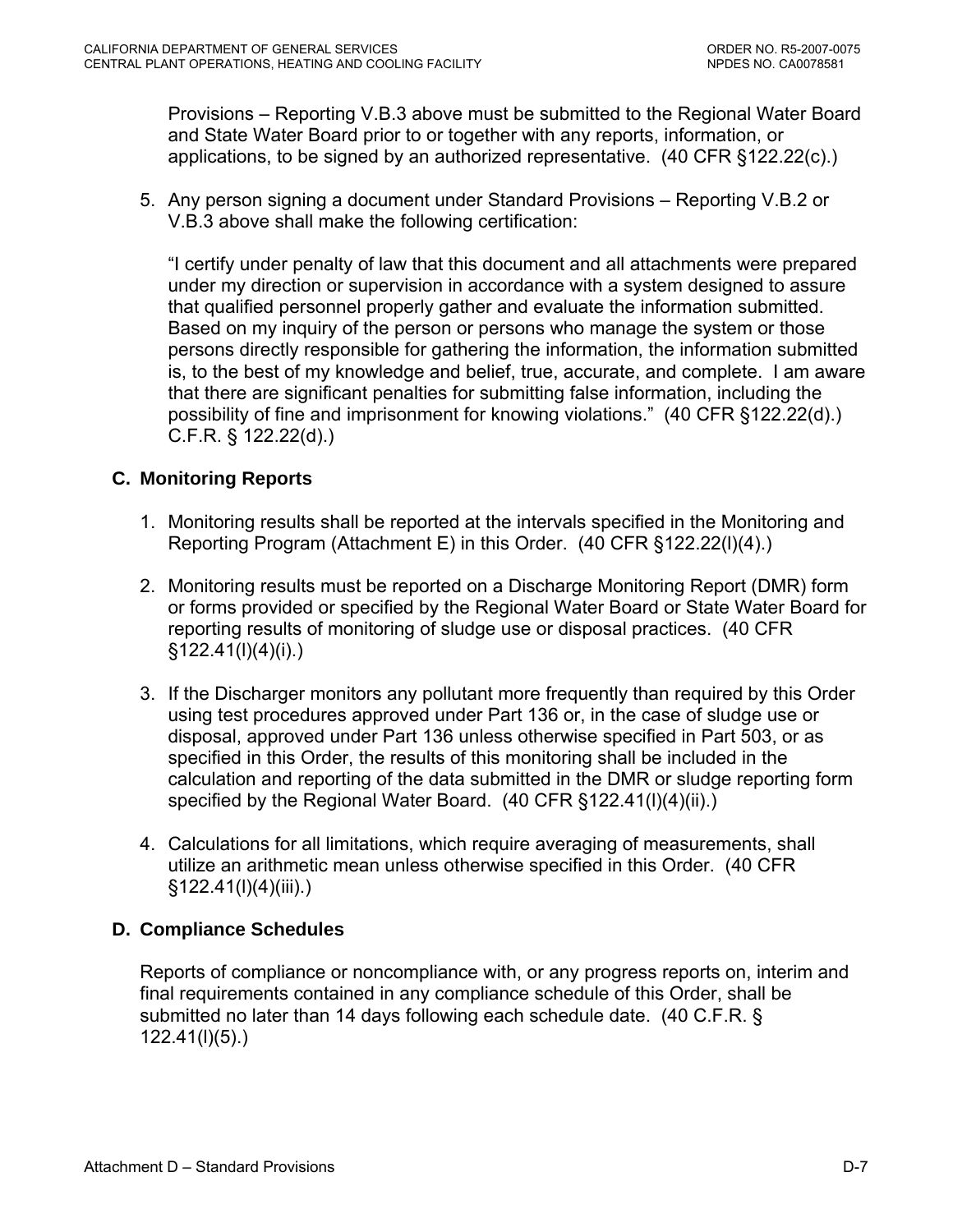Provisions – Reporting V.B.3 above must be submitted to the Regional Water Board and State Water Board prior to or together with any reports, information, or applications, to be signed by an authorized representative. (40 CFR §122.22(c).)

5. Any person signing a document under Standard Provisions – Reporting V.B.2 or V.B.3 above shall make the following certification:

   "I certify under penalty of law that this document and all attachments were prepared under my direction or supervision in accordance with a system designed to assure that qualified personnel properly gather and evaluate the information submitted. Based on my inquiry of the person or persons who manage the system or those persons directly responsible for gathering the information, the information submitted is, to the best of my knowledge and belief, true, accurate, and complete. I am aware that there are significant penalties for submitting false information, including the possibility of fine and imprisonment for knowing violations." (40 CFR §122.22(d).) C.F.R. § 122.22(d).)

## C. Monitoring Reports

1. Monitoring results shall be reported at the intervals specified in the Monitoring and Reporting Program (Attachment E) in this Order. (40 CFR §122.22(l)(4).)

2. Monitoring results must be reported on a Discharge Monitoring Report (DMR) form or forms provided or specified by the Regional Water Board or State Water Board for reporting results of monitoring of sludge use or disposal practices. (40 CFR §122.41(l)(4)(i).)

3. If the Discharger monitors any pollutant more frequently than required by this Order using test procedures approved under Part 136 or, in the case of sludge use or disposal, approved under Part 136 unless otherwise specified in Part 503, or as specified in this Order, the results of this monitoring shall be included in the calculation and reporting of the data submitted in the DMR or sludge reporting form specified by the Regional Water Board. (40 CFR §122.41(l)(4)(ii).)

4. Calculations for all limitations, which require averaging of measurements, shall utilize an arithmetic mean unless otherwise specified in this Order. (40 CFR §122.41(l)(4)(iii).)

## D. Compliance Schedules

Reports of compliance or noncompliance with, or any progress reports on, interim and final requirements contained in any compliance schedule of this Order, shall be submitted no later than 14 days following each schedule date. (40 C.F.R. § 122.41(l)(5).)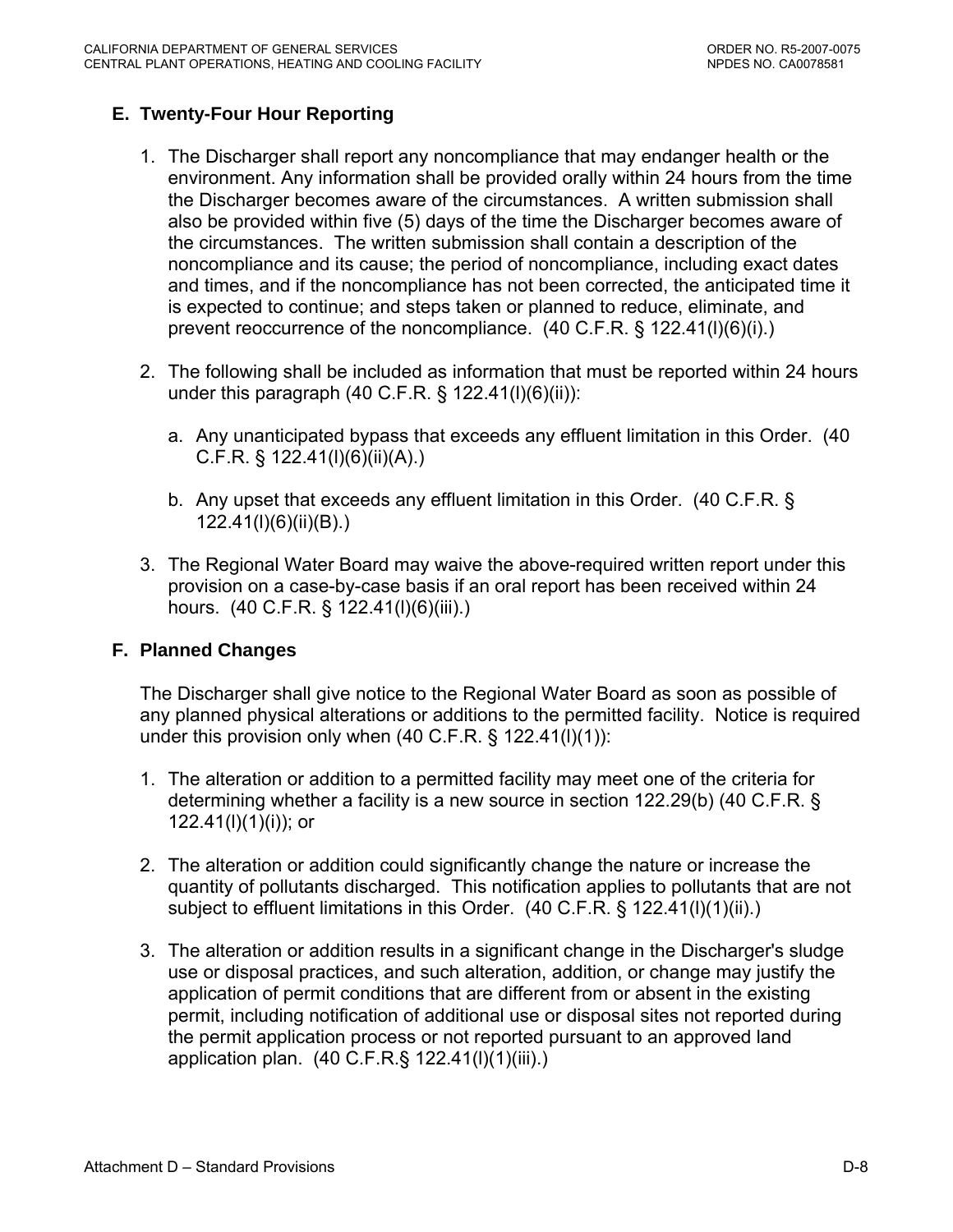### E. Twenty-Four Hour Reporting

1. The Discharger shall report any noncompliance that may endanger health or the environment. Any information shall be provided orally within 24 hours from the time the Discharger becomes aware of the circumstances. A written submission shall also be provided within five (5) days of the time the Discharger becomes aware of the circumstances. The written submission shall contain a description of the noncompliance and its cause; the period of noncompliance, including exact dates and times, and if the noncompliance has not been corrected, the anticipated time it is expected to continue; and steps taken or planned to reduce, eliminate, and prevent reoccurrence of the noncompliance. (40 C.F.R. § 122.41(l)(6)(i).)

2. The following shall be included as information that must be reported within 24 hours under this paragraph (40 C.F.R. § 122.41(l)(6)(ii)):

   a. Any unanticipated bypass that exceeds any effluent limitation in this Order. (40 C.F.R. § 122.41(l)(6)(ii)(A).)

   b. Any upset that exceeds any effluent limitation in this Order. (40 C.F.R. § 122.41(l)(6)(ii)(B).)

3. The Regional Water Board may waive the above-required written report under this provision on a case-by-case basis if an oral report has been received within 24 hours. (40 C.F.R. § 122.41(l)(6)(iii).)

### F. Planned Changes

The Discharger shall give notice to the Regional Water Board as soon as possible of any planned physical alterations or additions to the permitted facility. Notice is required under this provision only when (40 C.F.R. § 122.41(l)(1)):

1. The alteration or addition to a permitted facility may meet one of the criteria for determining whether a facility is a new source in section 122.29(b) (40 C.F.R. § 122.41(l)(1)(i)); or

2. The alteration or addition could significantly change the nature or increase the quantity of pollutants discharged. This notification applies to pollutants that are not subject to effluent limitations in this Order. (40 C.F.R. § 122.41(l)(1)(ii).)

3. The alteration or addition results in a significant change in the Discharger's sludge use or disposal practices, and such alteration, addition, or change may justify the application of permit conditions that are different from or absent in the existing permit, including notification of additional use or disposal sites not reported during the permit application process or not reported pursuant to an approved land application plan. (40 C.F.R.§ 122.41(l)(1)(iii).)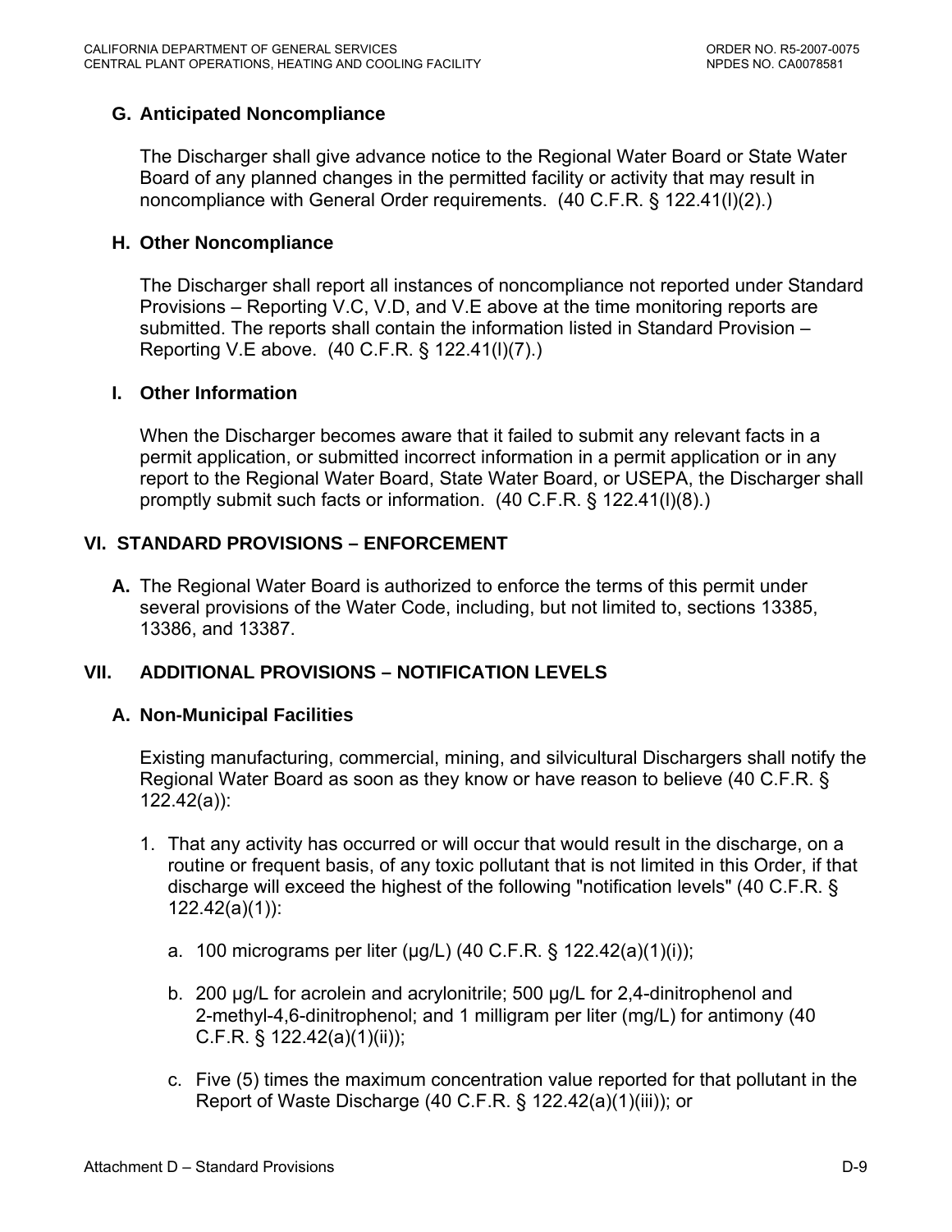### G. Anticipated Noncompliance

The Discharger shall give advance notice to the Regional Water Board or State Water Board of any planned changes in the permitted facility or activity that may result in noncompliance with General Order requirements. (40 C.F.R. § 122.41(l)(2).)

### H. Other Noncompliance

The Discharger shall report all instances of noncompliance not reported under Standard Provisions – Reporting V.C, V.D, and V.E above at the time monitoring reports are submitted. The reports shall contain the information listed in Standard Provision – Reporting V.E above. (40 C.F.R. § 122.41(l)(7).)

### I. Other Information

When the Discharger becomes aware that it failed to submit any relevant facts in a permit application, or submitted incorrect information in a permit application or in any report to the Regional Water Board, State Water Board, or USEPA, the Discharger shall promptly submit such facts or information. (40 C.F.R. § 122.41(l)(8).)

## VI. STANDARD PROVISIONS – ENFORCEMENT

**A.** The Regional Water Board is authorized to enforce the terms of this permit under several provisions of the Water Code, including, but not limited to, sections 13385, 13386, and 13387.

## VII. ADDITIONAL PROVISIONS – NOTIFICATION LEVELS

### A. Non-Municipal Facilities

Existing manufacturing, commercial, mining, and silvicultural Dischargers shall notify the Regional Water Board as soon as they know or have reason to believe (40 C.F.R. § 122.42(a)):

1. That any activity has occurred or will occur that would result in the discharge, on a routine or frequent basis, of any toxic pollutant that is not limited in this Order, if that discharge will exceed the highest of the following "notification levels" (40 C.F.R. § 122.42(a)(1)):

   a. 100 micrograms per liter (μg/L) (40 C.F.R. § 122.42(a)(1)(i));

   b. 200 μg/L for acrolein and acrylonitrile; 500 μg/L for 2,4-dinitrophenol and 2-methyl-4,6-dinitrophenol; and 1 milligram per liter (mg/L) for antimony (40 C.F.R. § 122.42(a)(1)(ii));

   c. Five (5) times the maximum concentration value reported for that pollutant in the Report of Waste Discharge (40 C.F.R. § 122.42(a)(1)(iii)); or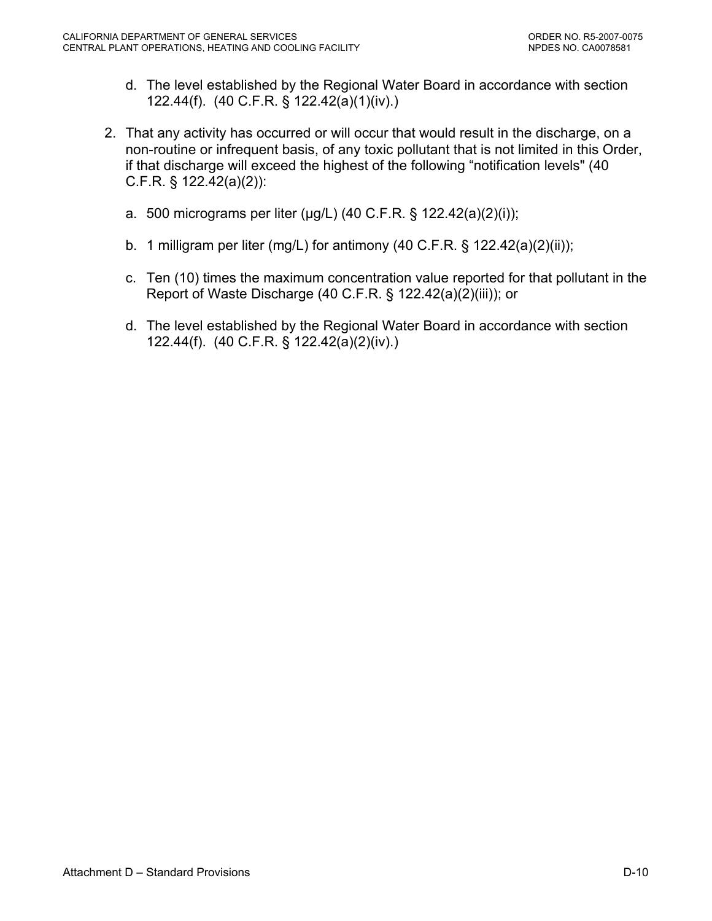d. The level established by the Regional Water Board in accordance with section 122.44(f). (40 C.F.R. § 122.42(a)(1)(iv).)

2. That any activity has occurred or will occur that would result in the discharge, on a non-routine or infrequent basis, of any toxic pollutant that is not limited in this Order, if that discharge will exceed the highest of the following "notification levels" (40 C.F.R. § 122.42(a)(2)):

   a. 500 micrograms per liter (µg/L) (40 C.F.R. § 122.42(a)(2)(i));

   b. 1 milligram per liter (mg/L) for antimony (40 C.F.R. § 122.42(a)(2)(ii));

   c. Ten (10) times the maximum concentration value reported for that pollutant in the Report of Waste Discharge (40 C.F.R. § 122.42(a)(2)(iii)); or

   d. The level established by the Regional Water Board in accordance with section 122.44(f). (40 C.F.R. § 122.42(a)(2)(iv).)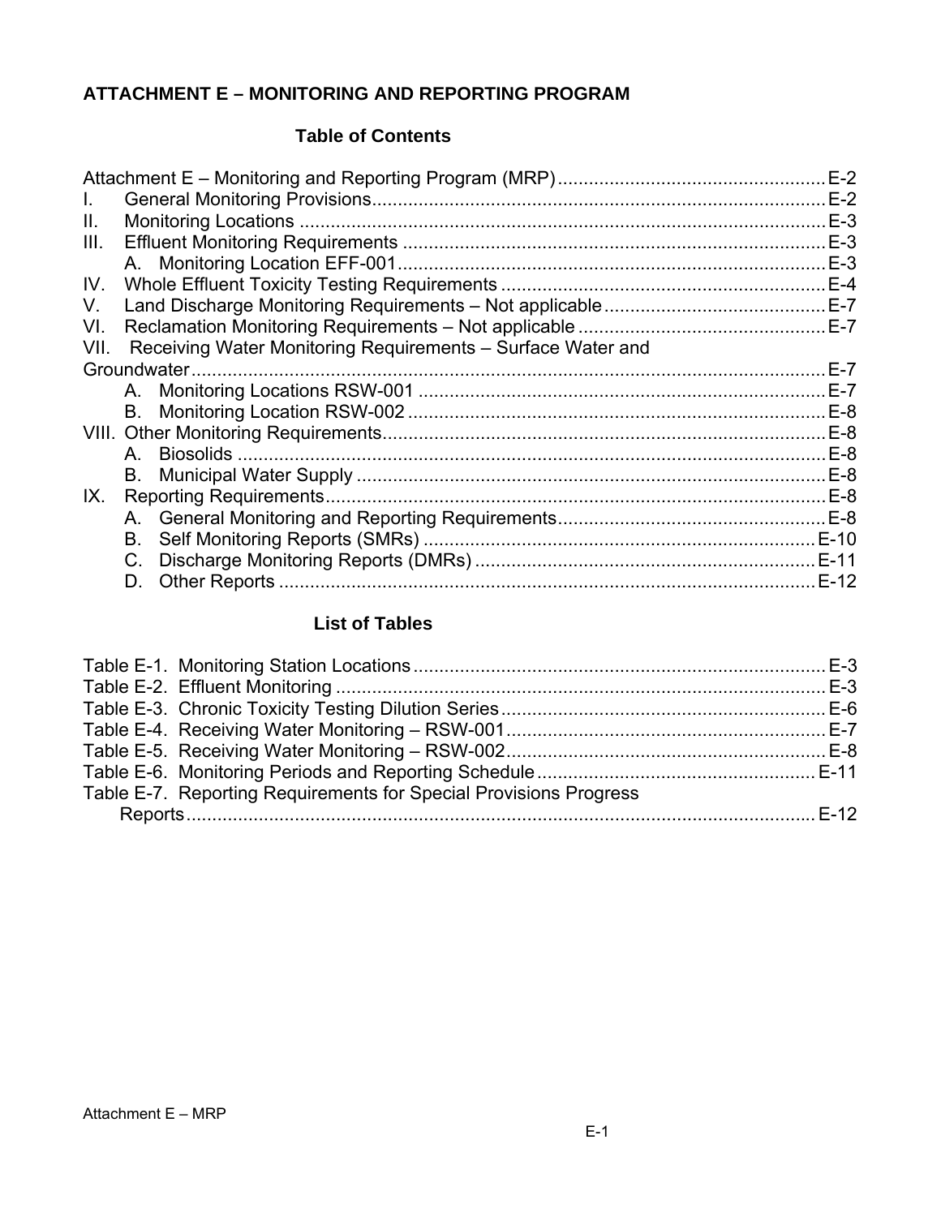## ATTACHMENT E – MONITORING AND REPORTING PROGRAM

### Table of Contents

Attachment E – Monitoring and Reporting Program (MRP) .......... E-2
I. General Monitoring Provisions .......... E-2
II. Monitoring Locations .......... E-3
III. Effluent Monitoring Requirements .......... E-3
  A. Monitoring Location EFF-001 .......... E-3
IV. Whole Effluent Toxicity Testing Requirements .......... E-4
V. Land Discharge Monitoring Requirements – Not applicable .......... E-7
VI. Reclamation Monitoring Requirements – Not applicable .......... E-7
VII. Receiving Water Monitoring Requirements – Surface Water and Groundwater .......... E-7
  A. Monitoring Locations RSW-001 .......... E-7
  B. Monitoring Location RSW-002 .......... E-8
VIII. Other Monitoring Requirements .......... E-8
  A. Biosolids .......... E-8
  B. Municipal Water Supply .......... E-8
IX. Reporting Requirements .......... E-8
  A. General Monitoring and Reporting Requirements .......... E-8
  B. Self Monitoring Reports (SMRs) .......... E-10
  C. Discharge Monitoring Reports (DMRs) .......... E-11
  D. Other Reports .......... E-12

### List of Tables

Table E-1. Monitoring Station Locations .......... E-3
Table E-2. Effluent Monitoring .......... E-3
Table E-3. Chronic Toxicity Testing Dilution Series .......... E-6
Table E-4. Receiving Water Monitoring – RSW-001 .......... E-7
Table E-5. Receiving Water Monitoring – RSW-002 .......... E-8
Table E-6. Monitoring Periods and Reporting Schedule .......... E-11
Table E-7. Reporting Requirements for Special Provisions Progress Reports .......... E-12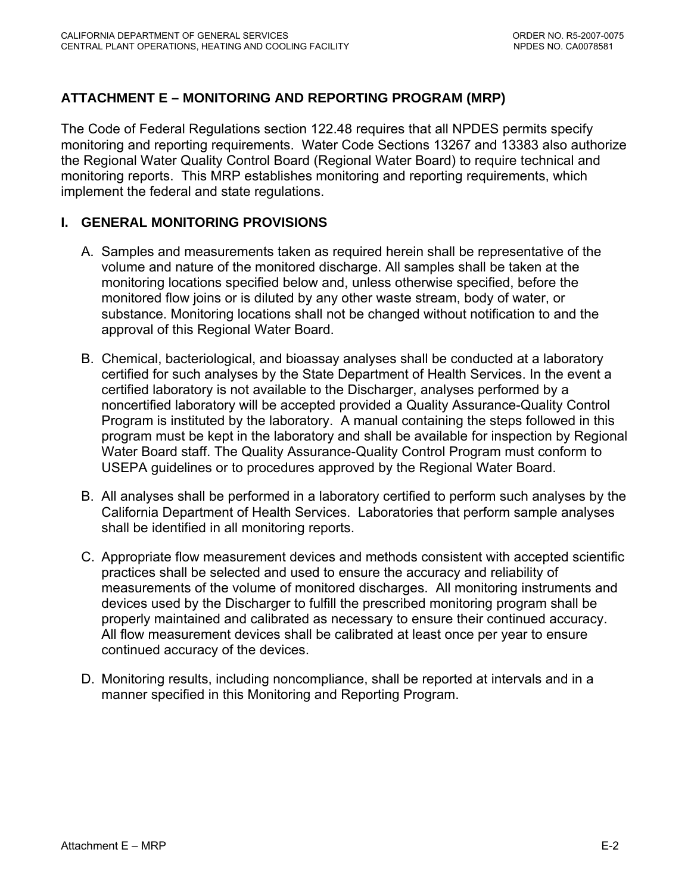## ATTACHMENT E – MONITORING AND REPORTING PROGRAM (MRP)

The Code of Federal Regulations section 122.48 requires that all NPDES permits specify monitoring and reporting requirements. Water Code Sections 13267 and 13383 also authorize the Regional Water Quality Control Board (Regional Water Board) to require technical and monitoring reports. This MRP establishes monitoring and reporting requirements, which implement the federal and state regulations.

### I. GENERAL MONITORING PROVISIONS

A. Samples and measurements taken as required herein shall be representative of the volume and nature of the monitored discharge. All samples shall be taken at the monitoring locations specified below and, unless otherwise specified, before the monitored flow joins or is diluted by any other waste stream, body of water, or substance. Monitoring locations shall not be changed without notification to and the approval of this Regional Water Board.

B. Chemical, bacteriological, and bioassay analyses shall be conducted at a laboratory certified for such analyses by the State Department of Health Services. In the event a certified laboratory is not available to the Discharger, analyses performed by a noncertified laboratory will be accepted provided a Quality Assurance-Quality Control Program is instituted by the laboratory. A manual containing the steps followed in this program must be kept in the laboratory and shall be available for inspection by Regional Water Board staff. The Quality Assurance-Quality Control Program must conform to USEPA guidelines or to procedures approved by the Regional Water Board.

B. All analyses shall be performed in a laboratory certified to perform such analyses by the California Department of Health Services. Laboratories that perform sample analyses shall be identified in all monitoring reports.

C. Appropriate flow measurement devices and methods consistent with accepted scientific practices shall be selected and used to ensure the accuracy and reliability of measurements of the volume of monitored discharges. All monitoring instruments and devices used by the Discharger to fulfill the prescribed monitoring program shall be properly maintained and calibrated as necessary to ensure their continued accuracy. All flow measurement devices shall be calibrated at least once per year to ensure continued accuracy of the devices.

D. Monitoring results, including noncompliance, shall be reported at intervals and in a manner specified in this Monitoring and Reporting Program.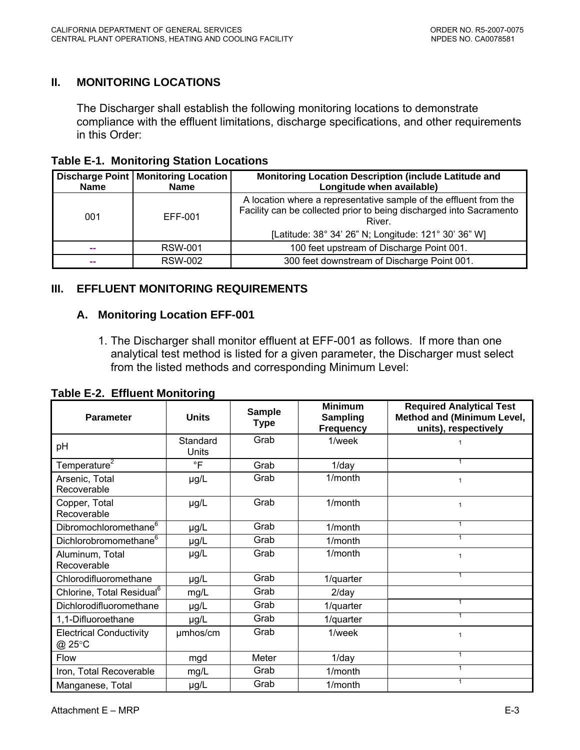## II. MONITORING LOCATIONS

The Discharger shall establish the following monitoring locations to demonstrate compliance with the effluent limitations, discharge specifications, and other requirements in this Order:

**Table E-1. Monitoring Station Locations**

| Discharge Point Name | Monitoring Location Name | Monitoring Location Description (include Latitude and Longitude when available) |
|---|---|---|
| 001 | EFF-001 | A location where a representative sample of the effluent from the Facility can be collected prior to being discharged into Sacramento River. [Latitude: 38° 34' 26" N; Longitude: 121° 30' 36" W] |
| -- | RSW-001 | 100 feet upstream of Discharge Point 001. |
| -- | RSW-002 | 300 feet downstream of Discharge Point 001. |

## III. EFFLUENT MONITORING REQUIREMENTS

### A. Monitoring Location EFF-001

1. The Discharger shall monitor effluent at EFF-001 as follows. If more than one analytical test method is listed for a given parameter, the Discharger must select from the listed methods and corresponding Minimum Level:

**Table E-2. Effluent Monitoring**

| Parameter | Units | Sample Type | Minimum Sampling Frequency | Required Analytical Test Method and (Minimum Level, units), respectively |
|---|---|---|---|---|
| pH | Standard Units | Grab | 1/week | 1 |
| Temperature[2] | °F | Grab | 1/day | 1 |
| Arsenic, Total Recoverable | µg/L | Grab | 1/month | 1 |
| Copper, Total Recoverable | µg/L | Grab | 1/month | 1 |
| Dibromochloromethane[6] | µg/L | Grab | 1/month | 1 |
| Dichlorobromomethane[6] | µg/L | Grab | 1/month | 1 |
| Aluminum, Total Recoverable | µg/L | Grab | 1/month | 1 |
| Chlorodifluoromethane | µg/L | Grab | 1/quarter | 1 |
| Chlorine, Total Residual[6] | mg/L | Grab | 2/day | |
| Dichlorodifluoromethane | µg/L | Grab | 1/quarter | 1 |
| 1,1-Difluoroethane | µg/L | Grab | 1/quarter | 1 |
| Electrical Conductivity @ 25°C | µmhos/cm | Grab | 1/week | 1 |
| Flow | mgd | Meter | 1/day | 1 |
| Iron, Total Recoverable | mg/L | Grab | 1/month | 1 |
| Manganese, Total | µg/L | Grab | 1/month | 1 |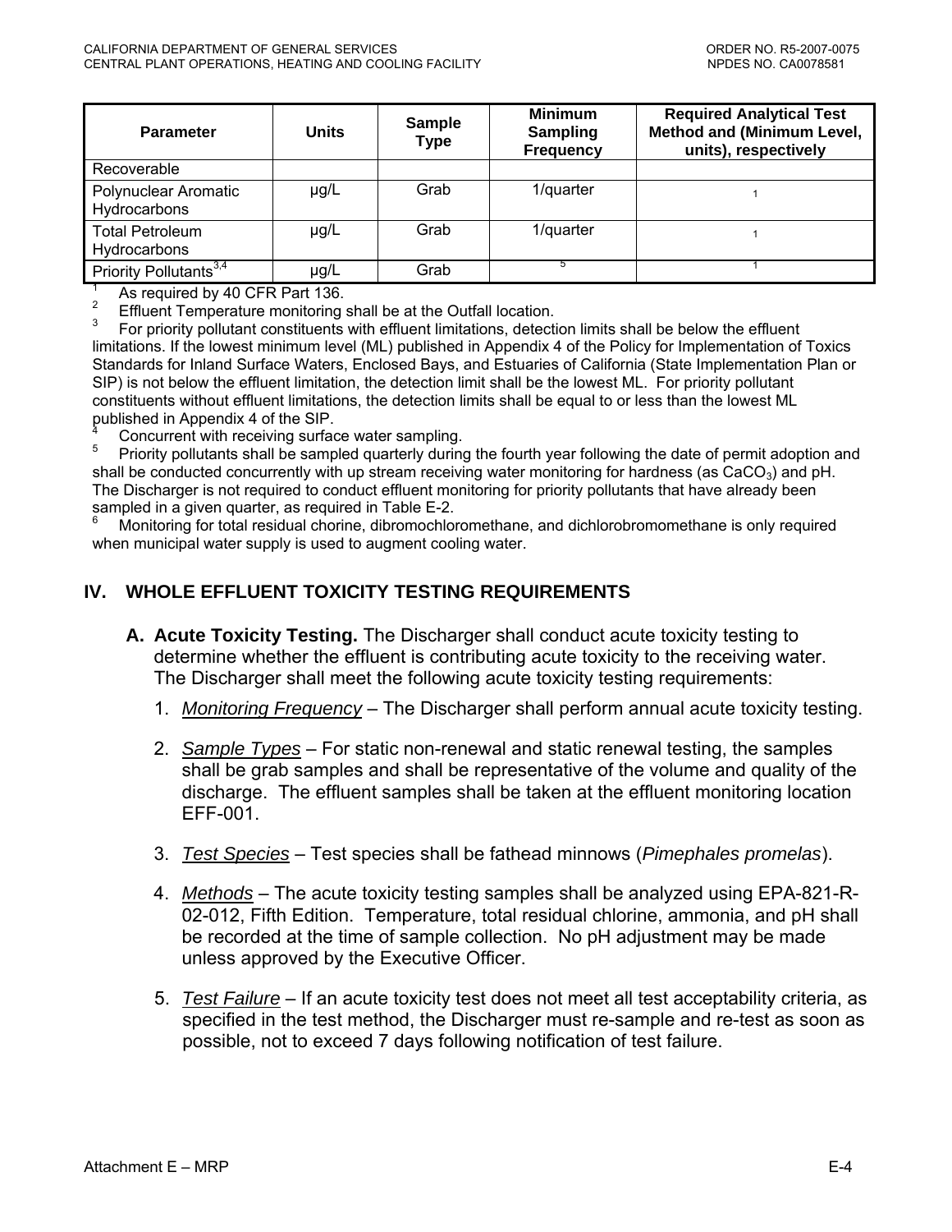| Parameter | Units | Sample Type | Minimum Sampling Frequency | Required Analytical Test Method and (Minimum Level, units), respectively |
|---|---|---|---|---|
| Recoverable | | | | |
| Polynuclear Aromatic Hydrocarbons | µg/L | Grab | 1/quarter | [1] |
| Total Petroleum Hydrocarbons | µg/L | Grab | 1/quarter | [1] |
| Priority Pollutants[3,4] | µg/L | Grab | [5] | [1] |

[1] As required by 40 CFR Part 136.

[2] Effluent Temperature monitoring shall be at the Outfall location.

[3] For priority pollutant constituents with effluent limitations, detection limits shall be below the effluent limitations. If the lowest minimum level (ML) published in Appendix 4 of the Policy for Implementation of Toxics Standards for Inland Surface Waters, Enclosed Bays, and Estuaries of California (State Implementation Plan or SIP) is not below the effluent limitation, the detection limit shall be the lowest ML. For priority pollutant constituents without effluent limitations, the detection limits shall be equal to or less than the lowest ML published in Appendix 4 of the SIP.

[4] Concurrent with receiving surface water sampling.

[5] Priority pollutants shall be sampled quarterly during the fourth year following the date of permit adoption and shall be conducted concurrently with up stream receiving water monitoring for hardness (as $CaCO_3$) and pH. The Discharger is not required to conduct effluent monitoring for priority pollutants that have already been sampled in a given quarter, as required in Table E-2.

[6] Monitoring for total residual chorine, dibromochloromethane, and dichlorobromomethane is only required when municipal water supply is used to augment cooling water.

## IV. WHOLE EFFLUENT TOXICITY TESTING REQUIREMENTS

**A. Acute Toxicity Testing.** The Discharger shall conduct acute toxicity testing to determine whether the effluent is contributing acute toxicity to the receiving water. The Discharger shall meet the following acute toxicity testing requirements:

1. *Monitoring Frequency* – The Discharger shall perform annual acute toxicity testing.

2. *Sample Types* – For static non-renewal and static renewal testing, the samples shall be grab samples and shall be representative of the volume and quality of the discharge. The effluent samples shall be taken at the effluent monitoring location EFF-001.

3. *Test Species* – Test species shall be fathead minnows (*Pimephales promelas*).

4. *Methods* – The acute toxicity testing samples shall be analyzed using EPA-821-R-02-012, Fifth Edition. Temperature, total residual chlorine, ammonia, and pH shall be recorded at the time of sample collection. No pH adjustment may be made unless approved by the Executive Officer.

5. *Test Failure* – If an acute toxicity test does not meet all test acceptability criteria, as specified in the test method, the Discharger must re-sample and re-test as soon as possible, not to exceed 7 days following notification of test failure.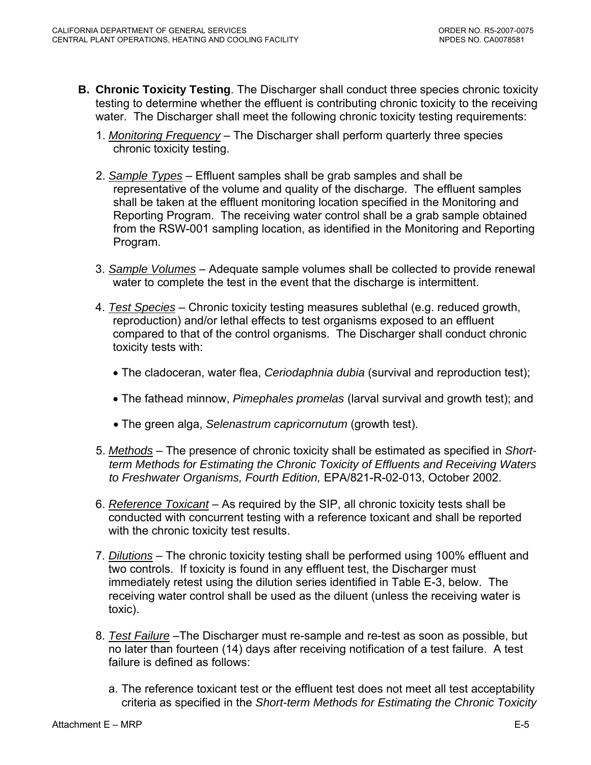**B. Chronic Toxicity Testing**. The Discharger shall conduct three species chronic toxicity testing to determine whether the effluent is contributing chronic toxicity to the receiving water. The Discharger shall meet the following chronic toxicity testing requirements:

1. *Monitoring Frequency* – The Discharger shall perform quarterly three species chronic toxicity testing.

2. *Sample Types* – Effluent samples shall be grab samples and shall be representative of the volume and quality of the discharge. The effluent samples shall be taken at the effluent monitoring location specified in the Monitoring and Reporting Program. The receiving water control shall be a grab sample obtained from the RSW-001 sampling location, as identified in the Monitoring and Reporting Program.

3. *Sample Volumes* – Adequate sample volumes shall be collected to provide renewal water to complete the test in the event that the discharge is intermittent.

4. *Test Species* – Chronic toxicity testing measures sublethal (e.g. reduced growth, reproduction) and/or lethal effects to test organisms exposed to an effluent compared to that of the control organisms. The Discharger shall conduct chronic toxicity tests with:

   - The cladoceran, water flea, *Ceriodaphnia dubia* (survival and reproduction test);
   - The fathead minnow, *Pimephales promelas* (larval survival and growth test); and
   - The green alga, *Selenastrum capricornutum* (growth test).

5. *Methods* – The presence of chronic toxicity shall be estimated as specified in *Short-term Methods for Estimating the Chronic Toxicity of Effluents and Receiving Waters to Freshwater Organisms, Fourth Edition,* EPA/821-R-02-013, October 2002.

6. *Reference Toxicant* – As required by the SIP, all chronic toxicity tests shall be conducted with concurrent testing with a reference toxicant and shall be reported with the chronic toxicity test results.

7. *Dilutions* – The chronic toxicity testing shall be performed using 100% effluent and two controls. If toxicity is found in any effluent test, the Discharger must immediately retest using the dilution series identified in Table E-3, below. The receiving water control shall be used as the diluent (unless the receiving water is toxic).

8. *Test Failure* –The Discharger must re-sample and re-test as soon as possible, but no later than fourteen (14) days after receiving notification of a test failure. A test failure is defined as follows:

   a. The reference toxicant test or the effluent test does not meet all test acceptability criteria as specified in the *Short-term Methods for Estimating the Chronic Toxicity*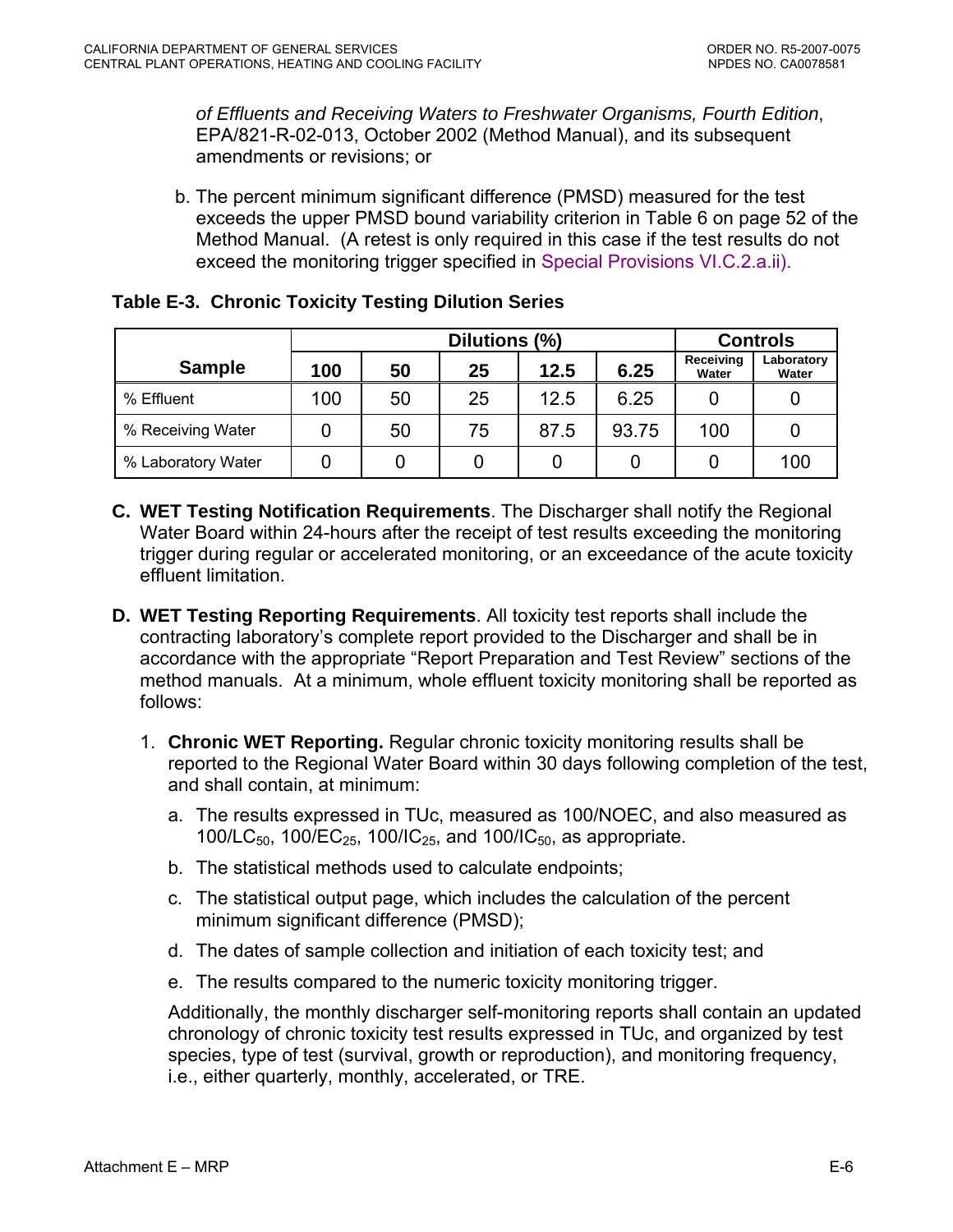*of Effluents and Receiving Waters to Freshwater Organisms, Fourth Edition*, EPA/821-R-02-013, October 2002 (Method Manual), and its subsequent amendments or revisions; or

b. The percent minimum significant difference (PMSD) measured for the test exceeds the upper PMSD bound variability criterion in Table 6 on page 52 of the Method Manual. (A retest is only required in this case if the test results do not exceed the monitoring trigger specified in Special Provisions VI.C.2.a.ii).

**Table E-3. Chronic Toxicity Testing Dilution Series**

| Sample | Dilutions (%) | | | | | Controls | |
|---|---|---|---|---|---|---|---|
| | 100 | 50 | 25 | 12.5 | 6.25 | Receiving Water | Laboratory Water |
| % Effluent | 100 | 50 | 25 | 12.5 | 6.25 | 0 | 0 |
| % Receiving Water | 0 | 50 | 75 | 87.5 | 93.75 | 100 | 0 |
| % Laboratory Water | 0 | 0 | 0 | 0 | 0 | 0 | 100 |

**C. WET Testing Notification Requirements**. The Discharger shall notify the Regional Water Board within 24-hours after the receipt of test results exceeding the monitoring trigger during regular or accelerated monitoring, or an exceedance of the acute toxicity effluent limitation.

**D. WET Testing Reporting Requirements**. All toxicity test reports shall include the contracting laboratory's complete report provided to the Discharger and shall be in accordance with the appropriate "Report Preparation and Test Review" sections of the method manuals. At a minimum, whole effluent toxicity monitoring shall be reported as follows:

1. **Chronic WET Reporting.** Regular chronic toxicity monitoring results shall be reported to the Regional Water Board within 30 days following completion of the test, and shall contain, at minimum:

   a. The results expressed in TUc, measured as 100/NOEC, and also measured as $100/LC_{50}$, $100/EC_{25}$, $100/IC_{25}$, and $100/IC_{50}$, as appropriate.

   b. The statistical methods used to calculate endpoints;

   c. The statistical output page, which includes the calculation of the percent minimum significant difference (PMSD);

   d. The dates of sample collection and initiation of each toxicity test; and

   e. The results compared to the numeric toxicity monitoring trigger.

   Additionally, the monthly discharger self-monitoring reports shall contain an updated chronology of chronic toxicity test results expressed in TUc, and organized by test species, type of test (survival, growth or reproduction), and monitoring frequency, i.e., either quarterly, monthly, accelerated, or TRE.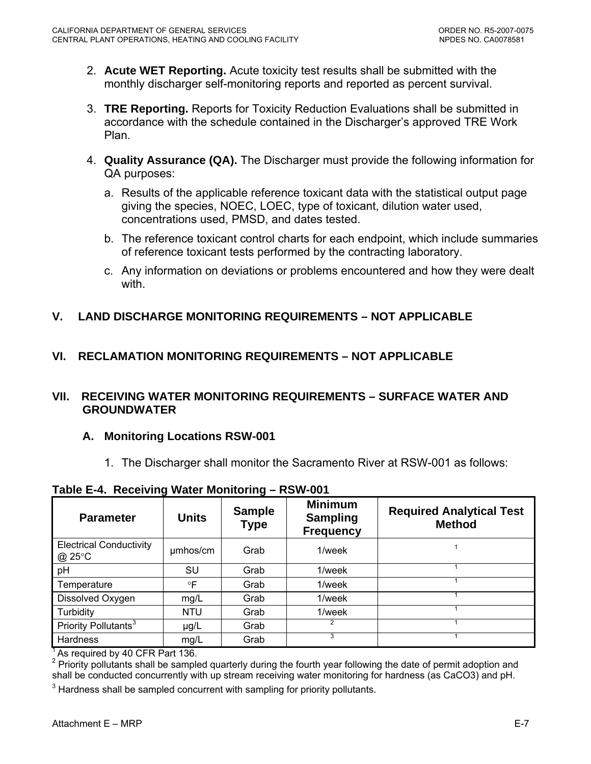2. **Acute WET Reporting.** Acute toxicity test results shall be submitted with the monthly discharger self-monitoring reports and reported as percent survival.

3. **TRE Reporting.** Reports for Toxicity Reduction Evaluations shall be submitted in accordance with the schedule contained in the Discharger's approved TRE Work Plan.

4. **Quality Assurance (QA).** The Discharger must provide the following information for QA purposes:

   a. Results of the applicable reference toxicant data with the statistical output page giving the species, NOEC, LOEC, type of toxicant, dilution water used, concentrations used, PMSD, and dates tested.

   b. The reference toxicant control charts for each endpoint, which include summaries of reference toxicant tests performed by the contracting laboratory.

   c. Any information on deviations or problems encountered and how they were dealt with.

## V. LAND DISCHARGE MONITORING REQUIREMENTS – NOT APPLICABLE

## VI. RECLAMATION MONITORING REQUIREMENTS – NOT APPLICABLE

## VII. RECEIVING WATER MONITORING REQUIREMENTS – SURFACE WATER AND GROUNDWATER

### A. Monitoring Locations RSW-001

1. The Discharger shall monitor the Sacramento River at RSW-001 as follows:

**Table E-4. Receiving Water Monitoring – RSW-001**

| Parameter | Units | Sample Type | Minimum Sampling Frequency | Required Analytical Test Method |
|---|---|---|---|---|
| Electrical Conductivity @ 25°C | µmhos/cm | Grab | 1/week | [1] |
| pH | SU | Grab | 1/week | [1] |
| Temperature | °F | Grab | 1/week | [1] |
| Dissolved Oxygen | mg/L | Grab | 1/week | [1] |
| Turbidity | NTU | Grab | 1/week | [1] |
| Priority Pollutants[3] | µg/L | Grab | [2] | [1] |
| Hardness | mg/L | Grab | [3] | [1] |

[1] As required by 40 CFR Part 136.

[2] Priority pollutants shall be sampled quarterly during the fourth year following the date of permit adoption and shall be conducted concurrently with up stream receiving water monitoring for hardness (as $CaCO_3$) and pH.

[3] Hardness shall be sampled concurrent with sampling for priority pollutants.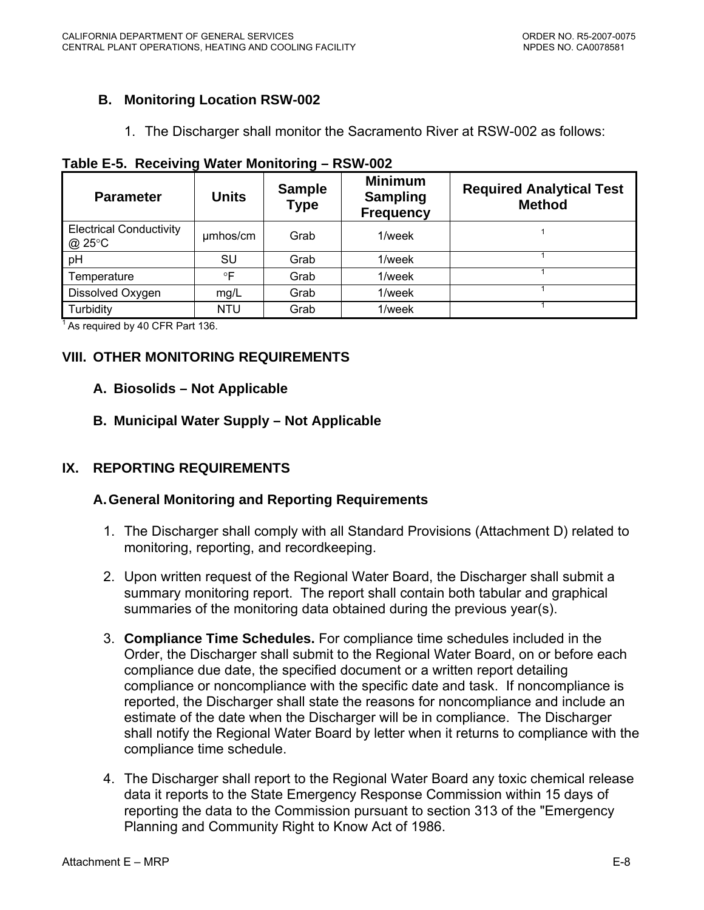### B. Monitoring Location RSW-002

1. The Discharger shall monitor the Sacramento River at RSW-002 as follows:

**Table E-5. Receiving Water Monitoring – RSW-002**

| Parameter | Units | Sample Type | Minimum Sampling Frequency | Required Analytical Test Method |
|---|---|---|---|---|
| Electrical Conductivity @ 25°C | µmhos/cm | Grab | 1/week | [1] |
| pH | SU | Grab | 1/week | [1] |
| Temperature | °F | Grab | 1/week | [1] |
| Dissolved Oxygen | mg/L | Grab | 1/week | [1] |
| Turbidity | NTU | Grab | 1/week | [1] |

[1] As required by 40 CFR Part 136.

## VIII. OTHER MONITORING REQUIREMENTS

### A. Biosolids – Not Applicable

### B. Municipal Water Supply – Not Applicable

## IX. REPORTING REQUIREMENTS

### A. General Monitoring and Reporting Requirements

1. The Discharger shall comply with all Standard Provisions (Attachment D) related to monitoring, reporting, and recordkeeping.

2. Upon written request of the Regional Water Board, the Discharger shall submit a summary monitoring report. The report shall contain both tabular and graphical summaries of the monitoring data obtained during the previous year(s).

3. **Compliance Time Schedules.** For compliance time schedules included in the Order, the Discharger shall submit to the Regional Water Board, on or before each compliance due date, the specified document or a written report detailing compliance or noncompliance with the specific date and task. If noncompliance is reported, the Discharger shall state the reasons for noncompliance and include an estimate of the date when the Discharger will be in compliance. The Discharger shall notify the Regional Water Board by letter when it returns to compliance with the compliance time schedule.

4. The Discharger shall report to the Regional Water Board any toxic chemical release data it reports to the State Emergency Response Commission within 15 days of reporting the data to the Commission pursuant to section 313 of the "Emergency Planning and Community Right to Know Act of 1986.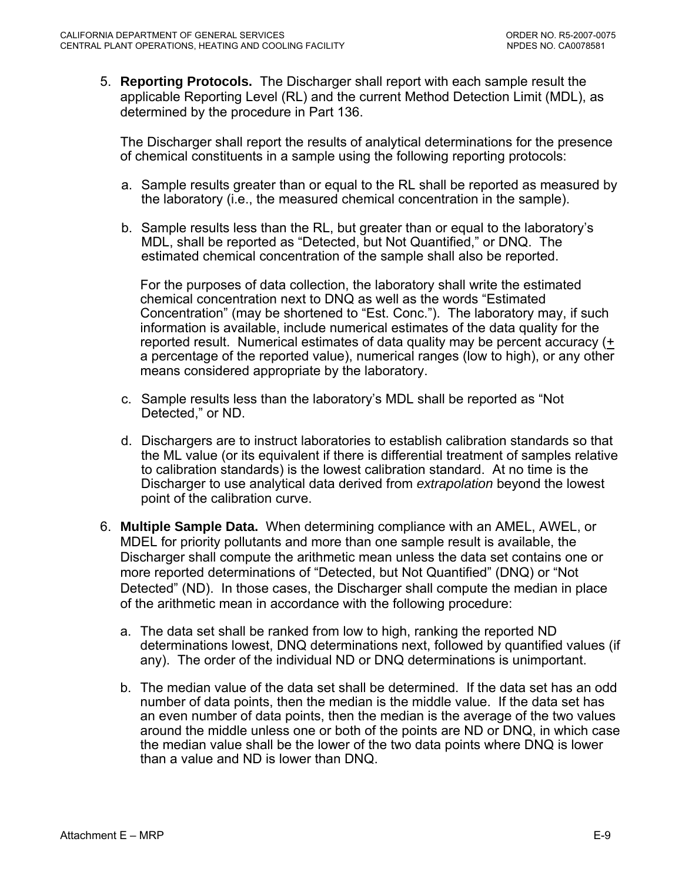5. **Reporting Protocols.** The Discharger shall report with each sample result the applicable Reporting Level (RL) and the current Method Detection Limit (MDL), as determined by the procedure in Part 136.

   The Discharger shall report the results of analytical determinations for the presence of chemical constituents in a sample using the following reporting protocols:

   a. Sample results greater than or equal to the RL shall be reported as measured by the laboratory (i.e., the measured chemical concentration in the sample).

   b. Sample results less than the RL, but greater than or equal to the laboratory's MDL, shall be reported as "Detected, but Not Quantified," or DNQ. The estimated chemical concentration of the sample shall also be reported.

      For the purposes of data collection, the laboratory shall write the estimated chemical concentration next to DNQ as well as the words "Estimated Concentration" (may be shortened to "Est. Conc."). The laboratory may, if such information is available, include numerical estimates of the data quality for the reported result. Numerical estimates of data quality may be percent accuracy (± a percentage of the reported value), numerical ranges (low to high), or any other means considered appropriate by the laboratory.

   c. Sample results less than the laboratory's MDL shall be reported as "Not Detected," or ND.

   d. Dischargers are to instruct laboratories to establish calibration standards so that the ML value (or its equivalent if there is differential treatment of samples relative to calibration standards) is the lowest calibration standard. At no time is the Discharger to use analytical data derived from *extrapolation* beyond the lowest point of the calibration curve.

6. **Multiple Sample Data.** When determining compliance with an AMEL, AWEL, or MDEL for priority pollutants and more than one sample result is available, the Discharger shall compute the arithmetic mean unless the data set contains one or more reported determinations of "Detected, but Not Quantified" (DNQ) or "Not Detected" (ND). In those cases, the Discharger shall compute the median in place of the arithmetic mean in accordance with the following procedure:

   a. The data set shall be ranked from low to high, ranking the reported ND determinations lowest, DNQ determinations next, followed by quantified values (if any). The order of the individual ND or DNQ determinations is unimportant.

   b. The median value of the data set shall be determined. If the data set has an odd number of data points, then the median is the middle value. If the data set has an even number of data points, then the median is the average of the two values around the middle unless one or both of the points are ND or DNQ, in which case the median value shall be the lower of the two data points where DNQ is lower than a value and ND is lower than DNQ.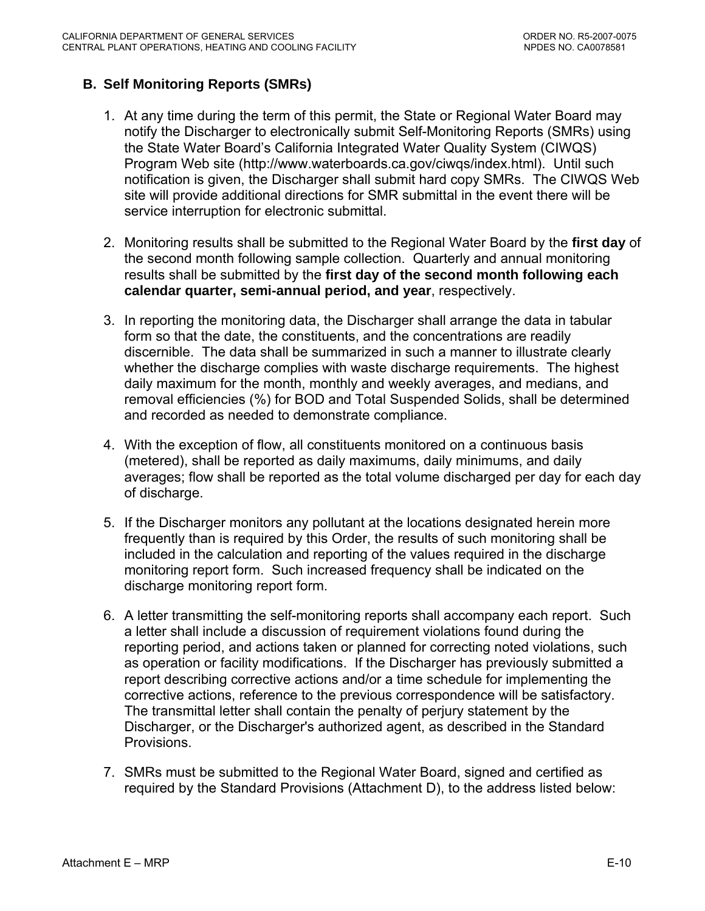## B. Self Monitoring Reports (SMRs)

1. At any time during the term of this permit, the State or Regional Water Board may notify the Discharger to electronically submit Self-Monitoring Reports (SMRs) using the State Water Board's California Integrated Water Quality System (CIWQS) Program Web site (http://www.waterboards.ca.gov/ciwqs/index.html). Until such notification is given, the Discharger shall submit hard copy SMRs. The CIWQS Web site will provide additional directions for SMR submittal in the event there will be service interruption for electronic submittal.

2. Monitoring results shall be submitted to the Regional Water Board by the **first day** of the second month following sample collection. Quarterly and annual monitoring results shall be submitted by the **first day of the second month following each calendar quarter, semi-annual period, and year**, respectively.

3. In reporting the monitoring data, the Discharger shall arrange the data in tabular form so that the date, the constituents, and the concentrations are readily discernible. The data shall be summarized in such a manner to illustrate clearly whether the discharge complies with waste discharge requirements. The highest daily maximum for the month, monthly and weekly averages, and medians, and removal efficiencies (%) for BOD and Total Suspended Solids, shall be determined and recorded as needed to demonstrate compliance.

4. With the exception of flow, all constituents monitored on a continuous basis (metered), shall be reported as daily maximums, daily minimums, and daily averages; flow shall be reported as the total volume discharged per day for each day of discharge.

5. If the Discharger monitors any pollutant at the locations designated herein more frequently than is required by this Order, the results of such monitoring shall be included in the calculation and reporting of the values required in the discharge monitoring report form. Such increased frequency shall be indicated on the discharge monitoring report form.

6. A letter transmitting the self-monitoring reports shall accompany each report. Such a letter shall include a discussion of requirement violations found during the reporting period, and actions taken or planned for correcting noted violations, such as operation or facility modifications. If the Discharger has previously submitted a report describing corrective actions and/or a time schedule for implementing the corrective actions, reference to the previous correspondence will be satisfactory. The transmittal letter shall contain the penalty of perjury statement by the Discharger, or the Discharger's authorized agent, as described in the Standard Provisions.

7. SMRs must be submitted to the Regional Water Board, signed and certified as required by the Standard Provisions (Attachment D), to the address listed below: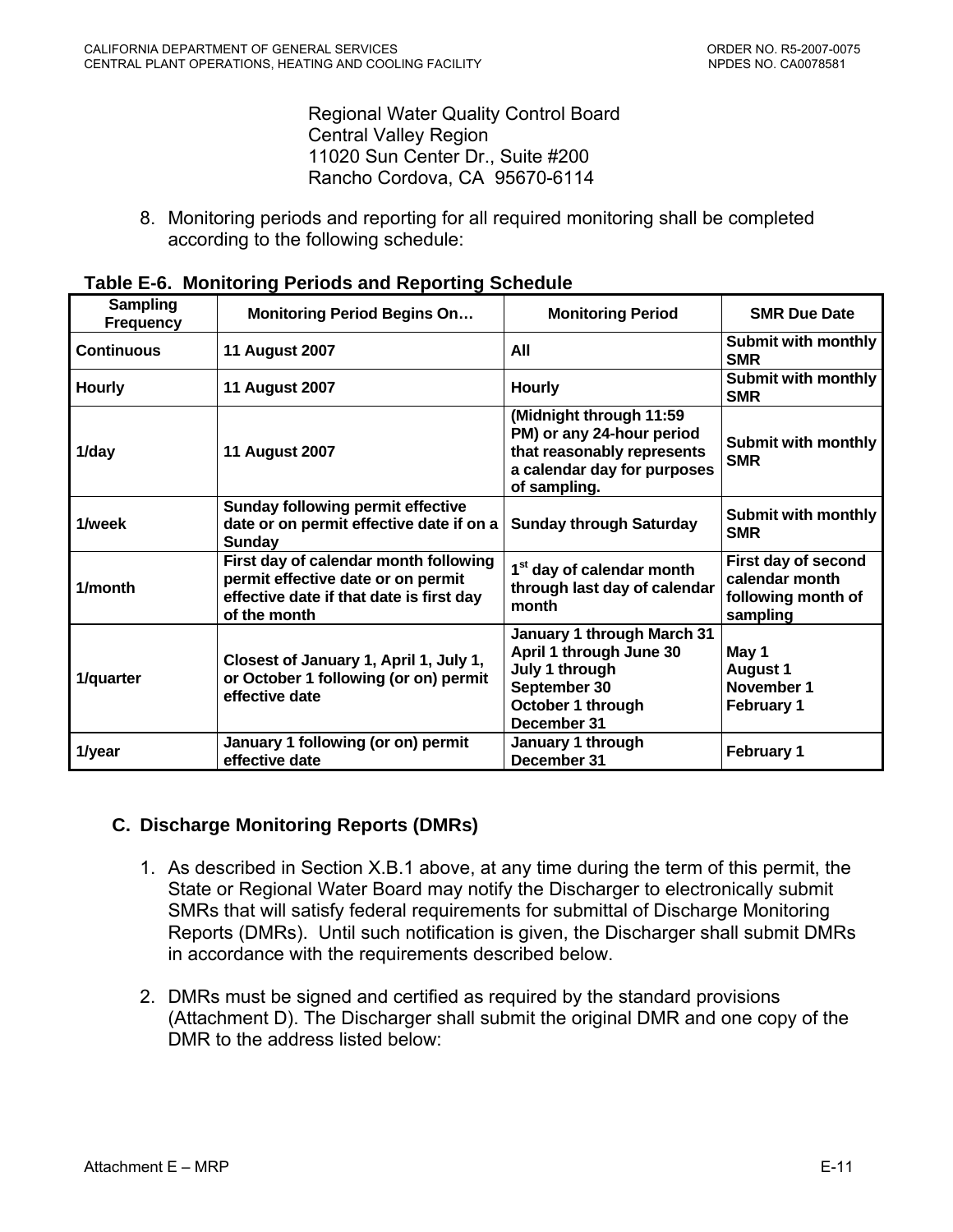Regional Water Quality Control Board
Central Valley Region
11020 Sun Center Dr., Suite #200
Rancho Cordova, CA 95670-6114

8. Monitoring periods and reporting for all required monitoring shall be completed according to the following schedule:

**Table E-6. Monitoring Periods and Reporting Schedule**

| Sampling Frequency | Monitoring Period Begins On… | Monitoring Period | SMR Due Date |
|---|---|---|---|
| **Continuous** | **11 August 2007** | **All** | **Submit with monthly SMR** |
| **Hourly** | **11 August 2007** | **Hourly** | **Submit with monthly SMR** |
| **1/day** | **11 August 2007** | **(Midnight through 11:59 PM) or any 24-hour period that reasonably represents a calendar day for purposes of sampling.** | **Submit with monthly SMR** |
| **1/week** | **Sunday following permit effective date or on permit effective date if on a Sunday** | **Sunday through Saturday** | **Submit with monthly SMR** |
| **1/month** | **First day of calendar month following permit effective date or on permit effective date if that date is first day of the month** | **1st day of calendar month through last day of calendar month** | **First day of second calendar month following month of sampling** |
| **1/quarter** | **Closest of January 1, April 1, July 1, or October 1 following (or on) permit effective date** | **January 1 through March 31<br>April 1 through June 30<br>July 1 through September 30<br>October 1 through December 31** | **May 1<br>August 1<br>November 1<br>February 1** |
| **1/year** | **January 1 following (or on) permit effective date** | **January 1 through December 31** | **February 1** |

## C. Discharge Monitoring Reports (DMRs)

1. As described in Section X.B.1 above, at any time during the term of this permit, the State or Regional Water Board may notify the Discharger to electronically submit SMRs that will satisfy federal requirements for submittal of Discharge Monitoring Reports (DMRs). Until such notification is given, the Discharger shall submit DMRs in accordance with the requirements described below.

2. DMRs must be signed and certified as required by the standard provisions (Attachment D). The Discharger shall submit the original DMR and one copy of the DMR to the address listed below: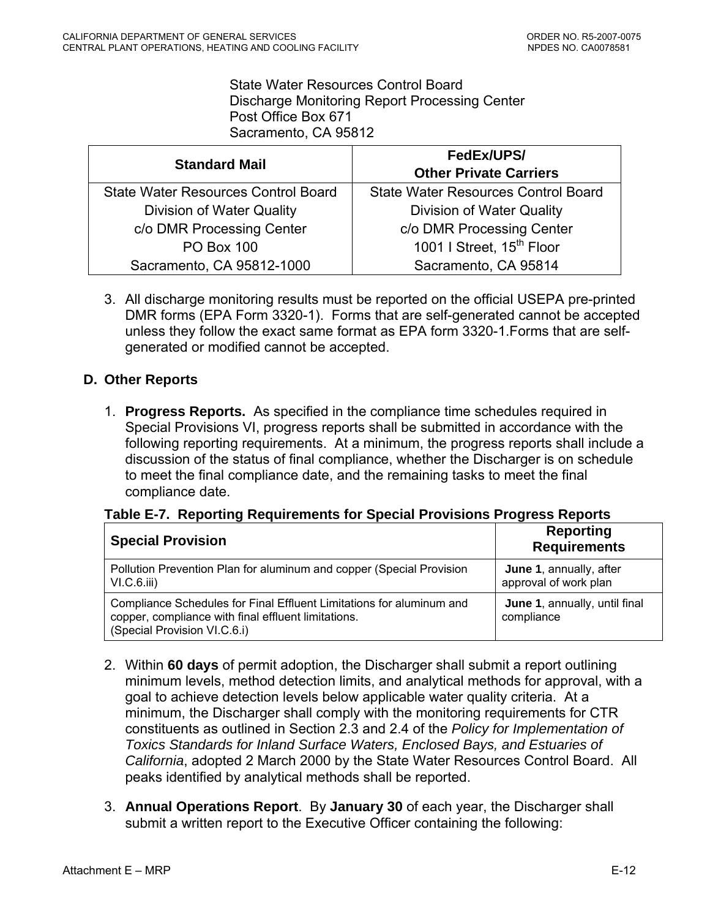State Water Resources Control Board
Discharge Monitoring Report Processing Center
Post Office Box 671
Sacramento, CA 95812

| Standard Mail | FedEx/UPS/ Other Private Carriers |
|---|---|
| State Water Resources Control Board<br>Division of Water Quality<br>c/o DMR Processing Center<br>PO Box 100<br>Sacramento, CA 95812-1000 | State Water Resources Control Board<br>Division of Water Quality<br>c/o DMR Processing Center<br>1001 I Street, 15th Floor<br>Sacramento, CA 95814 |

3. All discharge monitoring results must be reported on the official USEPA pre-printed DMR forms (EPA Form 3320-1). Forms that are self-generated cannot be accepted unless they follow the exact same format as EPA form 3320-1.Forms that are self-generated or modified cannot be accepted.

## D. Other Reports

1. **Progress Reports.** As specified in the compliance time schedules required in Special Provisions VI, progress reports shall be submitted in accordance with the following reporting requirements. At a minimum, the progress reports shall include a discussion of the status of final compliance, whether the Discharger is on schedule to meet the final compliance date, and the remaining tasks to meet the final compliance date.

**Table E-7. Reporting Requirements for Special Provisions Progress Reports**

| Special Provision | Reporting Requirements |
|---|---|
| Pollution Prevention Plan for aluminum and copper (Special Provision VI.C.6.iii) | **June 1**, annually, after approval of work plan |
| Compliance Schedules for Final Effluent Limitations for aluminum and copper, compliance with final effluent limitations. (Special Provision VI.C.6.i) | **June 1**, annually, until final compliance |

2. Within **60 days** of permit adoption, the Discharger shall submit a report outlining minimum levels, method detection limits, and analytical methods for approval, with a goal to achieve detection levels below applicable water quality criteria. At a minimum, the Discharger shall comply with the monitoring requirements for CTR constituents as outlined in Section 2.3 and 2.4 of the *Policy for Implementation of Toxics Standards for Inland Surface Waters, Enclosed Bays, and Estuaries of California*, adopted 2 March 2000 by the State Water Resources Control Board. All peaks identified by analytical methods shall be reported.

3. **Annual Operations Report**. By **January 30** of each year, the Discharger shall submit a written report to the Executive Officer containing the following: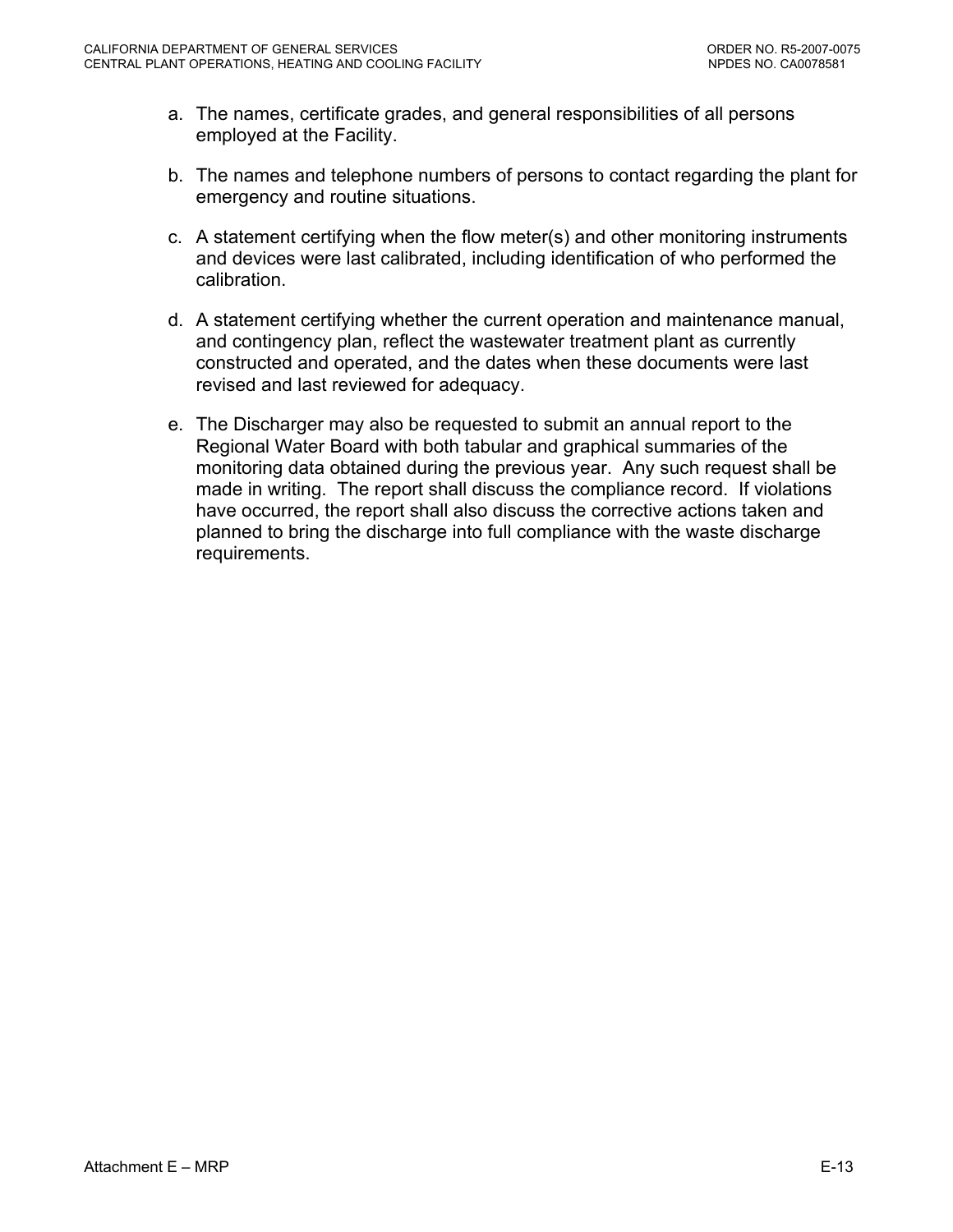a. The names, certificate grades, and general responsibilities of all persons employed at the Facility.

b. The names and telephone numbers of persons to contact regarding the plant for emergency and routine situations.

c. A statement certifying when the flow meter(s) and other monitoring instruments and devices were last calibrated, including identification of who performed the calibration.

d. A statement certifying whether the current operation and maintenance manual, and contingency plan, reflect the wastewater treatment plant as currently constructed and operated, and the dates when these documents were last revised and last reviewed for adequacy.

e. The Discharger may also be requested to submit an annual report to the Regional Water Board with both tabular and graphical summaries of the monitoring data obtained during the previous year. Any such request shall be made in writing. The report shall discuss the compliance record. If violations have occurred, the report shall also discuss the corrective actions taken and planned to bring the discharge into full compliance with the waste discharge requirements.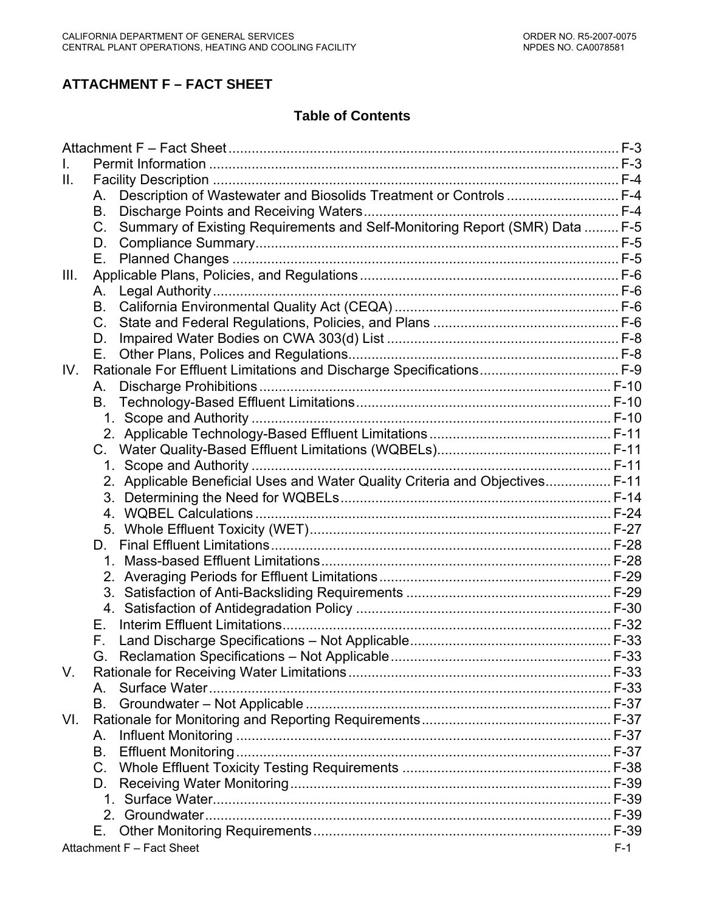# ATTACHMENT F – FACT SHEET

## Table of Contents

Attachment F – Fact Sheet ..... F-3

I. Permit Information ..... F-3

II. Facility Description ..... F-4

- A. Description of Wastewater and Biosolids Treatment or Controls ..... F-4
- B. Discharge Points and Receiving Waters ..... F-4
- C. Summary of Existing Requirements and Self-Monitoring Report (SMR) Data ..... F-5
- D. Compliance Summary ..... F-5
- E. Planned Changes ..... F-5

III. Applicable Plans, Policies, and Regulations ..... F-6

- A. Legal Authority ..... F-6
- B. California Environmental Quality Act (CEQA) ..... F-6
- C. State and Federal Regulations, Policies, and Plans ..... F-6
- D. Impaired Water Bodies on CWA 303(d) List ..... F-8
- E. Other Plans, Polices and Regulations ..... F-8

IV. Rationale For Effluent Limitations and Discharge Specifications ..... F-9

- A. Discharge Prohibitions ..... F-10
- B. Technology-Based Effluent Limitations ..... F-10
  1. Scope and Authority ..... F-10
  2. Applicable Technology-Based Effluent Limitations ..... F-11
- C. Water Quality-Based Effluent Limitations (WQBELs) ..... F-11
  1. Scope and Authority ..... F-11
  2. Applicable Beneficial Uses and Water Quality Criteria and Objectives ..... F-11
  3. Determining the Need for WQBELs ..... F-14
  4. WQBEL Calculations ..... F-24
  5. Whole Effluent Toxicity (WET) ..... F-27
- D. Final Effluent Limitations ..... F-28
  1. Mass-based Effluent Limitations ..... F-28
  2. Averaging Periods for Effluent Limitations ..... F-29
  3. Satisfaction of Anti-Backsliding Requirements ..... F-29
  4. Satisfaction of Antidegradation Policy ..... F-30
- E. Interim Effluent Limitations ..... F-32
- F. Land Discharge Specifications – Not Applicable ..... F-33
- G. Reclamation Specifications – Not Applicable ..... F-33

V. Rationale for Receiving Water Limitations ..... F-33

- A. Surface Water ..... F-33
- B. Groundwater – Not Applicable ..... F-37

VI. Rationale for Monitoring and Reporting Requirements ..... F-37

- A. Influent Monitoring ..... F-37
- B. Effluent Monitoring ..... F-37
- C. Whole Effluent Toxicity Testing Requirements ..... F-38
- D. Receiving Water Monitoring ..... F-39
  1. Surface Water ..... F-39
  2. Groundwater ..... F-39
- E. Other Monitoring Requirements ..... F-39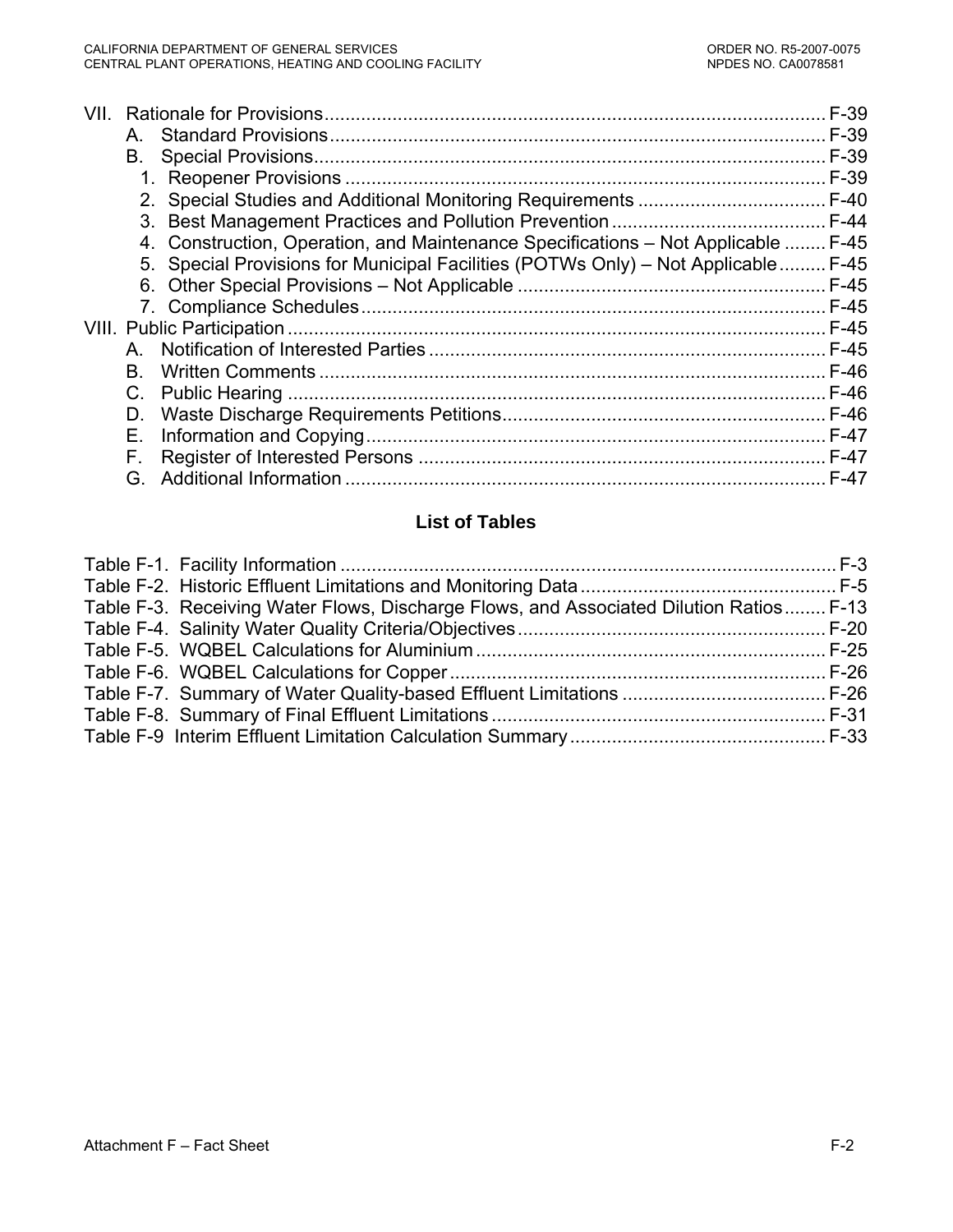VII. Rationale for Provisions ........................................................................................................ F-39
  A. Standard Provisions ................................................................................................ F-39
  B. Special Provisions ................................................................................................... F-39
    1. Reopener Provisions ............................................................................................ F-39
    2. Special Studies and Additional Monitoring Requirements .................................... F-40
    3. Best Management Practices and Pollution Prevention ......................................... F-44
    4. Construction, Operation, and Maintenance Specifications – Not Applicable ........ F-45
    5. Special Provisions for Municipal Facilities (POTWs Only) – Not Applicable ......... F-45
    6. Other Special Provisions – Not Applicable ........................................................... F-45
    7. Compliance Schedules ......................................................................................... F-45
VIII. Public Participation ................................................................................................... F-45
  A. Notification of Interested Parties ............................................................................ F-45
  B. Written Comments ................................................................................................. F-46
  C. Public Hearing ........................................................................................................ F-46
  D. Waste Discharge Requirements Petitions .............................................................. F-46
  E. Information and Copying ........................................................................................ F-47
  F. Register of Interested Persons ............................................................................... F-47
  G. Additional Information ............................................................................................ F-47

## List of Tables

Table F-1. Facility Information ............................................................................................ F-3
Table F-2. Historic Effluent Limitations and Monitoring Data ............................................... F-5
Table F-3. Receiving Water Flows, Discharge Flows, and Associated Dilution Ratios ........ F-13
Table F-4. Salinity Water Quality Criteria/Objectives .......................................................... F-20
Table F-5. WQBEL Calculations for Aluminium .................................................................. F-25
Table F-6. WQBEL Calculations for Copper ....................................................................... F-26
Table F-7. Summary of Water Quality-based Effluent Limitations ....................................... F-26
Table F-8. Summary of Final Effluent Limitations ............................................................... F-31
Table F-9 Interim Effluent Limitation Calculation Summary ................................................ F-33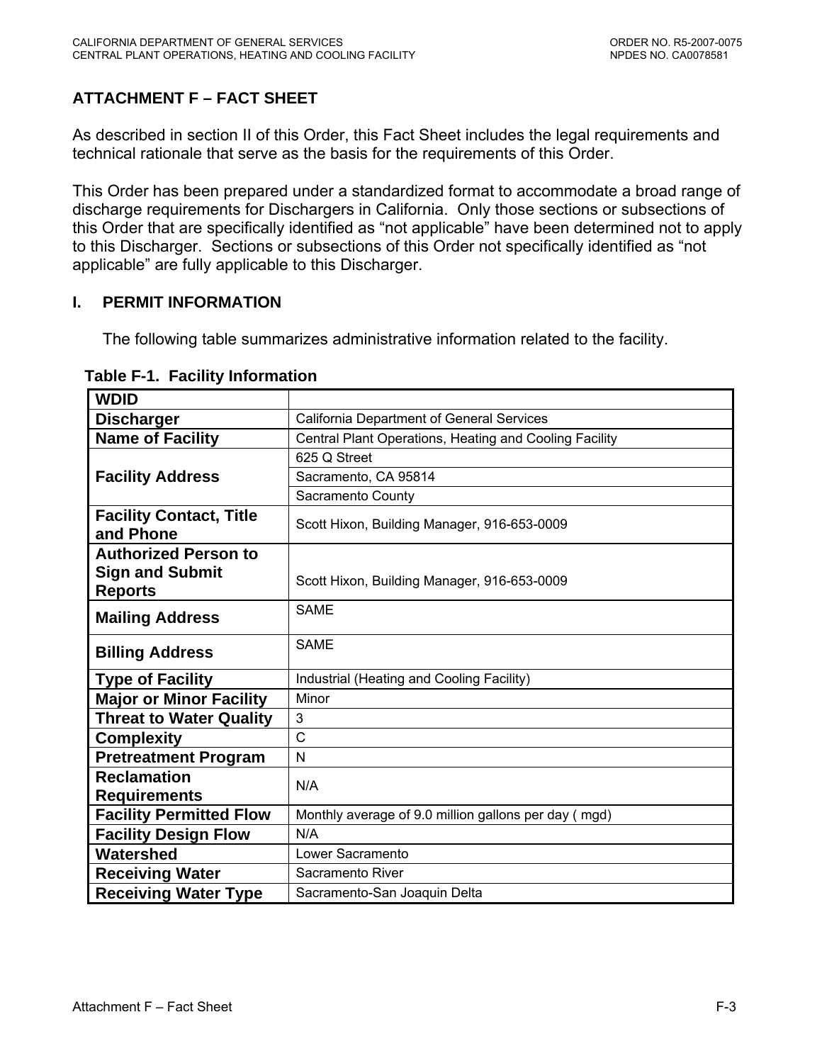## ATTACHMENT F – FACT SHEET

As described in section II of this Order, this Fact Sheet includes the legal requirements and technical rationale that serve as the basis for the requirements of this Order.

This Order has been prepared under a standardized format to accommodate a broad range of discharge requirements for Dischargers in California. Only those sections or subsections of this Order that are specifically identified as "not applicable" have been determined not to apply to this Discharger. Sections or subsections of this Order not specifically identified as "not applicable" are fully applicable to this Discharger.

### I. PERMIT INFORMATION

The following table summarizes administrative information related to the facility.

**Table F-1. Facility Information**

| | |
|---|---|
| **WDID** | |
| **Discharger** | California Department of General Services |
| **Name of Facility** | Central Plant Operations, Heating and Cooling Facility |
| **Facility Address** | 625 Q Street |
| | Sacramento, CA 95814 |
| | Sacramento County |
| **Facility Contact, Title and Phone** | Scott Hixon, Building Manager, 916-653-0009 |
| **Authorized Person to Sign and Submit Reports** | Scott Hixon, Building Manager, 916-653-0009 |
| **Mailing Address** | SAME |
| **Billing Address** | SAME |
| **Type of Facility** | Industrial (Heating and Cooling Facility) |
| **Major or Minor Facility** | Minor |
| **Threat to Water Quality** | 3 |
| **Complexity** | C |
| **Pretreatment Program** | N |
| **Reclamation Requirements** | N/A |
| **Facility Permitted Flow** | Monthly average of 9.0 million gallons per day ( mgd) |
| **Facility Design Flow** | N/A |
| **Watershed** | Lower Sacramento |
| **Receiving Water** | Sacramento River |
| **Receiving Water Type** | Sacramento-San Joaquin Delta |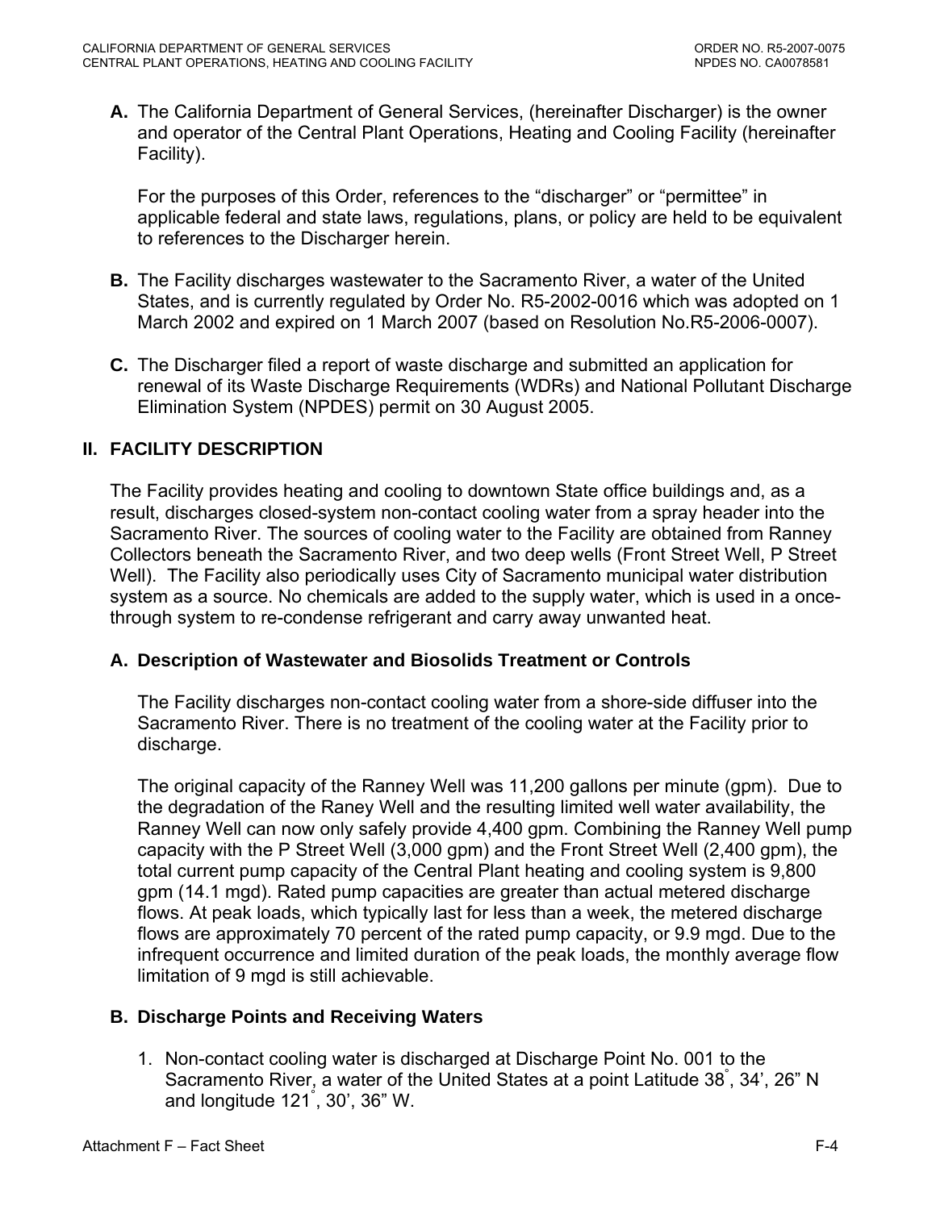**A.** The California Department of General Services, (hereinafter Discharger) is the owner and operator of the Central Plant Operations, Heating and Cooling Facility (hereinafter Facility).

For the purposes of this Order, references to the "discharger" or "permittee" in applicable federal and state laws, regulations, plans, or policy are held to be equivalent to references to the Discharger herein.

**B.** The Facility discharges wastewater to the Sacramento River, a water of the United States, and is currently regulated by Order No. R5-2002-0016 which was adopted on 1 March 2002 and expired on 1 March 2007 (based on Resolution No.R5-2006-0007).

**C.** The Discharger filed a report of waste discharge and submitted an application for renewal of its Waste Discharge Requirements (WDRs) and National Pollutant Discharge Elimination System (NPDES) permit on 30 August 2005.

## II. FACILITY DESCRIPTION

The Facility provides heating and cooling to downtown State office buildings and, as a result, discharges closed-system non-contact cooling water from a spray header into the Sacramento River. The sources of cooling water to the Facility are obtained from Ranney Collectors beneath the Sacramento River, and two deep wells (Front Street Well, P Street Well). The Facility also periodically uses City of Sacramento municipal water distribution system as a source. No chemicals are added to the supply water, which is used in a once-through system to re-condense refrigerant and carry away unwanted heat.

### A. Description of Wastewater and Biosolids Treatment or Controls

The Facility discharges non-contact cooling water from a shore-side diffuser into the Sacramento River. There is no treatment of the cooling water at the Facility prior to discharge.

The original capacity of the Ranney Well was 11,200 gallons per minute (gpm). Due to the degradation of the Raney Well and the resulting limited well water availability, the Ranney Well can now only safely provide 4,400 gpm. Combining the Ranney Well pump capacity with the P Street Well (3,000 gpm) and the Front Street Well (2,400 gpm), the total current pump capacity of the Central Plant heating and cooling system is 9,800 gpm (14.1 mgd). Rated pump capacities are greater than actual metered discharge flows. At peak loads, which typically last for less than a week, the metered discharge flows are approximately 70 percent of the rated pump capacity, or 9.9 mgd. Due to the infrequent occurrence and limited duration of the peak loads, the monthly average flow limitation of 9 mgd is still achievable.

### B. Discharge Points and Receiving Waters

1. Non-contact cooling water is discharged at Discharge Point No. 001 to the Sacramento River, a water of the United States at a point Latitude 38°, 34', 26" N and longitude 121°, 30', 36" W.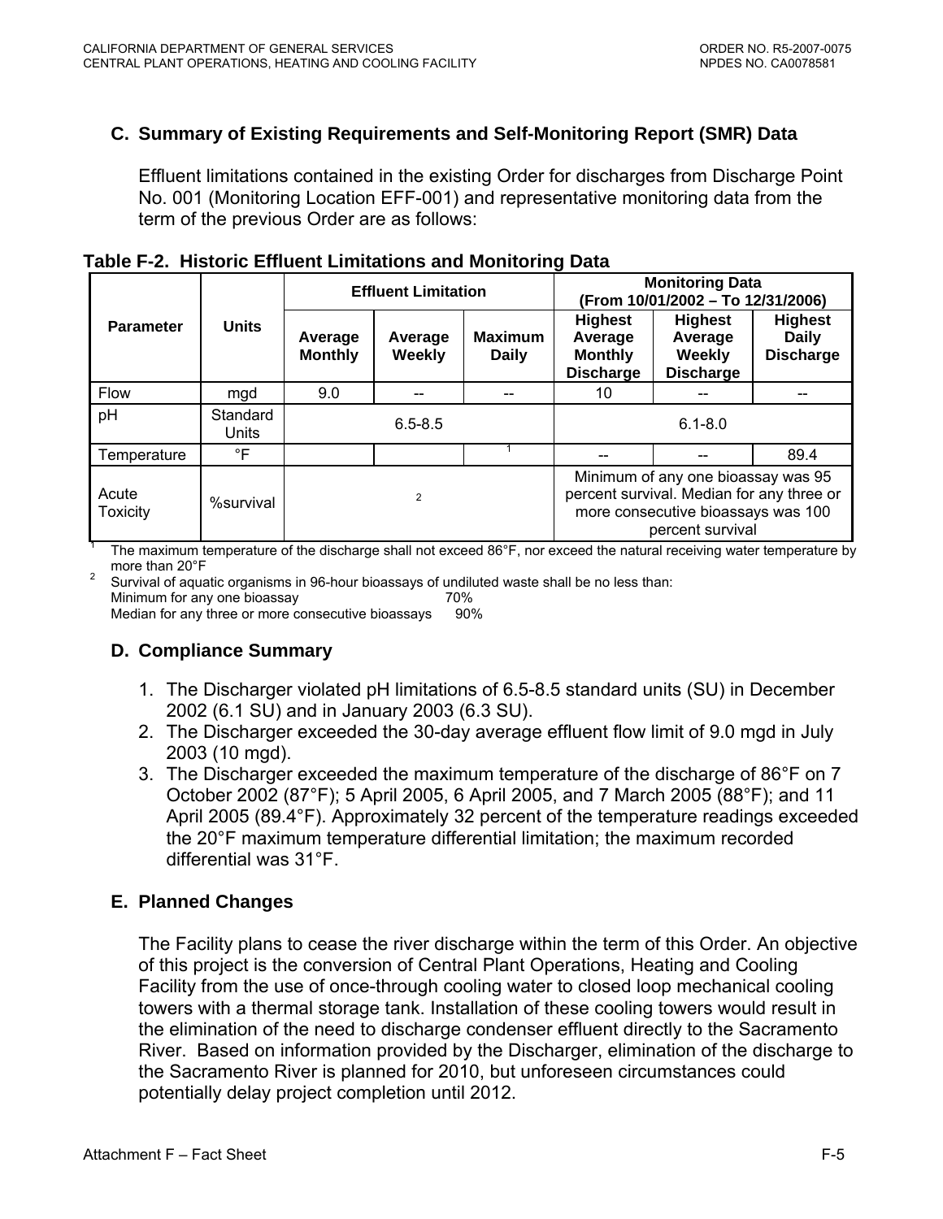## C. Summary of Existing Requirements and Self-Monitoring Report (SMR) Data

Effluent limitations contained in the existing Order for discharges from Discharge Point No. 001 (Monitoring Location EFF-001) and representative monitoring data from the term of the previous Order are as follows:

**Table F-2. Historic Effluent Limitations and Monitoring Data**

| Parameter | Units | Effluent Limitation | | | Monitoring Data (From 10/01/2002 – To 12/31/2006) | | |
|---|---|---|---|---|---|---|---|
| | | Average Monthly | Average Weekly | Maximum Daily | Highest Average Monthly Discharge | Highest Average Weekly Discharge | Highest Daily Discharge |
| Flow | mgd | 9.0 | -- | -- | 10 | -- | -- |
| pH | Standard Units | 6.5-8.5 | | | 6.1-8.0 | | |
| Temperature | °F | | | [1] | -- | -- | 89.4 |
| Acute Toxicity | %survival | [2] | | | Minimum of any one bioassay was 95 percent survival. Median for any three or more consecutive bioassays was 100 percent survival | | |

[1] The maximum temperature of the discharge shall not exceed 86°F, nor exceed the natural receiving water temperature by more than 20°F

[2] Survival of aquatic organisms in 96-hour bioassays of undiluted waste shall be no less than:
Minimum for any one bioassay 70%
Median for any three or more consecutive bioassays 90%

## D. Compliance Summary

1. The Discharger violated pH limitations of 6.5-8.5 standard units (SU) in December 2002 (6.1 SU) and in January 2003 (6.3 SU).
2. The Discharger exceeded the 30-day average effluent flow limit of 9.0 mgd in July 2003 (10 mgd).
3. The Discharger exceeded the maximum temperature of the discharge of 86°F on 7 October 2002 (87°F); 5 April 2005, 6 April 2005, and 7 March 2005 (88°F); and 11 April 2005 (89.4°F). Approximately 32 percent of the temperature readings exceeded the 20°F maximum temperature differential limitation; the maximum recorded differential was 31°F.

## E. Planned Changes

The Facility plans to cease the river discharge within the term of this Order. An objective of this project is the conversion of Central Plant Operations, Heating and Cooling Facility from the use of once-through cooling water to closed loop mechanical cooling towers with a thermal storage tank. Installation of these cooling towers would result in the elimination of the need to discharge condenser effluent directly to the Sacramento River. Based on information provided by the Discharger, elimination of the discharge to the Sacramento River is planned for 2010, but unforeseen circumstances could potentially delay project completion until 2012.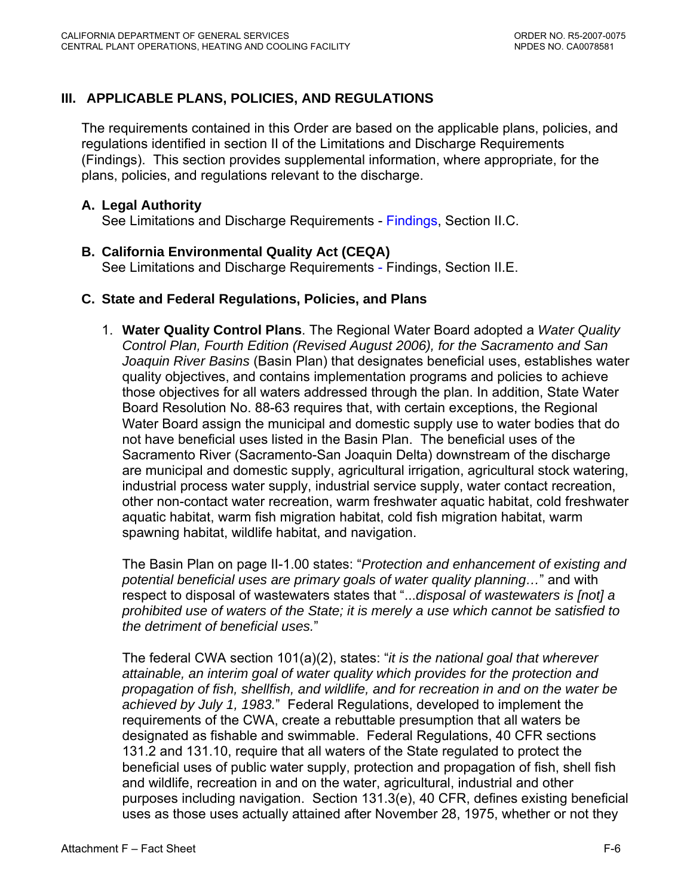## III. APPLICABLE PLANS, POLICIES, AND REGULATIONS

The requirements contained in this Order are based on the applicable plans, policies, and regulations identified in section II of the Limitations and Discharge Requirements (Findings). This section provides supplemental information, where appropriate, for the plans, policies, and regulations relevant to the discharge.

### A. Legal Authority

See Limitations and Discharge Requirements - Findings, Section II.C.

### B. California Environmental Quality Act (CEQA)

See Limitations and Discharge Requirements - Findings, Section II.E.

### C. State and Federal Regulations, Policies, and Plans

1. **Water Quality Control Plans**. The Regional Water Board adopted a *Water Quality Control Plan, Fourth Edition (Revised August 2006), for the Sacramento and San Joaquin River Basins* (Basin Plan) that designates beneficial uses, establishes water quality objectives, and contains implementation programs and policies to achieve those objectives for all waters addressed through the plan. In addition, State Water Board Resolution No. 88-63 requires that, with certain exceptions, the Regional Water Board assign the municipal and domestic supply use to water bodies that do not have beneficial uses listed in the Basin Plan. The beneficial uses of the Sacramento River (Sacramento-San Joaquin Delta) downstream of the discharge are municipal and domestic supply, agricultural irrigation, agricultural stock watering, industrial process water supply, industrial service supply, water contact recreation, other non-contact water recreation, warm freshwater aquatic habitat, cold freshwater aquatic habitat, warm fish migration habitat, cold fish migration habitat, warm spawning habitat, wildlife habitat, and navigation.

   The Basin Plan on page II-1.00 states: "*Protection and enhancement of existing and potential beneficial uses are primary goals of water quality planning…*" and with respect to disposal of wastewaters states that "...*disposal of wastewaters is [not] a prohibited use of waters of the State; it is merely a use which cannot be satisfied to the detriment of beneficial uses.*"

   The federal CWA section 101(a)(2), states: "*it is the national goal that wherever attainable, an interim goal of water quality which provides for the protection and propagation of fish, shellfish, and wildlife, and for recreation in and on the water be achieved by July 1, 1983.*" Federal Regulations, developed to implement the requirements of the CWA, create a rebuttable presumption that all waters be designated as fishable and swimmable. Federal Regulations, 40 CFR sections 131.2 and 131.10, require that all waters of the State regulated to protect the beneficial uses of public water supply, protection and propagation of fish, shell fish and wildlife, recreation in and on the water, agricultural, industrial and other purposes including navigation. Section 131.3(e), 40 CFR, defines existing beneficial uses as those uses actually attained after November 28, 1975, whether or not they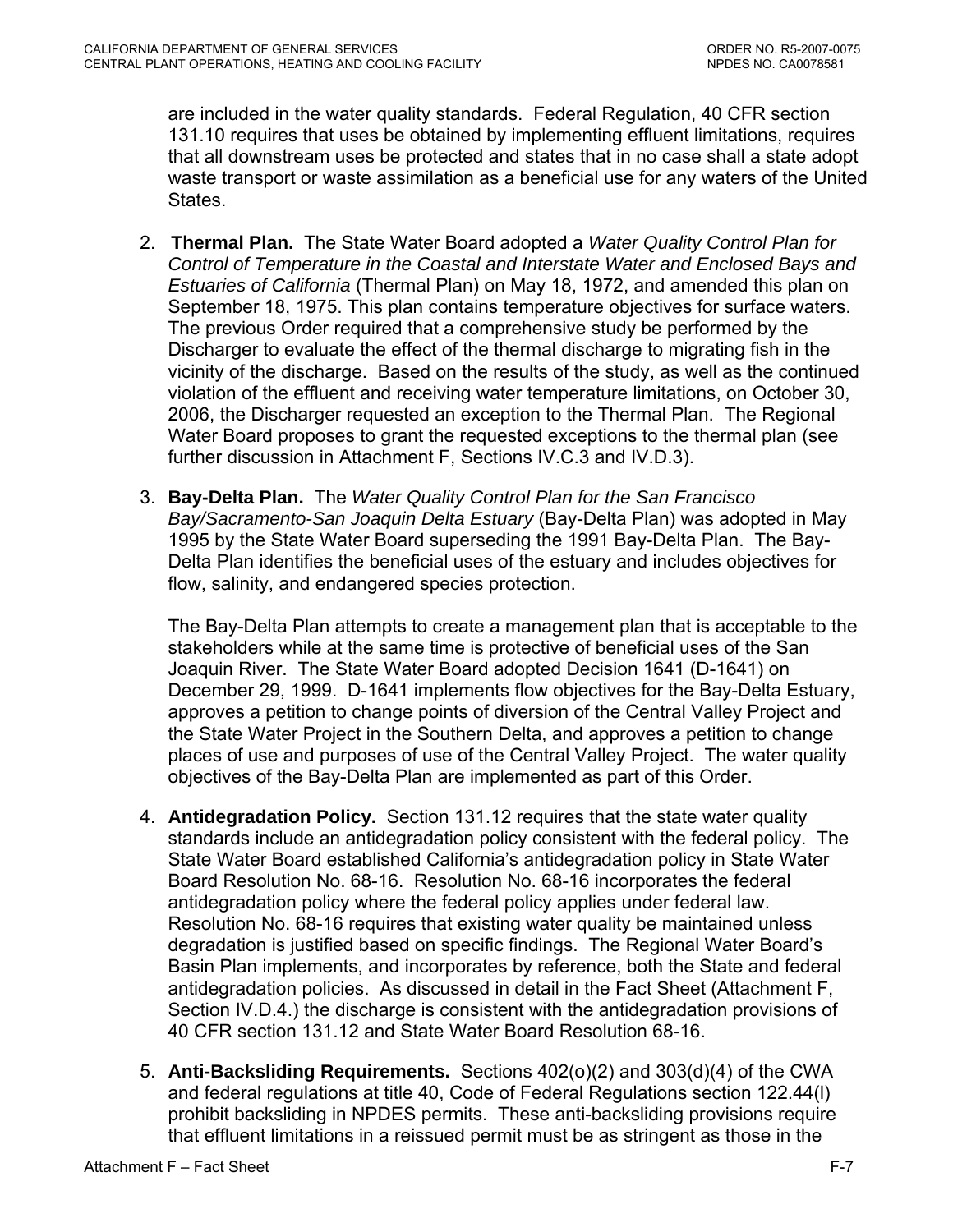are included in the water quality standards. Federal Regulation, 40 CFR section 131.10 requires that uses be obtained by implementing effluent limitations, requires that all downstream uses be protected and states that in no case shall a state adopt waste transport or waste assimilation as a beneficial use for any waters of the United States.

2. **Thermal Plan.** The State Water Board adopted a *Water Quality Control Plan for Control of Temperature in the Coastal and Interstate Water and Enclosed Bays and Estuaries of California* (Thermal Plan) on May 18, 1972, and amended this plan on September 18, 1975. This plan contains temperature objectives for surface waters. The previous Order required that a comprehensive study be performed by the Discharger to evaluate the effect of the thermal discharge to migrating fish in the vicinity of the discharge. Based on the results of the study, as well as the continued violation of the effluent and receiving water temperature limitations, on October 30, 2006, the Discharger requested an exception to the Thermal Plan. The Regional Water Board proposes to grant the requested exceptions to the thermal plan (see further discussion in Attachment F, Sections IV.C.3 and IV.D.3).

3. **Bay-Delta Plan.** The *Water Quality Control Plan for the San Francisco Bay/Sacramento-San Joaquin Delta Estuary* (Bay-Delta Plan) was adopted in May 1995 by the State Water Board superseding the 1991 Bay-Delta Plan. The Bay-Delta Plan identifies the beneficial uses of the estuary and includes objectives for flow, salinity, and endangered species protection.

   The Bay-Delta Plan attempts to create a management plan that is acceptable to the stakeholders while at the same time is protective of beneficial uses of the San Joaquin River. The State Water Board adopted Decision 1641 (D-1641) on December 29, 1999. D-1641 implements flow objectives for the Bay-Delta Estuary, approves a petition to change points of diversion of the Central Valley Project and the State Water Project in the Southern Delta, and approves a petition to change places of use and purposes of use of the Central Valley Project. The water quality objectives of the Bay-Delta Plan are implemented as part of this Order.

4. **Antidegradation Policy.** Section 131.12 requires that the state water quality standards include an antidegradation policy consistent with the federal policy. The State Water Board established California's antidegradation policy in State Water Board Resolution No. 68-16. Resolution No. 68-16 incorporates the federal antidegradation policy where the federal policy applies under federal law. Resolution No. 68-16 requires that existing water quality be maintained unless degradation is justified based on specific findings. The Regional Water Board's Basin Plan implements, and incorporates by reference, both the State and federal antidegradation policies. As discussed in detail in the Fact Sheet (Attachment F, Section IV.D.4.) the discharge is consistent with the antidegradation provisions of 40 CFR section 131.12 and State Water Board Resolution 68-16.

5. **Anti-Backsliding Requirements.** Sections 402(o)(2) and 303(d)(4) of the CWA and federal regulations at title 40, Code of Federal Regulations section 122.44(l) prohibit backsliding in NPDES permits. These anti-backsliding provisions require that effluent limitations in a reissued permit must be as stringent as those in the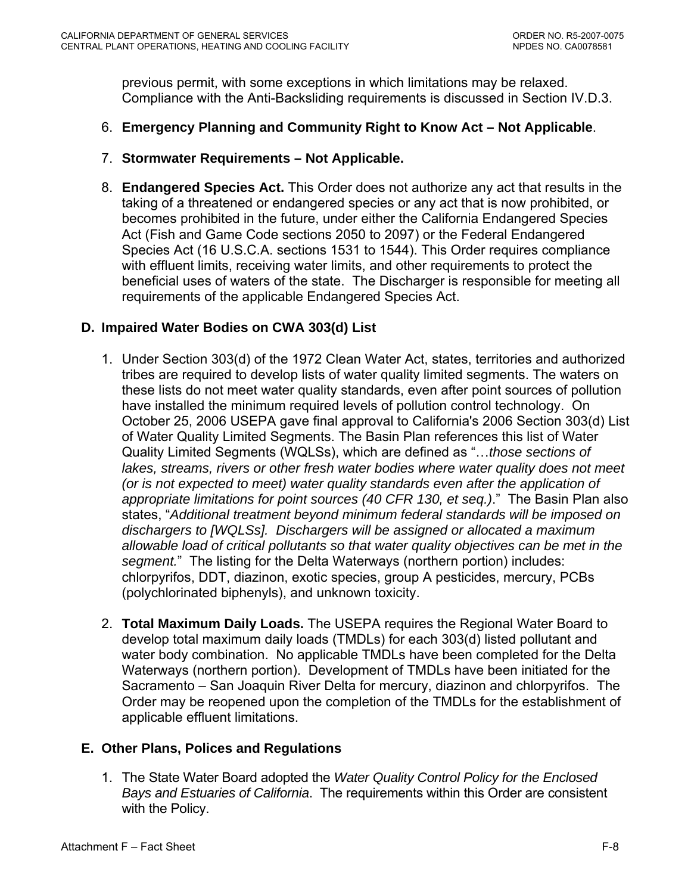previous permit, with some exceptions in which limitations may be relaxed. Compliance with the Anti-Backsliding requirements is discussed in Section IV.D.3.

6. **Emergency Planning and Community Right to Know Act – Not Applicable**.

7. **Stormwater Requirements – Not Applicable.**

8. **Endangered Species Act.** This Order does not authorize any act that results in the taking of a threatened or endangered species or any act that is now prohibited, or becomes prohibited in the future, under either the California Endangered Species Act (Fish and Game Code sections 2050 to 2097) or the Federal Endangered Species Act (16 U.S.C.A. sections 1531 to 1544). This Order requires compliance with effluent limits, receiving water limits, and other requirements to protect the beneficial uses of waters of the state. The Discharger is responsible for meeting all requirements of the applicable Endangered Species Act.

## D. Impaired Water Bodies on CWA 303(d) List

1. Under Section 303(d) of the 1972 Clean Water Act, states, territories and authorized tribes are required to develop lists of water quality limited segments. The waters on these lists do not meet water quality standards, even after point sources of pollution have installed the minimum required levels of pollution control technology. On October 25, 2006 USEPA gave final approval to California's 2006 Section 303(d) List of Water Quality Limited Segments. The Basin Plan references this list of Water Quality Limited Segments (WQLSs), which are defined as "…*those sections of lakes, streams, rivers or other fresh water bodies where water quality does not meet (or is not expected to meet) water quality standards even after the application of appropriate limitations for point sources (40 CFR 130, et seq.)*." The Basin Plan also states, "*Additional treatment beyond minimum federal standards will be imposed on dischargers to [WQLSs]. Dischargers will be assigned or allocated a maximum allowable load of critical pollutants so that water quality objectives can be met in the segment.*" The listing for the Delta Waterways (northern portion) includes: chlorpyrifos, DDT, diazinon, exotic species, group A pesticides, mercury, PCBs (polychlorinated biphenyls), and unknown toxicity.

2. **Total Maximum Daily Loads.** The USEPA requires the Regional Water Board to develop total maximum daily loads (TMDLs) for each 303(d) listed pollutant and water body combination. No applicable TMDLs have been completed for the Delta Waterways (northern portion). Development of TMDLs have been initiated for the Sacramento – San Joaquin River Delta for mercury, diazinon and chlorpyrifos. The Order may be reopened upon the completion of the TMDLs for the establishment of applicable effluent limitations.

## E. Other Plans, Polices and Regulations

1. The State Water Board adopted the *Water Quality Control Policy for the Enclosed Bays and Estuaries of California*. The requirements within this Order are consistent with the Policy.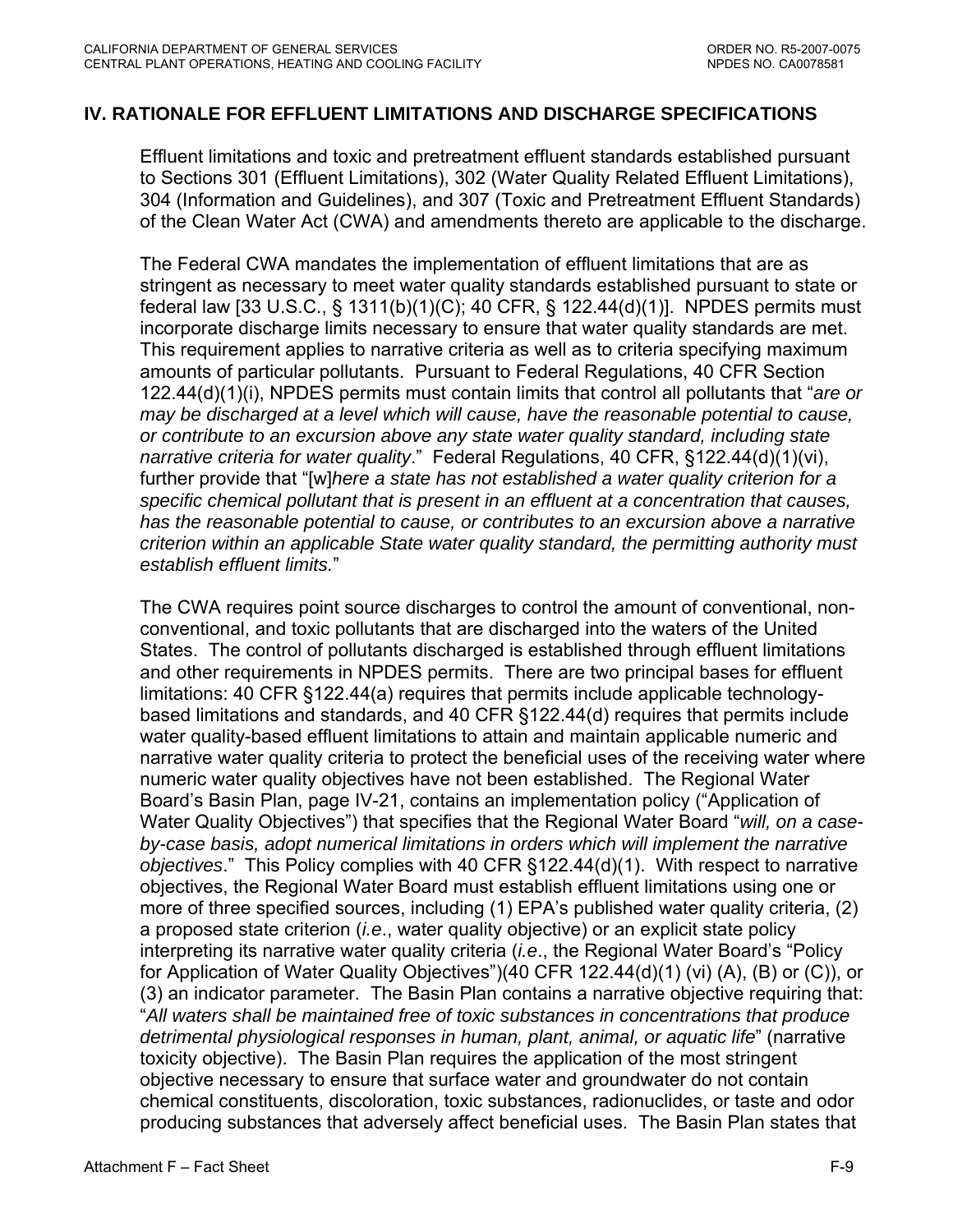## IV. RATIONALE FOR EFFLUENT LIMITATIONS AND DISCHARGE SPECIFICATIONS

Effluent limitations and toxic and pretreatment effluent standards established pursuant to Sections 301 (Effluent Limitations), 302 (Water Quality Related Effluent Limitations), 304 (Information and Guidelines), and 307 (Toxic and Pretreatment Effluent Standards) of the Clean Water Act (CWA) and amendments thereto are applicable to the discharge.

The Federal CWA mandates the implementation of effluent limitations that are as stringent as necessary to meet water quality standards established pursuant to state or federal law [33 U.S.C., § 1311(b)(1)(C); 40 CFR, § 122.44(d)(1)]. NPDES permits must incorporate discharge limits necessary to ensure that water quality standards are met. This requirement applies to narrative criteria as well as to criteria specifying maximum amounts of particular pollutants. Pursuant to Federal Regulations, 40 CFR Section 122.44(d)(1)(i), NPDES permits must contain limits that control all pollutants that "*are or may be discharged at a level which will cause, have the reasonable potential to cause, or contribute to an excursion above any state water quality standard, including state narrative criteria for water quality*." Federal Regulations, 40 CFR, §122.44(d)(1)(vi), further provide that "[w]*here a state has not established a water quality criterion for a specific chemical pollutant that is present in an effluent at a concentration that causes, has the reasonable potential to cause, or contributes to an excursion above a narrative criterion within an applicable State water quality standard, the permitting authority must establish effluent limits.*"

The CWA requires point source discharges to control the amount of conventional, non-conventional, and toxic pollutants that are discharged into the waters of the United States. The control of pollutants discharged is established through effluent limitations and other requirements in NPDES permits. There are two principal bases for effluent limitations: 40 CFR §122.44(a) requires that permits include applicable technology-based limitations and standards, and 40 CFR §122.44(d) requires that permits include water quality-based effluent limitations to attain and maintain applicable numeric and narrative water quality criteria to protect the beneficial uses of the receiving water where numeric water quality objectives have not been established. The Regional Water Board's Basin Plan, page IV-21, contains an implementation policy ("Application of Water Quality Objectives") that specifies that the Regional Water Board "*will, on a case-by-case basis, adopt numerical limitations in orders which will implement the narrative objectives*." This Policy complies with 40 CFR §122.44(d)(1). With respect to narrative objectives, the Regional Water Board must establish effluent limitations using one or more of three specified sources, including (1) EPA's published water quality criteria, (2) a proposed state criterion (*i.e*., water quality objective) or an explicit state policy interpreting its narrative water quality criteria (*i.e*., the Regional Water Board's "Policy for Application of Water Quality Objectives")(40 CFR 122.44(d)(1) (vi) (A), (B) or (C)), or (3) an indicator parameter. The Basin Plan contains a narrative objective requiring that: "*All waters shall be maintained free of toxic substances in concentrations that produce detrimental physiological responses in human, plant, animal, or aquatic life*" (narrative toxicity objective). The Basin Plan requires the application of the most stringent objective necessary to ensure that surface water and groundwater do not contain chemical constituents, discoloration, toxic substances, radionuclides, or taste and odor producing substances that adversely affect beneficial uses. The Basin Plan states that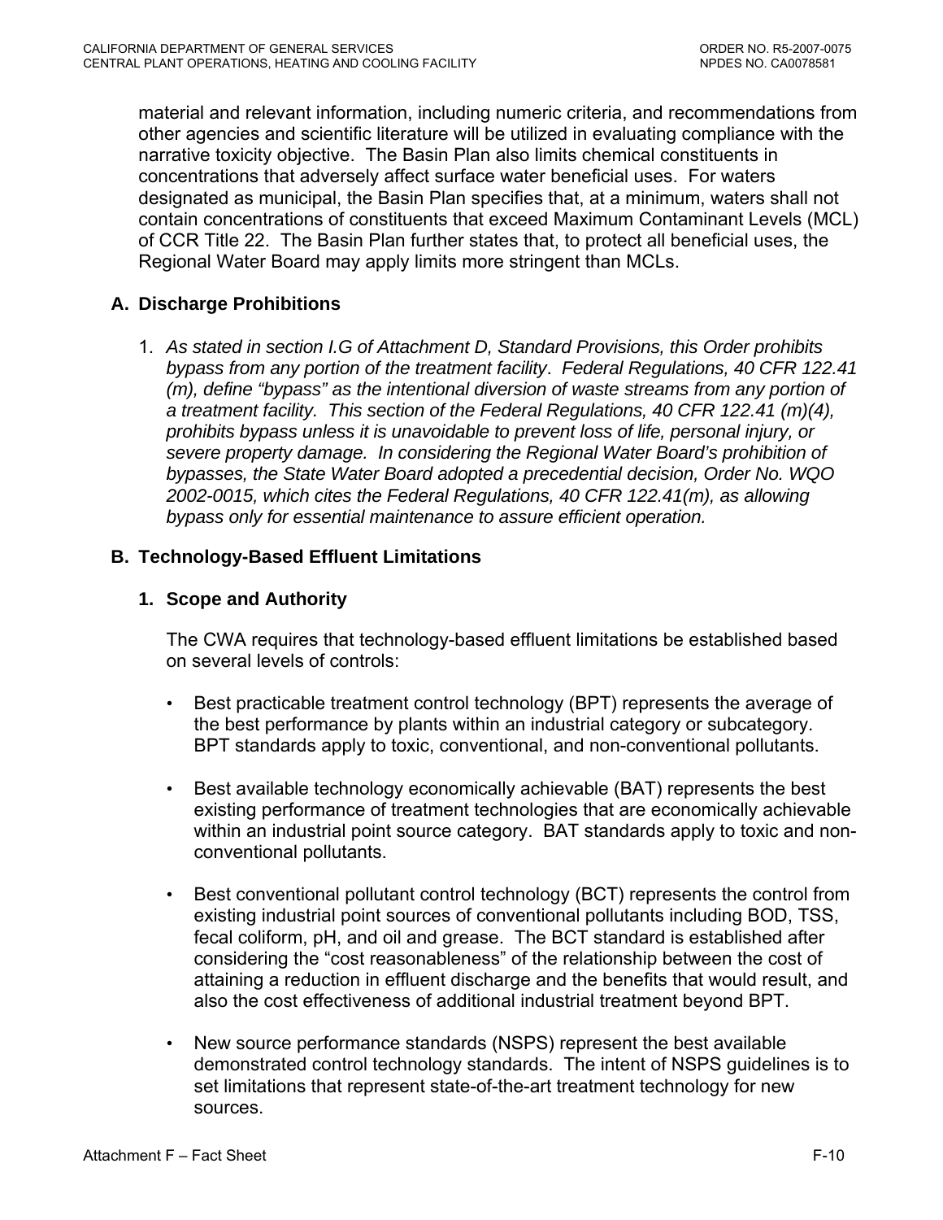material and relevant information, including numeric criteria, and recommendations from other agencies and scientific literature will be utilized in evaluating compliance with the narrative toxicity objective. The Basin Plan also limits chemical constituents in concentrations that adversely affect surface water beneficial uses. For waters designated as municipal, the Basin Plan specifies that, at a minimum, waters shall not contain concentrations of constituents that exceed Maximum Contaminant Levels (MCL) of CCR Title 22. The Basin Plan further states that, to protect all beneficial uses, the Regional Water Board may apply limits more stringent than MCLs.

### A. Discharge Prohibitions

1. *As stated in section I.G of Attachment D, Standard Provisions, this Order prohibits bypass from any portion of the treatment facility. Federal Regulations, 40 CFR 122.41 (m), define "bypass" as the intentional diversion of waste streams from any portion of a treatment facility. This section of the Federal Regulations, 40 CFR 122.41 (m)(4), prohibits bypass unless it is unavoidable to prevent loss of life, personal injury, or severe property damage. In considering the Regional Water Board's prohibition of bypasses, the State Water Board adopted a precedential decision, Order No. WQO 2002-0015, which cites the Federal Regulations, 40 CFR 122.41(m), as allowing bypass only for essential maintenance to assure efficient operation.*

### B. Technology-Based Effluent Limitations

#### 1. Scope and Authority

The CWA requires that technology-based effluent limitations be established based on several levels of controls:

- Best practicable treatment control technology (BPT) represents the average of the best performance by plants within an industrial category or subcategory. BPT standards apply to toxic, conventional, and non-conventional pollutants.

- Best available technology economically achievable (BAT) represents the best existing performance of treatment technologies that are economically achievable within an industrial point source category. BAT standards apply to toxic and non-conventional pollutants.

- Best conventional pollutant control technology (BCT) represents the control from existing industrial point sources of conventional pollutants including BOD, TSS, fecal coliform, pH, and oil and grease. The BCT standard is established after considering the "cost reasonableness" of the relationship between the cost of attaining a reduction in effluent discharge and the benefits that would result, and also the cost effectiveness of additional industrial treatment beyond BPT.

- New source performance standards (NSPS) represent the best available demonstrated control technology standards. The intent of NSPS guidelines is to set limitations that represent state-of-the-art treatment technology for new sources.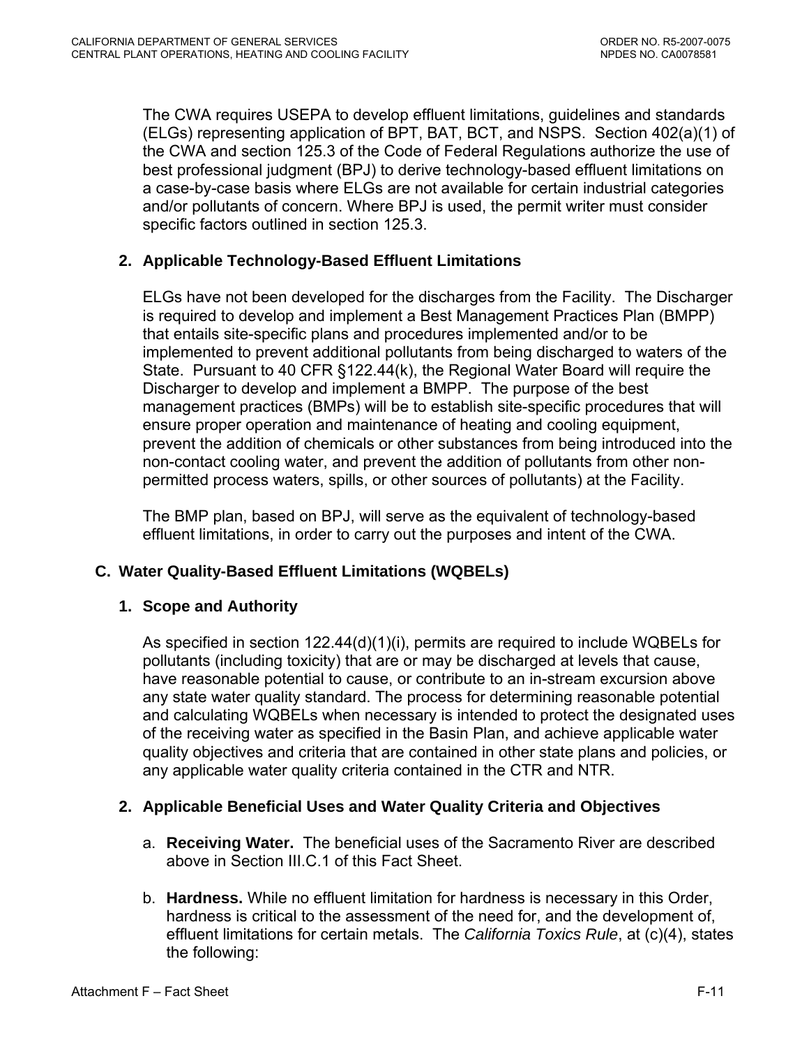The CWA requires USEPA to develop effluent limitations, guidelines and standards (ELGs) representing application of BPT, BAT, BCT, and NSPS. Section 402(a)(1) of the CWA and section 125.3 of the Code of Federal Regulations authorize the use of best professional judgment (BPJ) to derive technology-based effluent limitations on a case-by-case basis where ELGs are not available for certain industrial categories and/or pollutants of concern. Where BPJ is used, the permit writer must consider specific factors outlined in section 125.3.

**2. Applicable Technology-Based Effluent Limitations**

ELGs have not been developed for the discharges from the Facility. The Discharger is required to develop and implement a Best Management Practices Plan (BMPP) that entails site-specific plans and procedures implemented and/or to be implemented to prevent additional pollutants from being discharged to waters of the State. Pursuant to 40 CFR §122.44(k), the Regional Water Board will require the Discharger to develop and implement a BMPP. The purpose of the best management practices (BMPs) will be to establish site-specific procedures that will ensure proper operation and maintenance of heating and cooling equipment, prevent the addition of chemicals or other substances from being introduced into the non-contact cooling water, and prevent the addition of pollutants from other non-permitted process waters, spills, or other sources of pollutants) at the Facility.

The BMP plan, based on BPJ, will serve as the equivalent of technology-based effluent limitations, in order to carry out the purposes and intent of the CWA.

**C. Water Quality-Based Effluent Limitations (WQBELs)**

**1. Scope and Authority**

As specified in section 122.44(d)(1)(i), permits are required to include WQBELs for pollutants (including toxicity) that are or may be discharged at levels that cause, have reasonable potential to cause, or contribute to an in-stream excursion above any state water quality standard. The process for determining reasonable potential and calculating WQBELs when necessary is intended to protect the designated uses of the receiving water as specified in the Basin Plan, and achieve applicable water quality objectives and criteria that are contained in other state plans and policies, or any applicable water quality criteria contained in the CTR and NTR.

**2. Applicable Beneficial Uses and Water Quality Criteria and Objectives**

a. **Receiving Water.** The beneficial uses of the Sacramento River are described above in Section III.C.1 of this Fact Sheet.

b. **Hardness.** While no effluent limitation for hardness is necessary in this Order, hardness is critical to the assessment of the need for, and the development of, effluent limitations for certain metals. The *California Toxics Rule*, at (c)(4), states the following: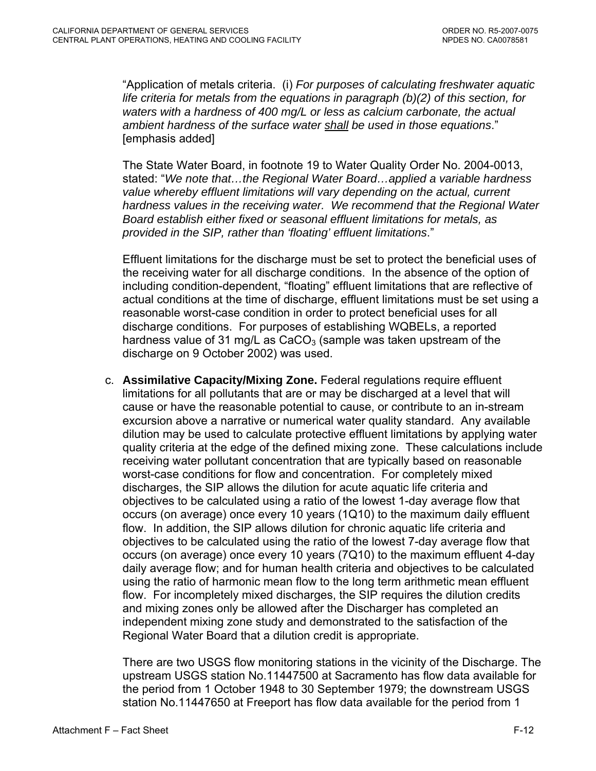"Application of metals criteria. (i) *For purposes of calculating freshwater aquatic life criteria for metals from the equations in paragraph (b)(2) of this section, for waters with a hardness of 400 mg/L or less as calcium carbonate, the actual ambient hardness of the surface water* *<u>shall</u>* *be used in those equations*." [emphasis added]

The State Water Board, in footnote 19 to Water Quality Order No. 2004-0013, stated: "*We note that…the Regional Water Board…applied a variable hardness value whereby effluent limitations will vary depending on the actual, current hardness values in the receiving water. We recommend that the Regional Water Board establish either fixed or seasonal effluent limitations for metals, as provided in the SIP, rather than 'floating' effluent limitations*."

Effluent limitations for the discharge must be set to protect the beneficial uses of the receiving water for all discharge conditions. In the absence of the option of including condition-dependent, "floating" effluent limitations that are reflective of actual conditions at the time of discharge, effluent limitations must be set using a reasonable worst-case condition in order to protect beneficial uses for all discharge conditions. For purposes of establishing WQBELs, a reported hardness value of 31 mg/L as $CaCO_3$ (sample was taken upstream of the discharge on 9 October 2002) was used.

c. **Assimilative Capacity/Mixing Zone.** Federal regulations require effluent limitations for all pollutants that are or may be discharged at a level that will cause or have the reasonable potential to cause, or contribute to an in-stream excursion above a narrative or numerical water quality standard. Any available dilution may be used to calculate protective effluent limitations by applying water quality criteria at the edge of the defined mixing zone. These calculations include receiving water pollutant concentration that are typically based on reasonable worst-case conditions for flow and concentration. For completely mixed discharges, the SIP allows the dilution for acute aquatic life criteria and objectives to be calculated using a ratio of the lowest 1-day average flow that occurs (on average) once every 10 years (1Q10) to the maximum daily effluent flow. In addition, the SIP allows dilution for chronic aquatic life criteria and objectives to be calculated using the ratio of the lowest 7-day average flow that occurs (on average) once every 10 years (7Q10) to the maximum effluent 4-day daily average flow; and for human health criteria and objectives to be calculated using the ratio of harmonic mean flow to the long term arithmetic mean effluent flow. For incompletely mixed discharges, the SIP requires the dilution credits and mixing zones only be allowed after the Discharger has completed an independent mixing zone study and demonstrated to the satisfaction of the Regional Water Board that a dilution credit is appropriate.

There are two USGS flow monitoring stations in the vicinity of the Discharge. The upstream USGS station No.11447500 at Sacramento has flow data available for the period from 1 October 1948 to 30 September 1979; the downstream USGS station No.11447650 at Freeport has flow data available for the period from 1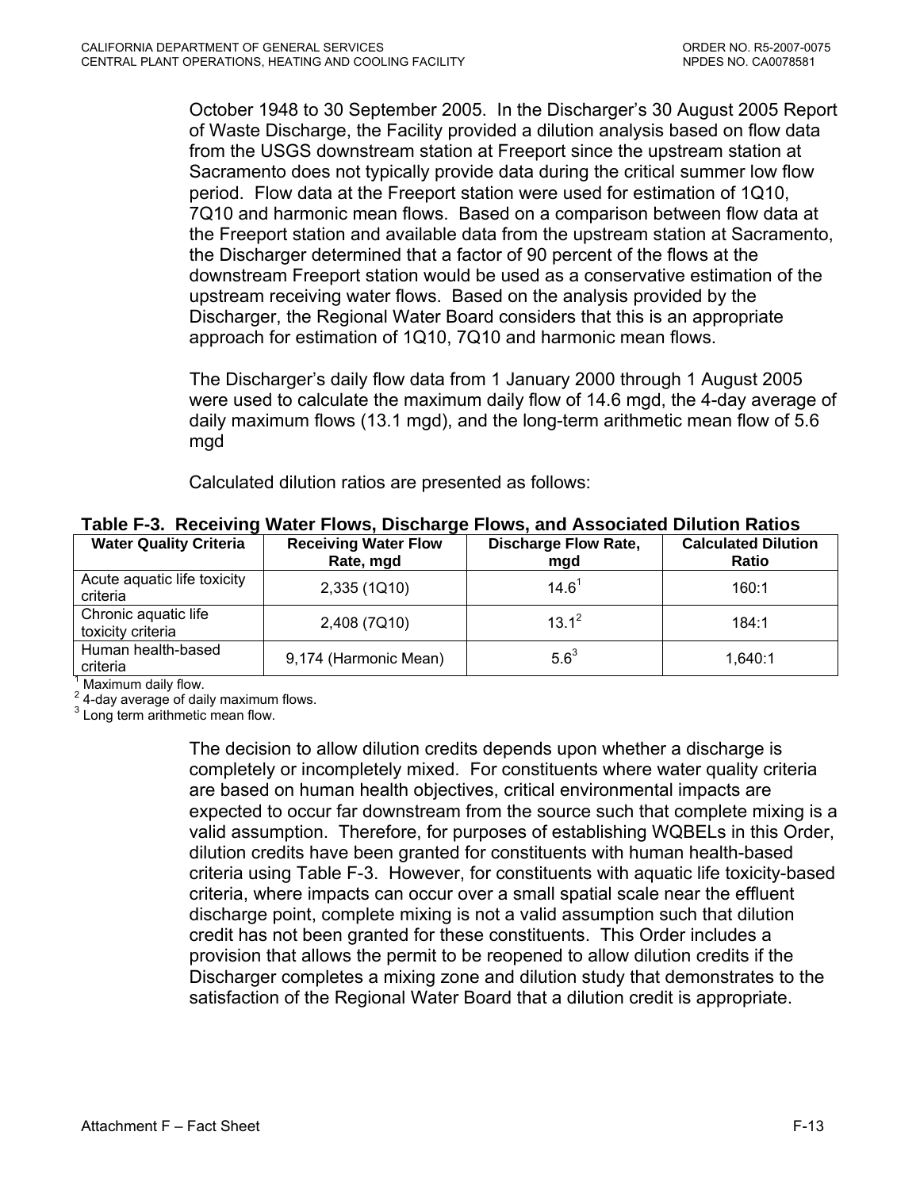October 1948 to 30 September 2005. In the Discharger's 30 August 2005 Report of Waste Discharge, the Facility provided a dilution analysis based on flow data from the USGS downstream station at Freeport since the upstream station at Sacramento does not typically provide data during the critical summer low flow period. Flow data at the Freeport station were used for estimation of 1Q10, 7Q10 and harmonic mean flows. Based on a comparison between flow data at the Freeport station and available data from the upstream station at Sacramento, the Discharger determined that a factor of 90 percent of the flows at the downstream Freeport station would be used as a conservative estimation of the upstream receiving water flows. Based on the analysis provided by the Discharger, the Regional Water Board considers that this is an appropriate approach for estimation of 1Q10, 7Q10 and harmonic mean flows.

The Discharger's daily flow data from 1 January 2000 through 1 August 2005 were used to calculate the maximum daily flow of 14.6 mgd, the 4-day average of daily maximum flows (13.1 mgd), and the long-term arithmetic mean flow of 5.6 mgd

Calculated dilution ratios are presented as follows:

**Table F-3. Receiving Water Flows, Discharge Flows, and Associated Dilution Ratios**

| Water Quality Criteria | Receiving Water Flow Rate, mgd | Discharge Flow Rate, mgd | Calculated Dilution Ratio |
|---|---|---|---|
| Acute aquatic life toxicity criteria | 2,335 (1Q10) | 14.6[1] | 160:1 |
| Chronic aquatic life toxicity criteria | 2,408 (7Q10) | 13.1[2] | 184:1 |
| Human health-based criteria | 9,174 (Harmonic Mean) | 5.6[3] | 1,640:1 |

[1] Maximum daily flow.
[2] 4-day average of daily maximum flows.
[3] Long term arithmetic mean flow.

The decision to allow dilution credits depends upon whether a discharge is completely or incompletely mixed. For constituents where water quality criteria are based on human health objectives, critical environmental impacts are expected to occur far downstream from the source such that complete mixing is a valid assumption. Therefore, for purposes of establishing WQBELs in this Order, dilution credits have been granted for constituents with human health-based criteria using Table F-3. However, for constituents with aquatic life toxicity-based criteria, where impacts can occur over a small spatial scale near the effluent discharge point, complete mixing is not a valid assumption such that dilution credit has not been granted for these constituents. This Order includes a provision that allows the permit to be reopened to allow dilution credits if the Discharger completes a mixing zone and dilution study that demonstrates to the satisfaction of the Regional Water Board that a dilution credit is appropriate.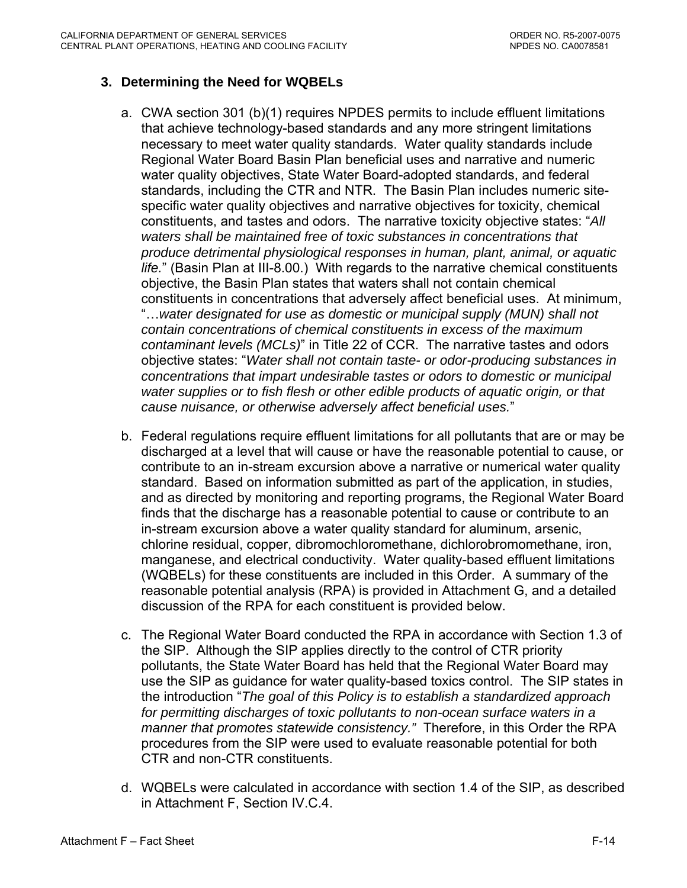### 3. Determining the Need for WQBELs

a. CWA section 301 (b)(1) requires NPDES permits to include effluent limitations that achieve technology-based standards and any more stringent limitations necessary to meet water quality standards. Water quality standards include Regional Water Board Basin Plan beneficial uses and narrative and numeric water quality objectives, State Water Board-adopted standards, and federal standards, including the CTR and NTR. The Basin Plan includes numeric site-specific water quality objectives and narrative objectives for toxicity, chemical constituents, and tastes and odors. The narrative toxicity objective states: "*All waters shall be maintained free of toxic substances in concentrations that produce detrimental physiological responses in human, plant, animal, or aquatic life.*" (Basin Plan at III-8.00.) With regards to the narrative chemical constituents objective, the Basin Plan states that waters shall not contain chemical constituents in concentrations that adversely affect beneficial uses. At minimum, "…*water designated for use as domestic or municipal supply (MUN) shall not contain concentrations of chemical constituents in excess of the maximum contaminant levels (MCLs)*" in Title 22 of CCR. The narrative tastes and odors objective states: "*Water shall not contain taste- or odor-producing substances in concentrations that impart undesirable tastes or odors to domestic or municipal water supplies or to fish flesh or other edible products of aquatic origin, or that cause nuisance, or otherwise adversely affect beneficial uses.*"

b. Federal regulations require effluent limitations for all pollutants that are or may be discharged at a level that will cause or have the reasonable potential to cause, or contribute to an in-stream excursion above a narrative or numerical water quality standard. Based on information submitted as part of the application, in studies, and as directed by monitoring and reporting programs, the Regional Water Board finds that the discharge has a reasonable potential to cause or contribute to an in-stream excursion above a water quality standard for aluminum, arsenic, chlorine residual, copper, dibromochloromethane, dichlorobromomethane, iron, manganese, and electrical conductivity. Water quality-based effluent limitations (WQBELs) for these constituents are included in this Order. A summary of the reasonable potential analysis (RPA) is provided in Attachment G, and a detailed discussion of the RPA for each constituent is provided below.

c. The Regional Water Board conducted the RPA in accordance with Section 1.3 of the SIP. Although the SIP applies directly to the control of CTR priority pollutants, the State Water Board has held that the Regional Water Board may use the SIP as guidance for water quality-based toxics control. The SIP states in the introduction "*The goal of this Policy is to establish a standardized approach for permitting discharges of toxic pollutants to non-ocean surface waters in a manner that promotes statewide consistency.*" Therefore, in this Order the RPA procedures from the SIP were used to evaluate reasonable potential for both CTR and non-CTR constituents.

d. WQBELs were calculated in accordance with section 1.4 of the SIP, as described in Attachment F, Section IV.C.4.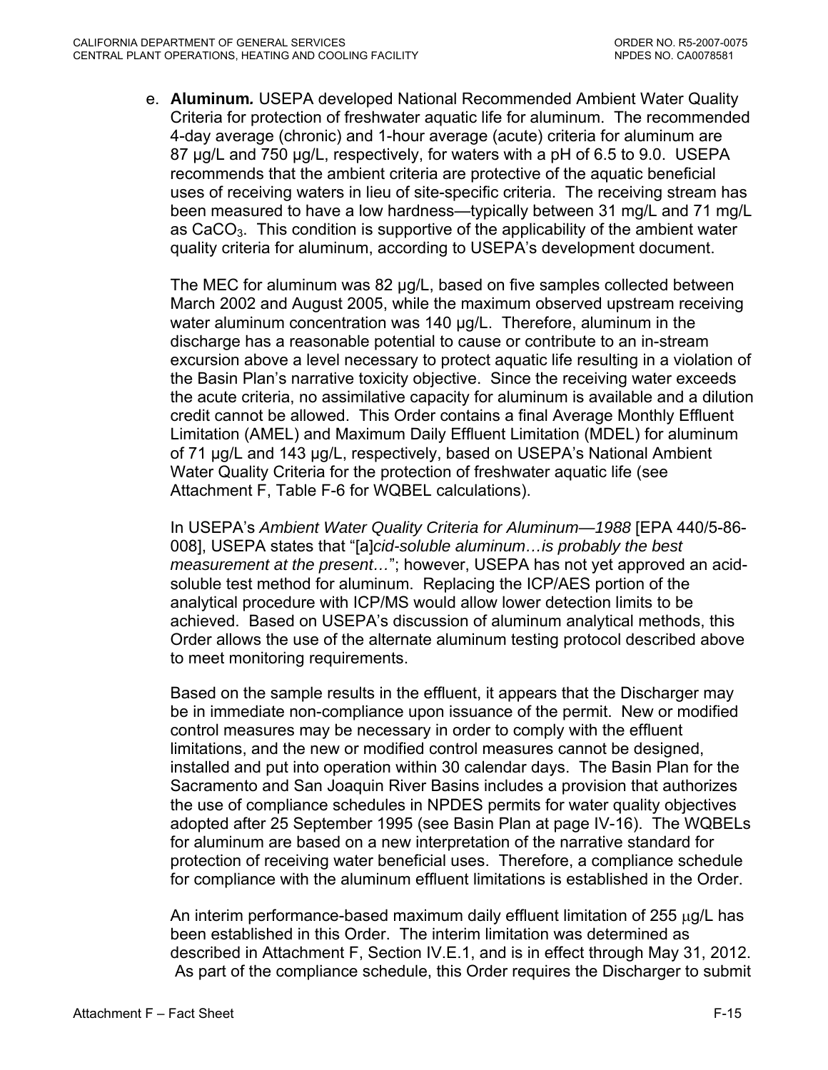e. **Aluminum.** USEPA developed National Recommended Ambient Water Quality Criteria for protection of freshwater aquatic life for aluminum. The recommended 4-day average (chronic) and 1-hour average (acute) criteria for aluminum are 87 µg/L and 750 µg/L, respectively, for waters with a pH of 6.5 to 9.0. USEPA recommends that the ambient criteria are protective of the aquatic beneficial uses of receiving waters in lieu of site-specific criteria. The receiving stream has been measured to have a low hardness—typically between 31 mg/L and 71 mg/L as $CaCO_3$. This condition is supportive of the applicability of the ambient water quality criteria for aluminum, according to USEPA's development document.

The MEC for aluminum was 82 µg/L, based on five samples collected between March 2002 and August 2005, while the maximum observed upstream receiving water aluminum concentration was 140 µg/L. Therefore, aluminum in the discharge has a reasonable potential to cause or contribute to an in-stream excursion above a level necessary to protect aquatic life resulting in a violation of the Basin Plan's narrative toxicity objective. Since the receiving water exceeds the acute criteria, no assimilative capacity for aluminum is available and a dilution credit cannot be allowed. This Order contains a final Average Monthly Effluent Limitation (AMEL) and Maximum Daily Effluent Limitation (MDEL) for aluminum of 71 µg/L and 143 µg/L, respectively, based on USEPA's National Ambient Water Quality Criteria for the protection of freshwater aquatic life (see Attachment F, Table F-6 for WQBEL calculations).

In USEPA's *Ambient Water Quality Criteria for Aluminum—1988* [EPA 440/5-86-008], USEPA states that "[a]*cid-soluble aluminum…is probably the best measurement at the present…*"; however, USEPA has not yet approved an acid-soluble test method for aluminum. Replacing the ICP/AES portion of the analytical procedure with ICP/MS would allow lower detection limits to be achieved. Based on USEPA's discussion of aluminum analytical methods, this Order allows the use of the alternate aluminum testing protocol described above to meet monitoring requirements.

Based on the sample results in the effluent, it appears that the Discharger may be in immediate non-compliance upon issuance of the permit. New or modified control measures may be necessary in order to comply with the effluent limitations, and the new or modified control measures cannot be designed, installed and put into operation within 30 calendar days. The Basin Plan for the Sacramento and San Joaquin River Basins includes a provision that authorizes the use of compliance schedules in NPDES permits for water quality objectives adopted after 25 September 1995 (see Basin Plan at page IV-16). The WQBELs for aluminum are based on a new interpretation of the narrative standard for protection of receiving water beneficial uses. Therefore, a compliance schedule for compliance with the aluminum effluent limitations is established in the Order.

An interim performance-based maximum daily effluent limitation of 255 µg/L has been established in this Order. The interim limitation was determined as described in Attachment F, Section IV.E.1, and is in effect through May 31, 2012. As part of the compliance schedule, this Order requires the Discharger to submit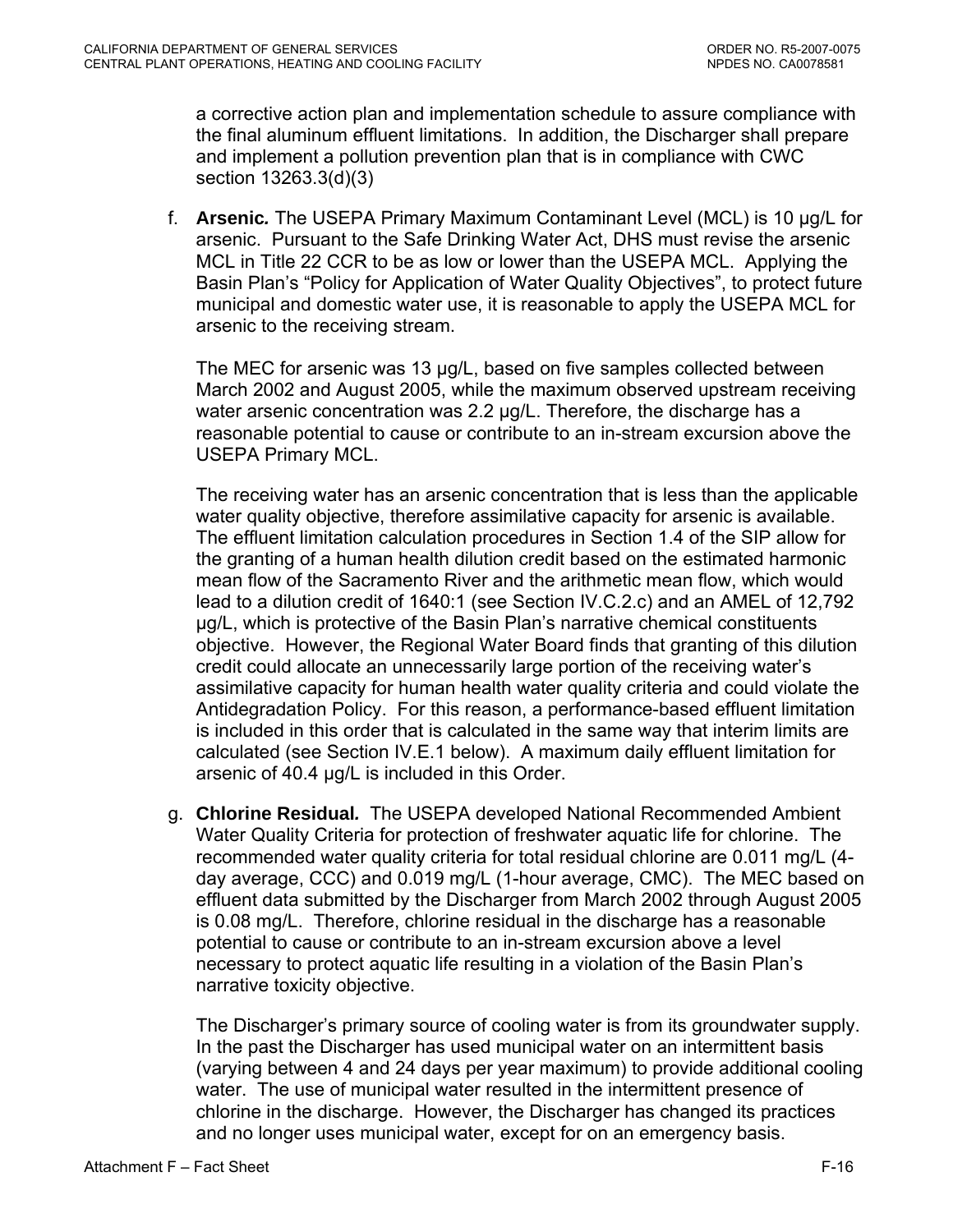a corrective action plan and implementation schedule to assure compliance with the final aluminum effluent limitations. In addition, the Discharger shall prepare and implement a pollution prevention plan that is in compliance with CWC section 13263.3(d)(3)

f. **Arsenic.** The USEPA Primary Maximum Contaminant Level (MCL) is 10 µg/L for arsenic. Pursuant to the Safe Drinking Water Act, DHS must revise the arsenic MCL in Title 22 CCR to be as low or lower than the USEPA MCL. Applying the Basin Plan's "Policy for Application of Water Quality Objectives", to protect future municipal and domestic water use, it is reasonable to apply the USEPA MCL for arsenic to the receiving stream.

   The MEC for arsenic was 13 µg/L, based on five samples collected between March 2002 and August 2005, while the maximum observed upstream receiving water arsenic concentration was 2.2 µg/L. Therefore, the discharge has a reasonable potential to cause or contribute to an in-stream excursion above the USEPA Primary MCL.

   The receiving water has an arsenic concentration that is less than the applicable water quality objective, therefore assimilative capacity for arsenic is available. The effluent limitation calculation procedures in Section 1.4 of the SIP allow for the granting of a human health dilution credit based on the estimated harmonic mean flow of the Sacramento River and the arithmetic mean flow, which would lead to a dilution credit of 1640:1 (see Section IV.C.2.c) and an AMEL of 12,792 µg/L, which is protective of the Basin Plan's narrative chemical constituents objective. However, the Regional Water Board finds that granting of this dilution credit could allocate an unnecessarily large portion of the receiving water's assimilative capacity for human health water quality criteria and could violate the Antidegradation Policy. For this reason, a performance-based effluent limitation is included in this order that is calculated in the same way that interim limits are calculated (see Section IV.E.1 below). A maximum daily effluent limitation for arsenic of 40.4 µg/L is included in this Order.

g. **Chlorine Residual.** The USEPA developed National Recommended Ambient Water Quality Criteria for protection of freshwater aquatic life for chlorine. The recommended water quality criteria for total residual chlorine are 0.011 mg/L (4-day average, CCC) and 0.019 mg/L (1-hour average, CMC). The MEC based on effluent data submitted by the Discharger from March 2002 through August 2005 is 0.08 mg/L. Therefore, chlorine residual in the discharge has a reasonable potential to cause or contribute to an in-stream excursion above a level necessary to protect aquatic life resulting in a violation of the Basin Plan's narrative toxicity objective.

   The Discharger's primary source of cooling water is from its groundwater supply. In the past the Discharger has used municipal water on an intermittent basis (varying between 4 and 24 days per year maximum) to provide additional cooling water. The use of municipal water resulted in the intermittent presence of chlorine in the discharge. However, the Discharger has changed its practices and no longer uses municipal water, except for on an emergency basis.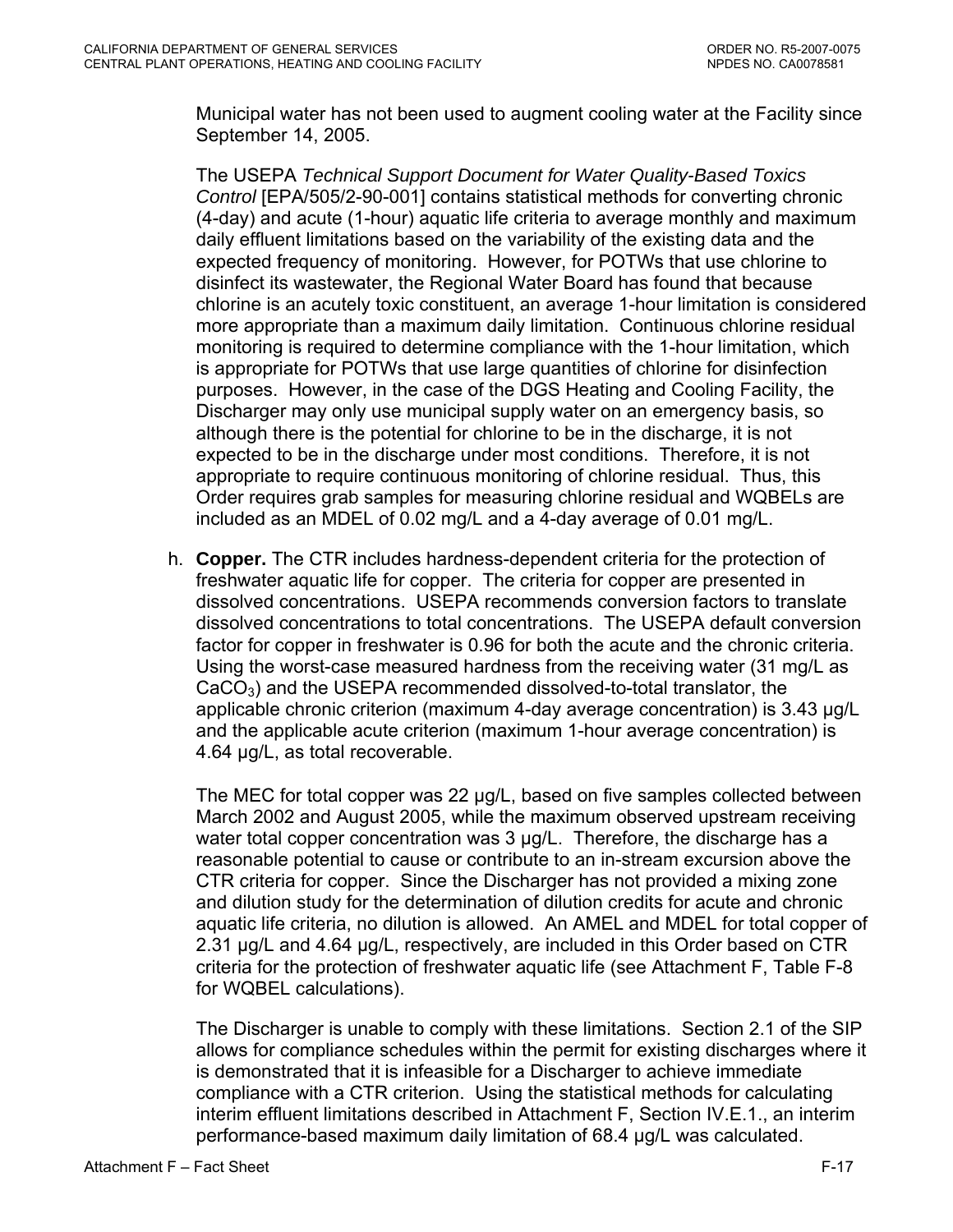Municipal water has not been used to augment cooling water at the Facility since September 14, 2005.

The USEPA *Technical Support Document for Water Quality-Based Toxics Control* [EPA/505/2-90-001] contains statistical methods for converting chronic (4-day) and acute (1-hour) aquatic life criteria to average monthly and maximum daily effluent limitations based on the variability of the existing data and the expected frequency of monitoring. However, for POTWs that use chlorine to disinfect its wastewater, the Regional Water Board has found that because chlorine is an acutely toxic constituent, an average 1-hour limitation is considered more appropriate than a maximum daily limitation. Continuous chlorine residual monitoring is required to determine compliance with the 1-hour limitation, which is appropriate for POTWs that use large quantities of chlorine for disinfection purposes. However, in the case of the DGS Heating and Cooling Facility, the Discharger may only use municipal supply water on an emergency basis, so although there is the potential for chlorine to be in the discharge, it is not expected to be in the discharge under most conditions. Therefore, it is not appropriate to require continuous monitoring of chlorine residual. Thus, this Order requires grab samples for measuring chlorine residual and WQBELs are included as an MDEL of 0.02 mg/L and a 4-day average of 0.01 mg/L.

h. **Copper.** The CTR includes hardness-dependent criteria for the protection of freshwater aquatic life for copper. The criteria for copper are presented in dissolved concentrations. USEPA recommends conversion factors to translate dissolved concentrations to total concentrations. The USEPA default conversion factor for copper in freshwater is 0.96 for both the acute and the chronic criteria. Using the worst-case measured hardness from the receiving water (31 mg/L as $CaCO_3$) and the USEPA recommended dissolved-to-total translator, the applicable chronic criterion (maximum 4-day average concentration) is 3.43 µg/L and the applicable acute criterion (maximum 1-hour average concentration) is 4.64 µg/L, as total recoverable.

   The MEC for total copper was 22 µg/L, based on five samples collected between March 2002 and August 2005, while the maximum observed upstream receiving water total copper concentration was 3 µg/L. Therefore, the discharge has a reasonable potential to cause or contribute to an in-stream excursion above the CTR criteria for copper. Since the Discharger has not provided a mixing zone and dilution study for the determination of dilution credits for acute and chronic aquatic life criteria, no dilution is allowed. An AMEL and MDEL for total copper of 2.31 µg/L and 4.64 µg/L, respectively, are included in this Order based on CTR criteria for the protection of freshwater aquatic life (see Attachment F, Table F-8 for WQBEL calculations).

   The Discharger is unable to comply with these limitations. Section 2.1 of the SIP allows for compliance schedules within the permit for existing discharges where it is demonstrated that it is infeasible for a Discharger to achieve immediate compliance with a CTR criterion. Using the statistical methods for calculating interim effluent limitations described in Attachment F, Section IV.E.1., an interim performance-based maximum daily limitation of 68.4 µg/L was calculated.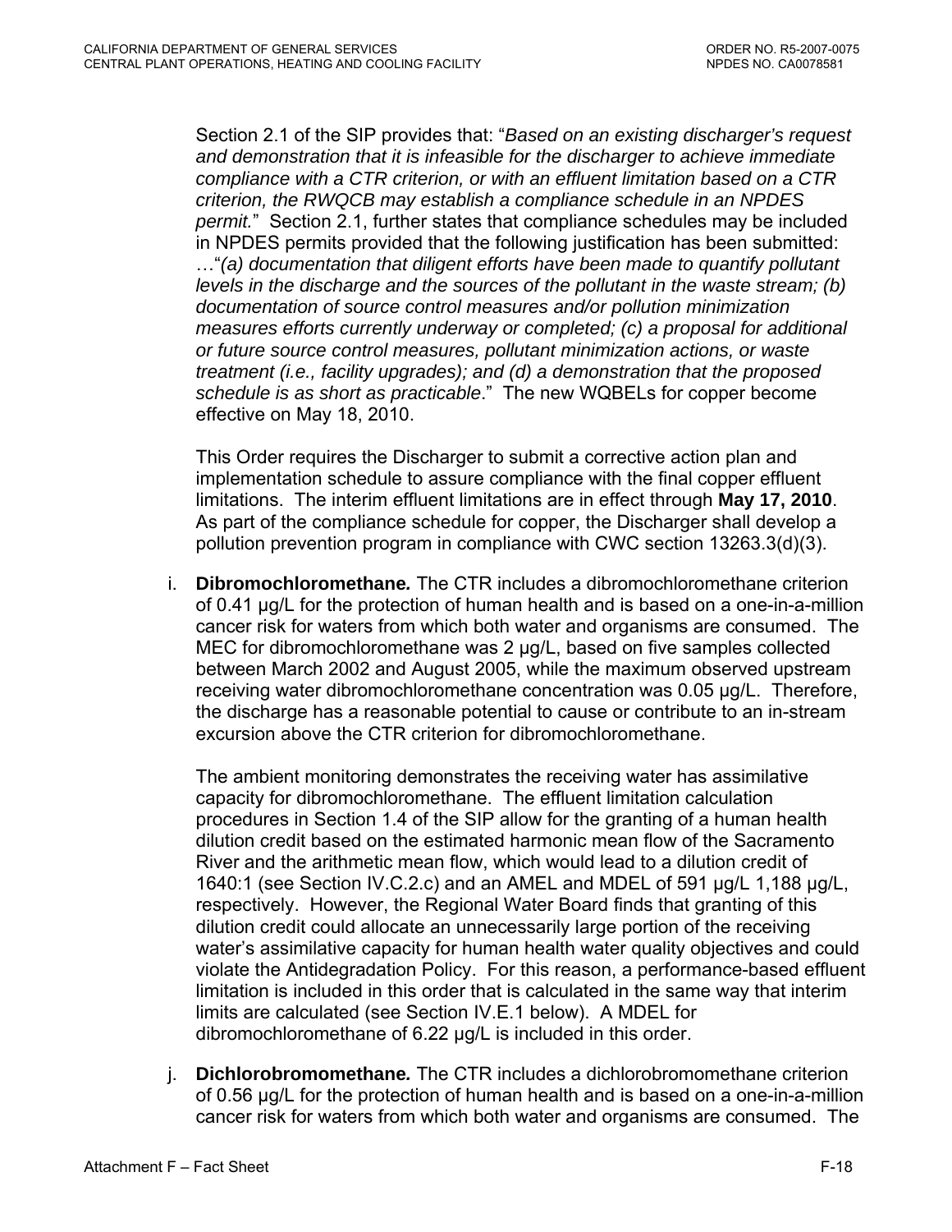Section 2.1 of the SIP provides that: "*Based on an existing discharger's request and demonstration that it is infeasible for the discharger to achieve immediate compliance with a CTR criterion, or with an effluent limitation based on a CTR criterion, the RWQCB may establish a compliance schedule in an NPDES permit.*" Section 2.1, further states that compliance schedules may be included in NPDES permits provided that the following justification has been submitted: …"*(a) documentation that diligent efforts have been made to quantify pollutant levels in the discharge and the sources of the pollutant in the waste stream; (b) documentation of source control measures and/or pollution minimization measures efforts currently underway or completed; (c) a proposal for additional or future source control measures, pollutant minimization actions, or waste treatment (i.e., facility upgrades); and (d) a demonstration that the proposed schedule is as short as practicable*." The new WQBELs for copper become effective on May 18, 2010.

This Order requires the Discharger to submit a corrective action plan and implementation schedule to assure compliance with the final copper effluent limitations. The interim effluent limitations are in effect through **May 17, 2010**. As part of the compliance schedule for copper, the Discharger shall develop a pollution prevention program in compliance with CWC section 13263.3(d)(3).

i. ***Dibromochloromethane.*** The CTR includes a dibromochloromethane criterion of 0.41 µg/L for the protection of human health and is based on a one-in-a-million cancer risk for waters from which both water and organisms are consumed. The MEC for dibromochloromethane was 2 µg/L, based on five samples collected between March 2002 and August 2005, while the maximum observed upstream receiving water dibromochloromethane concentration was 0.05 µg/L. Therefore, the discharge has a reasonable potential to cause or contribute to an in-stream excursion above the CTR criterion for dibromochloromethane.

   The ambient monitoring demonstrates the receiving water has assimilative capacity for dibromochloromethane. The effluent limitation calculation procedures in Section 1.4 of the SIP allow for the granting of a human health dilution credit based on the estimated harmonic mean flow of the Sacramento River and the arithmetic mean flow, which would lead to a dilution credit of 1640:1 (see Section IV.C.2.c) and an AMEL and MDEL of 591 µg/L 1,188 µg/L, respectively. However, the Regional Water Board finds that granting of this dilution credit could allocate an unnecessarily large portion of the receiving water's assimilative capacity for human health water quality objectives and could violate the Antidegradation Policy. For this reason, a performance-based effluent limitation is included in this order that is calculated in the same way that interim limits are calculated (see Section IV.E.1 below). A MDEL for dibromochloromethane of 6.22 µg/L is included in this order.

j. ***Dichlorobromomethane.*** The CTR includes a dichlorobromomethane criterion of 0.56 µg/L for the protection of human health and is based on a one-in-a-million cancer risk for waters from which both water and organisms are consumed. The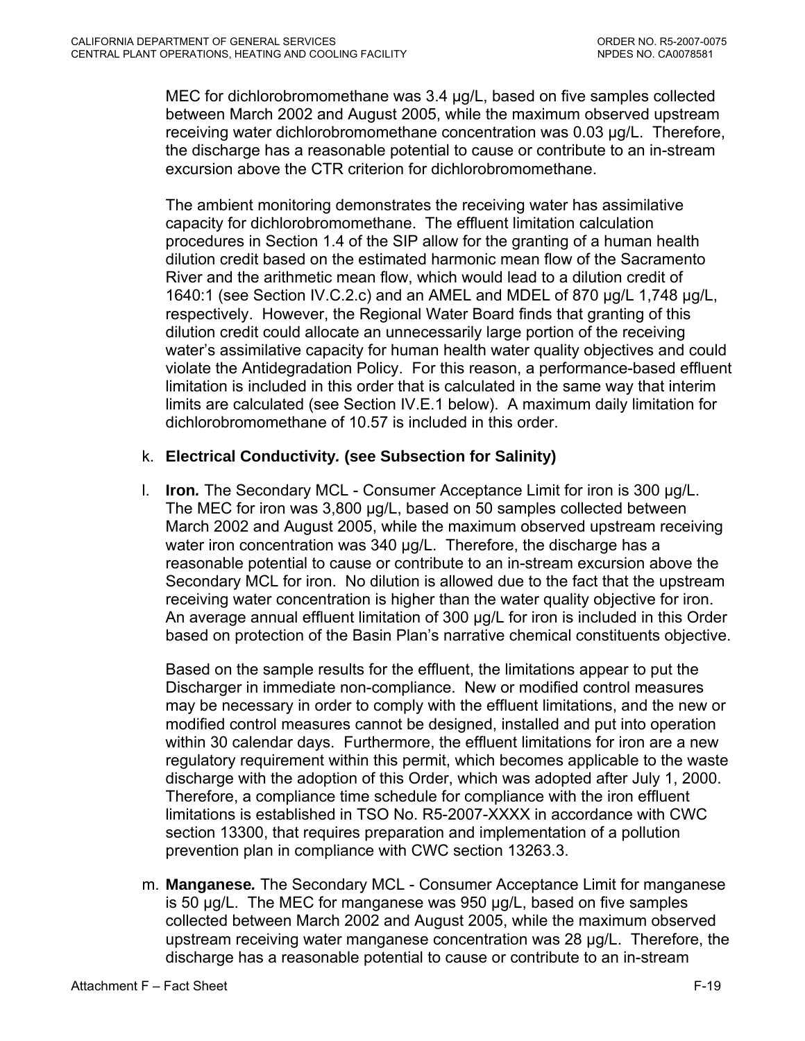MEC for dichlorobromomethane was 3.4 µg/L, based on five samples collected between March 2002 and August 2005, while the maximum observed upstream receiving water dichlorobromomethane concentration was 0.03 µg/L. Therefore, the discharge has a reasonable potential to cause or contribute to an in-stream excursion above the CTR criterion for dichlorobromomethane.

The ambient monitoring demonstrates the receiving water has assimilative capacity for dichlorobromomethane. The effluent limitation calculation procedures in Section 1.4 of the SIP allow for the granting of a human health dilution credit based on the estimated harmonic mean flow of the Sacramento River and the arithmetic mean flow, which would lead to a dilution credit of 1640:1 (see Section IV.C.2.c) and an AMEL and MDEL of 870 µg/L 1,748 µg/L, respectively. However, the Regional Water Board finds that granting of this dilution credit could allocate an unnecessarily large portion of the receiving water's assimilative capacity for human health water quality objectives and could violate the Antidegradation Policy. For this reason, a performance-based effluent limitation is included in this order that is calculated in the same way that interim limits are calculated (see Section IV.E.1 below). A maximum daily limitation for dichlorobromomethane of 10.57 is included in this order.

k. **Electrical Conductivity*.* (see Subsection for Salinity)**

l. **Iron*.*** The Secondary MCL - Consumer Acceptance Limit for iron is 300 µg/L. The MEC for iron was 3,800 µg/L, based on 50 samples collected between March 2002 and August 2005, while the maximum observed upstream receiving water iron concentration was 340 µg/L. Therefore, the discharge has a reasonable potential to cause or contribute to an in-stream excursion above the Secondary MCL for iron. No dilution is allowed due to the fact that the upstream receiving water concentration is higher than the water quality objective for iron. An average annual effluent limitation of 300 µg/L for iron is included in this Order based on protection of the Basin Plan's narrative chemical constituents objective.

   Based on the sample results for the effluent, the limitations appear to put the Discharger in immediate non-compliance. New or modified control measures may be necessary in order to comply with the effluent limitations, and the new or modified control measures cannot be designed, installed and put into operation within 30 calendar days. Furthermore, the effluent limitations for iron are a new regulatory requirement within this permit, which becomes applicable to the waste discharge with the adoption of this Order, which was adopted after July 1, 2000. Therefore, a compliance time schedule for compliance with the iron effluent limitations is established in TSO No. R5-2007-XXXX in accordance with CWC section 13300, that requires preparation and implementation of a pollution prevention plan in compliance with CWC section 13263.3.

m. **Manganese*.*** The Secondary MCL - Consumer Acceptance Limit for manganese is 50 µg/L. The MEC for manganese was 950 µg/L, based on five samples collected between March 2002 and August 2005, while the maximum observed upstream receiving water manganese concentration was 28 µg/L. Therefore, the discharge has a reasonable potential to cause or contribute to an in-stream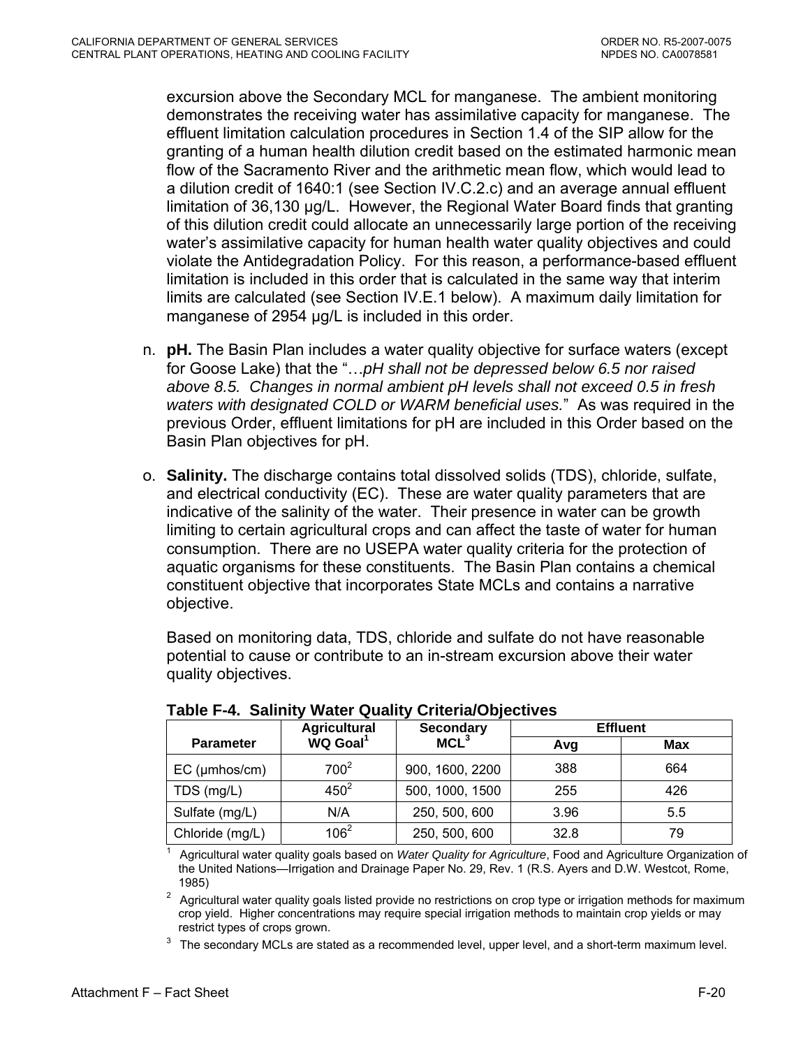excursion above the Secondary MCL for manganese. The ambient monitoring demonstrates the receiving water has assimilative capacity for manganese. The effluent limitation calculation procedures in Section 1.4 of the SIP allow for the granting of a human health dilution credit based on the estimated harmonic mean flow of the Sacramento River and the arithmetic mean flow, which would lead to a dilution credit of 1640:1 (see Section IV.C.2.c) and an average annual effluent limitation of 36,130 µg/L. However, the Regional Water Board finds that granting of this dilution credit could allocate an unnecessarily large portion of the receiving water's assimilative capacity for human health water quality objectives and could violate the Antidegradation Policy. For this reason, a performance-based effluent limitation is included in this order that is calculated in the same way that interim limits are calculated (see Section IV.E.1 below). A maximum daily limitation for manganese of 2954 µg/L is included in this order.

n. **pH.** The Basin Plan includes a water quality objective for surface waters (except for Goose Lake) that the "…*pH shall not be depressed below 6.5 nor raised above 8.5. Changes in normal ambient pH levels shall not exceed 0.5 in fresh waters with designated COLD or WARM beneficial uses.*" As was required in the previous Order, effluent limitations for pH are included in this Order based on the Basin Plan objectives for pH.

o. **Salinity.** The discharge contains total dissolved solids (TDS), chloride, sulfate, and electrical conductivity (EC). These are water quality parameters that are indicative of the salinity of the water. Their presence in water can be growth limiting to certain agricultural crops and can affect the taste of water for human consumption. There are no USEPA water quality criteria for the protection of aquatic organisms for these constituents. The Basin Plan contains a chemical constituent objective that incorporates State MCLs and contains a narrative objective.

   Based on monitoring data, TDS, chloride and sulfate do not have reasonable potential to cause or contribute to an in-stream excursion above their water quality objectives.

**Table F-4. Salinity Water Quality Criteria/Objectives**

| Parameter | Agricultural WQ Goal[1] | Secondary MCL[3] | Effluent | |
|---|---|---|---|---|
| | | | Avg | Max |
| EC (µmhos/cm) | 700[2] | 900, 1600, 2200 | 388 | 664 |
| TDS (mg/L) | 450[2] | 500, 1000, 1500 | 255 | 426 |
| Sulfate (mg/L) | N/A | 250, 500, 600 | 3.96 | 5.5 |
| Chloride (mg/L) | 106[2] | 250, 500, 600 | 32.8 | 79 |

[1] Agricultural water quality goals based on *Water Quality for Agriculture*, Food and Agriculture Organization of the United Nations—Irrigation and Drainage Paper No. 29, Rev. 1 (R.S. Ayers and D.W. Westcot, Rome, 1985)

[2] Agricultural water quality goals listed provide no restrictions on crop type or irrigation methods for maximum crop yield. Higher concentrations may require special irrigation methods to maintain crop yields or may restrict types of crops grown.

[3] The secondary MCLs are stated as a recommended level, upper level, and a short-term maximum level.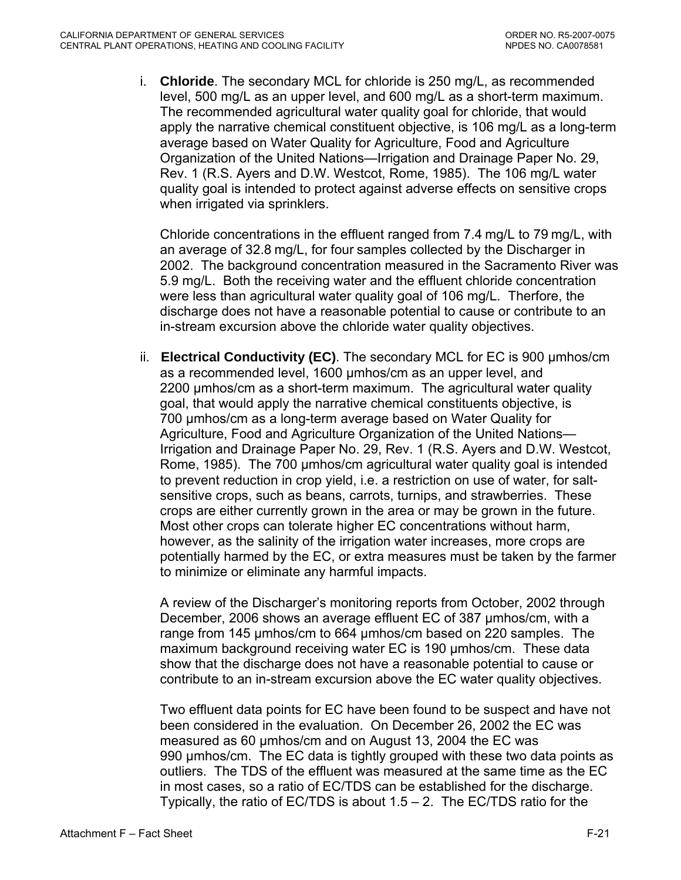i. **Chloride**. The secondary MCL for chloride is 250 mg/L, as recommended level, 500 mg/L as an upper level, and 600 mg/L as a short-term maximum. The recommended agricultural water quality goal for chloride, that would apply the narrative chemical constituent objective, is 106 mg/L as a long-term average based on Water Quality for Agriculture, Food and Agriculture Organization of the United Nations—Irrigation and Drainage Paper No. 29, Rev. 1 (R.S. Ayers and D.W. Westcot, Rome, 1985). The 106 mg/L water quality goal is intended to protect against adverse effects on sensitive crops when irrigated via sprinklers.

   Chloride concentrations in the effluent ranged from 7.4 mg/L to 79 mg/L, with an average of 32.8 mg/L, for four samples collected by the Discharger in 2002. The background concentration measured in the Sacramento River was 5.9 mg/L. Both the receiving water and the effluent chloride concentration were less than agricultural water quality goal of 106 mg/L. Therfore, the discharge does not have a reasonable potential to cause or contribute to an in-stream excursion above the chloride water quality objectives.

ii. **Electrical Conductivity (EC)**. The secondary MCL for EC is 900 µmhos/cm as a recommended level, 1600 µmhos/cm as an upper level, and 2200 µmhos/cm as a short-term maximum. The agricultural water quality goal, that would apply the narrative chemical constituents objective, is 700 µmhos/cm as a long-term average based on Water Quality for Agriculture, Food and Agriculture Organization of the United Nations—Irrigation and Drainage Paper No. 29, Rev. 1 (R.S. Ayers and D.W. Westcot, Rome, 1985). The 700 µmhos/cm agricultural water quality goal is intended to prevent reduction in crop yield, i.e. a restriction on use of water, for salt-sensitive crops, such as beans, carrots, turnips, and strawberries. These crops are either currently grown in the area or may be grown in the future. Most other crops can tolerate higher EC concentrations without harm, however, as the salinity of the irrigation water increases, more crops are potentially harmed by the EC, or extra measures must be taken by the farmer to minimize or eliminate any harmful impacts.

   A review of the Discharger's monitoring reports from October, 2002 through December, 2006 shows an average effluent EC of 387 µmhos/cm, with a range from 145 µmhos/cm to 664 µmhos/cm based on 220 samples. The maximum background receiving water EC is 190 µmhos/cm. These data show that the discharge does not have a reasonable potential to cause or contribute to an in-stream excursion above the EC water quality objectives.

   Two effluent data points for EC have been found to be suspect and have not been considered in the evaluation. On December 26, 2002 the EC was measured as 60 µmhos/cm and on August 13, 2004 the EC was 990 µmhos/cm. The EC data is tightly grouped with these two data points as outliers. The TDS of the effluent was measured at the same time as the EC in most cases, so a ratio of EC/TDS can be established for the discharge. Typically, the ratio of EC/TDS is about 1.5 – 2. The EC/TDS ratio for the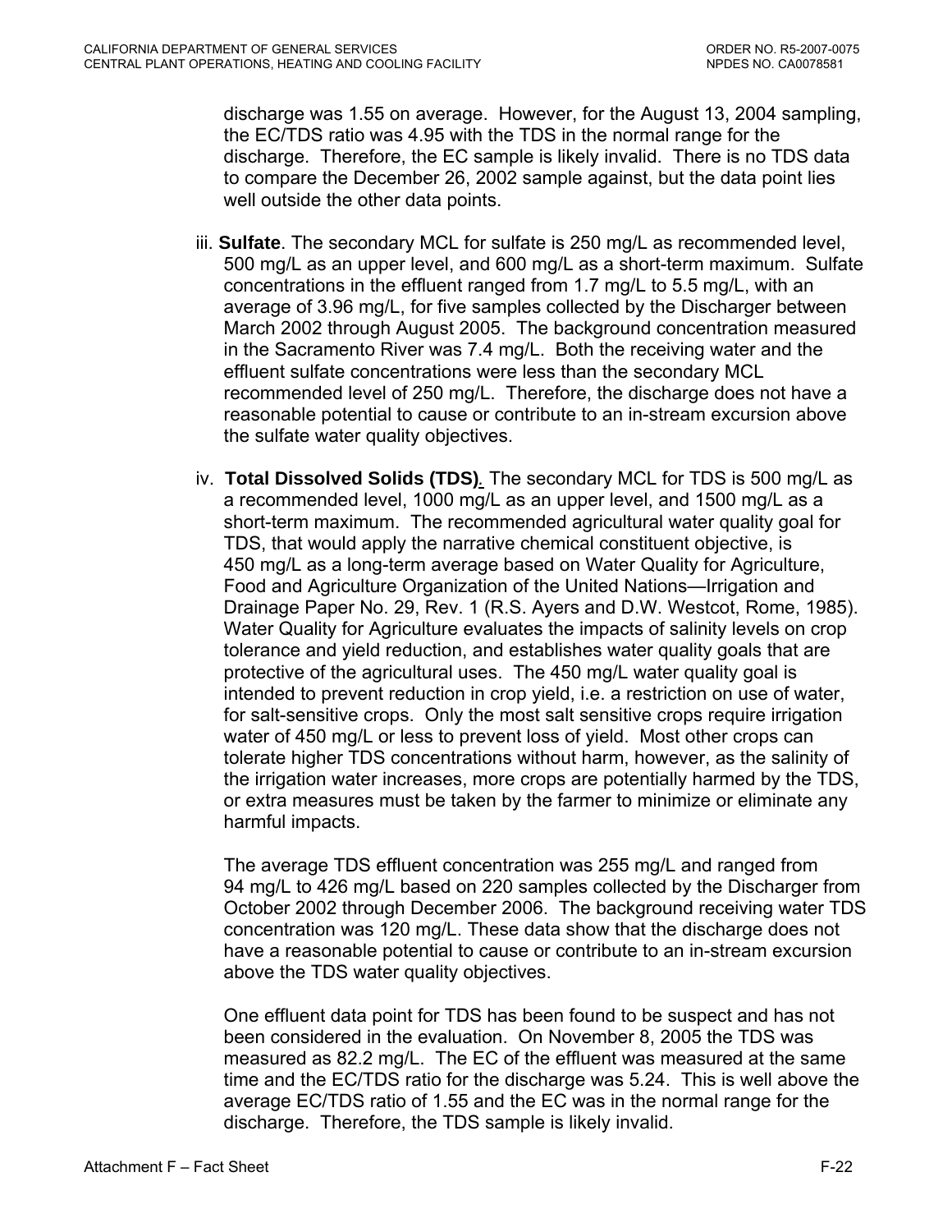discharge was 1.55 on average. However, for the August 13, 2004 sampling, the EC/TDS ratio was 4.95 with the TDS in the normal range for the discharge. Therefore, the EC sample is likely invalid. There is no TDS data to compare the December 26, 2002 sample against, but the data point lies well outside the other data points.

iii. **Sulfate**. The secondary MCL for sulfate is 250 mg/L as recommended level, 500 mg/L as an upper level, and 600 mg/L as a short-term maximum. Sulfate concentrations in the effluent ranged from 1.7 mg/L to 5.5 mg/L, with an average of 3.96 mg/L, for five samples collected by the Discharger between March 2002 through August 2005. The background concentration measured in the Sacramento River was 7.4 mg/L. Both the receiving water and the effluent sulfate concentrations were less than the secondary MCL recommended level of 250 mg/L. Therefore, the discharge does not have a reasonable potential to cause or contribute to an in-stream excursion above the sulfate water quality objectives.

iv. **Total Dissolved Solids (TDS)**. The secondary MCL for TDS is 500 mg/L as a recommended level, 1000 mg/L as an upper level, and 1500 mg/L as a short-term maximum. The recommended agricultural water quality goal for TDS, that would apply the narrative chemical constituent objective, is 450 mg/L as a long-term average based on Water Quality for Agriculture, Food and Agriculture Organization of the United Nations—Irrigation and Drainage Paper No. 29, Rev. 1 (R.S. Ayers and D.W. Westcot, Rome, 1985). Water Quality for Agriculture evaluates the impacts of salinity levels on crop tolerance and yield reduction, and establishes water quality goals that are protective of the agricultural uses. The 450 mg/L water quality goal is intended to prevent reduction in crop yield, i.e. a restriction on use of water, for salt-sensitive crops. Only the most salt sensitive crops require irrigation water of 450 mg/L or less to prevent loss of yield. Most other crops can tolerate higher TDS concentrations without harm, however, as the salinity of the irrigation water increases, more crops are potentially harmed by the TDS, or extra measures must be taken by the farmer to minimize or eliminate any harmful impacts.

The average TDS effluent concentration was 255 mg/L and ranged from 94 mg/L to 426 mg/L based on 220 samples collected by the Discharger from October 2002 through December 2006. The background receiving water TDS concentration was 120 mg/L. These data show that the discharge does not have a reasonable potential to cause or contribute to an in-stream excursion above the TDS water quality objectives.

One effluent data point for TDS has been found to be suspect and has not been considered in the evaluation. On November 8, 2005 the TDS was measured as 82.2 mg/L. The EC of the effluent was measured at the same time and the EC/TDS ratio for the discharge was 5.24. This is well above the average EC/TDS ratio of 1.55 and the EC was in the normal range for the discharge. Therefore, the TDS sample is likely invalid.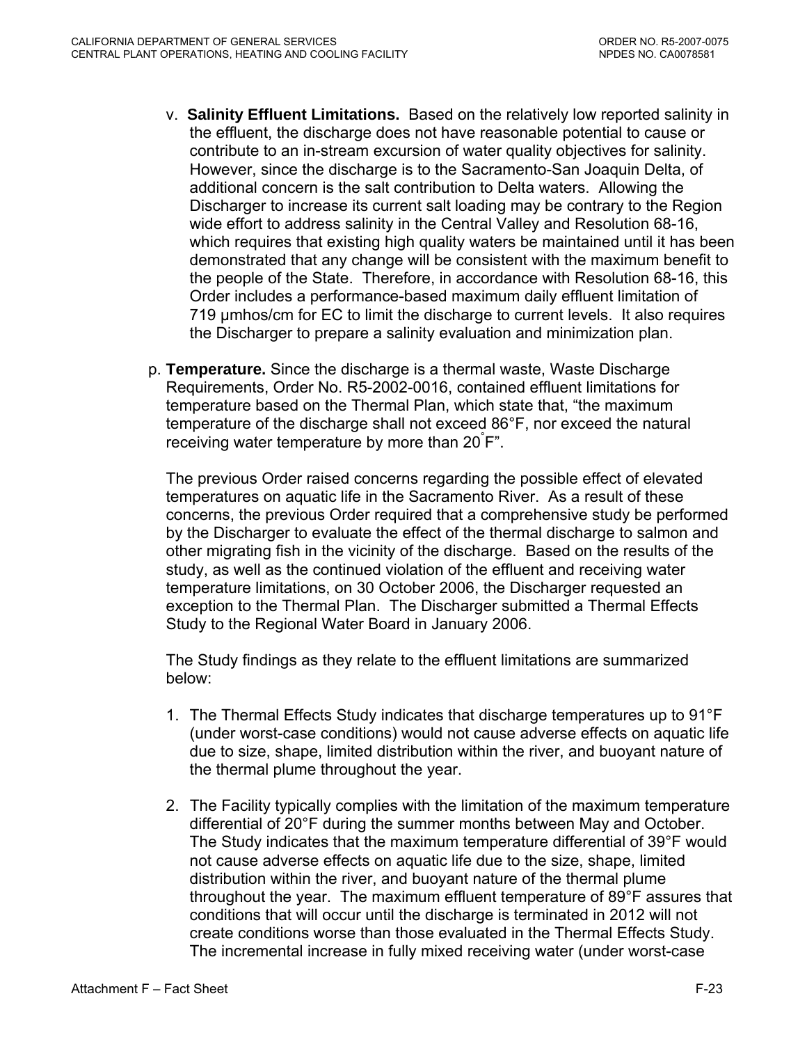v. **Salinity Effluent Limitations.** Based on the relatively low reported salinity in the effluent, the discharge does not have reasonable potential to cause or contribute to an in-stream excursion of water quality objectives for salinity. However, since the discharge is to the Sacramento-San Joaquin Delta, of additional concern is the salt contribution to Delta waters. Allowing the Discharger to increase its current salt loading may be contrary to the Region wide effort to address salinity in the Central Valley and Resolution 68-16, which requires that existing high quality waters be maintained until it has been demonstrated that any change will be consistent with the maximum benefit to the people of the State. Therefore, in accordance with Resolution 68-16, this Order includes a performance-based maximum daily effluent limitation of 719 µmhos/cm for EC to limit the discharge to current levels. It also requires the Discharger to prepare a salinity evaluation and minimization plan.

p. **Temperature.** Since the discharge is a thermal waste, Waste Discharge Requirements, Order No. R5-2002-0016, contained effluent limitations for temperature based on the Thermal Plan, which state that, "the maximum temperature of the discharge shall not exceed 86°F, nor exceed the natural receiving water temperature by more than 20°F".

The previous Order raised concerns regarding the possible effect of elevated temperatures on aquatic life in the Sacramento River. As a result of these concerns, the previous Order required that a comprehensive study be performed by the Discharger to evaluate the effect of the thermal discharge to salmon and other migrating fish in the vicinity of the discharge. Based on the results of the study, as well as the continued violation of the effluent and receiving water temperature limitations, on 30 October 2006, the Discharger requested an exception to the Thermal Plan. The Discharger submitted a Thermal Effects Study to the Regional Water Board in January 2006.

The Study findings as they relate to the effluent limitations are summarized below:

1. The Thermal Effects Study indicates that discharge temperatures up to 91°F (under worst-case conditions) would not cause adverse effects on aquatic life due to size, shape, limited distribution within the river, and buoyant nature of the thermal plume throughout the year.

2. The Facility typically complies with the limitation of the maximum temperature differential of 20°F during the summer months between May and October. The Study indicates that the maximum temperature differential of 39°F would not cause adverse effects on aquatic life due to the size, shape, limited distribution within the river, and buoyant nature of the thermal plume throughout the year. The maximum effluent temperature of 89°F assures that conditions that will occur until the discharge is terminated in 2012 will not create conditions worse than those evaluated in the Thermal Effects Study. The incremental increase in fully mixed receiving water (under worst-case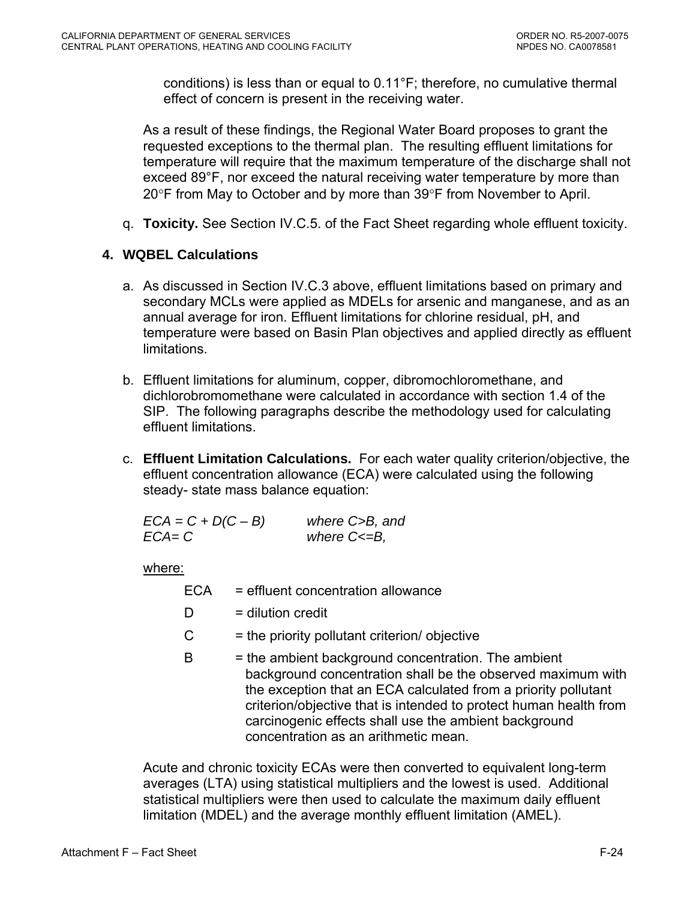conditions) is less than or equal to 0.11°F; therefore, no cumulative thermal effect of concern is present in the receiving water.

As a result of these findings, the Regional Water Board proposes to grant the requested exceptions to the thermal plan. The resulting effluent limitations for temperature will require that the maximum temperature of the discharge shall not exceed 89°F, nor exceed the natural receiving water temperature by more than 20°F from May to October and by more than 39°F from November to April.

q. **Toxicity.** See Section IV.C.5. of the Fact Sheet regarding whole effluent toxicity.

### 4. WQBEL Calculations

a. As discussed in Section IV.C.3 above, effluent limitations based on primary and secondary MCLs were applied as MDELs for arsenic and manganese, and as an annual average for iron. Effluent limitations for chlorine residual, pH, and temperature were based on Basin Plan objectives and applied directly as effluent limitations.

b. Effluent limitations for aluminum, copper, dibromochloromethane, and dichlorobromomethane were calculated in accordance with section 1.4 of the SIP. The following paragraphs describe the methodology used for calculating effluent limitations.

c. **Effluent Limitation Calculations.** For each water quality criterion/objective, the effluent concentration allowance (ECA) were calculated using the following steady- state mass balance equation:

$ECA = C + D(C - B)$ *where C>B, and*
$ECA = C$ *where C<=B,*

where:

- ECA = effluent concentration allowance
- D = dilution credit
- C = the priority pollutant criterion/ objective
- B = the ambient background concentration. The ambient background concentration shall be the observed maximum with the exception that an ECA calculated from a priority pollutant criterion/objective that is intended to protect human health from carcinogenic effects shall use the ambient background concentration as an arithmetic mean.

Acute and chronic toxicity ECAs were then converted to equivalent long-term averages (LTA) using statistical multipliers and the lowest is used. Additional statistical multipliers were then used to calculate the maximum daily effluent limitation (MDEL) and the average monthly effluent limitation (AMEL).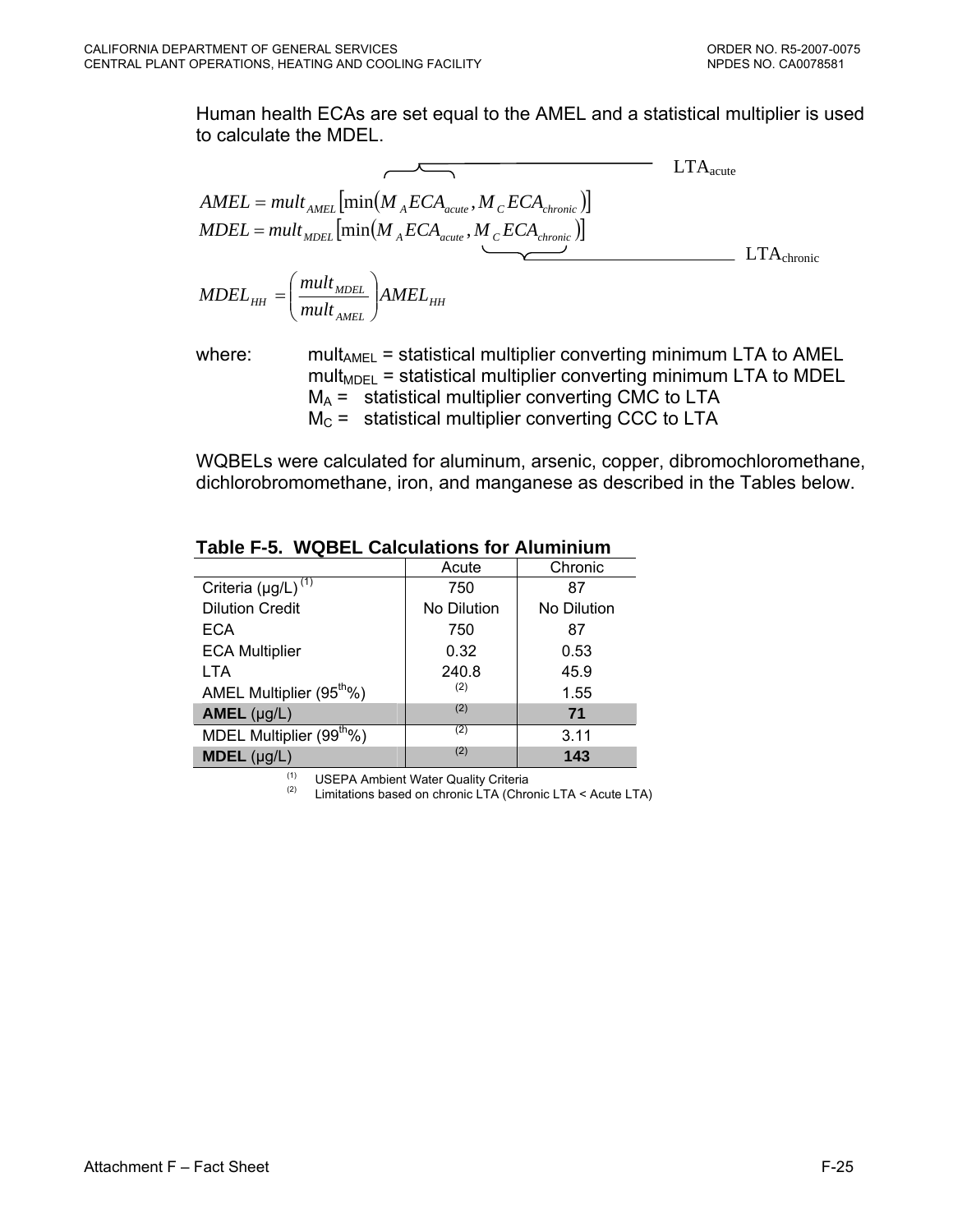Human health ECAs are set equal to the AMEL and a statistical multiplier is used to calculate the MDEL.

$$AMEL = mult_{AMEL}\left[\min\left(\overbrace{M_A ECA_{acute}}^{LTA_{acute}}, M_C ECA_{chronic}\right)\right]$$

$$MDEL = mult_{MDEL}\left[\min\left(M_A ECA_{acute}, \underbrace{M_C ECA_{chronic}}_{LTA_{chronic}}\right)\right]$$

$$MDEL_{HH} = \left(\frac{mult_{MDEL}}{mult_{AMEL}}\right) AMEL_{HH}$$

where:
- $mult_{AMEL}$ = statistical multiplier converting minimum LTA to AMEL
- $mult_{MDEL}$ = statistical multiplier converting minimum LTA to MDEL
- $M_A$ = statistical multiplier converting CMC to LTA
- $M_C$ = statistical multiplier converting CCC to LTA

WQBELs were calculated for aluminum, arsenic, copper, dibromochloromethane, dichlorobromomethane, iron, and manganese as described in the Tables below.

**Table F-5. WQBEL Calculations for Aluminium**

| | Acute | Chronic |
|---|---|---|
| Criteria (µg/L) (1) | 750 | 87 |
| Dilution Credit | No Dilution | No Dilution |
| ECA | 750 | 87 |
| ECA Multiplier | 0.32 | 0.53 |
| LTA | 240.8 | 45.9 |
| AMEL Multiplier (95th%) | (2) | 1.55 |
| **AMEL** (µg/L) | (2) | **71** |
| MDEL Multiplier (99th%) | (2) | 3.11 |
| **MDEL** (µg/L) | (2) | **143** |

(1) USEPA Ambient Water Quality Criteria
(2) Limitations based on chronic LTA (Chronic LTA < Acute LTA)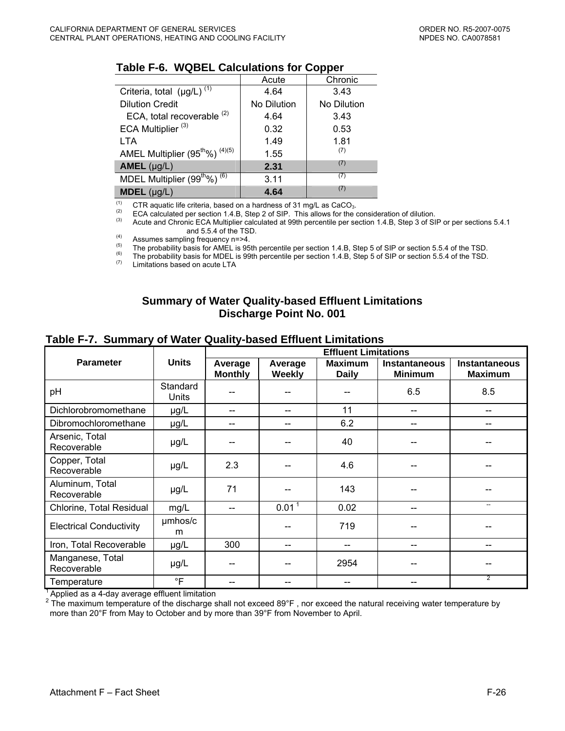**Table F-6. WQBEL Calculations for Copper**

| | Acute | Chronic |
|---|---|---|
| Criteria, total (µg/L) [(1)] | 4.64 | 3.43 |
| Dilution Credit | No Dilution | No Dilution |
| ECA, total recoverable [(2)] | 4.64 | 3.43 |
| ECA Multiplier [(3)] | 0.32 | 0.53 |
| LTA | 1.49 | 1.81 |
| AMEL Multiplier (95$^{th}$%) [(4)(5)] | 1.55 | [(7)] |
| **AMEL** (µg/L) | **2.31** | [(7)] |
| MDEL Multiplier (99$^{th}$%) [(6)] | 3.11 | [(7)] |
| **MDEL** (µg/L) | **4.64** | [(7)] |

(1) CTR aquatic life criteria, based on a hardness of 31 mg/L as $CaCO_3$.
(2) ECA calculated per section 1.4.B, Step 2 of SIP. This allows for the consideration of dilution.
(3) Acute and Chronic ECA Multiplier calculated at 99th percentile per section 1.4.B, Step 3 of SIP or per sections 5.4.1 and 5.5.4 of the TSD.
(4) Assumes sampling frequency n=>4.
(5) The probability basis for AMEL is 95th percentile per section 1.4.B, Step 5 of SIP or section 5.5.4 of the TSD.
(6) The probability basis for MDEL is 99th percentile per section 1.4.B, Step 5 of SIP or section 5.5.4 of the TSD.
(7) Limitations based on acute LTA

## Summary of Water Quality-based Effluent Limitations Discharge Point No. 001

**Table F-7. Summary of Water Quality-based Effluent Limitations**

| Parameter | Units | Effluent Limitations | | | | |
|---|---|---|---|---|---|---|
| | | Average Monthly | Average Weekly | Maximum Daily | Instantaneous Minimum | Instantaneous Maximum |
| pH | Standard Units | -- | -- | -- | 6.5 | 8.5 |
| Dichlorobromomethane | µg/L | -- | -- | 11 | -- | -- |
| Dibromochloromethane | µg/L | -- | -- | 6.2 | -- | -- |
| Arsenic, Total Recoverable | µg/L | -- | -- | 40 | -- | -- |
| Copper, Total Recoverable | µg/L | 2.3 | -- | 4.6 | -- | -- |
| Aluminum, Total Recoverable | µg/L | 71 | -- | 143 | -- | -- |
| Chlorine, Total Residual | mg/L | -- | 0.01 [1] | 0.02 | -- | -- |
| Electrical Conductivity | µmhos/cm | | -- | 719 | -- | -- |
| Iron, Total Recoverable | µg/L | 300 | -- | -- | -- | -- |
| Manganese, Total Recoverable | µg/L | -- | -- | 2954 | -- | -- |
| Temperature | °F | -- | -- | -- | -- | [2] |

[1] Applied as a 4-day average effluent limitation
[2] The maximum temperature of the discharge shall not exceed 89°F , nor exceed the natural receiving water temperature by more than 20°F from May to October and by more than 39°F from November to April.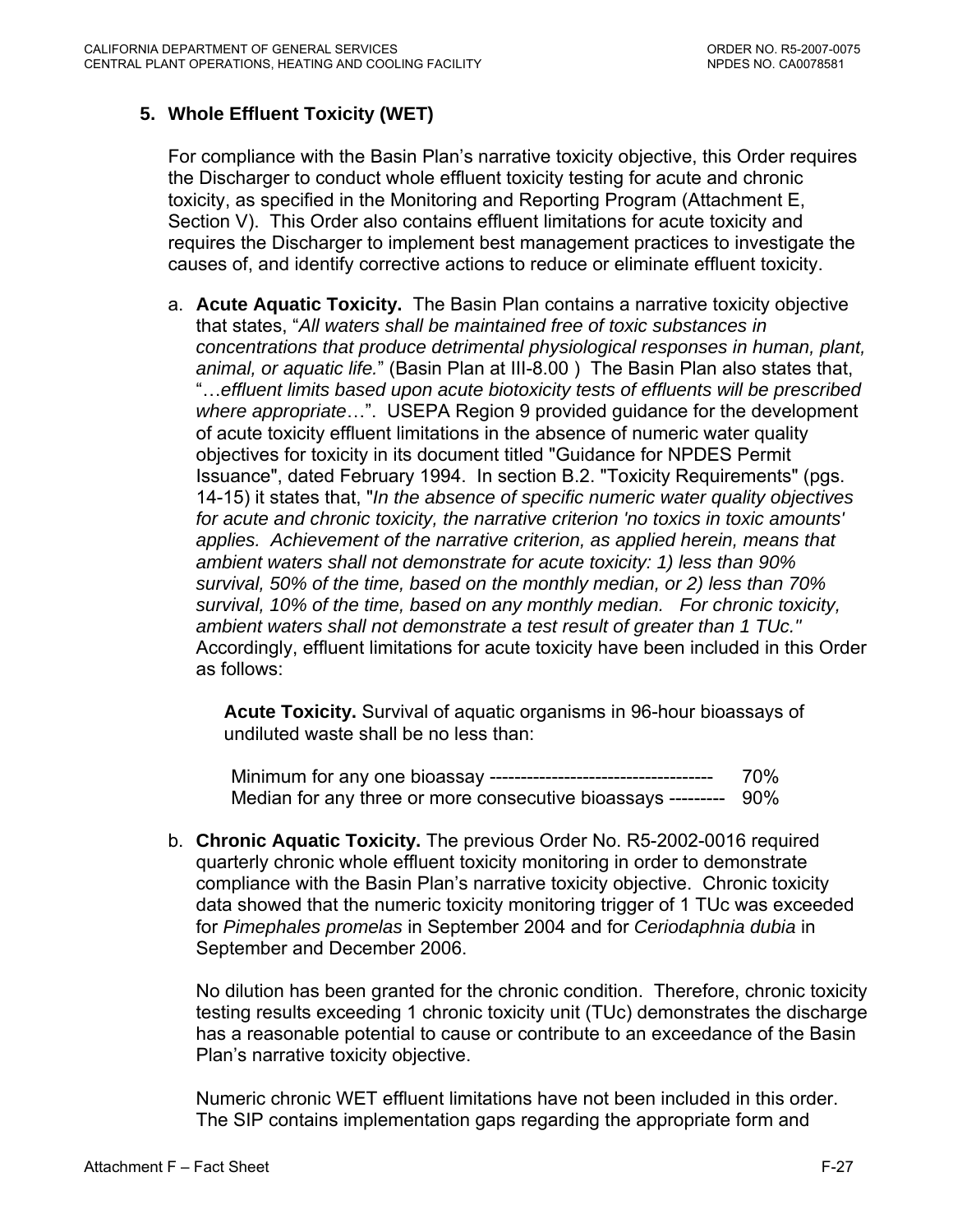### 5. Whole Effluent Toxicity (WET)

For compliance with the Basin Plan's narrative toxicity objective, this Order requires the Discharger to conduct whole effluent toxicity testing for acute and chronic toxicity, as specified in the Monitoring and Reporting Program (Attachment E, Section V). This Order also contains effluent limitations for acute toxicity and requires the Discharger to implement best management practices to investigate the causes of, and identify corrective actions to reduce or eliminate effluent toxicity.

a. **Acute Aquatic Toxicity.** The Basin Plan contains a narrative toxicity objective that states, "*All waters shall be maintained free of toxic substances in concentrations that produce detrimental physiological responses in human, plant, animal, or aquatic life.*" (Basin Plan at III-8.00 ) The Basin Plan also states that, "…*effluent limits based upon acute biotoxicity tests of effluents will be prescribed where appropriate*…". USEPA Region 9 provided guidance for the development of acute toxicity effluent limitations in the absence of numeric water quality objectives for toxicity in its document titled "Guidance for NPDES Permit Issuance", dated February 1994. In section B.2. "Toxicity Requirements" (pgs. 14-15) it states that, "*In the absence of specific numeric water quality objectives for acute and chronic toxicity, the narrative criterion 'no toxics in toxic amounts' applies. Achievement of the narrative criterion, as applied herein, means that ambient waters shall not demonstrate for acute toxicity: 1) less than 90% survival, 50% of the time, based on the monthly median, or 2) less than 70% survival, 10% of the time, based on any monthly median. For chronic toxicity, ambient waters shall not demonstrate a test result of greater than 1 TUc.*" Accordingly, effluent limitations for acute toxicity have been included in this Order as follows:

   **Acute Toxicity.** Survival of aquatic organisms in 96-hour bioassays of undiluted waste shall be no less than:

   Minimum for any one bioassay ------------------------------------ 70%
   Median for any three or more consecutive bioassays --------- 90%

b. **Chronic Aquatic Toxicity.** The previous Order No. R5-2002-0016 required quarterly chronic whole effluent toxicity monitoring in order to demonstrate compliance with the Basin Plan's narrative toxicity objective. Chronic toxicity data showed that the numeric toxicity monitoring trigger of 1 TUc was exceeded for *Pimephales promelas* in September 2004 and for *Ceriodaphnia dubia* in September and December 2006.

   No dilution has been granted for the chronic condition. Therefore, chronic toxicity testing results exceeding 1 chronic toxicity unit (TUc) demonstrates the discharge has a reasonable potential to cause or contribute to an exceedance of the Basin Plan's narrative toxicity objective.

   Numeric chronic WET effluent limitations have not been included in this order. The SIP contains implementation gaps regarding the appropriate form and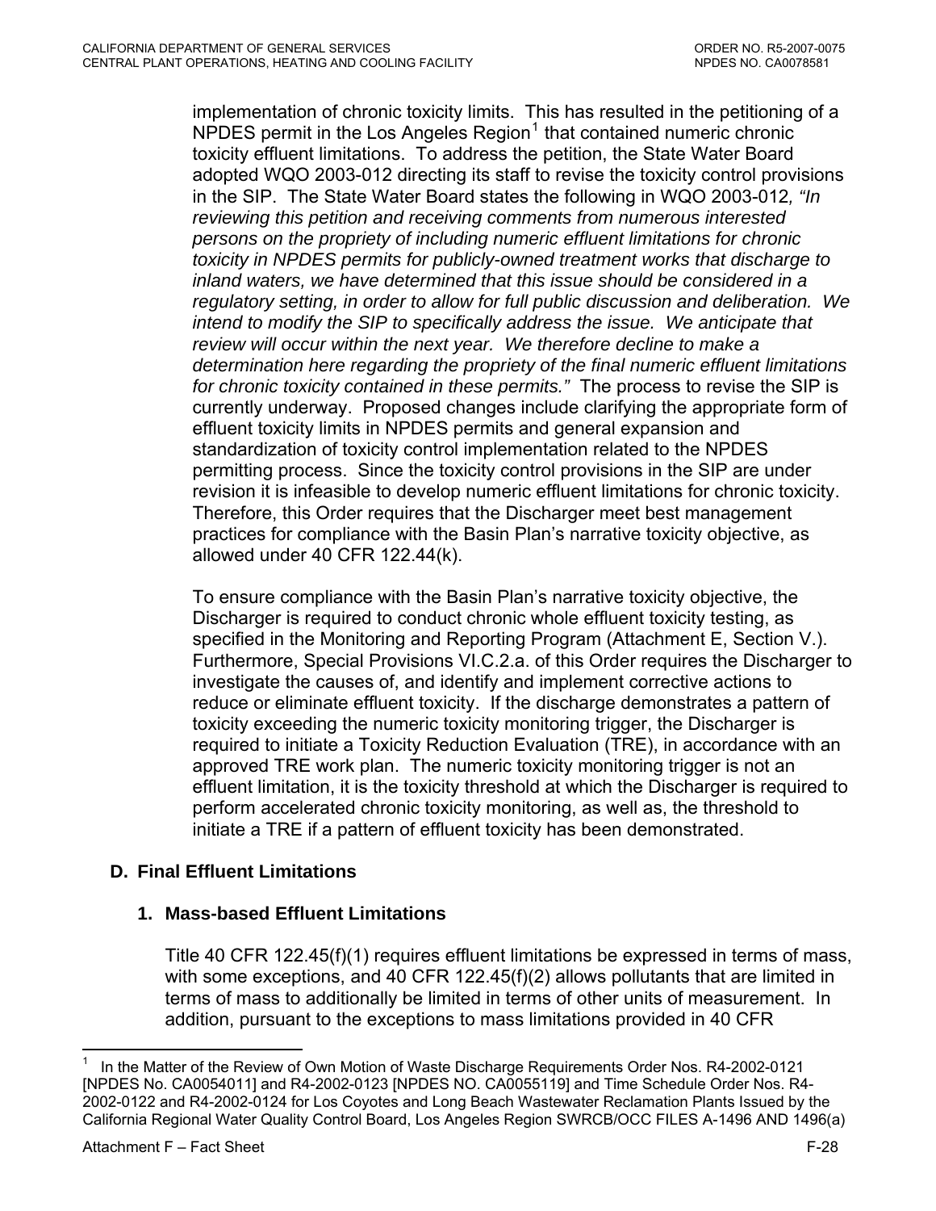implementation of chronic toxicity limits. This has resulted in the petitioning of a NPDES permit in the Los Angeles Region[1] that contained numeric chronic toxicity effluent limitations. To address the petition, the State Water Board adopted WQO 2003-012 directing its staff to revise the toxicity control provisions in the SIP. The State Water Board states the following in WQO 2003-012*, "In reviewing this petition and receiving comments from numerous interested persons on the propriety of including numeric effluent limitations for chronic toxicity in NPDES permits for publicly-owned treatment works that discharge to inland waters, we have determined that this issue should be considered in a regulatory setting, in order to allow for full public discussion and deliberation. We intend to modify the SIP to specifically address the issue. We anticipate that review will occur within the next year. We therefore decline to make a determination here regarding the propriety of the final numeric effluent limitations for chronic toxicity contained in these permits."* The process to revise the SIP is currently underway. Proposed changes include clarifying the appropriate form of effluent toxicity limits in NPDES permits and general expansion and standardization of toxicity control implementation related to the NPDES permitting process. Since the toxicity control provisions in the SIP are under revision it is infeasible to develop numeric effluent limitations for chronic toxicity. Therefore, this Order requires that the Discharger meet best management practices for compliance with the Basin Plan's narrative toxicity objective, as allowed under 40 CFR 122.44(k).

To ensure compliance with the Basin Plan's narrative toxicity objective, the Discharger is required to conduct chronic whole effluent toxicity testing, as specified in the Monitoring and Reporting Program (Attachment E, Section V.). Furthermore, Special Provisions VI.C.2.a. of this Order requires the Discharger to investigate the causes of, and identify and implement corrective actions to reduce or eliminate effluent toxicity. If the discharge demonstrates a pattern of toxicity exceeding the numeric toxicity monitoring trigger, the Discharger is required to initiate a Toxicity Reduction Evaluation (TRE), in accordance with an approved TRE work plan. The numeric toxicity monitoring trigger is not an effluent limitation, it is the toxicity threshold at which the Discharger is required to perform accelerated chronic toxicity monitoring, as well as, the threshold to initiate a TRE if a pattern of effluent toxicity has been demonstrated.

**D. Final Effluent Limitations**

**1. Mass-based Effluent Limitations**

Title 40 CFR 122.45(f)(1) requires effluent limitations be expressed in terms of mass, with some exceptions, and 40 CFR 122.45(f)(2) allows pollutants that are limited in terms of mass to additionally be limited in terms of other units of measurement. In addition, pursuant to the exceptions to mass limitations provided in 40 CFR

---

[1] In the Matter of the Review of Own Motion of Waste Discharge Requirements Order Nos. R4-2002-0121 [NPDES No. CA0054011] and R4-2002-0123 [NPDES NO. CA0055119] and Time Schedule Order Nos. R4-2002-0122 and R4-2002-0124 for Los Coyotes and Long Beach Wastewater Reclamation Plants Issued by the California Regional Water Quality Control Board, Los Angeles Region SWRCB/OCC FILES A-1496 AND 1496(a)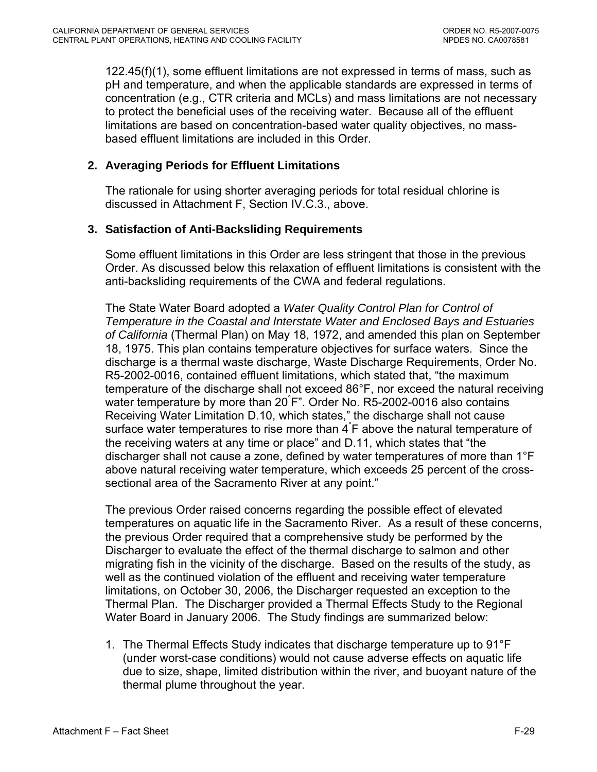122.45(f)(1), some effluent limitations are not expressed in terms of mass, such as pH and temperature, and when the applicable standards are expressed in terms of concentration (e.g., CTR criteria and MCLs) and mass limitations are not necessary to protect the beneficial uses of the receiving water. Because all of the effluent limitations are based on concentration-based water quality objectives, no mass-based effluent limitations are included in this Order.

### 2. Averaging Periods for Effluent Limitations

The rationale for using shorter averaging periods for total residual chlorine is discussed in Attachment F, Section IV.C.3., above.

### 3. Satisfaction of Anti-Backsliding Requirements

Some effluent limitations in this Order are less stringent that those in the previous Order. As discussed below this relaxation of effluent limitations is consistent with the anti-backsliding requirements of the CWA and federal regulations.

The State Water Board adopted a *Water Quality Control Plan for Control of Temperature in the Coastal and Interstate Water and Enclosed Bays and Estuaries of California* (Thermal Plan) on May 18, 1972, and amended this plan on September 18, 1975. This plan contains temperature objectives for surface waters. Since the discharge is a thermal waste discharge, Waste Discharge Requirements, Order No. R5-2002-0016, contained effluent limitations, which stated that, "the maximum temperature of the discharge shall not exceed 86°F, nor exceed the natural receiving water temperature by more than 20°F". Order No. R5-2002-0016 also contains Receiving Water Limitation D.10, which states," the discharge shall not cause surface water temperatures to rise more than 4°F above the natural temperature of the receiving waters at any time or place" and D.11, which states that "the discharger shall not cause a zone, defined by water temperatures of more than 1°F above natural receiving water temperature, which exceeds 25 percent of the cross-sectional area of the Sacramento River at any point."

The previous Order raised concerns regarding the possible effect of elevated temperatures on aquatic life in the Sacramento River. As a result of these concerns, the previous Order required that a comprehensive study be performed by the Discharger to evaluate the effect of the thermal discharge to salmon and other migrating fish in the vicinity of the discharge. Based on the results of the study, as well as the continued violation of the effluent and receiving water temperature limitations, on October 30, 2006, the Discharger requested an exception to the Thermal Plan. The Discharger provided a Thermal Effects Study to the Regional Water Board in January 2006. The Study findings are summarized below:

1. The Thermal Effects Study indicates that discharge temperature up to 91°F (under worst-case conditions) would not cause adverse effects on aquatic life due to size, shape, limited distribution within the river, and buoyant nature of the thermal plume throughout the year.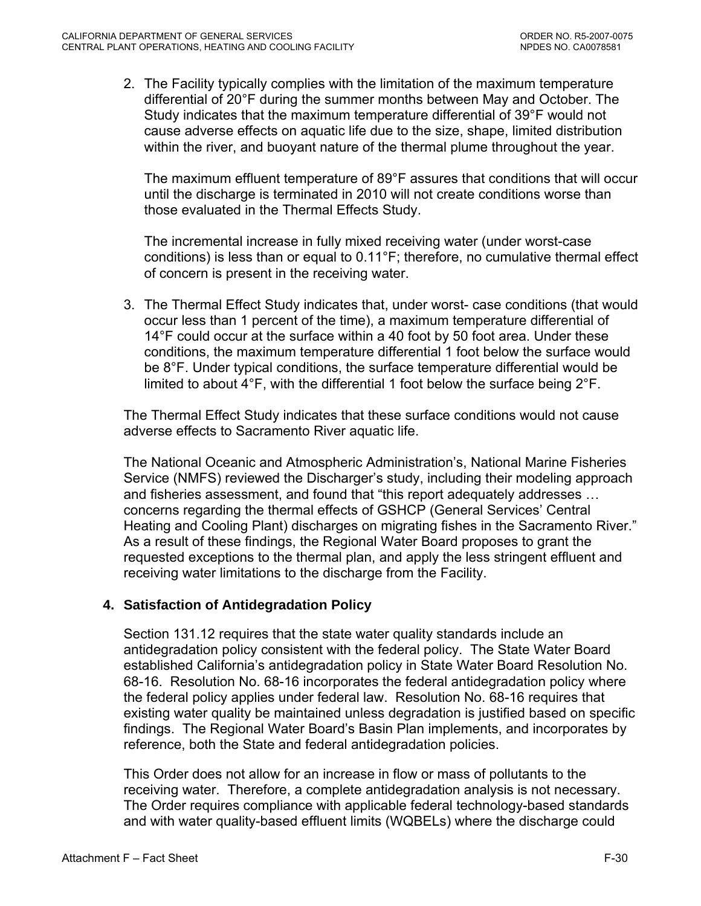2. The Facility typically complies with the limitation of the maximum temperature differential of 20°F during the summer months between May and October. The Study indicates that the maximum temperature differential of 39°F would not cause adverse effects on aquatic life due to the size, shape, limited distribution within the river, and buoyant nature of the thermal plume throughout the year.

   The maximum effluent temperature of 89°F assures that conditions that will occur until the discharge is terminated in 2010 will not create conditions worse than those evaluated in the Thermal Effects Study.

   The incremental increase in fully mixed receiving water (under worst-case conditions) is less than or equal to 0.11°F; therefore, no cumulative thermal effect of concern is present in the receiving water.

3. The Thermal Effect Study indicates that, under worst- case conditions (that would occur less than 1 percent of the time), a maximum temperature differential of 14°F could occur at the surface within a 40 foot by 50 foot area. Under these conditions, the maximum temperature differential 1 foot below the surface would be 8°F. Under typical conditions, the surface temperature differential would be limited to about 4°F, with the differential 1 foot below the surface being 2°F.

The Thermal Effect Study indicates that these surface conditions would not cause adverse effects to Sacramento River aquatic life.

The National Oceanic and Atmospheric Administration's, National Marine Fisheries Service (NMFS) reviewed the Discharger's study, including their modeling approach and fisheries assessment, and found that "this report adequately addresses … concerns regarding the thermal effects of GSHCP (General Services' Central Heating and Cooling Plant) discharges on migrating fishes in the Sacramento River." As a result of these findings, the Regional Water Board proposes to grant the requested exceptions to the thermal plan, and apply the less stringent effluent and receiving water limitations to the discharge from the Facility.

### 4. Satisfaction of Antidegradation Policy

Section 131.12 requires that the state water quality standards include an antidegradation policy consistent with the federal policy. The State Water Board established California's antidegradation policy in State Water Board Resolution No. 68-16. Resolution No. 68-16 incorporates the federal antidegradation policy where the federal policy applies under federal law. Resolution No. 68-16 requires that existing water quality be maintained unless degradation is justified based on specific findings. The Regional Water Board's Basin Plan implements, and incorporates by reference, both the State and federal antidegradation policies.

This Order does not allow for an increase in flow or mass of pollutants to the receiving water. Therefore, a complete antidegradation analysis is not necessary. The Order requires compliance with applicable federal technology-based standards and with water quality-based effluent limits (WQBELs) where the discharge could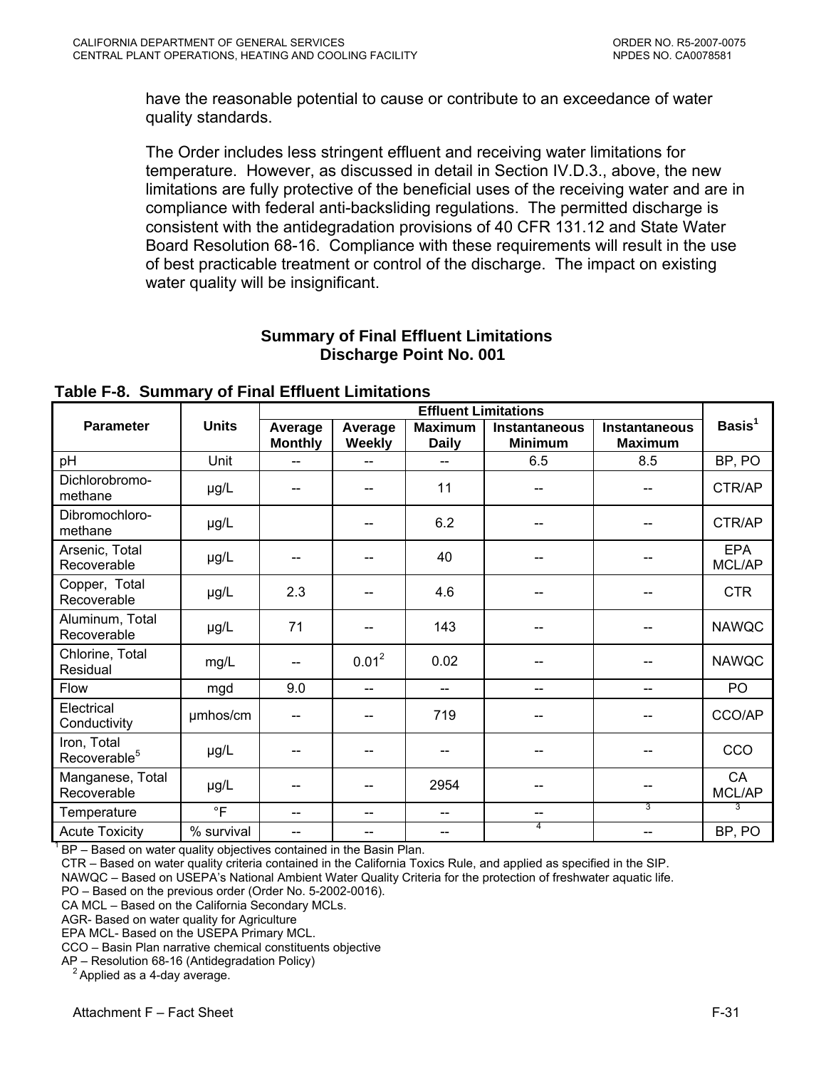have the reasonable potential to cause or contribute to an exceedance of water quality standards.

The Order includes less stringent effluent and receiving water limitations for temperature. However, as discussed in detail in Section IV.D.3., above, the new limitations are fully protective of the beneficial uses of the receiving water and are in compliance with federal anti-backsliding regulations. The permitted discharge is consistent with the antidegradation provisions of 40 CFR 131.12 and State Water Board Resolution 68-16. Compliance with these requirements will result in the use of best practicable treatment or control of the discharge. The impact on existing water quality will be insignificant.

**Summary of Final Effluent Limitations**
**Discharge Point No. 001**

**Table F-8. Summary of Final Effluent Limitations**

| Parameter | Units | Effluent Limitations | | | | | Basis[1] |
|---|---|---|---|---|---|---|---|
| | | Average Monthly | Average Weekly | Maximum Daily | Instantaneous Minimum | Instantaneous Maximum | |
| pH | Unit | -- | -- | -- | 6.5 | 8.5 | BP, PO |
| Dichlorobromo-methane | µg/L | -- | -- | 11 | -- | -- | CTR/AP |
| Dibromochloro-methane | µg/L | | -- | 6.2 | -- | -- | CTR/AP |
| Arsenic, Total Recoverable | µg/L | -- | -- | 40 | -- | -- | EPA MCL/AP |
| Copper, Total Recoverable | µg/L | 2.3 | -- | 4.6 | -- | -- | CTR |
| Aluminum, Total Recoverable | µg/L | 71 | -- | 143 | -- | -- | NAWQC |
| Chlorine, Total Residual | mg/L | -- | 0.01[2] | 0.02 | -- | -- | NAWQC |
| Flow | mgd | 9.0 | -- | -- | -- | -- | PO |
| Electrical Conductivity | µmhos/cm | -- | -- | 719 | -- | -- | CCO/AP |
| Iron, Total Recoverable[5] | µg/L | -- | -- | -- | -- | -- | CCO |
| Manganese, Total Recoverable | µg/L | -- | -- | 2954 | -- | -- | CA MCL/AP |
| Temperature | °F | -- | -- | -- | -- | [3] | [3] |
| Acute Toxicity | % survival | -- | -- | -- | [4] | -- | BP, PO |

[1] BP – Based on water quality objectives contained in the Basin Plan.
CTR – Based on water quality criteria contained in the California Toxics Rule, and applied as specified in the SIP.
NAWQC – Based on USEPA's National Ambient Water Quality Criteria for the protection of freshwater aquatic life.
PO – Based on the previous order (Order No. 5-2002-0016).
CA MCL – Based on the California Secondary MCLs.
AGR- Based on water quality for Agriculture
EPA MCL- Based on the USEPA Primary MCL.
CCO – Basin Plan narrative chemical constituents objective
AP – Resolution 68-16 (Antidegradation Policy)

[2] Applied as a 4-day average.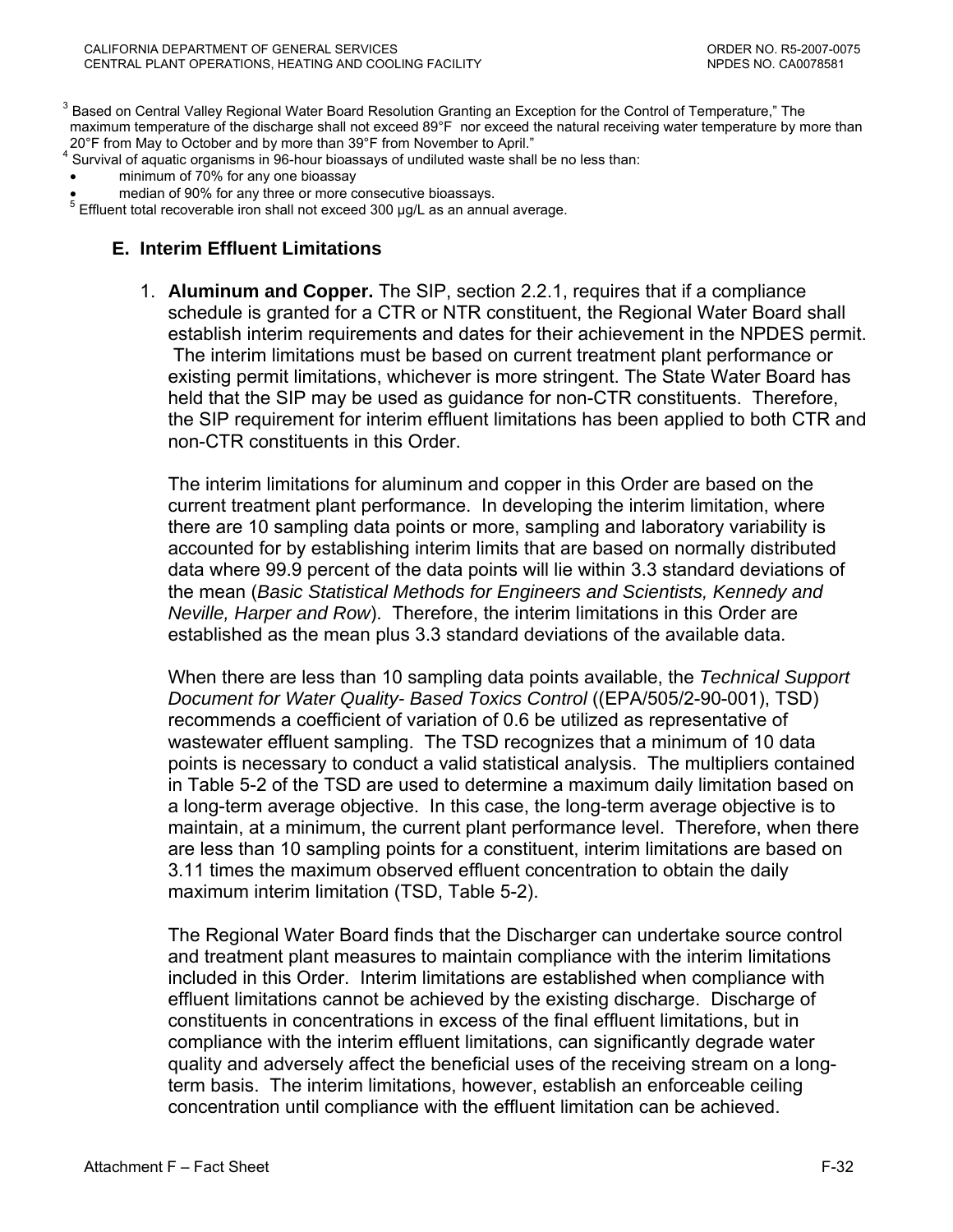[3] Based on Central Valley Regional Water Board Resolution Granting an Exception for the Control of Temperature," The maximum temperature of the discharge shall not exceed 89°F nor exceed the natural receiving water temperature by more than 20°F from May to October and by more than 39°F from November to April."

[4] Survival of aquatic organisms in 96-hour bioassays of undiluted waste shall be no less than:

- minimum of 70% for any one bioassay
- median of 90% for any three or more consecutive bioassays.

[5] Effluent total recoverable iron shall not exceed 300 µg/L as an annual average.

### E. Interim Effluent Limitations

1. **Aluminum and Copper.** The SIP, section 2.2.1, requires that if a compliance schedule is granted for a CTR or NTR constituent, the Regional Water Board shall establish interim requirements and dates for their achievement in the NPDES permit. The interim limitations must be based on current treatment plant performance or existing permit limitations, whichever is more stringent. The State Water Board has held that the SIP may be used as guidance for non-CTR constituents. Therefore, the SIP requirement for interim effluent limitations has been applied to both CTR and non-CTR constituents in this Order.

   The interim limitations for aluminum and copper in this Order are based on the current treatment plant performance. In developing the interim limitation, where there are 10 sampling data points or more, sampling and laboratory variability is accounted for by establishing interim limits that are based on normally distributed data where 99.9 percent of the data points will lie within 3.3 standard deviations of the mean (*Basic Statistical Methods for Engineers and Scientists, Kennedy and Neville, Harper and Row*). Therefore, the interim limitations in this Order are established as the mean plus 3.3 standard deviations of the available data.

   When there are less than 10 sampling data points available, the *Technical Support Document for Water Quality- Based Toxics Control* ((EPA/505/2-90-001), TSD) recommends a coefficient of variation of 0.6 be utilized as representative of wastewater effluent sampling. The TSD recognizes that a minimum of 10 data points is necessary to conduct a valid statistical analysis. The multipliers contained in Table 5-2 of the TSD are used to determine a maximum daily limitation based on a long-term average objective. In this case, the long-term average objective is to maintain, at a minimum, the current plant performance level. Therefore, when there are less than 10 sampling points for a constituent, interim limitations are based on 3.11 times the maximum observed effluent concentration to obtain the daily maximum interim limitation (TSD, Table 5-2).

   The Regional Water Board finds that the Discharger can undertake source control and treatment plant measures to maintain compliance with the interim limitations included in this Order. Interim limitations are established when compliance with effluent limitations cannot be achieved by the existing discharge. Discharge of constituents in concentrations in excess of the final effluent limitations, but in compliance with the interim effluent limitations, can significantly degrade water quality and adversely affect the beneficial uses of the receiving stream on a long-term basis. The interim limitations, however, establish an enforceable ceiling concentration until compliance with the effluent limitation can be achieved.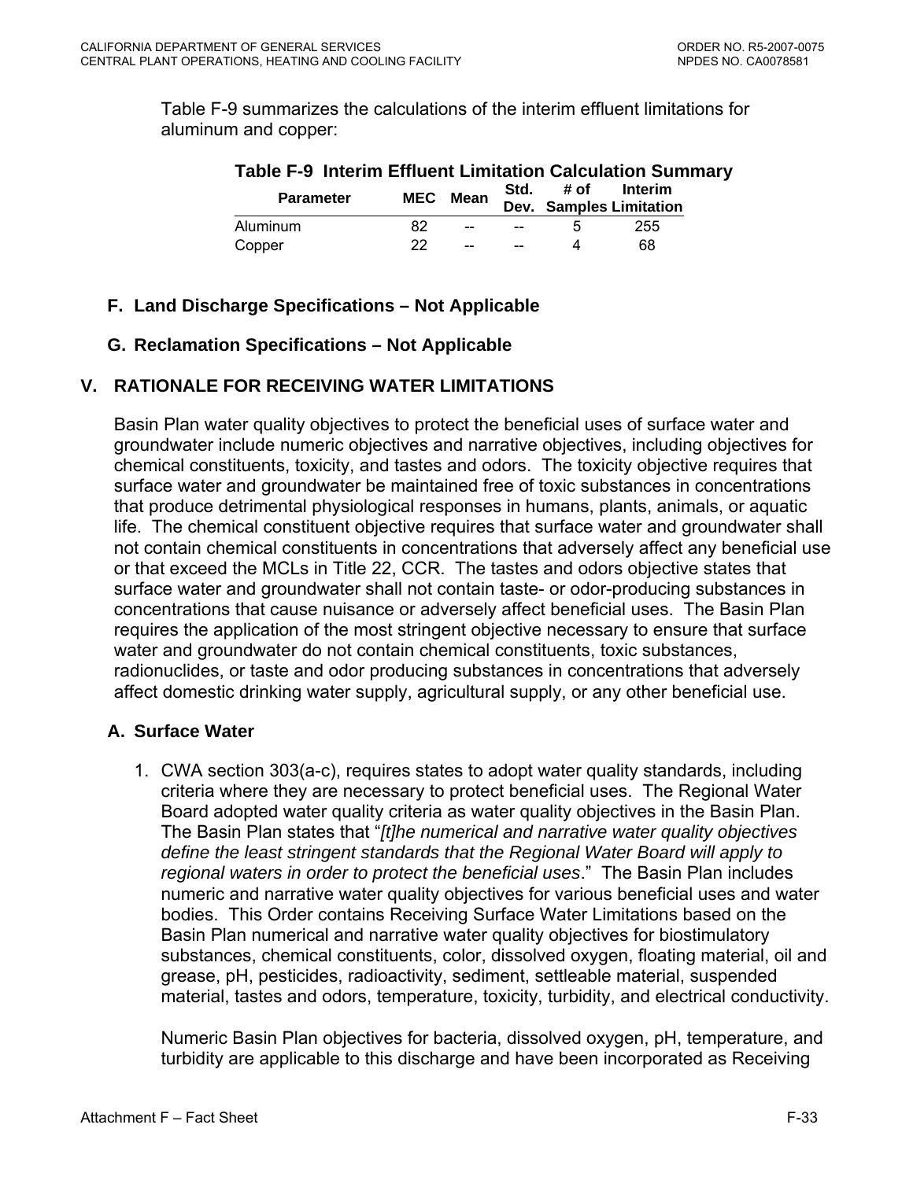Table F-9 summarizes the calculations of the interim effluent limitations for aluminum and copper:

**Table F-9 Interim Effluent Limitation Calculation Summary**

| Parameter | MEC | Mean | Std. Dev. | # of Samples | Interim Limitation |
|---|---|---|---|---|---|
| Aluminum | 82 | -- | -- | 5 | 255 |
| Copper | 22 | -- | -- | 4 | 68 |

### F. Land Discharge Specifications – Not Applicable

### G. Reclamation Specifications – Not Applicable

## V. RATIONALE FOR RECEIVING WATER LIMITATIONS

Basin Plan water quality objectives to protect the beneficial uses of surface water and groundwater include numeric objectives and narrative objectives, including objectives for chemical constituents, toxicity, and tastes and odors. The toxicity objective requires that surface water and groundwater be maintained free of toxic substances in concentrations that produce detrimental physiological responses in humans, plants, animals, or aquatic life. The chemical constituent objective requires that surface water and groundwater shall not contain chemical constituents in concentrations that adversely affect any beneficial use or that exceed the MCLs in Title 22, CCR. The tastes and odors objective states that surface water and groundwater shall not contain taste- or odor-producing substances in concentrations that cause nuisance or adversely affect beneficial uses. The Basin Plan requires the application of the most stringent objective necessary to ensure that surface water and groundwater do not contain chemical constituents, toxic substances, radionuclides, or taste and odor producing substances in concentrations that adversely affect domestic drinking water supply, agricultural supply, or any other beneficial use.

### A. Surface Water

1. CWA section 303(a-c), requires states to adopt water quality standards, including criteria where they are necessary to protect beneficial uses. The Regional Water Board adopted water quality criteria as water quality objectives in the Basin Plan. The Basin Plan states that "*[t]he numerical and narrative water quality objectives define the least stringent standards that the Regional Water Board will apply to regional waters in order to protect the beneficial uses*." The Basin Plan includes numeric and narrative water quality objectives for various beneficial uses and water bodies. This Order contains Receiving Surface Water Limitations based on the Basin Plan numerical and narrative water quality objectives for biostimulatory substances, chemical constituents, color, dissolved oxygen, floating material, oil and grease, pH, pesticides, radioactivity, sediment, settleable material, suspended material, tastes and odors, temperature, toxicity, turbidity, and electrical conductivity.

   Numeric Basin Plan objectives for bacteria, dissolved oxygen, pH, temperature, and turbidity are applicable to this discharge and have been incorporated as Receiving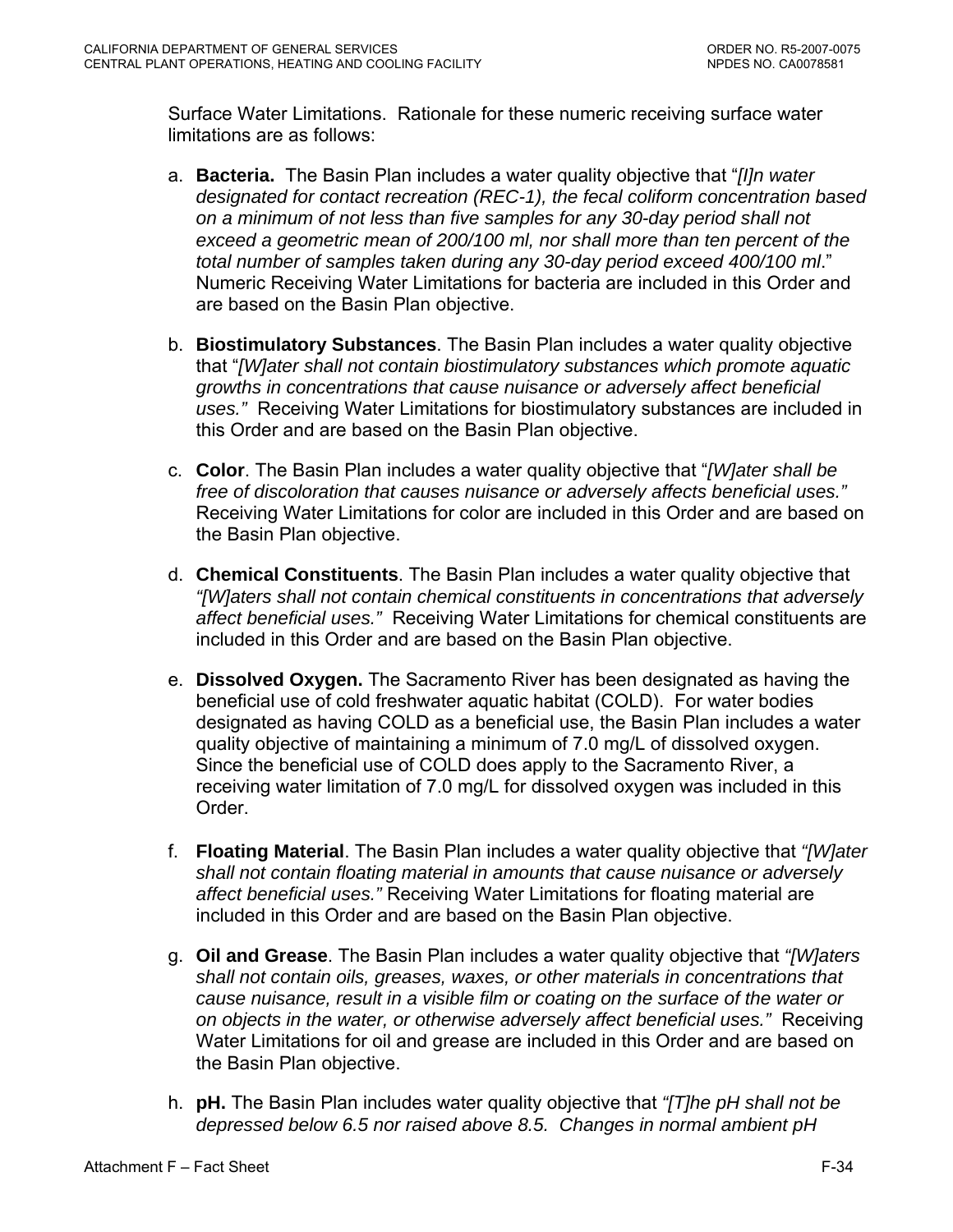Surface Water Limitations. Rationale for these numeric receiving surface water limitations are as follows:

a. **Bacteria.** The Basin Plan includes a water quality objective that "*[I]n water designated for contact recreation (REC-1), the fecal coliform concentration based on a minimum of not less than five samples for any 30-day period shall not exceed a geometric mean of 200/100 ml, nor shall more than ten percent of the total number of samples taken during any 30-day period exceed 400/100 ml*." Numeric Receiving Water Limitations for bacteria are included in this Order and are based on the Basin Plan objective.

b. **Biostimulatory Substances**. The Basin Plan includes a water quality objective that "*[W]ater shall not contain biostimulatory substances which promote aquatic growths in concentrations that cause nuisance or adversely affect beneficial uses."* Receiving Water Limitations for biostimulatory substances are included in this Order and are based on the Basin Plan objective.

c. **Color**. The Basin Plan includes a water quality objective that "*[W]ater shall be free of discoloration that causes nuisance or adversely affects beneficial uses."* Receiving Water Limitations for color are included in this Order and are based on the Basin Plan objective.

d. **Chemical Constituents**. The Basin Plan includes a water quality objective that *"[W]aters shall not contain chemical constituents in concentrations that adversely affect beneficial uses."* Receiving Water Limitations for chemical constituents are included in this Order and are based on the Basin Plan objective.

e. **Dissolved Oxygen.** The Sacramento River has been designated as having the beneficial use of cold freshwater aquatic habitat (COLD). For water bodies designated as having COLD as a beneficial use, the Basin Plan includes a water quality objective of maintaining a minimum of 7.0 mg/L of dissolved oxygen. Since the beneficial use of COLD does apply to the Sacramento River, a receiving water limitation of 7.0 mg/L for dissolved oxygen was included in this Order.

f. **Floating Material**. The Basin Plan includes a water quality objective that *"[W]ater shall not contain floating material in amounts that cause nuisance or adversely affect beneficial uses."* Receiving Water Limitations for floating material are included in this Order and are based on the Basin Plan objective.

g. **Oil and Grease**. The Basin Plan includes a water quality objective that *"[W]aters shall not contain oils, greases, waxes, or other materials in concentrations that cause nuisance, result in a visible film or coating on the surface of the water or on objects in the water, or otherwise adversely affect beneficial uses."* Receiving Water Limitations for oil and grease are included in this Order and are based on the Basin Plan objective.

h. **pH.** The Basin Plan includes water quality objective that *"[T]he pH shall not be depressed below 6.5 nor raised above 8.5. Changes in normal ambient pH*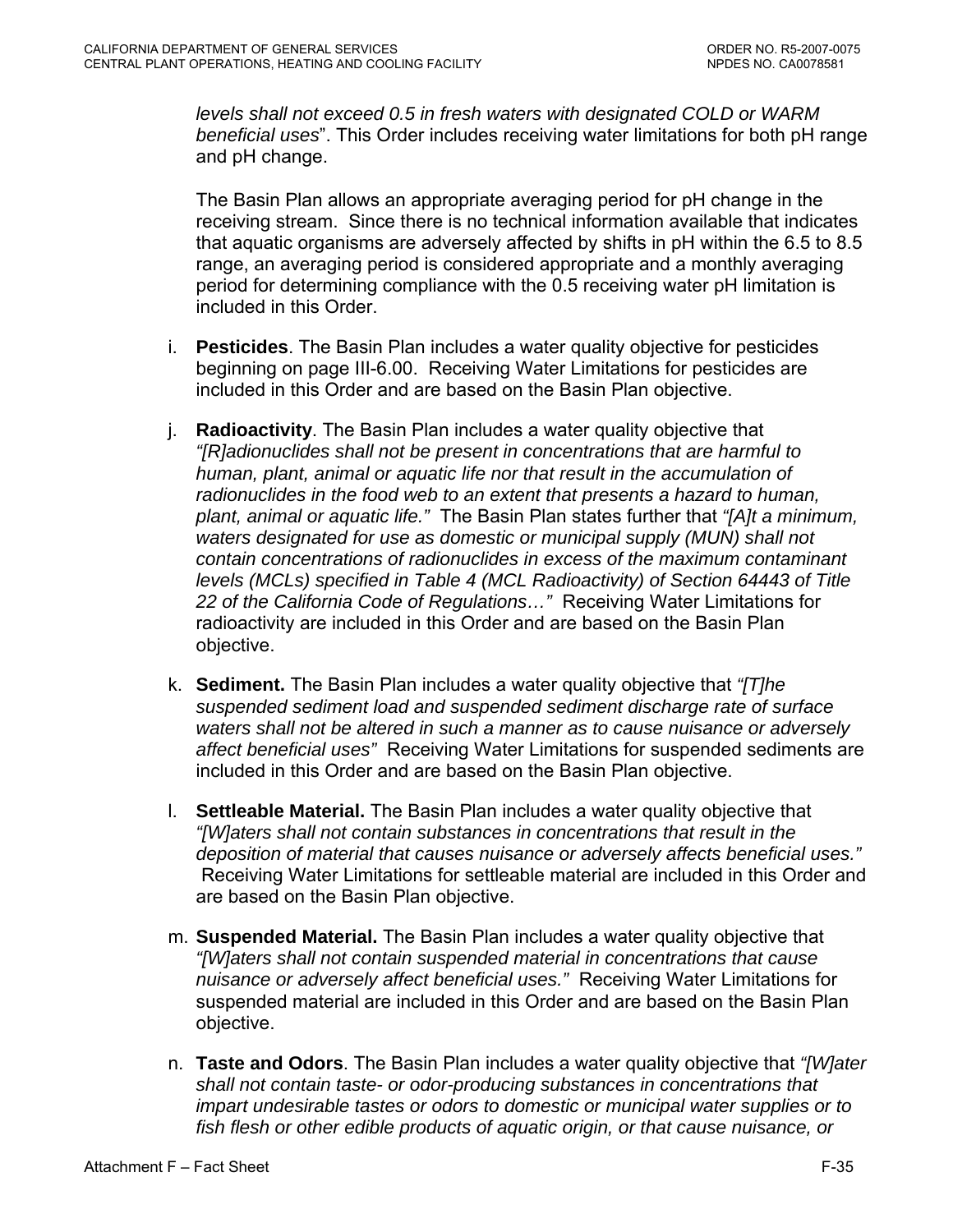*levels shall not exceed 0.5 in fresh waters with designated COLD or WARM beneficial uses*". This Order includes receiving water limitations for both pH range and pH change.

The Basin Plan allows an appropriate averaging period for pH change in the receiving stream. Since there is no technical information available that indicates that aquatic organisms are adversely affected by shifts in pH within the 6.5 to 8.5 range, an averaging period is considered appropriate and a monthly averaging period for determining compliance with the 0.5 receiving water pH limitation is included in this Order.

i. **Pesticides**. The Basin Plan includes a water quality objective for pesticides beginning on page III-6.00. Receiving Water Limitations for pesticides are included in this Order and are based on the Basin Plan objective.

j. **Radioactivity**. The Basin Plan includes a water quality objective that *"[R]adionuclides shall not be present in concentrations that are harmful to human, plant, animal or aquatic life nor that result in the accumulation of radionuclides in the food web to an extent that presents a hazard to human, plant, animal or aquatic life."* The Basin Plan states further that *"[A]t a minimum, waters designated for use as domestic or municipal supply (MUN) shall not contain concentrations of radionuclides in excess of the maximum contaminant levels (MCLs) specified in Table 4 (MCL Radioactivity) of Section 64443 of Title 22 of the California Code of Regulations…"* Receiving Water Limitations for radioactivity are included in this Order and are based on the Basin Plan objective.

k. **Sediment.** The Basin Plan includes a water quality objective that *"[T]he suspended sediment load and suspended sediment discharge rate of surface waters shall not be altered in such a manner as to cause nuisance or adversely affect beneficial uses"* Receiving Water Limitations for suspended sediments are included in this Order and are based on the Basin Plan objective.

l. **Settleable Material.** The Basin Plan includes a water quality objective that *"[W]aters shall not contain substances in concentrations that result in the deposition of material that causes nuisance or adversely affects beneficial uses."* Receiving Water Limitations for settleable material are included in this Order and are based on the Basin Plan objective.

m. **Suspended Material.** The Basin Plan includes a water quality objective that *"[W]aters shall not contain suspended material in concentrations that cause nuisance or adversely affect beneficial uses."* Receiving Water Limitations for suspended material are included in this Order and are based on the Basin Plan objective.

n. **Taste and Odors**. The Basin Plan includes a water quality objective that *"[W]ater shall not contain taste- or odor-producing substances in concentrations that impart undesirable tastes or odors to domestic or municipal water supplies or to fish flesh or other edible products of aquatic origin, or that cause nuisance, or*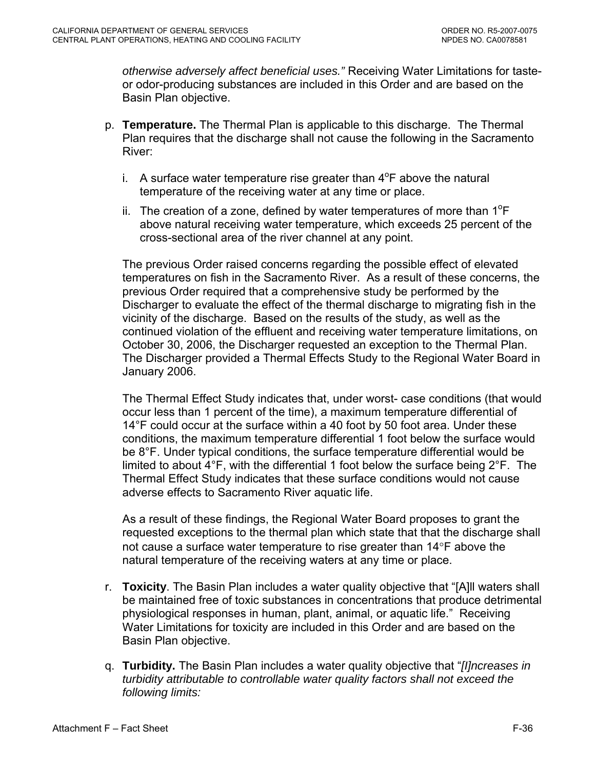*otherwise adversely affect beneficial uses."* Receiving Water Limitations for taste- or odor-producing substances are included in this Order and are based on the Basin Plan objective.

p. **Temperature.** The Thermal Plan is applicable to this discharge. The Thermal Plan requires that the discharge shall not cause the following in the Sacramento River:

   i. A surface water temperature rise greater than 4°F above the natural temperature of the receiving water at any time or place.

   ii. The creation of a zone, defined by water temperatures of more than 1°F above natural receiving water temperature, which exceeds 25 percent of the cross-sectional area of the river channel at any point.

   The previous Order raised concerns regarding the possible effect of elevated temperatures on fish in the Sacramento River. As a result of these concerns, the previous Order required that a comprehensive study be performed by the Discharger to evaluate the effect of the thermal discharge to migrating fish in the vicinity of the discharge. Based on the results of the study, as well as the continued violation of the effluent and receiving water temperature limitations, on October 30, 2006, the Discharger requested an exception to the Thermal Plan. The Discharger provided a Thermal Effects Study to the Regional Water Board in January 2006.

   The Thermal Effect Study indicates that, under worst- case conditions (that would occur less than 1 percent of the time), a maximum temperature differential of 14°F could occur at the surface within a 40 foot by 50 foot area. Under these conditions, the maximum temperature differential 1 foot below the surface would be 8°F. Under typical conditions, the surface temperature differential would be limited to about 4°F, with the differential 1 foot below the surface being 2°F. The Thermal Effect Study indicates that these surface conditions would not cause adverse effects to Sacramento River aquatic life.

   As a result of these findings, the Regional Water Board proposes to grant the requested exceptions to the thermal plan which state that that the discharge shall not cause a surface water temperature to rise greater than 14°F above the natural temperature of the receiving waters at any time or place.

r. **Toxicity**. The Basin Plan includes a water quality objective that "[A]ll waters shall be maintained free of toxic substances in concentrations that produce detrimental physiological responses in human, plant, animal, or aquatic life." Receiving Water Limitations for toxicity are included in this Order and are based on the Basin Plan objective.

q. **Turbidity.** The Basin Plan includes a water quality objective that "*[I]ncreases in turbidity attributable to controllable water quality factors shall not exceed the following limits:*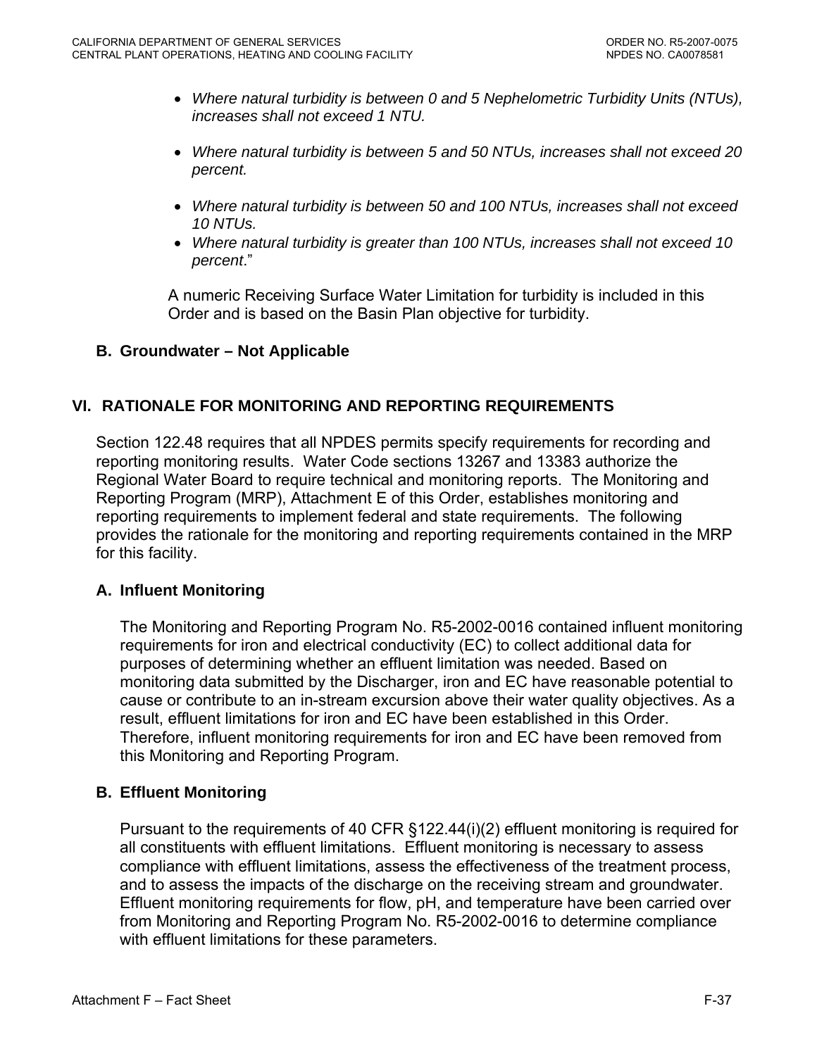- *Where natural turbidity is between 0 and 5 Nephelometric Turbidity Units (NTUs), increases shall not exceed 1 NTU.*
- *Where natural turbidity is between 5 and 50 NTUs, increases shall not exceed 20 percent.*
- *Where natural turbidity is between 50 and 100 NTUs, increases shall not exceed 10 NTUs.*
- *Where natural turbidity is greater than 100 NTUs, increases shall not exceed 10 percent*."

A numeric Receiving Surface Water Limitation for turbidity is included in this Order and is based on the Basin Plan objective for turbidity.

### B. Groundwater – Not Applicable

## VI. RATIONALE FOR MONITORING AND REPORTING REQUIREMENTS

Section 122.48 requires that all NPDES permits specify requirements for recording and reporting monitoring results. Water Code sections 13267 and 13383 authorize the Regional Water Board to require technical and monitoring reports. The Monitoring and Reporting Program (MRP), Attachment E of this Order, establishes monitoring and reporting requirements to implement federal and state requirements. The following provides the rationale for the monitoring and reporting requirements contained in the MRP for this facility.

### A. Influent Monitoring

The Monitoring and Reporting Program No. R5-2002-0016 contained influent monitoring requirements for iron and electrical conductivity (EC) to collect additional data for purposes of determining whether an effluent limitation was needed. Based on monitoring data submitted by the Discharger, iron and EC have reasonable potential to cause or contribute to an in-stream excursion above their water quality objectives. As a result, effluent limitations for iron and EC have been established in this Order. Therefore, influent monitoring requirements for iron and EC have been removed from this Monitoring and Reporting Program.

### B. Effluent Monitoring

Pursuant to the requirements of 40 CFR §122.44(i)(2) effluent monitoring is required for all constituents with effluent limitations. Effluent monitoring is necessary to assess compliance with effluent limitations, assess the effectiveness of the treatment process, and to assess the impacts of the discharge on the receiving stream and groundwater. Effluent monitoring requirements for flow, pH, and temperature have been carried over from Monitoring and Reporting Program No. R5-2002-0016 to determine compliance with effluent limitations for these parameters.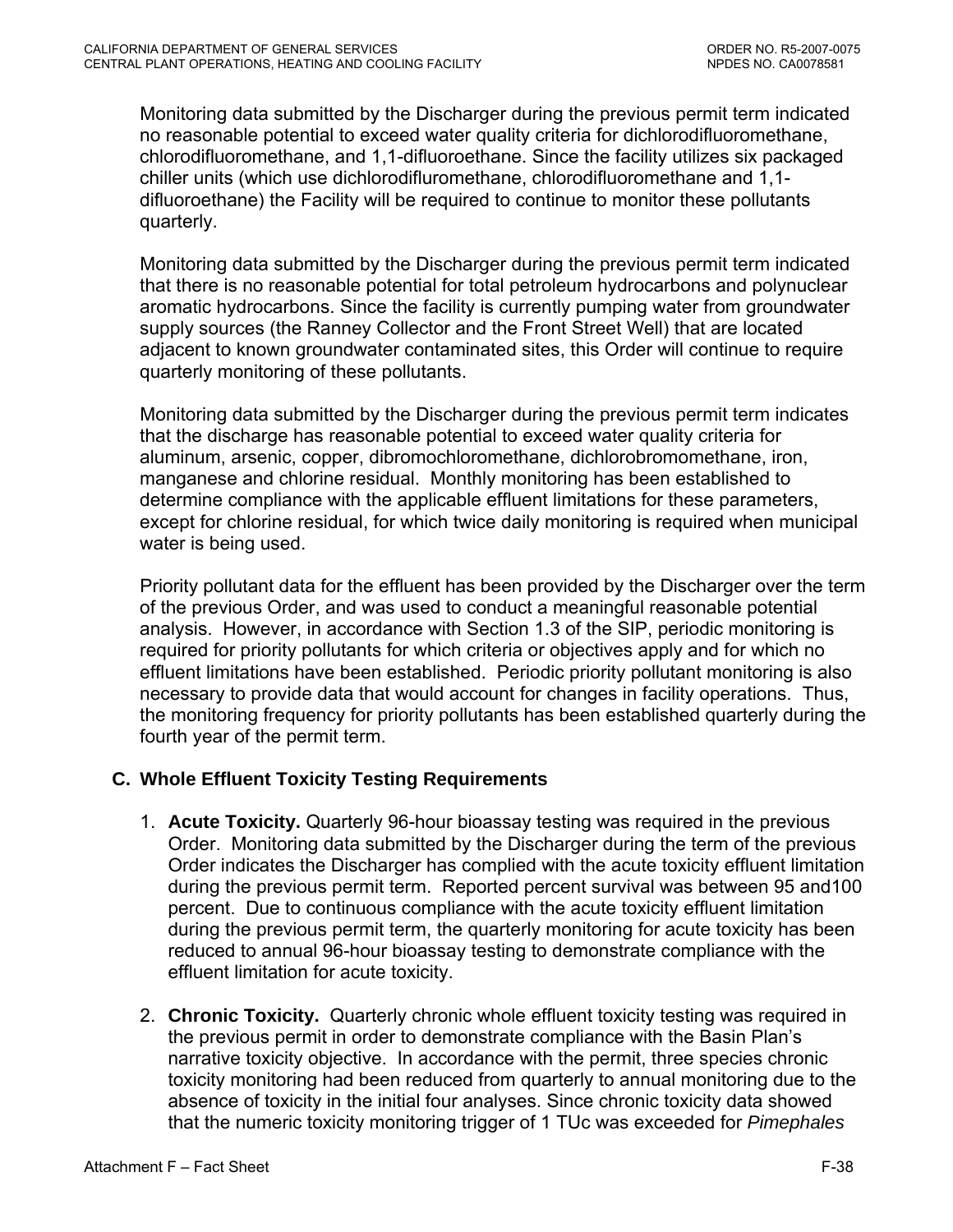Monitoring data submitted by the Discharger during the previous permit term indicated no reasonable potential to exceed water quality criteria for dichlorodifluoromethane, chlorodifluoromethane, and 1,1-difluoroethane. Since the facility utilizes six packaged chiller units (which use dichlorodifluromethane, chlorodifluoromethane and 1,1-difluoroethane) the Facility will be required to continue to monitor these pollutants quarterly.

Monitoring data submitted by the Discharger during the previous permit term indicated that there is no reasonable potential for total petroleum hydrocarbons and polynuclear aromatic hydrocarbons. Since the facility is currently pumping water from groundwater supply sources (the Ranney Collector and the Front Street Well) that are located adjacent to known groundwater contaminated sites, this Order will continue to require quarterly monitoring of these pollutants.

Monitoring data submitted by the Discharger during the previous permit term indicates that the discharge has reasonable potential to exceed water quality criteria for aluminum, arsenic, copper, dibromochloromethane, dichlorobromomethane, iron, manganese and chlorine residual. Monthly monitoring has been established to determine compliance with the applicable effluent limitations for these parameters, except for chlorine residual, for which twice daily monitoring is required when municipal water is being used.

Priority pollutant data for the effluent has been provided by the Discharger over the term of the previous Order, and was used to conduct a meaningful reasonable potential analysis. However, in accordance with Section 1.3 of the SIP, periodic monitoring is required for priority pollutants for which criteria or objectives apply and for which no effluent limitations have been established. Periodic priority pollutant monitoring is also necessary to provide data that would account for changes in facility operations. Thus, the monitoring frequency for priority pollutants has been established quarterly during the fourth year of the permit term.

### C. Whole Effluent Toxicity Testing Requirements

1. **Acute Toxicity.** Quarterly 96-hour bioassay testing was required in the previous Order. Monitoring data submitted by the Discharger during the term of the previous Order indicates the Discharger has complied with the acute toxicity effluent limitation during the previous permit term. Reported percent survival was between 95 and100 percent. Due to continuous compliance with the acute toxicity effluent limitation during the previous permit term, the quarterly monitoring for acute toxicity has been reduced to annual 96-hour bioassay testing to demonstrate compliance with the effluent limitation for acute toxicity.

2. **Chronic Toxicity.** Quarterly chronic whole effluent toxicity testing was required in the previous permit in order to demonstrate compliance with the Basin Plan's narrative toxicity objective. In accordance with the permit, three species chronic toxicity monitoring had been reduced from quarterly to annual monitoring due to the absence of toxicity in the initial four analyses. Since chronic toxicity data showed that the numeric toxicity monitoring trigger of 1 TUc was exceeded for *Pimephales*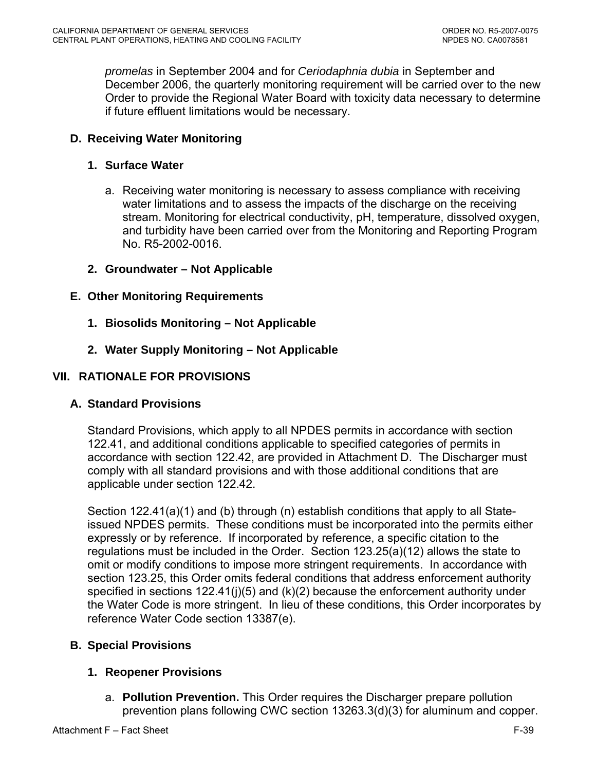*promelas* in September 2004 and for *Ceriodaphnia dubia* in September and December 2006, the quarterly monitoring requirement will be carried over to the new Order to provide the Regional Water Board with toxicity data necessary to determine if future effluent limitations would be necessary.

### D. Receiving Water Monitoring

#### 1. Surface Water

a. Receiving water monitoring is necessary to assess compliance with receiving water limitations and to assess the impacts of the discharge on the receiving stream. Monitoring for electrical conductivity, pH, temperature, dissolved oxygen, and turbidity have been carried over from the Monitoring and Reporting Program No. R5-2002-0016.

#### 2. Groundwater – Not Applicable

### E. Other Monitoring Requirements

#### 1. Biosolids Monitoring – Not Applicable

#### 2. Water Supply Monitoring – Not Applicable

## VII. RATIONALE FOR PROVISIONS

### A. Standard Provisions

Standard Provisions, which apply to all NPDES permits in accordance with section 122.41, and additional conditions applicable to specified categories of permits in accordance with section 122.42, are provided in Attachment D. The Discharger must comply with all standard provisions and with those additional conditions that are applicable under section 122.42.

Section 122.41(a)(1) and (b) through (n) establish conditions that apply to all State-issued NPDES permits. These conditions must be incorporated into the permits either expressly or by reference. If incorporated by reference, a specific citation to the regulations must be included in the Order. Section 123.25(a)(12) allows the state to omit or modify conditions to impose more stringent requirements. In accordance with section 123.25, this Order omits federal conditions that address enforcement authority specified in sections 122.41(j)(5) and (k)(2) because the enforcement authority under the Water Code is more stringent. In lieu of these conditions, this Order incorporates by reference Water Code section 13387(e).

### B. Special Provisions

#### 1. Reopener Provisions

a. **Pollution Prevention.** This Order requires the Discharger prepare pollution prevention plans following CWC section 13263.3(d)(3) for aluminum and copper.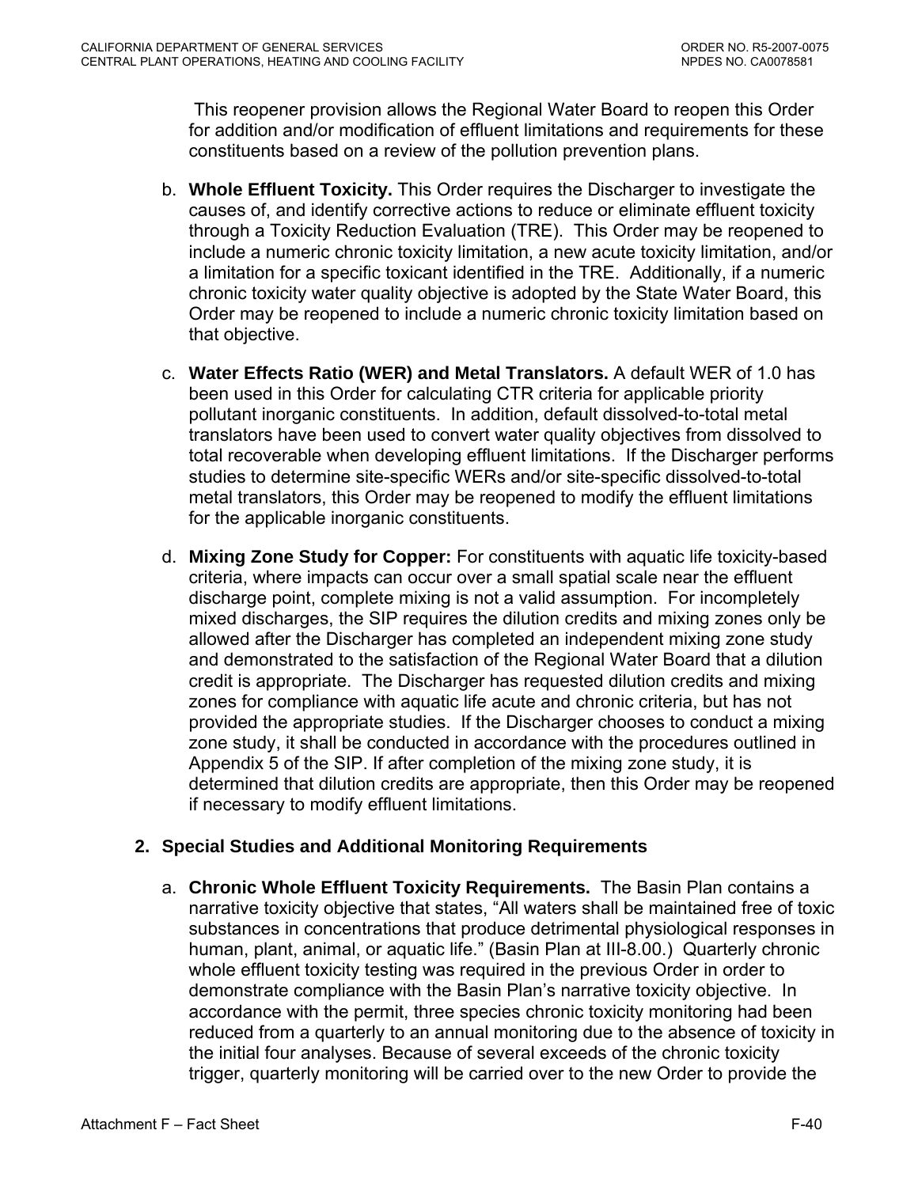This reopener provision allows the Regional Water Board to reopen this Order for addition and/or modification of effluent limitations and requirements for these constituents based on a review of the pollution prevention plans.

b. **Whole Effluent Toxicity.** This Order requires the Discharger to investigate the causes of, and identify corrective actions to reduce or eliminate effluent toxicity through a Toxicity Reduction Evaluation (TRE). This Order may be reopened to include a numeric chronic toxicity limitation, a new acute toxicity limitation, and/or a limitation for a specific toxicant identified in the TRE. Additionally, if a numeric chronic toxicity water quality objective is adopted by the State Water Board, this Order may be reopened to include a numeric chronic toxicity limitation based on that objective.

c. **Water Effects Ratio (WER) and Metal Translators.** A default WER of 1.0 has been used in this Order for calculating CTR criteria for applicable priority pollutant inorganic constituents. In addition, default dissolved-to-total metal translators have been used to convert water quality objectives from dissolved to total recoverable when developing effluent limitations. If the Discharger performs studies to determine site-specific WERs and/or site-specific dissolved-to-total metal translators, this Order may be reopened to modify the effluent limitations for the applicable inorganic constituents.

d. **Mixing Zone Study for Copper:** For constituents with aquatic life toxicity-based criteria, where impacts can occur over a small spatial scale near the effluent discharge point, complete mixing is not a valid assumption. For incompletely mixed discharges, the SIP requires the dilution credits and mixing zones only be allowed after the Discharger has completed an independent mixing zone study and demonstrated to the satisfaction of the Regional Water Board that a dilution credit is appropriate. The Discharger has requested dilution credits and mixing zones for compliance with aquatic life acute and chronic criteria, but has not provided the appropriate studies. If the Discharger chooses to conduct a mixing zone study, it shall be conducted in accordance with the procedures outlined in Appendix 5 of the SIP. If after completion of the mixing zone study, it is determined that dilution credits are appropriate, then this Order may be reopened if necessary to modify effluent limitations.

## 2. Special Studies and Additional Monitoring Requirements

a. **Chronic Whole Effluent Toxicity Requirements.** The Basin Plan contains a narrative toxicity objective that states, "All waters shall be maintained free of toxic substances in concentrations that produce detrimental physiological responses in human, plant, animal, or aquatic life." (Basin Plan at III-8.00.) Quarterly chronic whole effluent toxicity testing was required in the previous Order in order to demonstrate compliance with the Basin Plan's narrative toxicity objective. In accordance with the permit, three species chronic toxicity monitoring had been reduced from a quarterly to an annual monitoring due to the absence of toxicity in the initial four analyses. Because of several exceeds of the chronic toxicity trigger, quarterly monitoring will be carried over to the new Order to provide the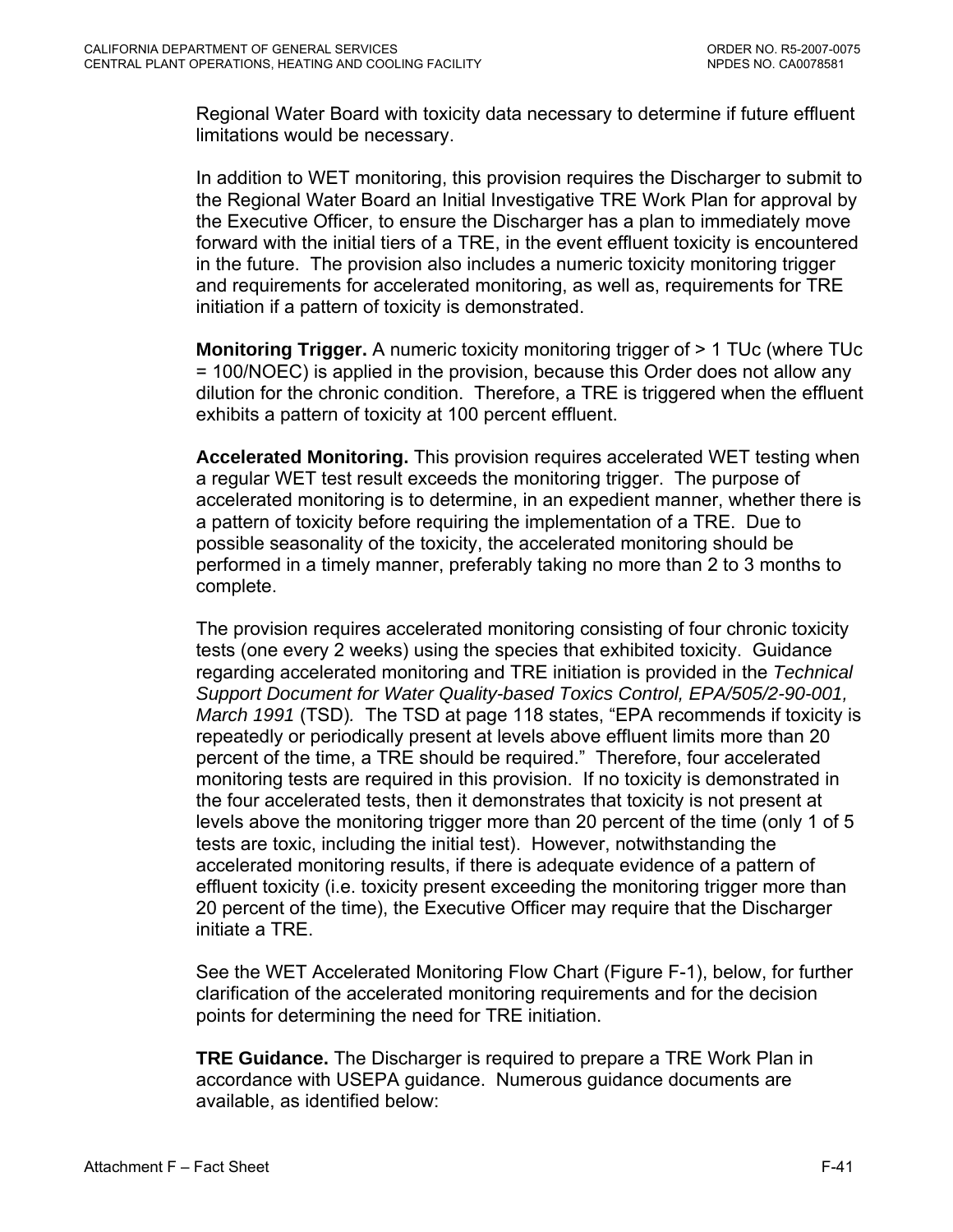Regional Water Board with toxicity data necessary to determine if future effluent limitations would be necessary.

In addition to WET monitoring, this provision requires the Discharger to submit to the Regional Water Board an Initial Investigative TRE Work Plan for approval by the Executive Officer, to ensure the Discharger has a plan to immediately move forward with the initial tiers of a TRE, in the event effluent toxicity is encountered in the future. The provision also includes a numeric toxicity monitoring trigger and requirements for accelerated monitoring, as well as, requirements for TRE initiation if a pattern of toxicity is demonstrated.

**Monitoring Trigger.** A numeric toxicity monitoring trigger of > 1 TUc (where TUc = 100/NOEC) is applied in the provision, because this Order does not allow any dilution for the chronic condition. Therefore, a TRE is triggered when the effluent exhibits a pattern of toxicity at 100 percent effluent.

**Accelerated Monitoring.** This provision requires accelerated WET testing when a regular WET test result exceeds the monitoring trigger. The purpose of accelerated monitoring is to determine, in an expedient manner, whether there is a pattern of toxicity before requiring the implementation of a TRE. Due to possible seasonality of the toxicity, the accelerated monitoring should be performed in a timely manner, preferably taking no more than 2 to 3 months to complete.

The provision requires accelerated monitoring consisting of four chronic toxicity tests (one every 2 weeks) using the species that exhibited toxicity. Guidance regarding accelerated monitoring and TRE initiation is provided in the *Technical Support Document for Water Quality-based Toxics Control, EPA/505/2-90-001, March 1991* (TSD). The TSD at page 118 states, "EPA recommends if toxicity is repeatedly or periodically present at levels above effluent limits more than 20 percent of the time, a TRE should be required." Therefore, four accelerated monitoring tests are required in this provision. If no toxicity is demonstrated in the four accelerated tests, then it demonstrates that toxicity is not present at levels above the monitoring trigger more than 20 percent of the time (only 1 of 5 tests are toxic, including the initial test). However, notwithstanding the accelerated monitoring results, if there is adequate evidence of a pattern of effluent toxicity (i.e. toxicity present exceeding the monitoring trigger more than 20 percent of the time), the Executive Officer may require that the Discharger initiate a TRE.

See the WET Accelerated Monitoring Flow Chart (Figure F-1), below, for further clarification of the accelerated monitoring requirements and for the decision points for determining the need for TRE initiation.

**TRE Guidance.** The Discharger is required to prepare a TRE Work Plan in accordance with USEPA guidance. Numerous guidance documents are available, as identified below: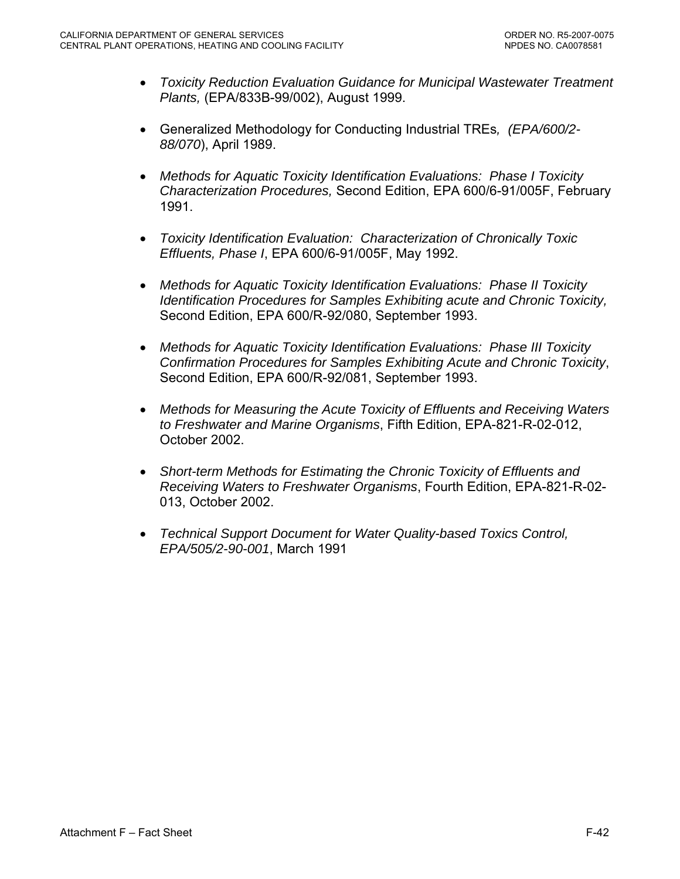- *Toxicity Reduction Evaluation Guidance for Municipal Wastewater Treatment Plants,* (EPA/833B-99/002), August 1999.
- Generalized Methodology for Conducting Industrial TREs*, (EPA/600/2-88/070*), April 1989.
- *Methods for Aquatic Toxicity Identification Evaluations: Phase I Toxicity Characterization Procedures,* Second Edition, EPA 600/6-91/005F, February 1991.
- *Toxicity Identification Evaluation: Characterization of Chronically Toxic Effluents, Phase I*, EPA 600/6-91/005F, May 1992.
- *Methods for Aquatic Toxicity Identification Evaluations: Phase II Toxicity Identification Procedures for Samples Exhibiting acute and Chronic Toxicity,* Second Edition, EPA 600/R-92/080, September 1993.
- *Methods for Aquatic Toxicity Identification Evaluations: Phase III Toxicity Confirmation Procedures for Samples Exhibiting Acute and Chronic Toxicity*, Second Edition, EPA 600/R-92/081, September 1993.
- *Methods for Measuring the Acute Toxicity of Effluents and Receiving Waters to Freshwater and Marine Organisms*, Fifth Edition, EPA-821-R-02-012, October 2002.
- *Short-term Methods for Estimating the Chronic Toxicity of Effluents and Receiving Waters to Freshwater Organisms*, Fourth Edition, EPA-821-R-02-013, October 2002.
- *Technical Support Document for Water Quality-based Toxics Control, EPA/505/2-90-001*, March 1991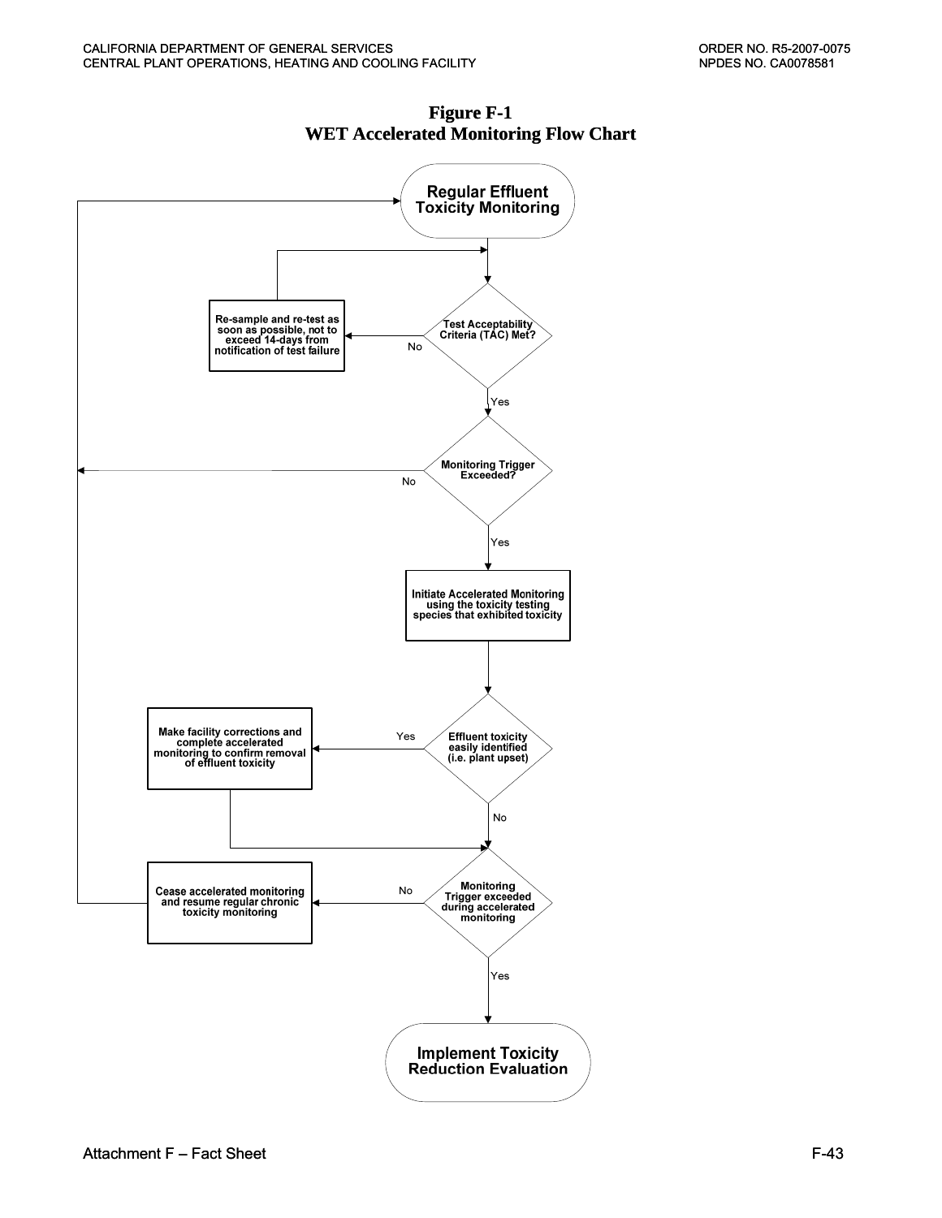**Figure F-1**
**WET Accelerated Monitoring Flow Chart**

Regular Effluent Toxicity Monitoring

Test Acceptability Criteria (TAC) Met?

No

Re-sample and re-test as soon as possible, not to exceed 14-days from notification of test failure

Yes

Monitoring Trigger Exceeded?

No

Yes

Initiate Accelerated Monitoring using the toxicity testing species that exhibited toxicity

Effluent toxicity easily identified (i.e. plant upset)

Yes

Make facility corrections and complete accelerated monitoring to confirm removal of effluent toxicity

No

Monitoring Trigger exceeded during accelerated monitoring

No

Cease accelerated monitoring and resume regular chronic toxicity monitoring

Yes

Implement Toxicity Reduction Evaluation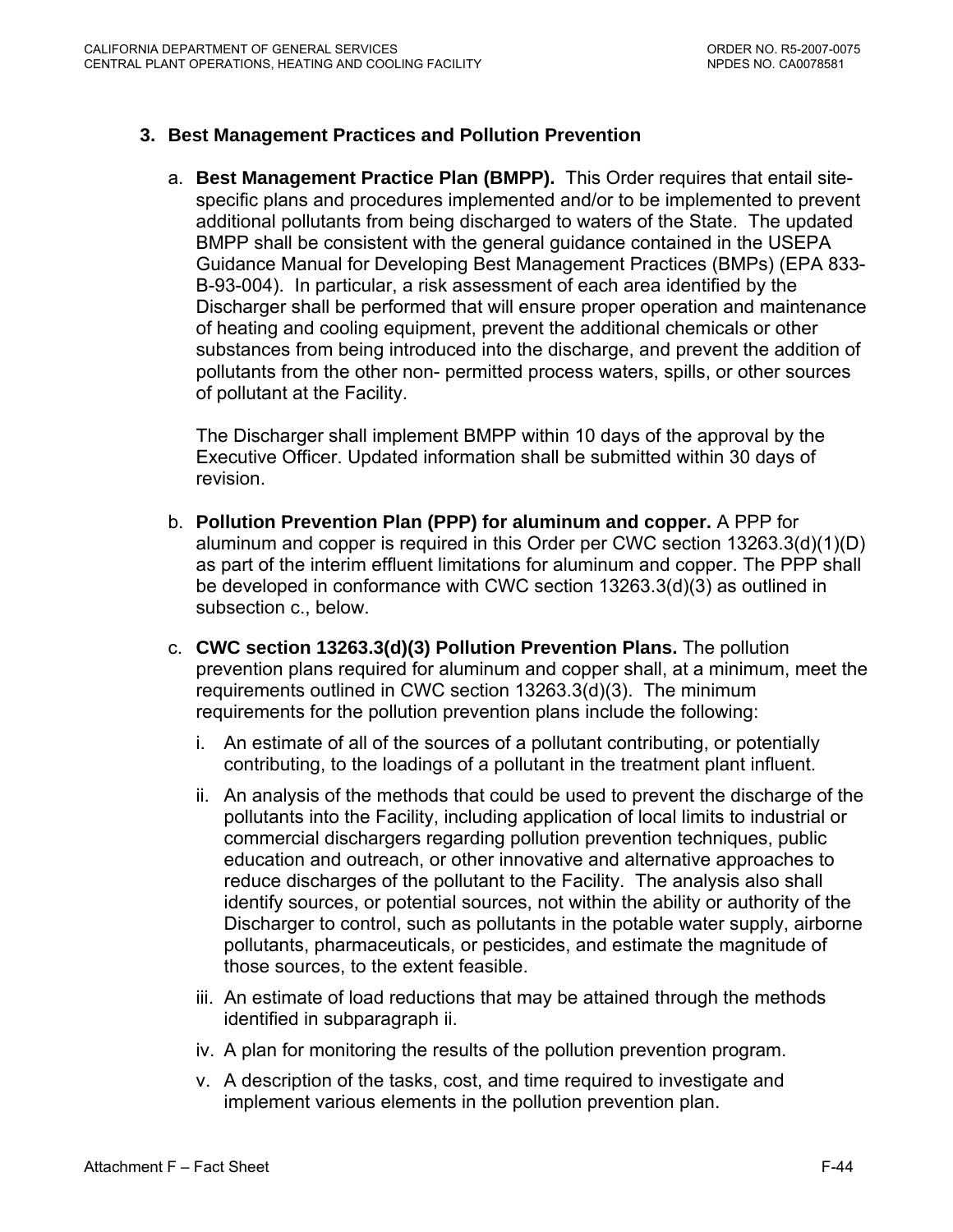### 3. Best Management Practices and Pollution Prevention

a. **Best Management Practice Plan (BMPP).** This Order requires that entail site-specific plans and procedures implemented and/or to be implemented to prevent additional pollutants from being discharged to waters of the State. The updated BMPP shall be consistent with the general guidance contained in the USEPA Guidance Manual for Developing Best Management Practices (BMPs) (EPA 833-B-93-004). In particular, a risk assessment of each area identified by the Discharger shall be performed that will ensure proper operation and maintenance of heating and cooling equipment, prevent the additional chemicals or other substances from being introduced into the discharge, and prevent the addition of pollutants from the other non- permitted process waters, spills, or other sources of pollutant at the Facility.

   The Discharger shall implement BMPP within 10 days of the approval by the Executive Officer. Updated information shall be submitted within 30 days of revision.

b. **Pollution Prevention Plan (PPP) for aluminum and copper.** A PPP for aluminum and copper is required in this Order per CWC section 13263.3(d)(1)(D) as part of the interim effluent limitations for aluminum and copper. The PPP shall be developed in conformance with CWC section 13263.3(d)(3) as outlined in subsection c., below.

c. **CWC section 13263.3(d)(3) Pollution Prevention Plans.** The pollution prevention plans required for aluminum and copper shall, at a minimum, meet the requirements outlined in CWC section 13263.3(d)(3). The minimum requirements for the pollution prevention plans include the following:

   i. An estimate of all of the sources of a pollutant contributing, or potentially contributing, to the loadings of a pollutant in the treatment plant influent.

   ii. An analysis of the methods that could be used to prevent the discharge of the pollutants into the Facility, including application of local limits to industrial or commercial dischargers regarding pollution prevention techniques, public education and outreach, or other innovative and alternative approaches to reduce discharges of the pollutant to the Facility. The analysis also shall identify sources, or potential sources, not within the ability or authority of the Discharger to control, such as pollutants in the potable water supply, airborne pollutants, pharmaceuticals, or pesticides, and estimate the magnitude of those sources, to the extent feasible.

   iii. An estimate of load reductions that may be attained through the methods identified in subparagraph ii.

   iv. A plan for monitoring the results of the pollution prevention program.

   v. A description of the tasks, cost, and time required to investigate and implement various elements in the pollution prevention plan.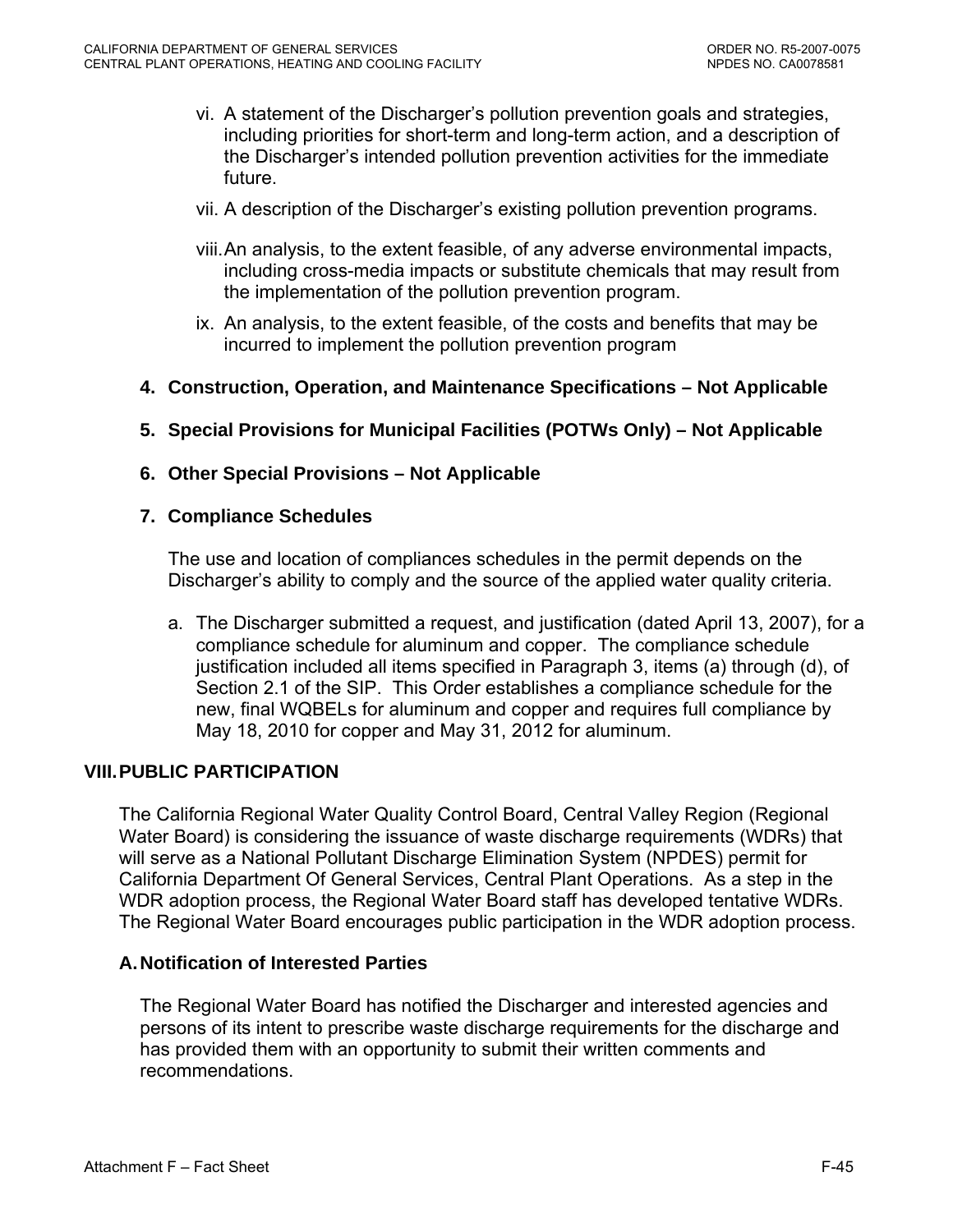vi. A statement of the Discharger's pollution prevention goals and strategies, including priorities for short-term and long-term action, and a description of the Discharger's intended pollution prevention activities for the immediate future.

vii. A description of the Discharger's existing pollution prevention programs.

viii. An analysis, to the extent feasible, of any adverse environmental impacts, including cross-media impacts or substitute chemicals that may result from the implementation of the pollution prevention program.

ix. An analysis, to the extent feasible, of the costs and benefits that may be incurred to implement the pollution prevention program

**4. Construction, Operation, and Maintenance Specifications – Not Applicable**

**5. Special Provisions for Municipal Facilities (POTWs Only) – Not Applicable**

**6. Other Special Provisions – Not Applicable**

**7. Compliance Schedules**

The use and location of compliances schedules in the permit depends on the Discharger's ability to comply and the source of the applied water quality criteria.

a. The Discharger submitted a request, and justification (dated April 13, 2007), for a compliance schedule for aluminum and copper. The compliance schedule justification included all items specified in Paragraph 3, items (a) through (d), of Section 2.1 of the SIP. This Order establishes a compliance schedule for the new, final WQBELs for aluminum and copper and requires full compliance by May 18, 2010 for copper and May 31, 2012 for aluminum.

## VIII. PUBLIC PARTICIPATION

The California Regional Water Quality Control Board, Central Valley Region (Regional Water Board) is considering the issuance of waste discharge requirements (WDRs) that will serve as a National Pollutant Discharge Elimination System (NPDES) permit for California Department Of General Services, Central Plant Operations. As a step in the WDR adoption process, the Regional Water Board staff has developed tentative WDRs. The Regional Water Board encourages public participation in the WDR adoption process.

### A. Notification of Interested Parties

The Regional Water Board has notified the Discharger and interested agencies and persons of its intent to prescribe waste discharge requirements for the discharge and has provided them with an opportunity to submit their written comments and recommendations.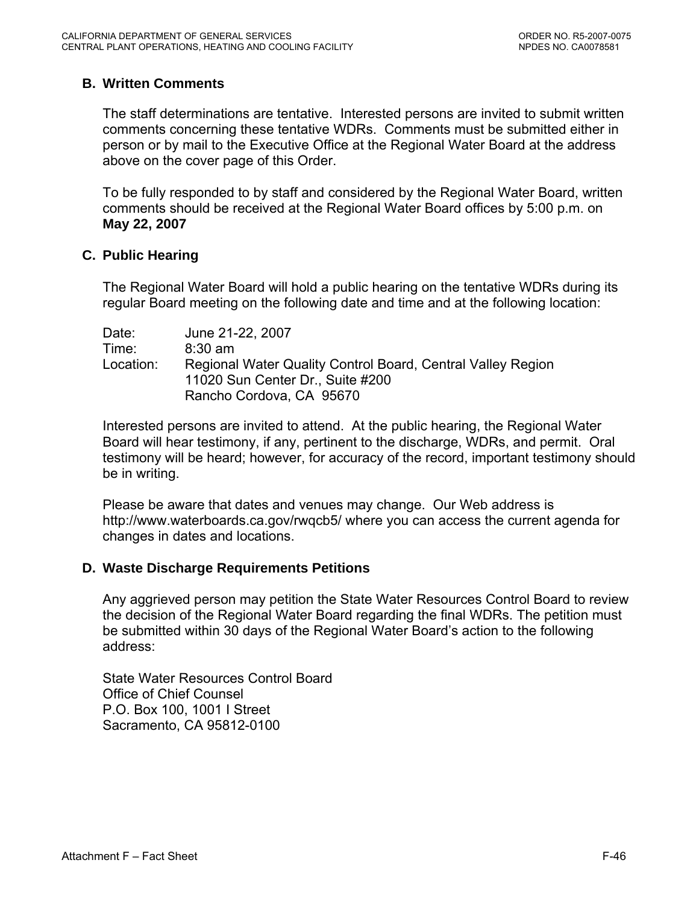### B. Written Comments

The staff determinations are tentative. Interested persons are invited to submit written comments concerning these tentative WDRs. Comments must be submitted either in person or by mail to the Executive Office at the Regional Water Board at the address above on the cover page of this Order.

To be fully responded to by staff and considered by the Regional Water Board, written comments should be received at the Regional Water Board offices by 5:00 p.m. on **May 22, 2007**

### C. Public Hearing

The Regional Water Board will hold a public hearing on the tentative WDRs during its regular Board meeting on the following date and time and at the following location:

Date: June 21-22, 2007
Time: 8:30 am
Location: Regional Water Quality Control Board, Central Valley Region
11020 Sun Center Dr., Suite #200
Rancho Cordova, CA 95670

Interested persons are invited to attend. At the public hearing, the Regional Water Board will hear testimony, if any, pertinent to the discharge, WDRs, and permit. Oral testimony will be heard; however, for accuracy of the record, important testimony should be in writing.

Please be aware that dates and venues may change. Our Web address is http://www.waterboards.ca.gov/rwqcb5/ where you can access the current agenda for changes in dates and locations.

### D. Waste Discharge Requirements Petitions

Any aggrieved person may petition the State Water Resources Control Board to review the decision of the Regional Water Board regarding the final WDRs. The petition must be submitted within 30 days of the Regional Water Board's action to the following address:

State Water Resources Control Board
Office of Chief Counsel
P.O. Box 100, 1001 I Street
Sacramento, CA 95812-0100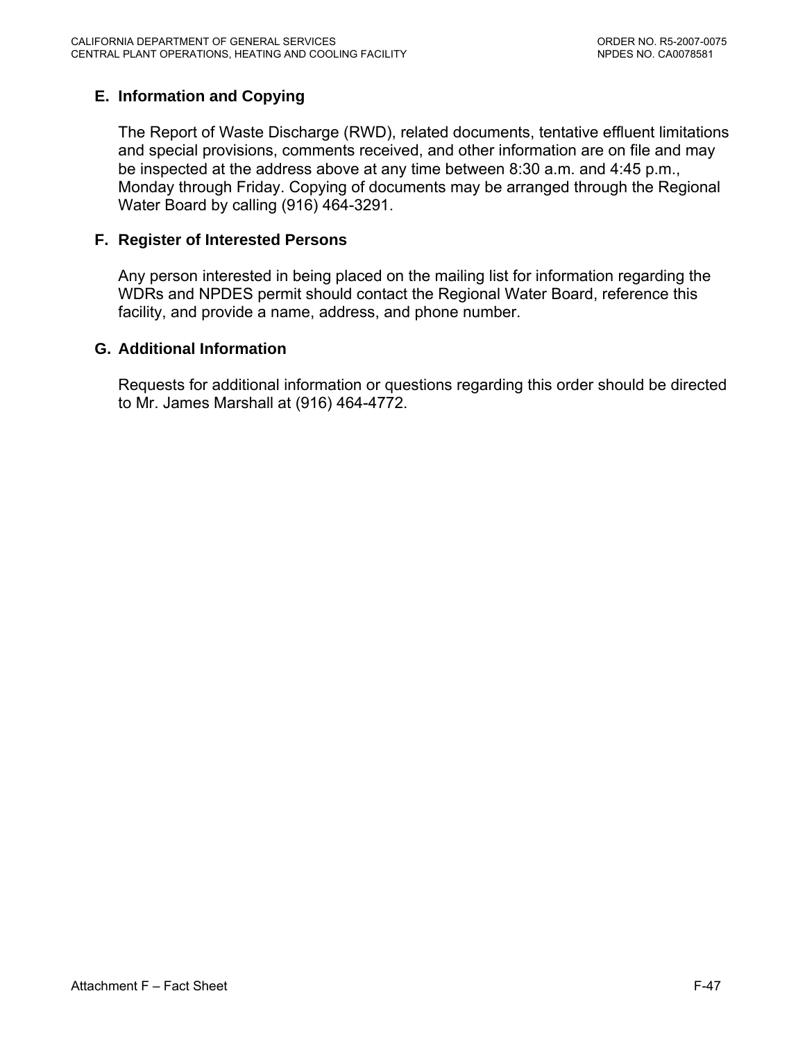### E. Information and Copying

The Report of Waste Discharge (RWD), related documents, tentative effluent limitations and special provisions, comments received, and other information are on file and may be inspected at the address above at any time between 8:30 a.m. and 4:45 p.m., Monday through Friday. Copying of documents may be arranged through the Regional Water Board by calling (916) 464-3291.

### F. Register of Interested Persons

Any person interested in being placed on the mailing list for information regarding the WDRs and NPDES permit should contact the Regional Water Board, reference this facility, and provide a name, address, and phone number.

### G. Additional Information

Requests for additional information or questions regarding this order should be directed to Mr. James Marshall at (916) 464-4772.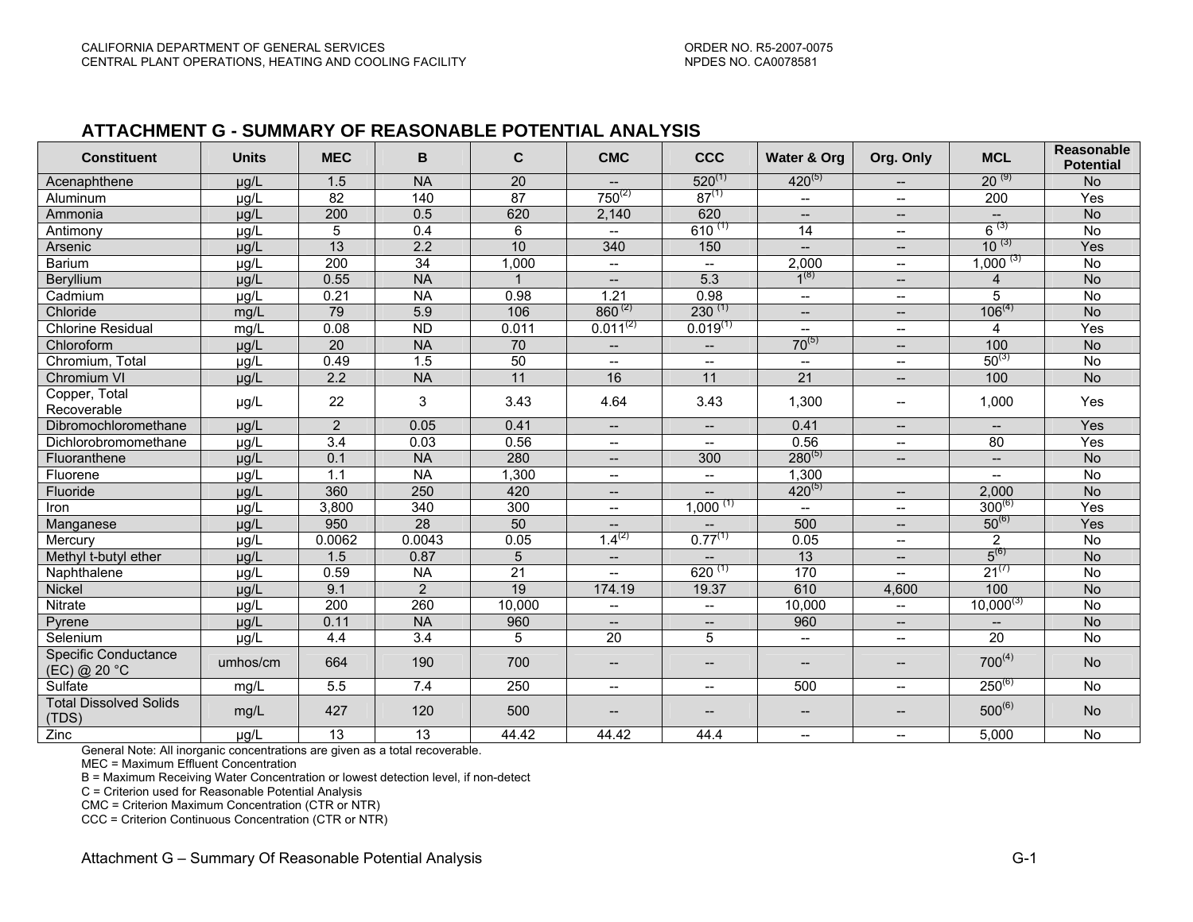## ATTACHMENT G - SUMMARY OF REASONABLE POTENTIAL ANALYSIS

| Constituent | Units | MEC | B | C | CMC | CCC | Water & Org | Org. Only | MCL | Reasonable Potential |
|---|---|---|---|---|---|---|---|---|---|---|
| Acenaphthene | µg/L | 1.5 | NA | 20 | -- | 520(1) | 420(5) | -- | 20 (9) | No |
| Aluminum | µg/L | 82 | 140 | 87 | 750(2) | 87(1) | -- | -- | 200 | Yes |
| Ammonia | µg/L | 200 | 0.5 | 620 | 2,140 | 620 | -- | -- | -- | No |
| Antimony | µg/L | 5 | 0.4 | 6 | -- | 610 (1) | 14 | -- | 6 (3) | No |
| Arsenic | µg/L | 13 | 2.2 | 10 | 340 | 150 | -- | -- | 10 (3) | Yes |
| Barium | µg/L | 200 | 34 | 1,000 | -- | -- | 2,000 | -- | 1,000 (3) | No |
| Beryllium | µg/L | 0.55 | NA | 1 | -- | 5.3 | 1(8) | -- | 4 | No |
| Cadmium | µg/L | 0.21 | NA | 0.98 | 1.21 | 0.98 | -- | -- | 5 | No |
| Chloride | mg/L | 79 | 5.9 | 106 | 860 (2) | 230 (1) | -- | -- | 106(4) | No |
| Chlorine Residual | mg/L | 0.08 | ND | 0.011 | 0.011(2) | 0.019(1) | -- | -- | 4 | Yes |
| Chloroform | µg/L | 20 | NA | 70 | -- | -- | 70(5) | -- | 100 | No |
| Chromium, Total | µg/L | 0.49 | 1.5 | 50 | -- | -- | -- | -- | 50(3) | No |
| Chromium VI | µg/L | 2.2 | NA | 11 | 16 | 11 | 21 | -- | 100 | No |
| Copper, Total Recoverable | µg/L | 22 | 3 | 3.43 | 4.64 | 3.43 | 1,300 | -- | 1,000 | Yes |
| Dibromochloromethane | µg/L | 2 | 0.05 | 0.41 | -- | -- | 0.41 | -- | -- | Yes |
| Dichlorobromomethane | µg/L | 3.4 | 0.03 | 0.56 | -- | -- | 0.56 | -- | 80 | Yes |
| Fluoranthene | µg/L | 0.1 | NA | 280 | -- | 300 | 280(5) | -- | -- | No |
| Fluorene | µg/L | 1.1 | NA | 1,300 | -- | -- | 1,300 | | -- | No |
| Fluoride | µg/L | 360 | 250 | 420 | -- | -- | 420(5) | -- | 2,000 | No |
| Iron | µg/L | 3,800 | 340 | 300 | -- | 1,000 (1) | -- | -- | 300(6) | Yes |
| Manganese | µg/L | 950 | 28 | 50 | -- | -- | 500 | -- | 50(6) | Yes |
| Mercury | µg/L | 0.0062 | 0.0043 | 0.05 | 1.4(2) | 0.77(1) | 0.05 | -- | 2 | No |
| Methyl t-butyl ether | µg/L | 1.5 | 0.87 | 5 | -- | -- | 13 | -- | 5(6) | No |
| Naphthalene | µg/L | 0.59 | NA | 21 | -- | 620 (1) | 170 | -- | 21(7) | No |
| Nickel | µg/L | 9.1 | 2 | 19 | 174.19 | 19.37 | 610 | 4,600 | 100 | No |
| Nitrate | µg/L | 200 | 260 | 10,000 | -- | -- | 10,000 | -- | 10,000(3) | No |
| Pyrene | µg/L | 0.11 | NA | 960 | -- | -- | 960 | -- | -- | No |
| Selenium | µg/L | 4.4 | 3.4 | 5 | 20 | 5 | -- | -- | 20 | No |
| Specific Conductance (EC) @ 20 °C | umhos/cm | 664 | 190 | 700 | -- | -- | -- | -- | 700(4) | No |
| Sulfate | mg/L | 5.5 | 7.4 | 250 | -- | -- | 500 | -- | 250(6) | No |
| Total Dissolved Solids (TDS) | mg/L | 427 | 120 | 500 | -- | -- | -- | -- | 500(6) | No |
| Zinc | µg/L | 13 | 13 | 44.42 | 44.42 | 44.4 | -- | -- | 5,000 | No |

General Note: All inorganic concentrations are given as a total recoverable.

MEC = Maximum Effluent Concentration

B = Maximum Receiving Water Concentration or lowest detection level, if non-detect

C = Criterion used for Reasonable Potential Analysis

CMC = Criterion Maximum Concentration (CTR or NTR)

CCC = Criterion Continuous Concentration (CTR or NTR)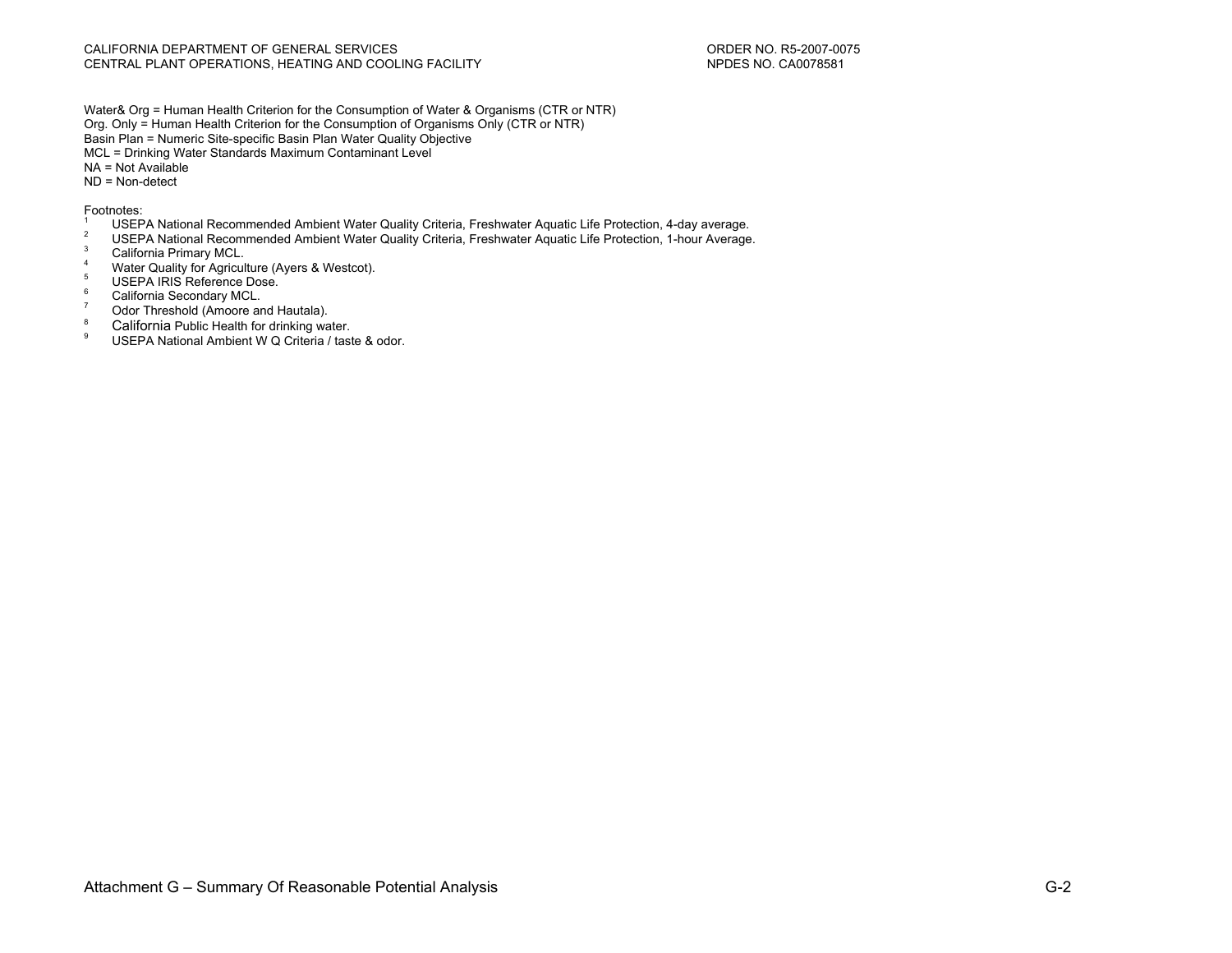Water& Org = Human Health Criterion for the Consumption of Water & Organisms (CTR or NTR)
Org. Only = Human Health Criterion for the Consumption of Organisms Only (CTR or NTR)
Basin Plan = Numeric Site-specific Basin Plan Water Quality Objective
MCL = Drinking Water Standards Maximum Contaminant Level
NA = Not Available
ND = Non-detect

Footnotes:

[1] USEPA National Recommended Ambient Water Quality Criteria, Freshwater Aquatic Life Protection, 4-day average.
[2] USEPA National Recommended Ambient Water Quality Criteria, Freshwater Aquatic Life Protection, 1-hour Average.
[3] California Primary MCL.
[4] Water Quality for Agriculture (Ayers & Westcot).
[5] USEPA IRIS Reference Dose.
[6] California Secondary MCL.
[7] Odor Threshold (Amoore and Hautala).
[8] California Public Health for drinking water.
[9] USEPA National Ambient W Q Criteria / taste & odor.